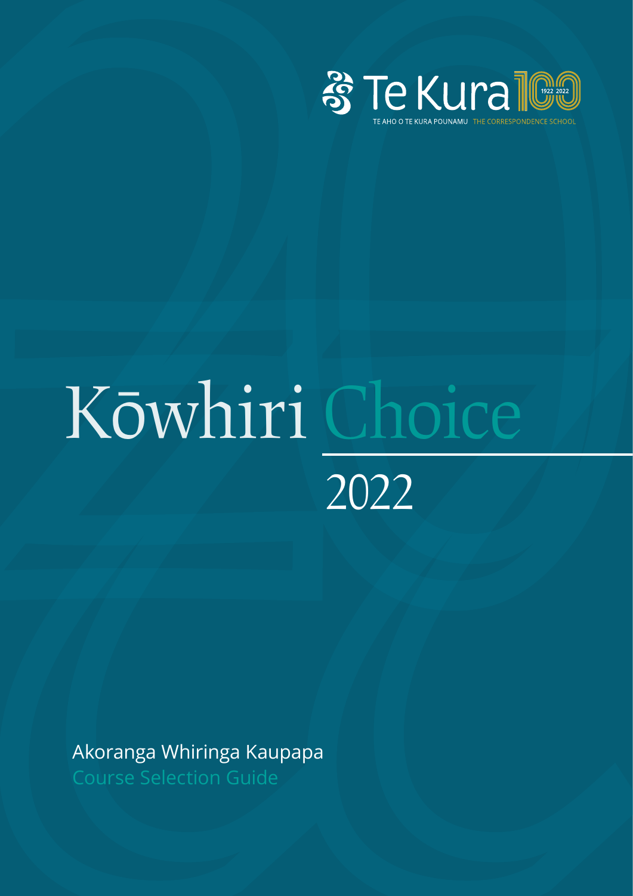Te Kura 100 1922 2022

TE AHO O TE KURA POUNAMU THE CORRESPONDENCE SCHOOL

# Kōwhiri Choice

## 2022

Akoranga Whiringa Kaupapa

Course Selection Guide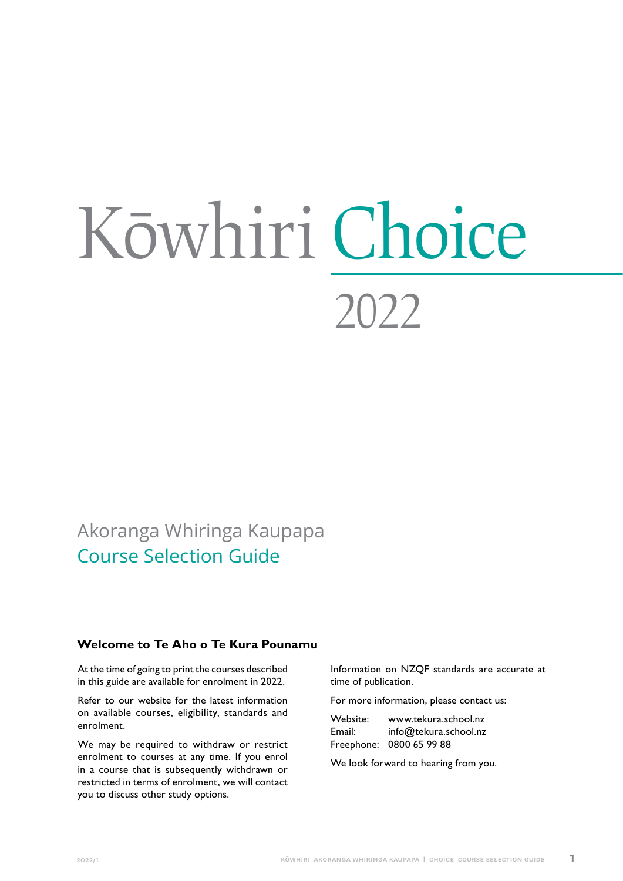# Kōwhiri Choice

2022

Akoranga Whiringa Kaupapa

Course Selection Guide

### Welcome to Te Aho o Te Kura Pounamu

At the time of going to print the courses described in this guide are available for enrolment in 2022.

Refer to our website for the latest information on available courses, eligibility, standards and enrolment.

We may be required to withdraw or restrict enrolment to courses at any time. If you enrol in a course that is subsequently withdrawn or restricted in terms of enrolment, we will contact you to discuss other study options.

Information on NZQF standards are accurate at time of publication.

For more information, please contact us:

Website: www.tekura.school.nz
Email: info@tekura.school.nz
Freephone: 0800 65 99 88

We look forward to hearing from you.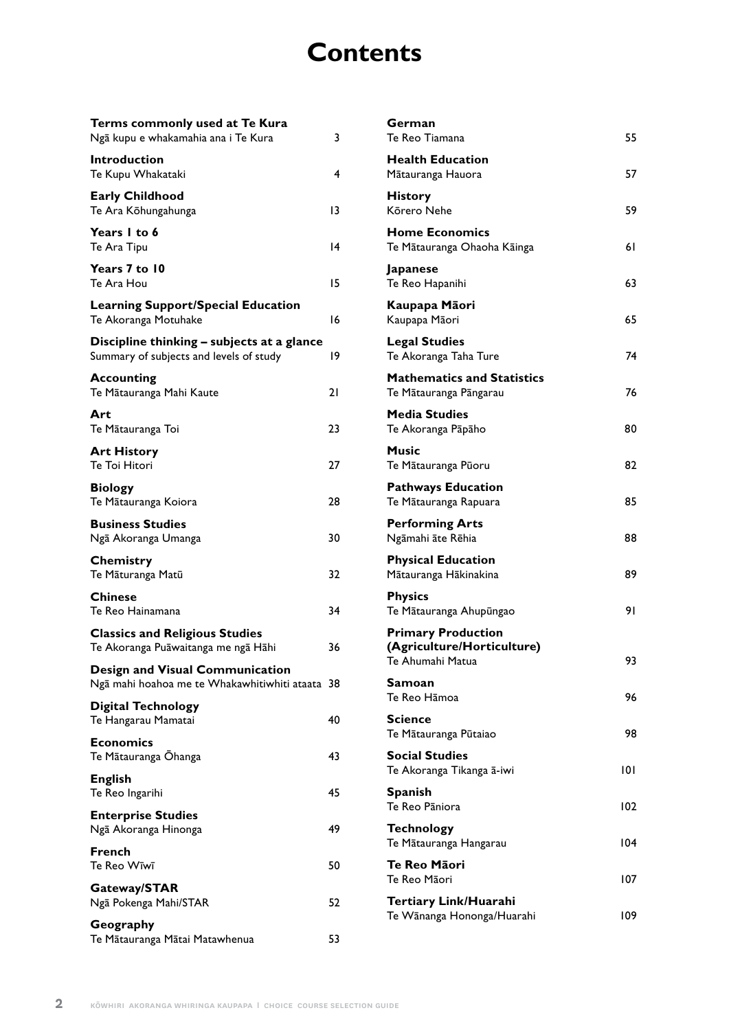# Contents

| | |
|---|---|
| **Terms commonly used at Te Kura**<br>Ngā kupu e whakamahia ana i Te Kura | 3 |
| **Introduction**<br>Te Kupu Whakataki | 4 |
| **Early Childhood**<br>Te Ara Kōhungahunga | 13 |
| **Years 1 to 6**<br>Te Ara Tipu | 14 |
| **Years 7 to 10**<br>Te Ara Hou | 15 |
| **Learning Support/Special Education**<br>Te Akoranga Motuhake | 16 |
| **Discipline thinking – subjects at a glance**<br>Summary of subjects and levels of study | 19 |
| **Accounting**<br>Te Mātauranga Mahi Kaute | 21 |
| **Art**<br>Te Mātauranga Toi | 23 |
| **Art History**<br>Te Toi Hitori | 27 |
| **Biology**<br>Te Mātauranga Koiora | 28 |
| **Business Studies**<br>Ngā Akoranga Umanga | 30 |
| **Chemistry**<br>Te Māturanga Matū | 32 |
| **Chinese**<br>Te Reo Hainamana | 34 |
| **Classics and Religious Studies**<br>Te Akoranga Puāwaitanga me ngā Hāhi | 36 |
| **Design and Visual Communication**<br>Ngā mahi hoahoa me te Whakawhitiwhiti ataata | 38 |
| **Digital Technology**<br>Te Hangarau Mamatai | 40 |
| **Economics**<br>Te Mātauranga Ōhanga | 43 |
| **English**<br>Te Reo Ingarihi | 45 |
| **Enterprise Studies**<br>Ngā Akoranga Hinonga | 49 |
| **French**<br>Te Reo Wīwī | 50 |
| **Gateway/STAR**<br>Ngā Pokenga Mahi/STAR | 52 |
| **Geography**<br>Te Mātauranga Mātai Matawhenua | 53 |
| **German**<br>Te Reo Tiamana | 55 |
| **Health Education**<br>Mātauranga Hauora | 57 |
| **History**<br>Kōrero Nehe | 59 |
| **Home Economics**<br>Te Mātauranga Ohaoha Kāinga | 61 |
| **Japanese**<br>Te Reo Hapanihi | 63 |
| **Kaupapa Māori**<br>Kaupapa Māori | 65 |
| **Legal Studies**<br>Te Akoranga Taha Ture | 74 |
| **Mathematics and Statistics**<br>Te Mātauranga Pāngarau | 76 |
| **Media Studies**<br>Te Akoranga Pāpāho | 80 |
| **Music**<br>Te Mātauranga Pūoru | 82 |
| **Pathways Education**<br>Te Mātauranga Rapuara | 85 |
| **Performing Arts**<br>Ngāmahi āte Rēhia | 88 |
| **Physical Education**<br>Mātauranga Hākinakina | 89 |
| **Physics**<br>Te Mātauranga Ahupūngao | 91 |
| **Primary Production (Agriculture/Horticulture)**<br>Te Ahumahi Matua | 93 |
| **Samoan**<br>Te Reo Hāmoa | 96 |
| **Science**<br>Te Mātauranga Pūtaiao | 98 |
| **Social Studies**<br>Te Akoranga Tikanga ā-iwi | 101 |
| **Spanish**<br>Te Reo Pāniora | 102 |
| **Technology**<br>Te Mātauranga Hangarau | 104 |
| **Te Reo Māori**<br>Te Reo Māori | 107 |
| **Tertiary Link/Huarahi**<br>Te Wānanga Hononga/Huarahi | 109 |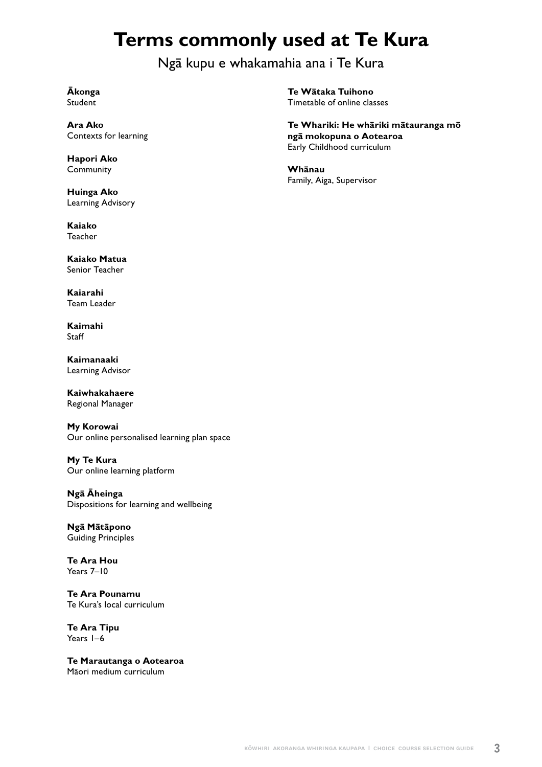# Terms commonly used at Te Kura

Ngā kupu e whakamahia ana i Te Kura

**Ākonga**
Student

**Ara Ako**
Contexts for learning

**Hapori Ako**
Community

**Huinga Ako**
Learning Advisory

**Kaiako**
Teacher

**Kaiako Matua**
Senior Teacher

**Kaiarahi**
Team Leader

**Kaimahi**
Staff

**Kaimanaaki**
Learning Advisor

**Kaiwhakahaere**
Regional Manager

**My Korowai**
Our online personalised learning plan space

**My Te Kura**
Our online learning platform

**Ngā Āheinga**
Dispositions for learning and wellbeing

**Ngā Mātāpono**
Guiding Principles

**Te Ara Hou**
Years 7–10

**Te Ara Pounamu**
Te Kura's local curriculum

**Te Ara Tipu**
Years 1–6

**Te Marautanga o Aotearoa**
Māori medium curriculum

**Te Wātaka Tuihono**
Timetable of online classes

**Te Whariki: He whāriki mātauranga mō ngā mokopuna o Aotearoa**
Early Childhood curriculum

**Whānau**
Family, Aiga, Supervisor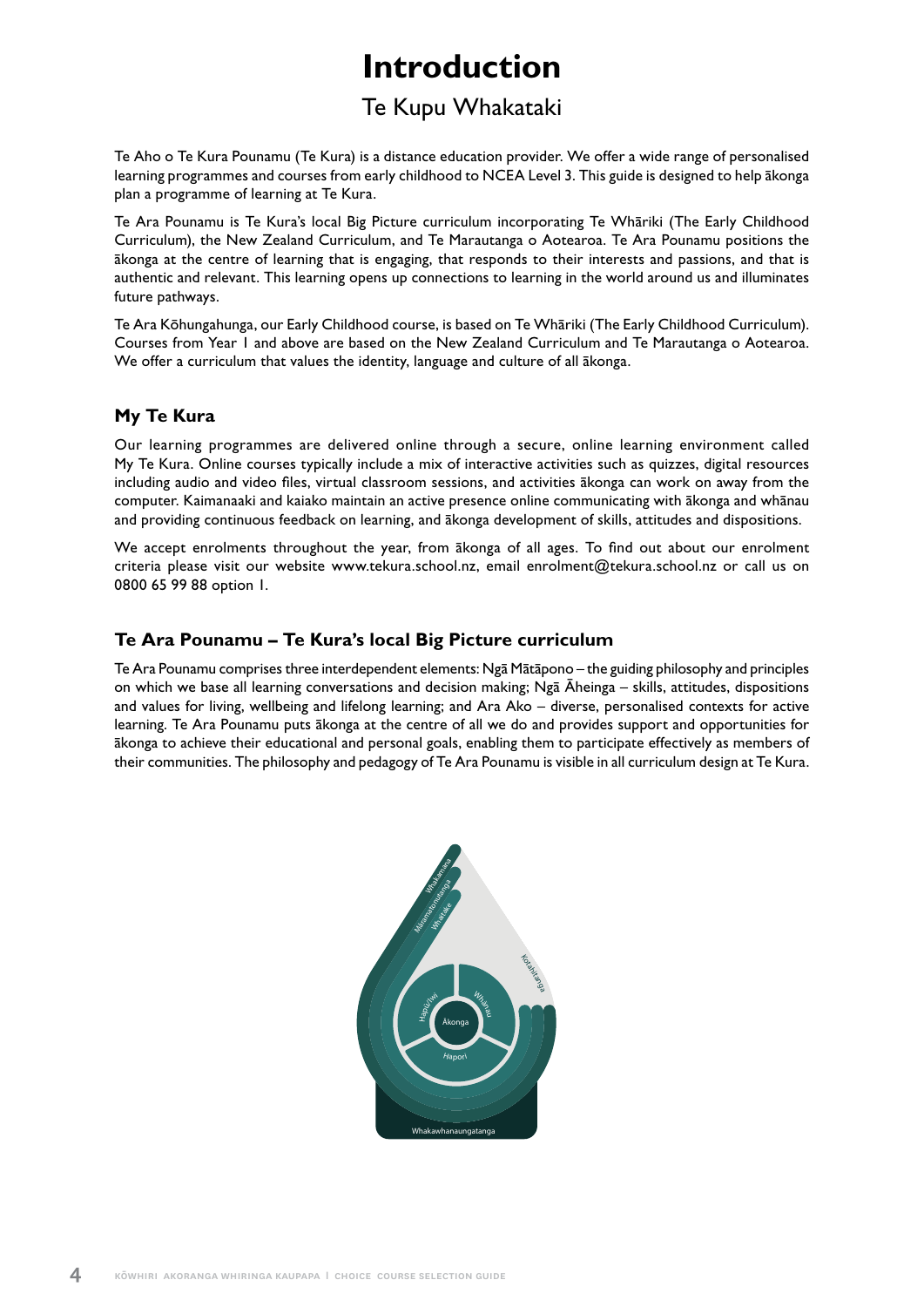# Introduction

## Te Kupu Whakataki

Te Aho o Te Kura Pounamu (Te Kura) is a distance education provider. We offer a wide range of personalised learning programmes and courses from early childhood to NCEA Level 3. This guide is designed to help ākonga plan a programme of learning at Te Kura.

Te Ara Pounamu is Te Kura's local Big Picture curriculum incorporating Te Whāriki (The Early Childhood Curriculum), the New Zealand Curriculum, and Te Marautanga o Aotearoa. Te Ara Pounamu positions the ākonga at the centre of learning that is engaging, that responds to their interests and passions, and that is authentic and relevant. This learning opens up connections to learning in the world around us and illuminates future pathways.

Te Ara Kōhungahunga, our Early Childhood course, is based on Te Whāriki (The Early Childhood Curriculum). Courses from Year 1 and above are based on the New Zealand Curriculum and Te Marautanga o Aotearoa. We offer a curriculum that values the identity, language and culture of all ākonga.

### My Te Kura

Our learning programmes are delivered online through a secure, online learning environment called My Te Kura. Online courses typically include a mix of interactive activities such as quizzes, digital resources including audio and video files, virtual classroom sessions, and activities ākonga can work on away from the computer. Kaimanaaki and kaiako maintain an active presence online communicating with ākonga and whānau and providing continuous feedback on learning, and ākonga development of skills, attitudes and dispositions.

We accept enrolments throughout the year, from ākonga of all ages. To find out about our enrolment criteria please visit our website www.tekura.school.nz, email enrolment@tekura.school.nz or call us on 0800 65 99 88 option 1.

### Te Ara Pounamu – Te Kura's local Big Picture curriculum

Te Ara Pounamu comprises three interdependent elements: Ngā Mātāpono – the guiding philosophy and principles on which we base all learning conversations and decision making; Ngā Āheinga – skills, attitudes, dispositions and values for living, wellbeing and lifelong learning; and Ara Ako – diverse, personalised contexts for active learning. Te Ara Pounamu puts ākonga at the centre of all we do and provides support and opportunities for ākonga to achieve their educational and personal goals, enabling them to participate effectively as members of their communities. The philosophy and pedagogy of Te Ara Pounamu is visible in all curriculum design at Te Kura.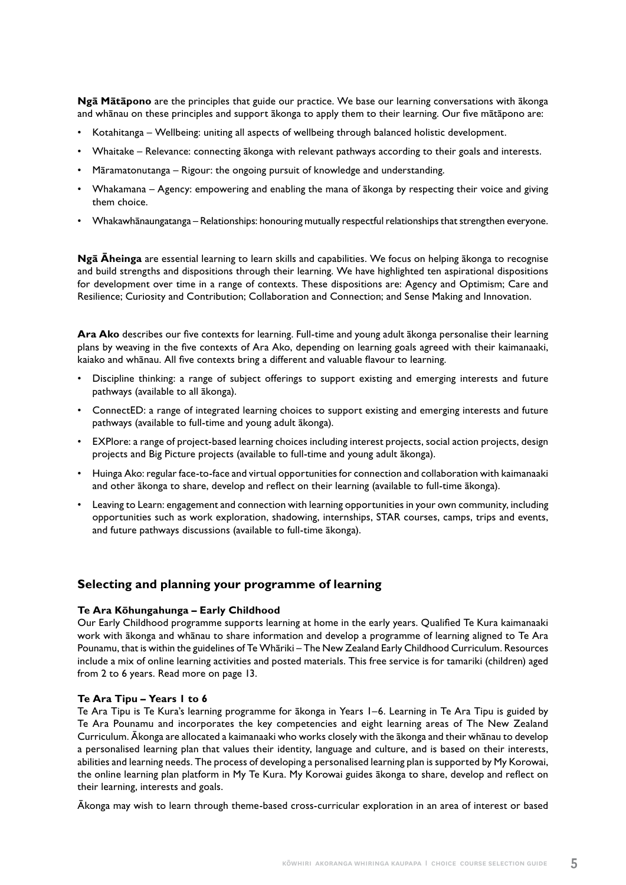**Ngā Mātāpono** are the principles that guide our practice. We base our learning conversations with ākonga and whānau on these principles and support ākonga to apply them to their learning. Our five mātāpono are:

- Kotahitanga – Wellbeing: uniting all aspects of wellbeing through balanced holistic development.
- Whaitake – Relevance: connecting ākonga with relevant pathways according to their goals and interests.
- Māramatonutanga – Rigour: the ongoing pursuit of knowledge and understanding.
- Whakamana – Agency: empowering and enabling the mana of ākonga by respecting their voice and giving them choice.
- Whakawhānaungatanga – Relationships: honouring mutually respectful relationships that strengthen everyone.

**Ngā Āheinga** are essential learning to learn skills and capabilities. We focus on helping ākonga to recognise and build strengths and dispositions through their learning. We have highlighted ten aspirational dispositions for development over time in a range of contexts. These dispositions are: Agency and Optimism; Care and Resilience; Curiosity and Contribution; Collaboration and Connection; and Sense Making and Innovation.

**Ara Ako** describes our five contexts for learning. Full-time and young adult ākonga personalise their learning plans by weaving in the five contexts of Ara Ako, depending on learning goals agreed with their kaimanaaki, kaiako and whānau. All five contexts bring a different and valuable flavour to learning.

- Discipline thinking: a range of subject offerings to support existing and emerging interests and future pathways (available to all ākonga).
- ConnectED: a range of integrated learning choices to support existing and emerging interests and future pathways (available to full-time and young adult ākonga).
- EXPlore: a range of project-based learning choices including interest projects, social action projects, design projects and Big Picture projects (available to full-time and young adult ākonga).
- Huinga Ako: regular face-to-face and virtual opportunities for connection and collaboration with kaimanaaki and other ākonga to share, develop and reflect on their learning (available to full-time ākonga).
- Leaving to Learn: engagement and connection with learning opportunities in your own community, including opportunities such as work exploration, shadowing, internships, STAR courses, camps, trips and events, and future pathways discussions (available to full-time ākonga).

## Selecting and planning your programme of learning

### Te Ara Kōhungahunga – Early Childhood

Our Early Childhood programme supports learning at home in the early years. Qualified Te Kura kaimanaaki work with ākonga and whānau to share information and develop a programme of learning aligned to Te Ara Pounamu, that is within the guidelines of Te Whāriki – The New Zealand Early Childhood Curriculum. Resources include a mix of online learning activities and posted materials. This free service is for tamariki (children) aged from 2 to 6 years. Read more on page 13.

### Te Ara Tipu – Years 1 to 6

Te Ara Tipu is Te Kura's learning programme for ākonga in Years 1–6. Learning in Te Ara Tipu is guided by Te Ara Pounamu and incorporates the key competencies and eight learning areas of The New Zealand Curriculum. Ākonga are allocated a kaimanaaki who works closely with the ākonga and their whānau to develop a personalised learning plan that values their identity, language and culture, and is based on their interests, abilities and learning needs. The process of developing a personalised learning plan is supported by My Korowai, the online learning plan platform in My Te Kura. My Korowai guides ākonga to share, develop and reflect on their learning, interests and goals.

Ākonga may wish to learn through theme-based cross-curricular exploration in an area of interest or based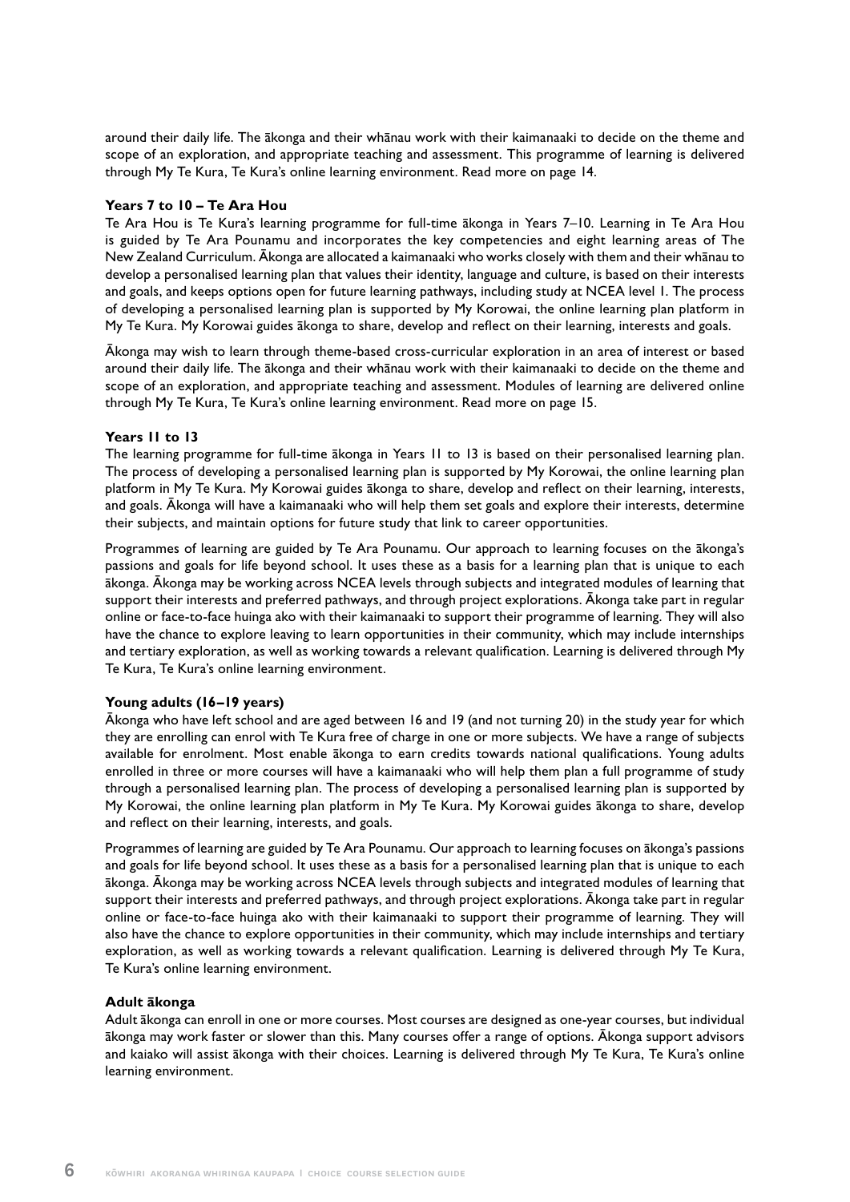around their daily life. The ākonga and their whānau work with their kaimanaaki to decide on the theme and scope of an exploration, and appropriate teaching and assessment. This programme of learning is delivered through My Te Kura, Te Kura's online learning environment. Read more on page 14.

**Years 7 to 10 – Te Ara Hou**

Te Ara Hou is Te Kura's learning programme for full-time ākonga in Years 7–10. Learning in Te Ara Hou is guided by Te Ara Pounamu and incorporates the key competencies and eight learning areas of The New Zealand Curriculum. Ākonga are allocated a kaimanaaki who works closely with them and their whānau to develop a personalised learning plan that values their identity, language and culture, is based on their interests and goals, and keeps options open for future learning pathways, including study at NCEA level 1. The process of developing a personalised learning plan is supported by My Korowai, the online learning plan platform in My Te Kura. My Korowai guides ākonga to share, develop and reflect on their learning, interests and goals.

Ākonga may wish to learn through theme-based cross-curricular exploration in an area of interest or based around their daily life. The ākonga and their whānau work with their kaimanaaki to decide on the theme and scope of an exploration, and appropriate teaching and assessment. Modules of learning are delivered online through My Te Kura, Te Kura's online learning environment. Read more on page 15.

**Years 11 to 13**

The learning programme for full-time ākonga in Years 11 to 13 is based on their personalised learning plan. The process of developing a personalised learning plan is supported by My Korowai, the online learning plan platform in My Te Kura. My Korowai guides ākonga to share, develop and reflect on their learning, interests, and goals. Ākonga will have a kaimanaaki who will help them set goals and explore their interests, determine their subjects, and maintain options for future study that link to career opportunities.

Programmes of learning are guided by Te Ara Pounamu. Our approach to learning focuses on the ākonga's passions and goals for life beyond school. It uses these as a basis for a learning plan that is unique to each ākonga. Ākonga may be working across NCEA levels through subjects and integrated modules of learning that support their interests and preferred pathways, and through project explorations. Ākonga take part in regular online or face-to-face huinga ako with their kaimanaaki to support their programme of learning. They will also have the chance to explore leaving to learn opportunities in their community, which may include internships and tertiary exploration, as well as working towards a relevant qualification. Learning is delivered through My Te Kura, Te Kura's online learning environment.

**Young adults (16–19 years)**

Ākonga who have left school and are aged between 16 and 19 (and not turning 20) in the study year for which they are enrolling can enrol with Te Kura free of charge in one or more subjects. We have a range of subjects available for enrolment. Most enable ākonga to earn credits towards national qualifications. Young adults enrolled in three or more courses will have a kaimanaaki who will help them plan a full programme of study through a personalised learning plan. The process of developing a personalised learning plan is supported by My Korowai, the online learning plan platform in My Te Kura. My Korowai guides ākonga to share, develop and reflect on their learning, interests, and goals.

Programmes of learning are guided by Te Ara Pounamu. Our approach to learning focuses on ākonga's passions and goals for life beyond school. It uses these as a basis for a personalised learning plan that is unique to each ākonga. Ākonga may be working across NCEA levels through subjects and integrated modules of learning that support their interests and preferred pathways, and through project explorations. Ākonga take part in regular online or face-to-face huinga ako with their kaimanaaki to support their programme of learning. They will also have the chance to explore opportunities in their community, which may include internships and tertiary exploration, as well as working towards a relevant qualification. Learning is delivered through My Te Kura, Te Kura's online learning environment.

**Adult ākonga**

Adult ākonga can enroll in one or more courses. Most courses are designed as one-year courses, but individual ākonga may work faster or slower than this. Many courses offer a range of options. Ākonga support advisors and kaiako will assist ākonga with their choices. Learning is delivered through My Te Kura, Te Kura's online learning environment.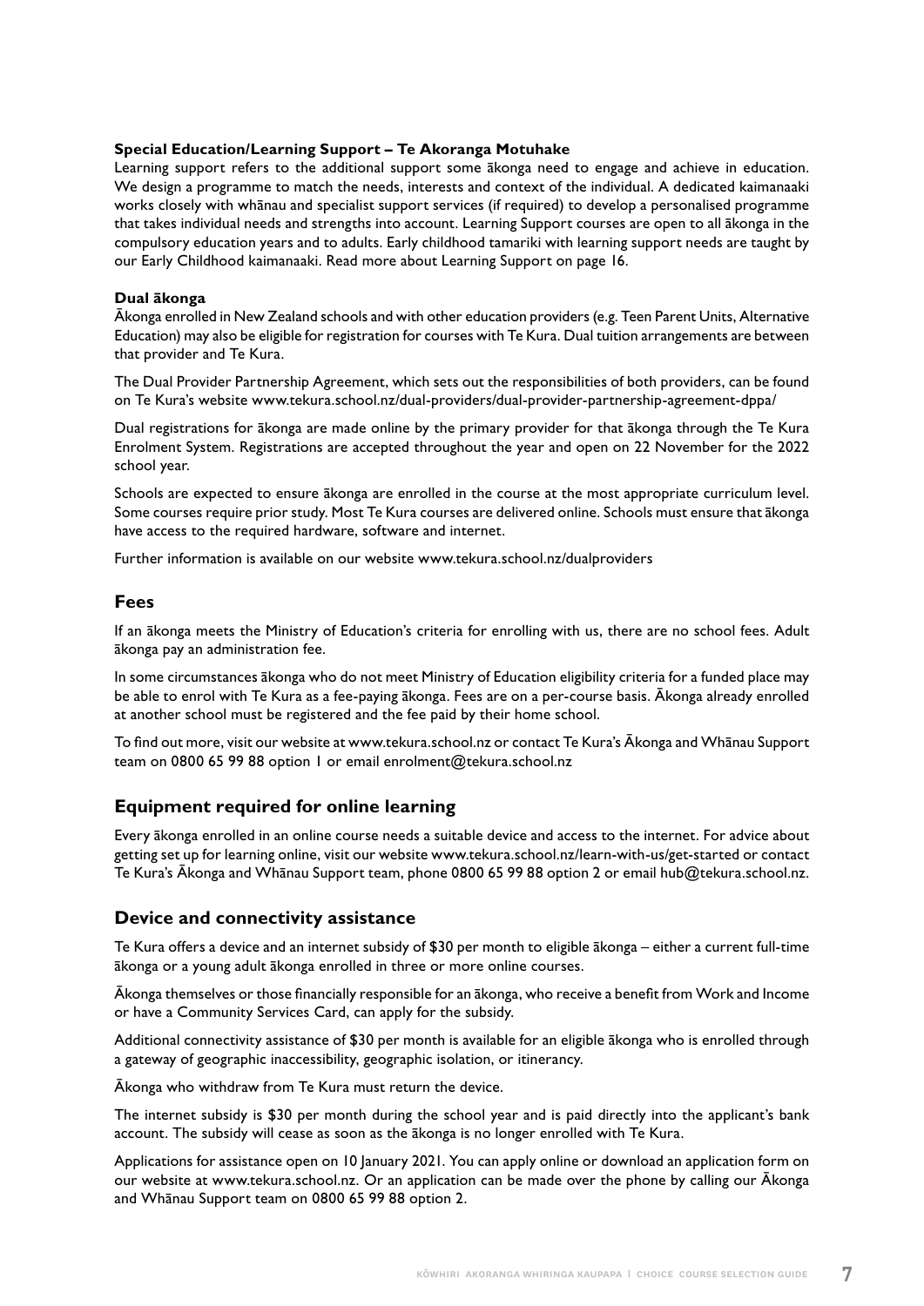**Special Education/Learning Support – Te Akoranga Motuhake**

Learning support refers to the additional support some ākonga need to engage and achieve in education. We design a programme to match the needs, interests and context of the individual. A dedicated kaimanaaki works closely with whānau and specialist support services (if required) to develop a personalised programme that takes individual needs and strengths into account. Learning Support courses are open to all ākonga in the compulsory education years and to adults. Early childhood tamariki with learning support needs are taught by our Early Childhood kaimanaaki. Read more about Learning Support on page 16.

**Dual ākonga**

Ākonga enrolled in New Zealand schools and with other education providers (e.g. Teen Parent Units, Alternative Education) may also be eligible for registration for courses with Te Kura. Dual tuition arrangements are between that provider and Te Kura.

The Dual Provider Partnership Agreement, which sets out the responsibilities of both providers, can be found on Te Kura's website www.tekura.school.nz/dual-providers/dual-provider-partnership-agreement-dppa/

Dual registrations for ākonga are made online by the primary provider for that ākonga through the Te Kura Enrolment System. Registrations are accepted throughout the year and open on 22 November for the 2022 school year.

Schools are expected to ensure ākonga are enrolled in the course at the most appropriate curriculum level. Some courses require prior study. Most Te Kura courses are delivered online. Schools must ensure that ākonga have access to the required hardware, software and internet.

Further information is available on our website www.tekura.school.nz/dualproviders

## Fees

If an ākonga meets the Ministry of Education's criteria for enrolling with us, there are no school fees. Adult ākonga pay an administration fee.

In some circumstances ākonga who do not meet Ministry of Education eligibility criteria for a funded place may be able to enrol with Te Kura as a fee-paying ākonga. Fees are on a per-course basis. Ākonga already enrolled at another school must be registered and the fee paid by their home school.

To find out more, visit our website at www.tekura.school.nz or contact Te Kura's Ākonga and Whānau Support team on 0800 65 99 88 option 1 or email enrolment@tekura.school.nz

## Equipment required for online learning

Every ākonga enrolled in an online course needs a suitable device and access to the internet. For advice about getting set up for learning online, visit our website www.tekura.school.nz/learn-with-us/get-started or contact Te Kura's Ākonga and Whānau Support team, phone 0800 65 99 88 option 2 or email hub@tekura.school.nz.

## Device and connectivity assistance

Te Kura offers a device and an internet subsidy of $30 per month to eligible ākonga – either a current full-time ākonga or a young adult ākonga enrolled in three or more online courses.

Ākonga themselves or those financially responsible for an ākonga, who receive a benefit from Work and Income or have a Community Services Card, can apply for the subsidy.

Additional connectivity assistance of $30 per month is available for an eligible ākonga who is enrolled through a gateway of geographic inaccessibility, geographic isolation, or itinerancy.

Ākonga who withdraw from Te Kura must return the device.

The internet subsidy is $30 per month during the school year and is paid directly into the applicant's bank account. The subsidy will cease as soon as the ākonga is no longer enrolled with Te Kura.

Applications for assistance open on 10 January 2021. You can apply online or download an application form on our website at www.tekura.school.nz. Or an application can be made over the phone by calling our Ākonga and Whānau Support team on 0800 65 99 88 option 2.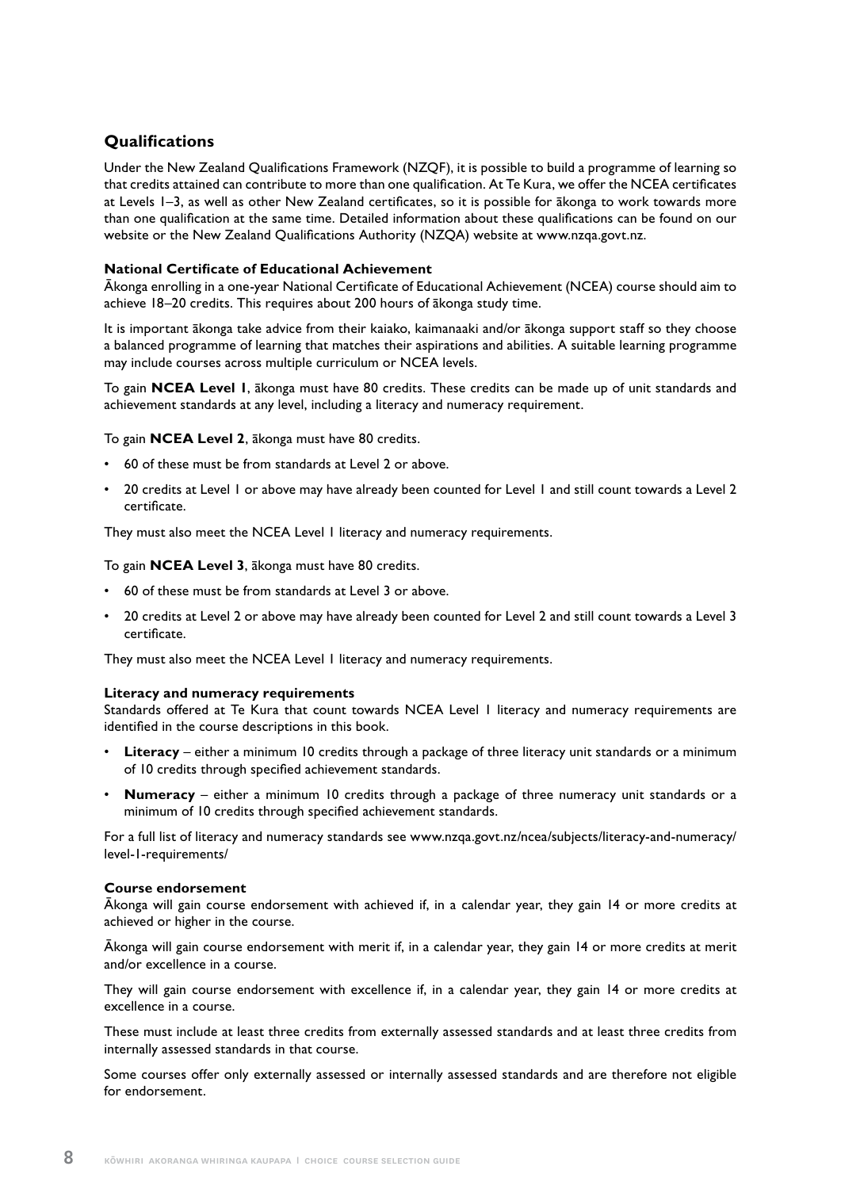## Qualifications

Under the New Zealand Qualifications Framework (NZQF), it is possible to build a programme of learning so that credits attained can contribute to more than one qualification. At Te Kura, we offer the NCEA certificates at Levels 1–3, as well as other New Zealand certificates, so it is possible for ākonga to work towards more than one qualification at the same time. Detailed information about these qualifications can be found on our website or the New Zealand Qualifications Authority (NZQA) website at www.nzqa.govt.nz.

### National Certificate of Educational Achievement

Ākonga enrolling in a one-year National Certificate of Educational Achievement (NCEA) course should aim to achieve 18–20 credits. This requires about 200 hours of ākonga study time.

It is important ākonga take advice from their kaiako, kaimanaaki and/or ākonga support staff so they choose a balanced programme of learning that matches their aspirations and abilities. A suitable learning programme may include courses across multiple curriculum or NCEA levels.

To gain **NCEA Level 1**, ākonga must have 80 credits. These credits can be made up of unit standards and achievement standards at any level, including a literacy and numeracy requirement.

To gain **NCEA Level 2**, ākonga must have 80 credits.

- 60 of these must be from standards at Level 2 or above.
- 20 credits at Level 1 or above may have already been counted for Level 1 and still count towards a Level 2 certificate.

They must also meet the NCEA Level 1 literacy and numeracy requirements.

To gain **NCEA Level 3**, ākonga must have 80 credits.

- 60 of these must be from standards at Level 3 or above.
- 20 credits at Level 2 or above may have already been counted for Level 2 and still count towards a Level 3 certificate.

They must also meet the NCEA Level 1 literacy and numeracy requirements.

### Literacy and numeracy requirements

Standards offered at Te Kura that count towards NCEA Level 1 literacy and numeracy requirements are identified in the course descriptions in this book.

- **Literacy** – either a minimum 10 credits through a package of three literacy unit standards or a minimum of 10 credits through specified achievement standards.
- **Numeracy** – either a minimum 10 credits through a package of three numeracy unit standards or a minimum of 10 credits through specified achievement standards.

For a full list of literacy and numeracy standards see www.nzqa.govt.nz/ncea/subjects/literacy-and-numeracy/level-1-requirements/

### Course endorsement

Ākonga will gain course endorsement with achieved if, in a calendar year, they gain 14 or more credits at achieved or higher in the course.

Ākonga will gain course endorsement with merit if, in a calendar year, they gain 14 or more credits at merit and/or excellence in a course.

They will gain course endorsement with excellence if, in a calendar year, they gain 14 or more credits at excellence in a course.

These must include at least three credits from externally assessed standards and at least three credits from internally assessed standards in that course.

Some courses offer only externally assessed or internally assessed standards and are therefore not eligible for endorsement.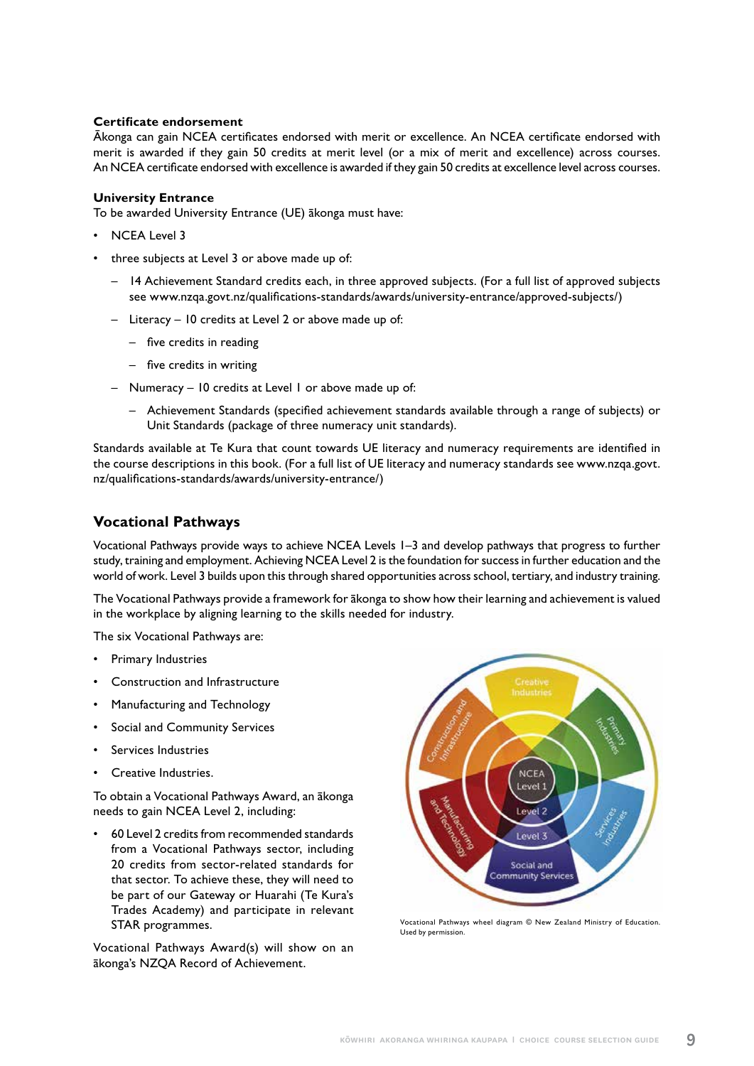**Certificate endorsement**

Ākonga can gain NCEA certificates endorsed with merit or excellence. An NCEA certificate endorsed with merit is awarded if they gain 50 credits at merit level (or a mix of merit and excellence) across courses. An NCEA certificate endorsed with excellence is awarded if they gain 50 credits at excellence level across courses.

**University Entrance**

To be awarded University Entrance (UE) ākonga must have:

- NCEA Level 3
- three subjects at Level 3 or above made up of:
  - 14 Achievement Standard credits each, in three approved subjects. (For a full list of approved subjects see www.nzqa.govt.nz/qualifications-standards/awards/university-entrance/approved-subjects/)
  - Literacy – 10 credits at Level 2 or above made up of:
    - five credits in reading
    - five credits in writing
  - Numeracy – 10 credits at Level 1 or above made up of:
    - Achievement Standards (specified achievement standards available through a range of subjects) or Unit Standards (package of three numeracy unit standards).

Standards available at Te Kura that count towards UE literacy and numeracy requirements are identified in the course descriptions in this book. (For a full list of UE literacy and numeracy standards see www.nzqa.govt.nz/qualifications-standards/awards/university-entrance/)

## Vocational Pathways

Vocational Pathways provide ways to achieve NCEA Levels 1–3 and develop pathways that progress to further study, training and employment. Achieving NCEA Level 2 is the foundation for success in further education and the world of work. Level 3 builds upon this through shared opportunities across school, tertiary, and industry training.

The Vocational Pathways provide a framework for ākonga to show how their learning and achievement is valued in the workplace by aligning learning to the skills needed for industry.

The six Vocational Pathways are:

- Primary Industries
- Construction and Infrastructure
- Manufacturing and Technology
- Social and Community Services
- Services Industries
- Creative Industries.

To obtain a Vocational Pathways Award, an ākonga needs to gain NCEA Level 2, including:

- 60 Level 2 credits from recommended standards from a Vocational Pathways sector, including 20 credits from sector-related standards for that sector. To achieve these, they will need to be part of our Gateway or Huarahi (Te Kura's Trades Academy) and participate in relevant STAR programmes.

Vocational Pathways Award(s) will show on an ākonga's NZQA Record of Achievement.

Vocational Pathways wheel diagram © New Zealand Ministry of Education. Used by permission.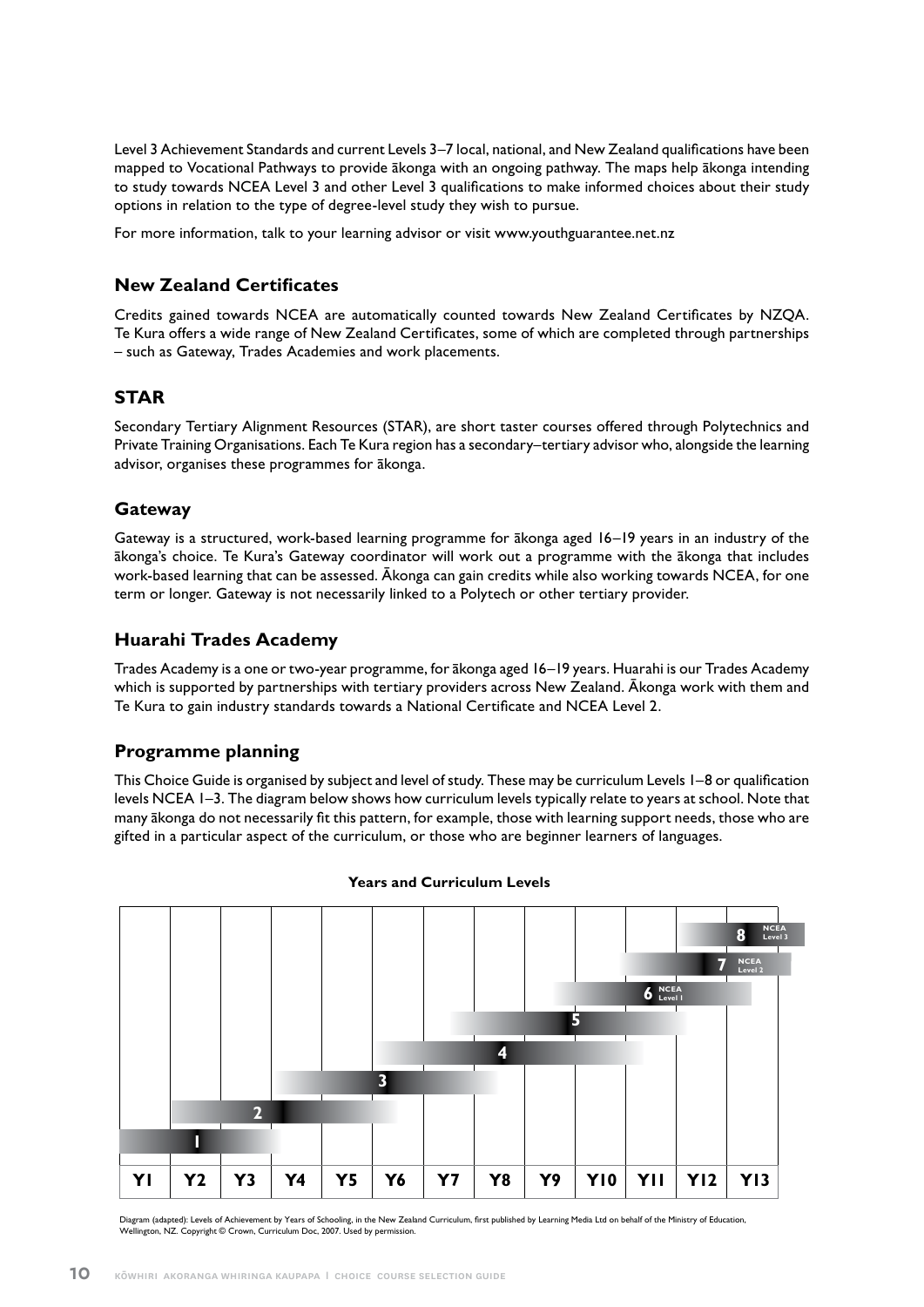Level 3 Achievement Standards and current Levels 3–7 local, national, and New Zealand qualifications have been mapped to Vocational Pathways to provide ākonga with an ongoing pathway. The maps help ākonga intending to study towards NCEA Level 3 and other Level 3 qualifications to make informed choices about their study options in relation to the type of degree-level study they wish to pursue.

For more information, talk to your learning advisor or visit www.youthguarantee.net.nz

## New Zealand Certificates

Credits gained towards NCEA are automatically counted towards New Zealand Certificates by NZQA. Te Kura offers a wide range of New Zealand Certificates, some of which are completed through partnerships – such as Gateway, Trades Academies and work placements.

## STAR

Secondary Tertiary Alignment Resources (STAR), are short taster courses offered through Polytechnics and Private Training Organisations. Each Te Kura region has a secondary–tertiary advisor who, alongside the learning advisor, organises these programmes for ākonga.

## Gateway

Gateway is a structured, work-based learning programme for ākonga aged 16–19 years in an industry of the ākonga's choice. Te Kura's Gateway coordinator will work out a programme with the ākonga that includes work-based learning that can be assessed. Ākonga can gain credits while also working towards NCEA, for one term or longer. Gateway is not necessarily linked to a Polytech or other tertiary provider.

## Huarahi Trades Academy

Trades Academy is a one or two-year programme, for ākonga aged 16–19 years. Huarahi is our Trades Academy which is supported by partnerships with tertiary providers across New Zealand. Ākonga work with them and Te Kura to gain industry standards towards a National Certificate and NCEA Level 2.

## Programme planning

This Choice Guide is organised by subject and level of study. These may be curriculum Levels 1–8 or qualification levels NCEA 1–3. The diagram below shows how curriculum levels typically relate to years at school. Note that many ākonga do not necessarily fit this pattern, for example, those with learning support needs, those who are gifted in a particular aspect of the curriculum, or those who are beginner learners of languages.

**Years and Curriculum Levels**

| Curriculum Level | Y1 | Y2 | Y3 | Y4 | Y5 | Y6 | Y7 | Y8 | Y9 | Y10 | Y11 | Y12 | Y13 |
|---|---|---|---|---|---|---|---|---|---|---|---|---|---|
| 8 (NCEA Level 3) | | | | | | | | | | | | ✓ | ✓ |
| 7 (NCEA Level 2) | | | | | | | | | | | ✓ | ✓ | ✓ |
| 6 (NCEA Level 1) | | | | | | | | | | ✓ | ✓ | ✓ | |
| 5 | | | | | | | | ✓ | ✓ | ✓ | ✓ | | |
| 4 | | | | | | ✓ | ✓ | ✓ | ✓ | ✓ | | | |
| 3 | | | | ✓ | ✓ | ✓ | ✓ | ✓ | | | | | |
| 2 | | ✓ | ✓ | ✓ | ✓ | ✓ | | | | | | | |
| 1 | ✓ | ✓ | ✓ | | | | | | | | | | |

Diagram (adapted): Levels of Achievement by Years of Schooling, in the New Zealand Curriculum, first published by Learning Media Ltd on behalf of the Ministry of Education, Wellington, NZ. Copyright © Crown, Curriculum Doc, 2007. Used by permission.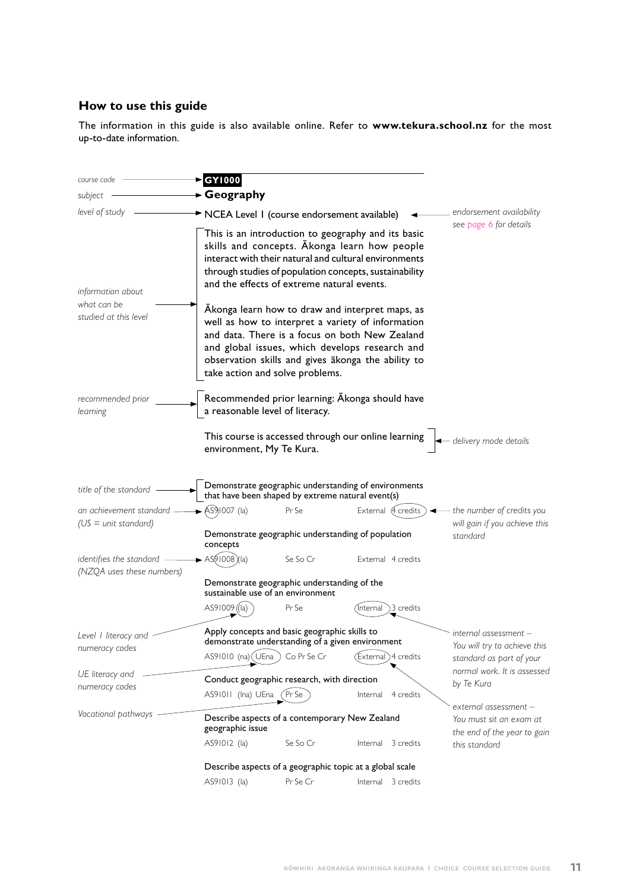## How to use this guide

The information in this guide is also available online. Refer to **www.tekura.school.nz** for the most up-to-date information.

*course code* → **GY1000**

*subject* → **Geography**

*level of study* → NCEA Level 1 (course endorsement available) ← *endorsement availability see page 6 for details*

*information about what can be studied at this level* →

This is an introduction to geography and its basic skills and concepts. Ākonga learn how people interact with their natural and cultural environments through studies of population concepts, sustainability and the effects of extreme natural events.

Ākonga learn how to draw and interpret maps, as well as how to interpret a variety of information and data. There is a focus on both New Zealand and global issues, which develops research and observation skills and gives ākonga the ability to take action and solve problems.

*recommended prior learning* → Recommended prior learning: Ākonga should have a reasonable level of literacy.

This course is accessed through our online learning environment, My Te Kura. ← *delivery mode details*

*title of the standard* → Demonstrate geographic understanding of environments that have been shaped by extreme natural event(s)

*an achievement standard (US = unit standard)* → AS91007 (la) | Pr Se | External | 4 credits ← *the number of credits you will gain if you achieve this standard*

Demonstrate geographic understanding of population concepts

*identifies the standard (NZQA uses these numbers)* → AS91008 (la) | Se So Cr | External | 4 credits

Demonstrate geographic understanding of the sustainable use of an environment

AS91009 (la) | Pr Se | Internal | 3 credits

Apply concepts and basic geographic skills to demonstrate understanding of a given environment

AS91010 (na) UEna | Co Pr Se Cr | External | 4 credits

Conduct geographic research, with direction

AS91011 (la) UEna | Pr Se | Internal | 4 credits

Describe aspects of a contemporary New Zealand geographic issue

AS91012 (la) | Se So Cr | Internal | 3 credits

Describe aspects of a geographic topic at a global scale

AS91013 (la) | Pr Se Cr | Internal | 3 credits

*Level 1 literacy and numeracy codes*

*UE literacy and numeracy codes*

*Vocational pathways*

*internal assessment – You will try to achieve this standard as part of your normal work. It is assessed by Te Kura*

*external assessment – You must sit an exam at the end of the year to gain this standard*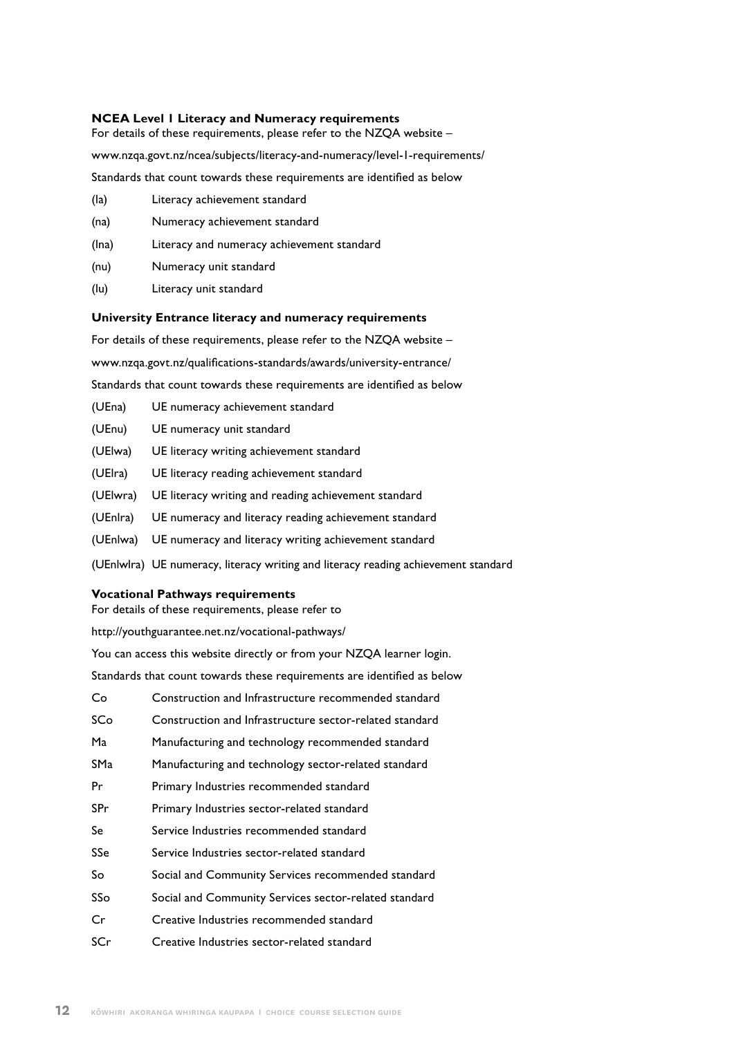### NCEA Level 1 Literacy and Numeracy requirements

For details of these requirements, please refer to the NZQA website –

www.nzqa.govt.nz/ncea/subjects/literacy-and-numeracy/level-1-requirements/

Standards that count towards these requirements are identified as below

| | |
|---|---|
| (la) | Literacy achievement standard |
| (na) | Numeracy achievement standard |
| (lna) | Literacy and numeracy achievement standard |
| (nu) | Numeracy unit standard |
| (lu) | Literacy unit standard |

### University Entrance literacy and numeracy requirements

For details of these requirements, please refer to the NZQA website –

www.nzqa.govt.nz/qualifications-standards/awards/university-entrance/

Standards that count towards these requirements are identified as below

| | |
|---|---|
| (UEna) | UE numeracy achievement standard |
| (UEnu) | UE numeracy unit standard |
| (UElwa) | UE literacy writing achievement standard |
| (UElra) | UE literacy reading achievement standard |
| (UElwra) | UE literacy writing and reading achievement standard |
| (UEnlra) | UE numeracy and literacy reading achievement standard |
| (UEnlwa) | UE numeracy and literacy writing achievement standard |
| (UEnlwlra) | UE numeracy, literacy writing and literacy reading achievement standard |

### Vocational Pathways requirements

For details of these requirements, please refer to

http://youthguarantee.net.nz/vocational-pathways/

You can access this website directly or from your NZQA learner login.

Standards that count towards these requirements are identified as below

| | |
|---|---|
| Co | Construction and Infrastructure recommended standard |
| SCo | Construction and Infrastructure sector-related standard |
| Ma | Manufacturing and technology recommended standard |
| SMa | Manufacturing and technology sector-related standard |
| Pr | Primary Industries recommended standard |
| SPr | Primary Industries sector-related standard |
| Se | Service Industries recommended standard |
| SSe | Service Industries sector-related standard |
| So | Social and Community Services recommended standard |
| SSo | Social and Community Services sector-related standard |
| Cr | Creative Industries recommended standard |
| SCr | Creative Industries sector-related standard |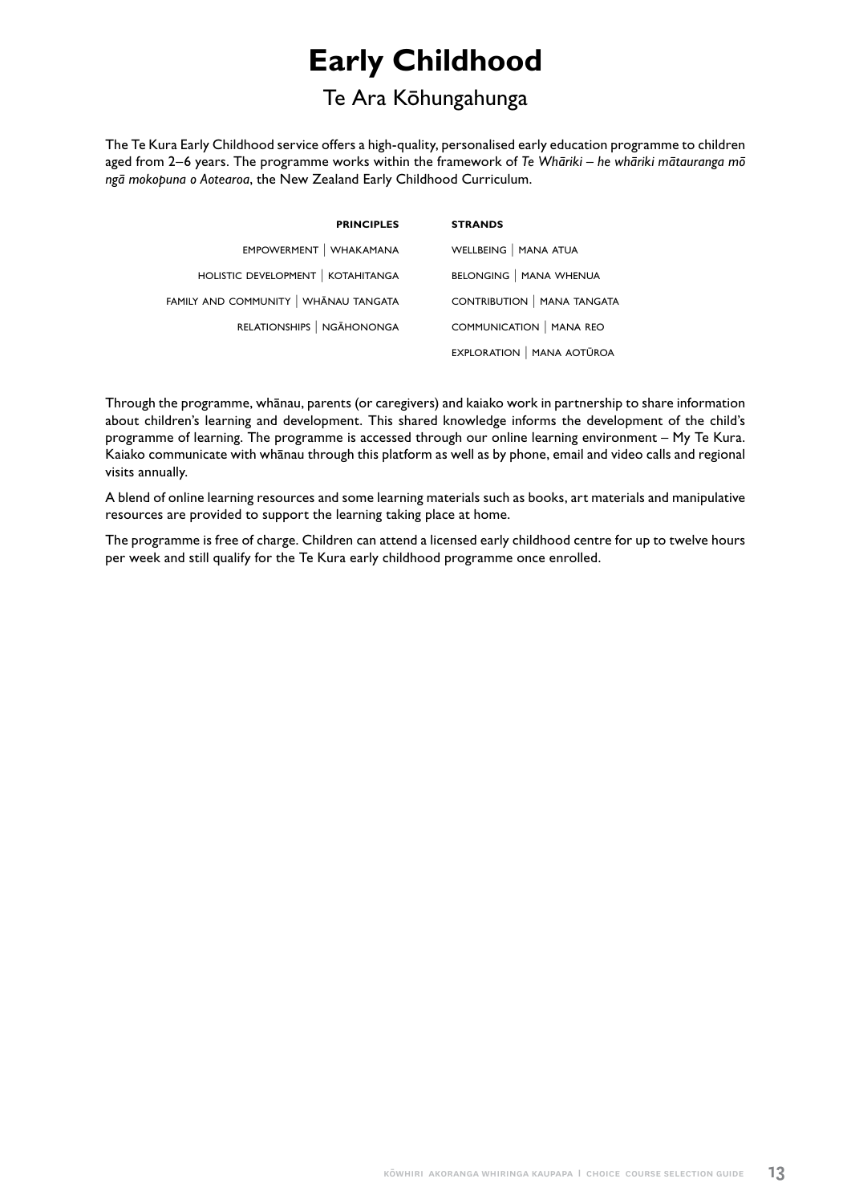# Early Childhood

## Te Ara Kōhungahunga

The Te Kura Early Childhood service offers a high-quality, personalised early education programme to children aged from 2–6 years. The programme works within the framework of *Te Whāriki – he whāriki mātauranga mō ngā mokopuna o Aotearoa*, the New Zealand Early Childhood Curriculum.

| PRINCIPLES | STRANDS |
|---|---|
| EMPOWERMENT \| WHAKAMANA | WELLBEING \| MANA ATUA |
| HOLISTIC DEVELOPMENT \| KOTAHITANGA | BELONGING \| MANA WHENUA |
| FAMILY AND COMMUNITY \| WHĀNAU TANGATA | CONTRIBUTION \| MANA TANGATA |
| RELATIONSHIPS \| NGĀHONONGA | COMMUNICATION \| MANA REO |
| | EXPLORATION \| MANA AOTŪROA |

Through the programme, whānau, parents (or caregivers) and kaiako work in partnership to share information about children's learning and development. This shared knowledge informs the development of the child's programme of learning. The programme is accessed through our online learning environment – My Te Kura. Kaiako communicate with whānau through this platform as well as by phone, email and video calls and regional visits annually.

A blend of online learning resources and some learning materials such as books, art materials and manipulative resources are provided to support the learning taking place at home.

The programme is free of charge. Children can attend a licensed early childhood centre for up to twelve hours per week and still qualify for the Te Kura early childhood programme once enrolled.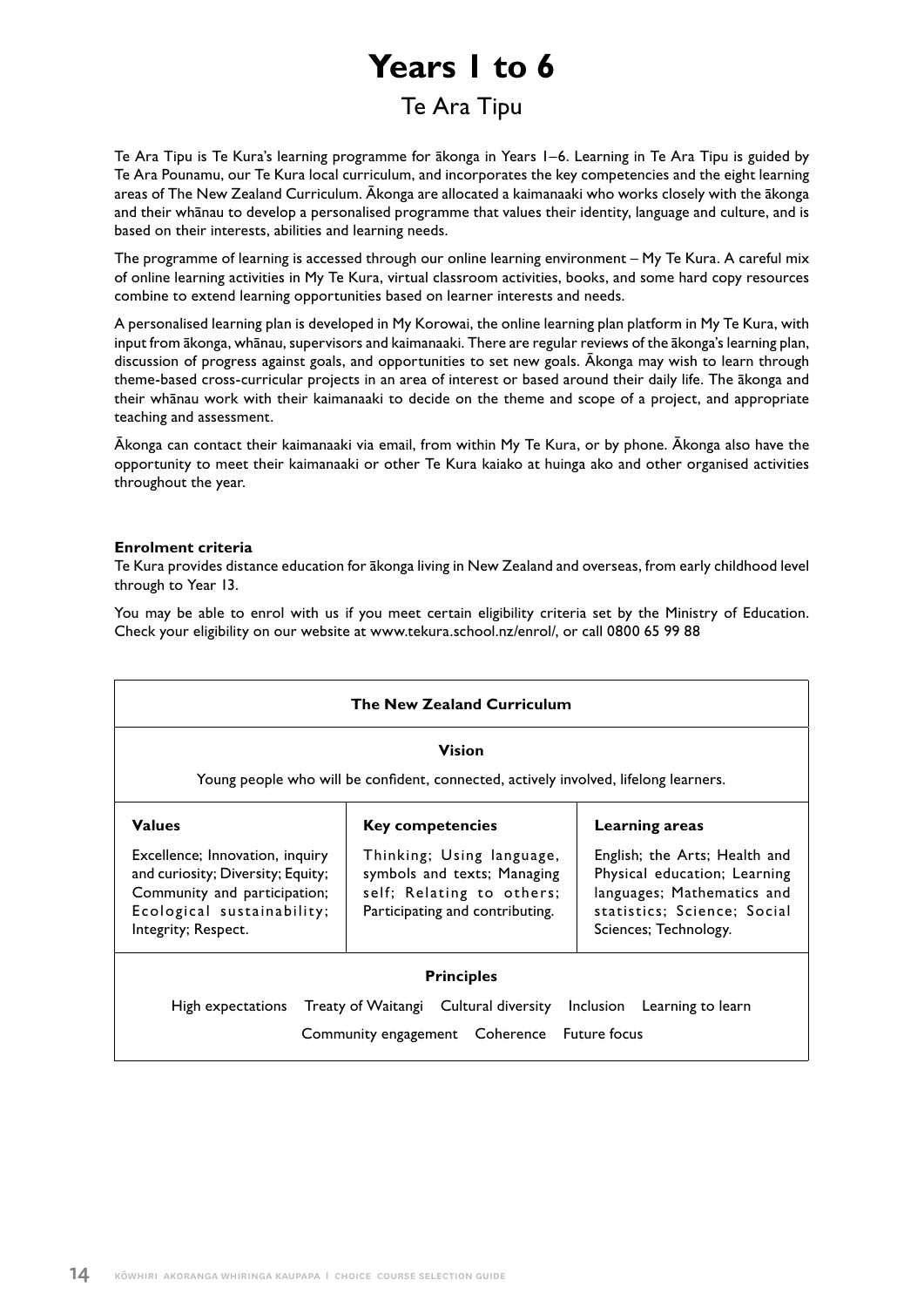# Years 1 to 6

## Te Ara Tipu

Te Ara Tipu is Te Kura's learning programme for ākonga in Years 1–6. Learning in Te Ara Tipu is guided by Te Ara Pounamu, our Te Kura local curriculum, and incorporates the key competencies and the eight learning areas of The New Zealand Curriculum. Ākonga are allocated a kaimanaaki who works closely with the ākonga and their whānau to develop a personalised programme that values their identity, language and culture, and is based on their interests, abilities and learning needs.

The programme of learning is accessed through our online learning environment – My Te Kura. A careful mix of online learning activities in My Te Kura, virtual classroom activities, books, and some hard copy resources combine to extend learning opportunities based on learner interests and needs.

A personalised learning plan is developed in My Korowai, the online learning plan platform in My Te Kura, with input from ākonga, whānau, supervisors and kaimanaaki. There are regular reviews of the ākonga's learning plan, discussion of progress against goals, and opportunities to set new goals. Ākonga may wish to learn through theme-based cross-curricular projects in an area of interest or based around their daily life. The ākonga and their whānau work with their kaimanaaki to decide on the theme and scope of a project, and appropriate teaching and assessment.

Ākonga can contact their kaimanaaki via email, from within My Te Kura, or by phone. Ākonga also have the opportunity to meet their kaimanaaki or other Te Kura kaiako at huinga ako and other organised activities throughout the year.

**Enrolment criteria**

Te Kura provides distance education for ākonga living in New Zealand and overseas, from early childhood level through to Year 13.

You may be able to enrol with us if you meet certain eligibility criteria set by the Ministry of Education. Check your eligibility on our website at www.tekura.school.nz/enrol/, or call 0800 65 99 88

| The New Zealand Curriculum | | |
|---|---|---|
| **Vision**<br>Young people who will be confident, connected, actively involved, lifelong learners. | | |
| **Values**<br>Excellence; Innovation, inquiry and curiosity; Diversity; Equity; Community and participation; Ecological sustainability; Integrity; Respect. | **Key competencies**<br>Thinking; Using language, symbols and texts; Managing self; Relating to others; Participating and contributing. | **Learning areas**<br>English; the Arts; Health and Physical education; Learning languages; Mathematics and statistics; Science; Social Sciences; Technology. |
| **Principles**<br>High expectations · Treaty of Waitangi · Cultural diversity · Inclusion · Learning to learn · Community engagement · Coherence · Future focus | | |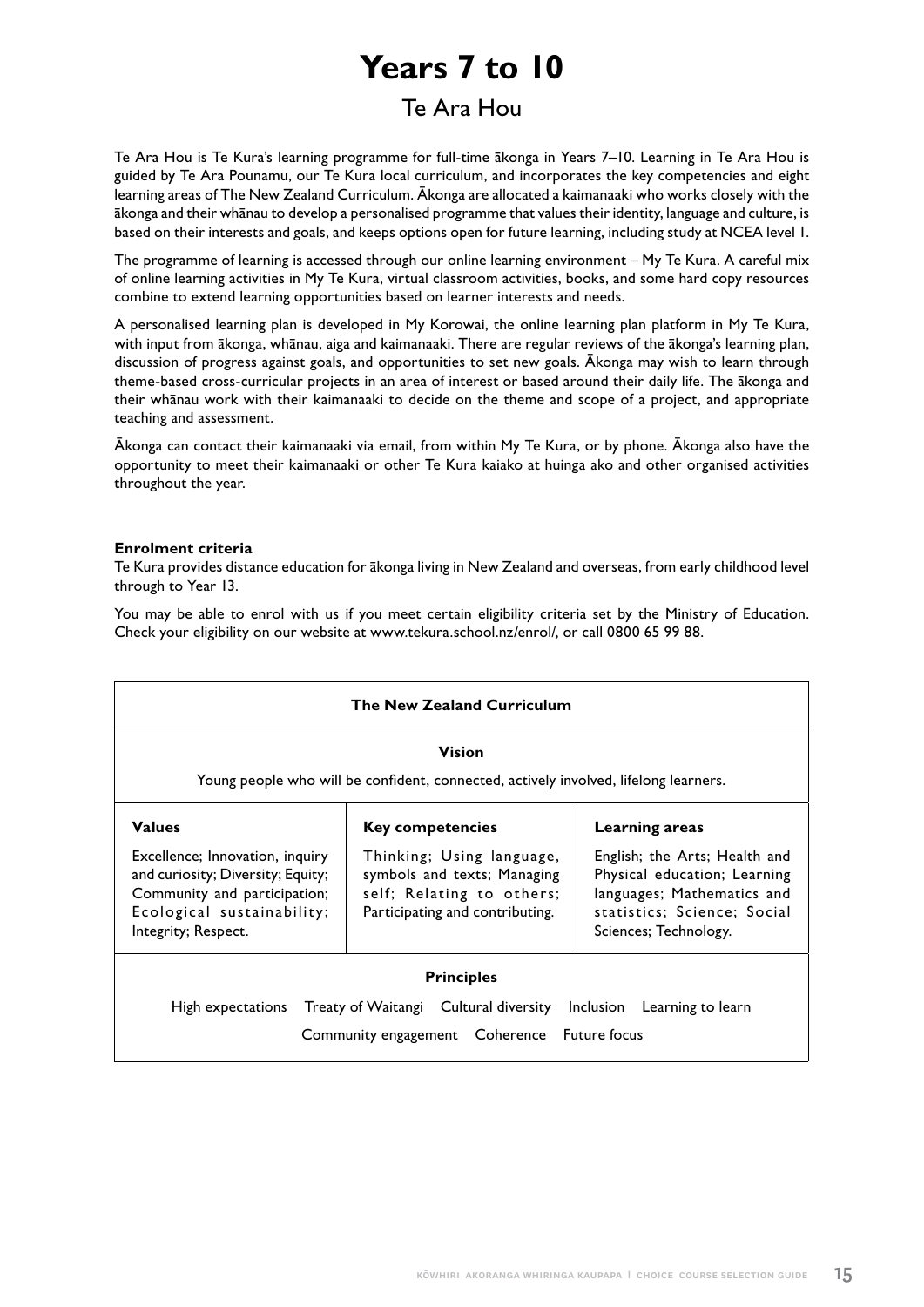# Years 7 to 10

## Te Ara Hou

Te Ara Hou is Te Kura's learning programme for full-time ākonga in Years 7–10. Learning in Te Ara Hou is guided by Te Ara Pounamu, our Te Kura local curriculum, and incorporates the key competencies and eight learning areas of The New Zealand Curriculum. Ākonga are allocated a kaimanaaki who works closely with the ākonga and their whānau to develop a personalised programme that values their identity, language and culture, is based on their interests and goals, and keeps options open for future learning, including study at NCEA level 1.

The programme of learning is accessed through our online learning environment – My Te Kura. A careful mix of online learning activities in My Te Kura, virtual classroom activities, books, and some hard copy resources combine to extend learning opportunities based on learner interests and needs.

A personalised learning plan is developed in My Korowai, the online learning plan platform in My Te Kura, with input from ākonga, whānau, aiga and kaimanaaki. There are regular reviews of the ākonga's learning plan, discussion of progress against goals, and opportunities to set new goals. Ākonga may wish to learn through theme-based cross-curricular projects in an area of interest or based around their daily life. The ākonga and their whānau work with their kaimanaaki to decide on the theme and scope of a project, and appropriate teaching and assessment.

Ākonga can contact their kaimanaaki via email, from within My Te Kura, or by phone. Ākonga also have the opportunity to meet their kaimanaaki or other Te Kura kaiako at huinga ako and other organised activities throughout the year.

**Enrolment criteria**

Te Kura provides distance education for ākonga living in New Zealand and overseas, from early childhood level through to Year 13.

You may be able to enrol with us if you meet certain eligibility criteria set by the Ministry of Education. Check your eligibility on our website at www.tekura.school.nz/enrol/, or call 0800 65 99 88.

| The New Zealand Curriculum | | |
|---|---|---|
| **Vision**<br>Young people who will be confident, connected, actively involved, lifelong learners. | | |
| **Values**<br>Excellence; Innovation, inquiry and curiosity; Diversity; Equity; Community and participation; Ecological sustainability; Integrity; Respect. | **Key competencies**<br>Thinking; Using language, symbols and texts; Managing self; Relating to others; Participating and contributing. | **Learning areas**<br>English; the Arts; Health and Physical education; Learning languages; Mathematics and statistics; Science; Social Sciences; Technology. |
| **Principles**<br>High expectations Treaty of Waitangi Cultural diversity Inclusion Learning to learn Community engagement Coherence Future focus | | |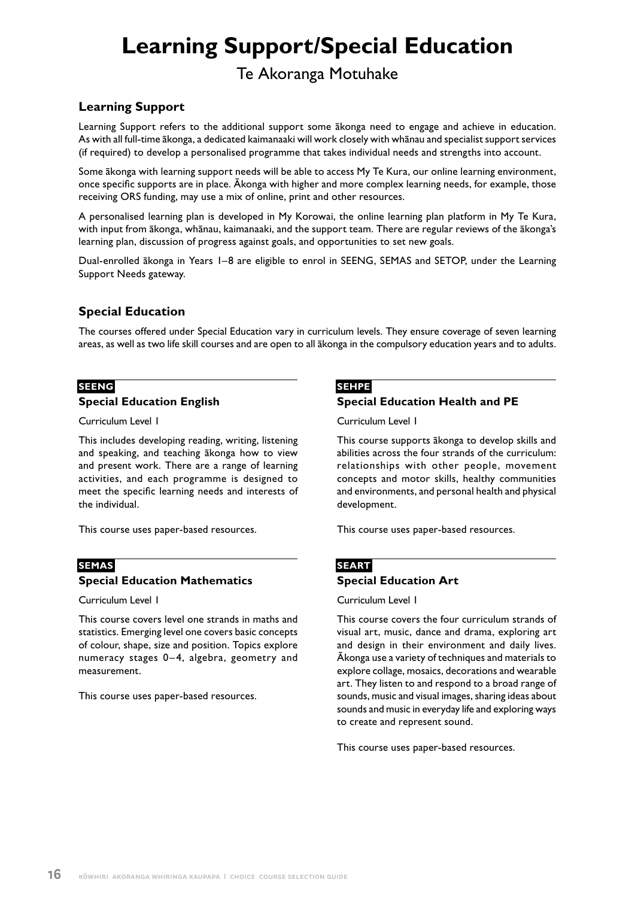# Learning Support/Special Education

Te Akoranga Motuhake

## Learning Support

Learning Support refers to the additional support some ākonga need to engage and achieve in education. As with all full-time ākonga, a dedicated kaimanaaki will work closely with whānau and specialist support services (if required) to develop a personalised programme that takes individual needs and strengths into account.

Some ākonga with learning support needs will be able to access My Te Kura, our online learning environment, once specific supports are in place. Ākonga with higher and more complex learning needs, for example, those receiving ORS funding, may use a mix of online, print and other resources.

A personalised learning plan is developed in My Korowai, the online learning plan platform in My Te Kura, with input from ākonga, whānau, kaimanaaki, and the support team. There are regular reviews of the ākonga's learning plan, discussion of progress against goals, and opportunities to set new goals.

Dual-enrolled ākonga in Years 1–8 are eligible to enrol in SEENG, SEMAS and SETOP, under the Learning Support Needs gateway.

## Special Education

The courses offered under Special Education vary in curriculum levels. They ensure coverage of seven learning areas, as well as two life skill courses and are open to all ākonga in the compulsory education years and to adults.

**SEENG**

### Special Education English

Curriculum Level 1

This includes developing reading, writing, listening and speaking, and teaching ākonga how to view and present work. There are a range of learning activities, and each programme is designed to meet the specific learning needs and interests of the individual.

This course uses paper-based resources.

**SEMAS**

### Special Education Mathematics

Curriculum Level 1

This course covers level one strands in maths and statistics. Emerging level one covers basic concepts of colour, shape, size and position. Topics explore numeracy stages 0–4, algebra, geometry and measurement.

This course uses paper-based resources.

**SEHPE**

### Special Education Health and PE

Curriculum Level 1

This course supports ākonga to develop skills and abilities across the four strands of the curriculum: relationships with other people, movement concepts and motor skills, healthy communities and environments, and personal health and physical development.

This course uses paper-based resources.

**SEART**

### Special Education Art

Curriculum Level 1

This course covers the four curriculum strands of visual art, music, dance and drama, exploring art and design in their environment and daily lives. Ākonga use a variety of techniques and materials to explore collage, mosaics, decorations and wearable art. They listen to and respond to a broad range of sounds, music and visual images, sharing ideas about sounds and music in everyday life and exploring ways to create and represent sound.

This course uses paper-based resources.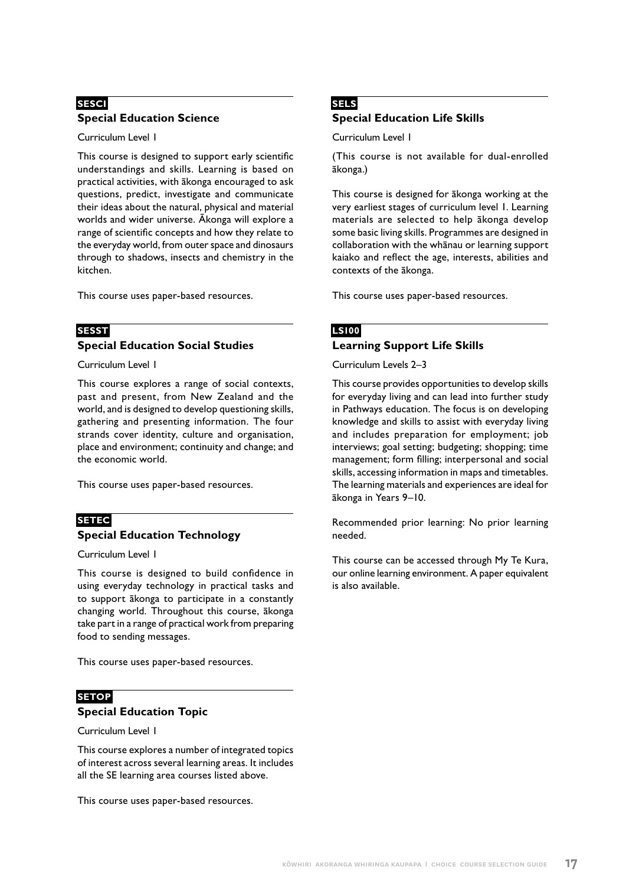**SESCI**

### Special Education Science

Curriculum Level 1

This course is designed to support early scientific understandings and skills. Learning is based on practical activities, with ākonga encouraged to ask questions, predict, investigate and communicate their ideas about the natural, physical and material worlds and wider universe. Ākonga will explore a range of scientific concepts and how they relate to the everyday world, from outer space and dinosaurs through to shadows, insects and chemistry in the kitchen.

This course uses paper-based resources.

**SESST**

### Special Education Social Studies

Curriculum Level 1

This course explores a range of social contexts, past and present, from New Zealand and the world, and is designed to develop questioning skills, gathering and presenting information. The four strands cover identity, culture and organisation, place and environment; continuity and change; and the economic world.

This course uses paper-based resources.

**SETEC**

### Special Education Technology

Curriculum Level 1

This course is designed to build confidence in using everyday technology in practical tasks and to support ākonga to participate in a constantly changing world. Throughout this course, ākonga take part in a range of practical work from preparing food to sending messages.

This course uses paper-based resources.

**SETOP**

### Special Education Topic

Curriculum Level 1

This course explores a number of integrated topics of interest across several learning areas. It includes all the SE learning area courses listed above.

This course uses paper-based resources.

**SELS**

### Special Education Life Skills

Curriculum Level 1

(This course is not available for dual-enrolled ākonga.)

This course is designed for ākonga working at the very earliest stages of curriculum level 1. Learning materials are selected to help ākonga develop some basic living skills. Programmes are designed in collaboration with the whānau or learning support kaiako and reflect the age, interests, abilities and contexts of the ākonga.

This course uses paper-based resources.

**LS100**

### Learning Support Life Skills

Curriculum Levels 2–3

This course provides opportunities to develop skills for everyday living and can lead into further study in Pathways education. The focus is on developing knowledge and skills to assist with everyday living and includes preparation for employment; job interviews; goal setting; budgeting; shopping; time management; form filling; interpersonal and social skills, accessing information in maps and timetables. The learning materials and experiences are ideal for ākonga in Years 9–10.

Recommended prior learning: No prior learning needed.

This course can be accessed through My Te Kura, our online learning environment. A paper equivalent is also available.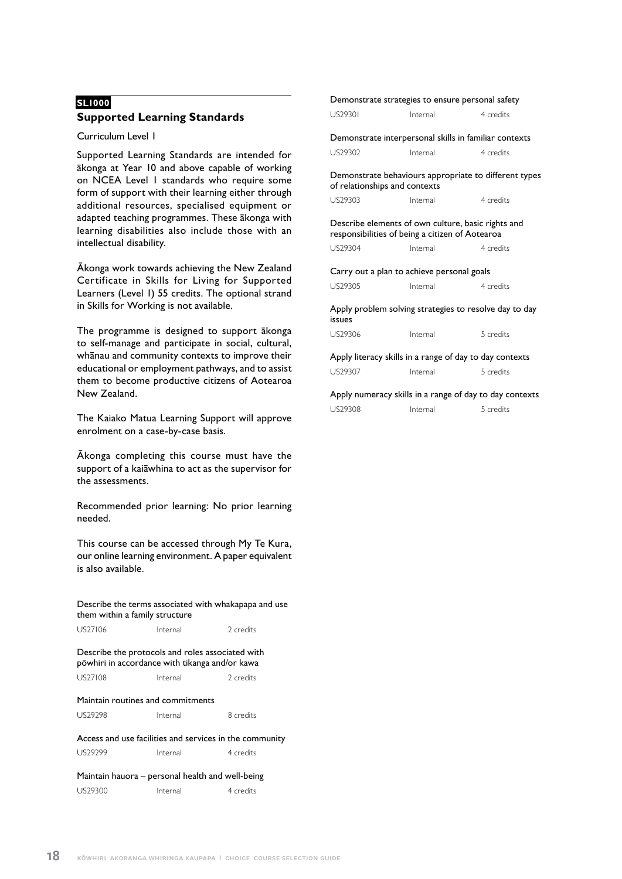**SL1000**

## Supported Learning Standards

Curriculum Level 1

Supported Learning Standards are intended for ākonga at Year 10 and above capable of working on NCEA Level 1 standards who require some form of support with their learning either through additional resources, specialised equipment or adapted teaching programmes. These ākonga with learning disabilities also include those with an intellectual disability.

Ākonga work towards achieving the New Zealand Certificate in Skills for Living for Supported Learners (Level 1) 55 credits. The optional strand in Skills for Working is not available.

The programme is designed to support ākonga to self-manage and participate in social, cultural, whānau and community contexts to improve their educational or employment pathways, and to assist them to become productive citizens of Aotearoa New Zealand.

The Kaiako Matua Learning Support will approve enrolment on a case-by-case basis.

Ākonga completing this course must have the support of a kaiāwhina to act as the supervisor for the assessments.

Recommended prior learning: No prior learning needed.

This course can be accessed through My Te Kura, our online learning environment. A paper equivalent is also available.

Describe the terms associated with whakapapa and use them within a family structure

| US27106 | Internal | 2 credits |
|---|---|---|

Describe the protocols and roles associated with pōwhiri in accordance with tikanga and/or kawa

| US27108 | Internal | 2 credits |
|---|---|---|

Maintain routines and commitments

| US29298 | Internal | 8 credits |
|---|---|---|

Access and use facilities and services in the community

| US29299 | Internal | 4 credits |
|---|---|---|

Maintain hauora – personal health and well-being

| US29300 | Internal | 4 credits |
|---|---|---|

Demonstrate strategies to ensure personal safety

| US29301 | Internal | 4 credits |
|---|---|---|

Demonstrate interpersonal skills in familiar contexts

| US29302 | Internal | 4 credits |
|---|---|---|

Demonstrate behaviours appropriate to different types of relationships and contexts

| US29303 | Internal | 4 credits |
|---|---|---|

Describe elements of own culture, basic rights and responsibilities of being a citizen of Aotearoa

| US29304 | Internal | 4 credits |
|---|---|---|

Carry out a plan to achieve personal goals

| US29305 | Internal | 4 credits |
|---|---|---|

Apply problem solving strategies to resolve day to day issues

| US29306 | Internal | 5 credits |
|---|---|---|

Apply literacy skills in a range of day to day contexts

| US29307 | Internal | 5 credits |
|---|---|---|

Apply numeracy skills in a range of day to day contexts

| US29308 | Internal | 5 credits |
|---|---|---|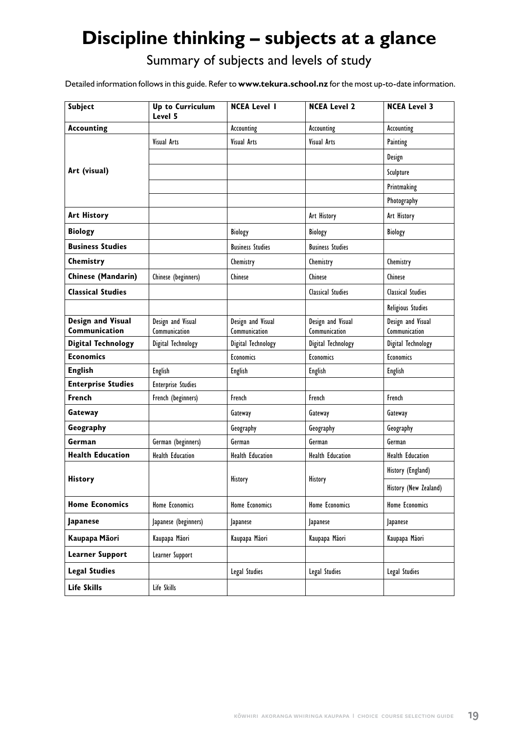# Discipline thinking – subjects at a glance

## Summary of subjects and levels of study

Detailed information follows in this guide. Refer to **www.tekura.school.nz** for the most up-to-date information.

| Subject | Up to Curriculum Level 5 | NCEA Level 1 | NCEA Level 2 | NCEA Level 3 |
|---|---|---|---|---|
| **Accounting** | | Accounting | Accounting | Accounting |
| **Art (visual)** | Visual Arts | Visual Arts | Visual Arts | Painting |
| | | | | Design |
| | | | | Sculpture |
| | | | | Printmaking |
| | | | | Photography |
| **Art History** | | | Art History | Art History |
| **Biology** | | Biology | Biology | Biology |
| **Business Studies** | | Business Studies | Business Studies | |
| **Chemistry** | | Chemistry | Chemistry | Chemistry |
| **Chinese (Mandarin)** | Chinese (beginners) | Chinese | Chinese | Chinese |
| **Classical Studies** | | | Classical Studies | Classical Studies |
| | | | | Religious Studies |
| **Design and Visual Communication** | Design and Visual Communication | Design and Visual Communication | Design and Visual Communication | Design and Visual Communication |
| **Digital Technology** | Digital Technology | Digital Technology | Digital Technology | Digital Technology |
| **Economics** | | Economics | Economics | Economics |
| **English** | English | English | English | English |
| **Enterprise Studies** | Enterprise Studies | | | |
| **French** | French (beginners) | French | French | French |
| **Gateway** | | Gateway | Gateway | Gateway |
| **Geography** | | Geography | Geography | Geography |
| **German** | German (beginners) | German | German | German |
| **Health Education** | Health Education | Health Education | Health Education | Health Education |
| **History** | | History | History | History (England) |
| | | | | History (New Zealand) |
| **Home Economics** | Home Economics | Home Economics | Home Economics | Home Economics |
| **Japanese** | Japanese (beginners) | Japanese | Japanese | Japanese |
| **Kaupapa Māori** | Kaupapa Māori | Kaupapa Māori | Kaupapa Māori | Kaupapa Māori |
| **Learner Support** | Learner Support | | | |
| **Legal Studies** | | Legal Studies | Legal Studies | Legal Studies |
| **Life Skills** | Life Skills | | | |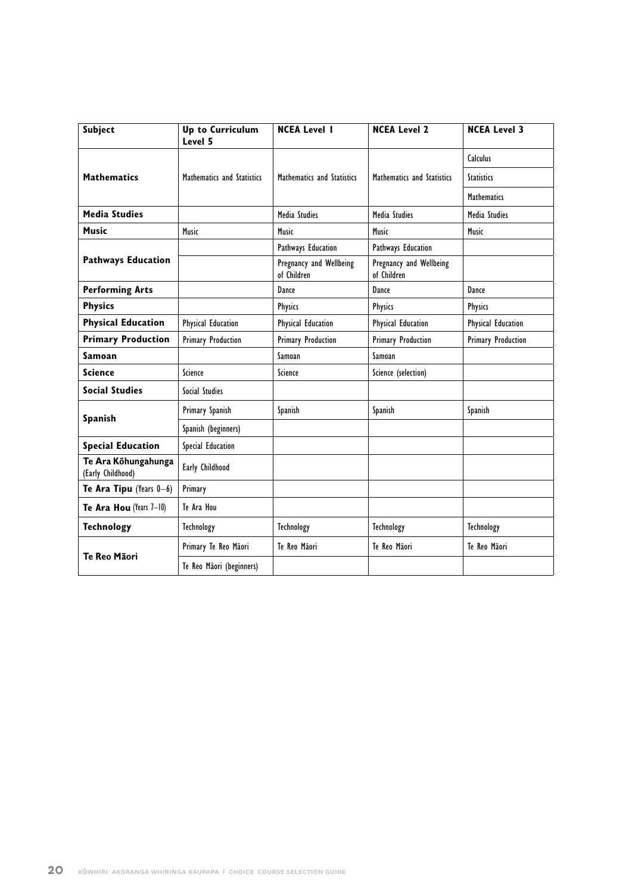| Subject | Up to Curriculum Level 5 | NCEA Level 1 | NCEA Level 2 | NCEA Level 3 |
|---|---|---|---|---|
| **Mathematics** | Mathematics and Statistics | Mathematics and Statistics | Mathematics and Statistics | Calculus |
| | | | | Statistics |
| | | | | Mathematics |
| **Media Studies** | | Media Studies | Media Studies | Media Studies |
| **Music** | Music | Music | Music | Music |
| **Pathways Education** | | Pathways Education | Pathways Education | |
| | | Pregnancy and Wellbeing of Children | Pregnancy and Wellbeing of Children | |
| **Performing Arts** | | Dance | Dance | Dance |
| **Physics** | | Physics | Physics | Physics |
| **Physical Education** | Physical Education | Physical Education | Physical Education | Physical Education |
| **Primary Production** | Primary Production | Primary Production | Primary Production | Primary Production |
| **Samoan** | | Samoan | Samoan | |
| **Science** | Science | Science | Science (selection) | |
| **Social Studies** | Social Studies | | | |
| **Spanish** | Primary Spanish | Spanish | Spanish | Spanish |
| | Spanish (beginners) | | | |
| **Special Education** | Special Education | | | |
| **Te Ara Kōhungahunga** (Early Childhood) | Early Childhood | | | |
| **Te Ara Tipu** (Years 0–6) | Primary | | | |
| **Te Ara Hou** (Years 7–10) | Te Ara Hou | | | |
| **Technology** | Technology | Technology | Technology | Technology |
| **Te Reo Māori** | Primary Te Reo Māori | Te Reo Māori | Te Reo Māori | Te Reo Māori |
| | Te Reo Māori (beginners) | | | |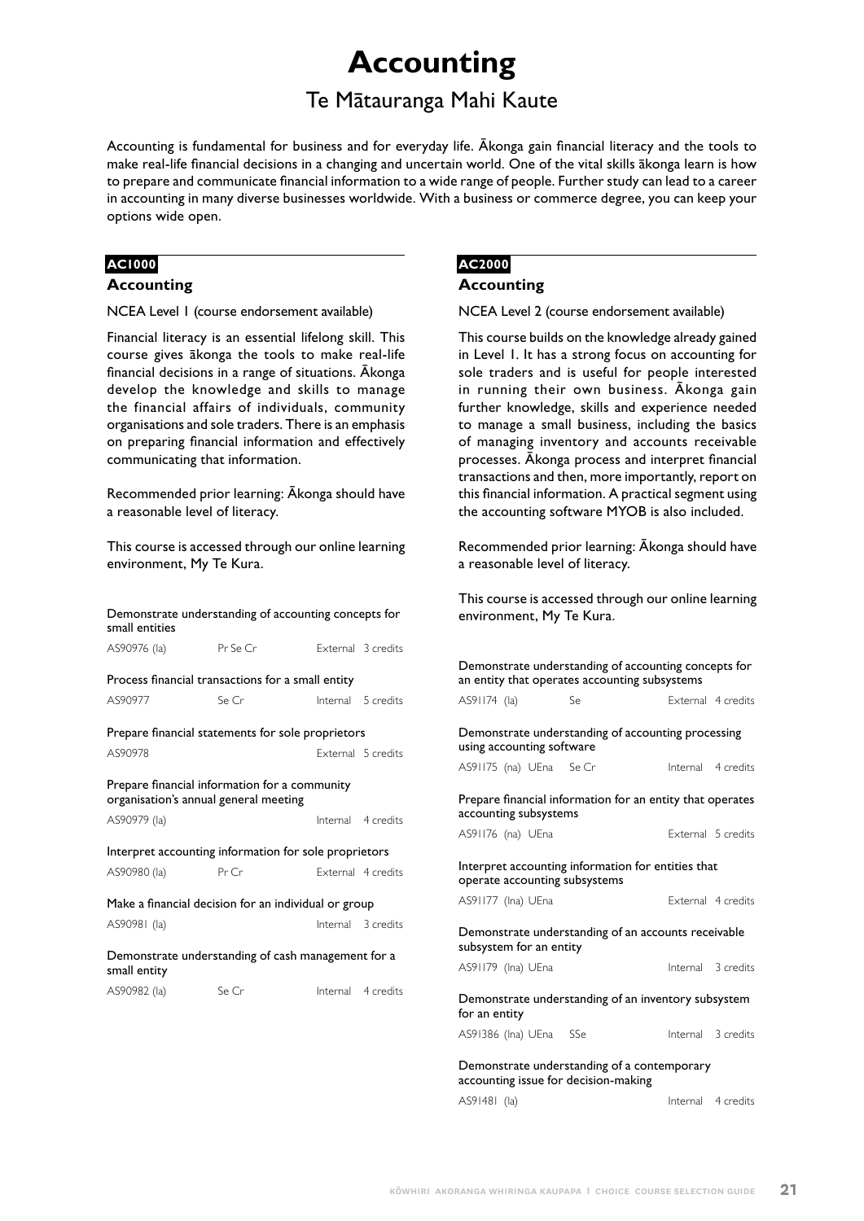# Accounting

## Te Mātauranga Mahi Kaute

Accounting is fundamental for business and for everyday life. Ākonga gain financial literacy and the tools to make real-life financial decisions in a changing and uncertain world. One of the vital skills ākonga learn is how to prepare and communicate financial information to a wide range of people. Further study can lead to a career in accounting in many diverse businesses worldwide. With a business or commerce degree, you can keep your options wide open.

**AC1000**

### Accounting

NCEA Level 1 (course endorsement available)

Financial literacy is an essential lifelong skill. This course gives ākonga the tools to make real-life financial decisions in a range of situations. Ākonga develop the knowledge and skills to manage the financial affairs of individuals, community organisations and sole traders. There is an emphasis on preparing financial information and effectively communicating that information.

Recommended prior learning: Ākonga should have a reasonable level of literacy.

This course is accessed through our online learning environment, My Te Kura.

Demonstrate understanding of accounting concepts for small entities
AS90976 (la) Pr Se Cr External 3 credits

Process financial transactions for a small entity
AS90977 Se Cr Internal 5 credits

Prepare financial statements for sole proprietors
AS90978 External 5 credits

Prepare financial information for a community organisation's annual general meeting
AS90979 (la) Internal 4 credits

Interpret accounting information for sole proprietors
AS90980 (la) Pr Cr External 4 credits

Make a financial decision for an individual or group
AS90981 (la) Internal 3 credits

Demonstrate understanding of cash management for a small entity
AS90982 (la) Se Cr Internal 4 credits

**AC2000**

### Accounting

NCEA Level 2 (course endorsement available)

This course builds on the knowledge already gained in Level 1. It has a strong focus on accounting for sole traders and is useful for people interested in running their own business. Ākonga gain further knowledge, skills and experience needed to manage a small business, including the basics of managing inventory and accounts receivable processes. Ākonga process and interpret financial transactions and then, more importantly, report on this financial information. A practical segment using the accounting software MYOB is also included.

Recommended prior learning: Ākonga should have a reasonable level of literacy.

This course is accessed through our online learning environment, My Te Kura.

Demonstrate understanding of accounting concepts for an entity that operates accounting subsystems
AS91174 (la) Se External 4 credits

Demonstrate understanding of accounting processing using accounting software
AS91175 (na) UEna Se Cr Internal 4 credits

Prepare financial information for an entity that operates accounting subsystems
AS91176 (na) UEna External 5 credits

Interpret accounting information for entities that operate accounting subsystems
AS91177 (lna) UEna External 4 credits

Demonstrate understanding of an accounts receivable subsystem for an entity
AS91179 (lna) UEna Internal 3 credits

Demonstrate understanding of an inventory subsystem for an entity
AS91386 (lna) UEna SSe Internal 3 credits

Demonstrate understanding of a contemporary accounting issue for decision-making
AS91481 (la) Internal 4 credits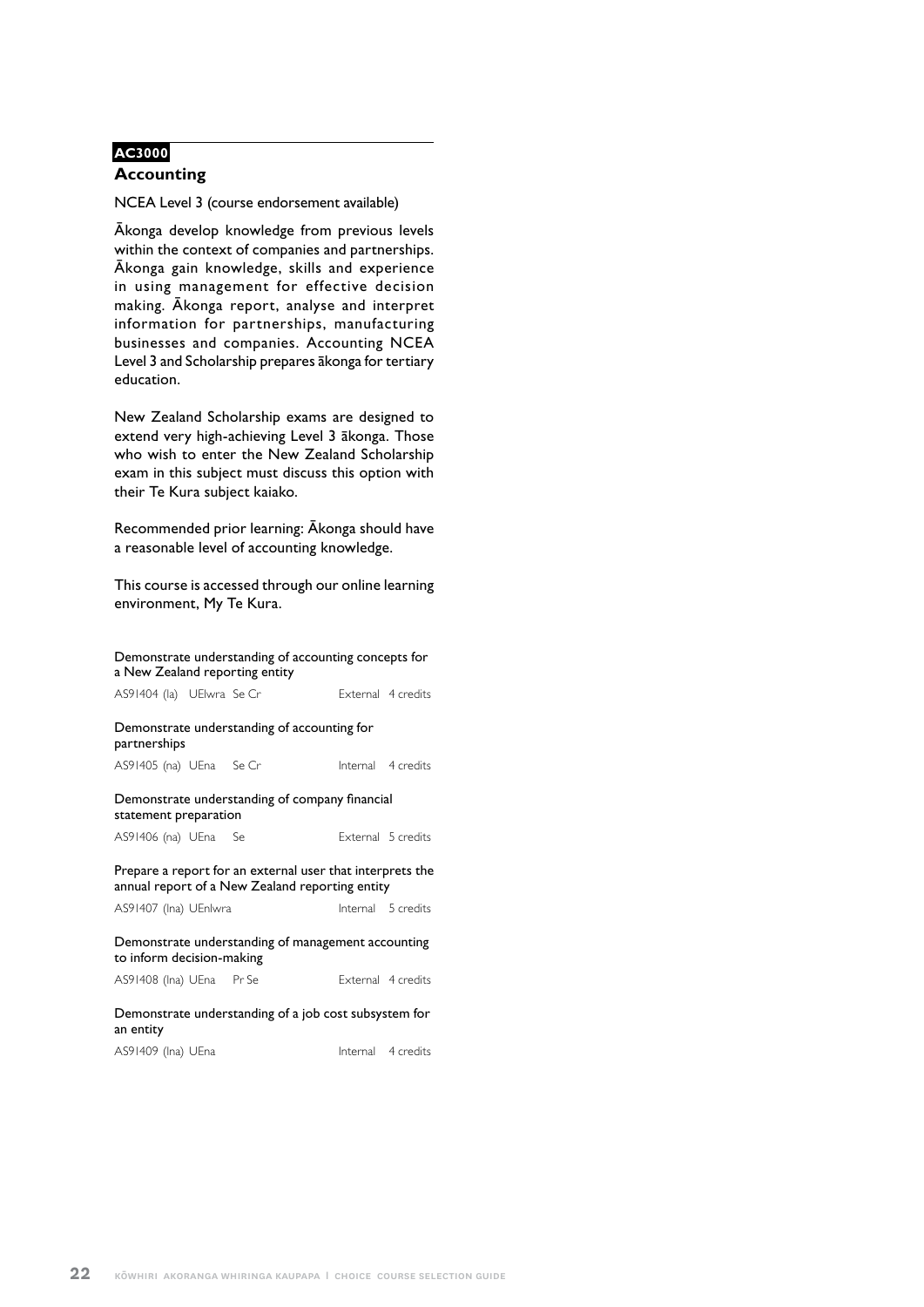**AC3000**

## Accounting

NCEA Level 3 (course endorsement available)

Ākonga develop knowledge from previous levels within the context of companies and partnerships. Ākonga gain knowledge, skills and experience in using management for effective decision making. Ākonga report, analyse and interpret information for partnerships, manufacturing businesses and companies. Accounting NCEA Level 3 and Scholarship prepares ākonga for tertiary education.

New Zealand Scholarship exams are designed to extend very high-achieving Level 3 ākonga. Those who wish to enter the New Zealand Scholarship exam in this subject must discuss this option with their Te Kura subject kaiako.

Recommended prior learning: Ākonga should have a reasonable level of accounting knowledge.

This course is accessed through our online learning environment, My Te Kura.

Demonstrate understanding of accounting concepts for a New Zealand reporting entity

AS91404 (la) UElwra Se Cr — External 4 credits

Demonstrate understanding of accounting for partnerships

AS91405 (na) UEna Se Cr — Internal 4 credits

Demonstrate understanding of company financial statement preparation

AS91406 (na) UEna Se — External 5 credits

Prepare a report for an external user that interprets the annual report of a New Zealand reporting entity

AS91407 (lna) UEnlwra — Internal 5 credits

Demonstrate understanding of management accounting to inform decision-making

AS91408 (lna) UEna Pr Se — External 4 credits

Demonstrate understanding of a job cost subsystem for an entity

AS91409 (lna) UEna — Internal 4 credits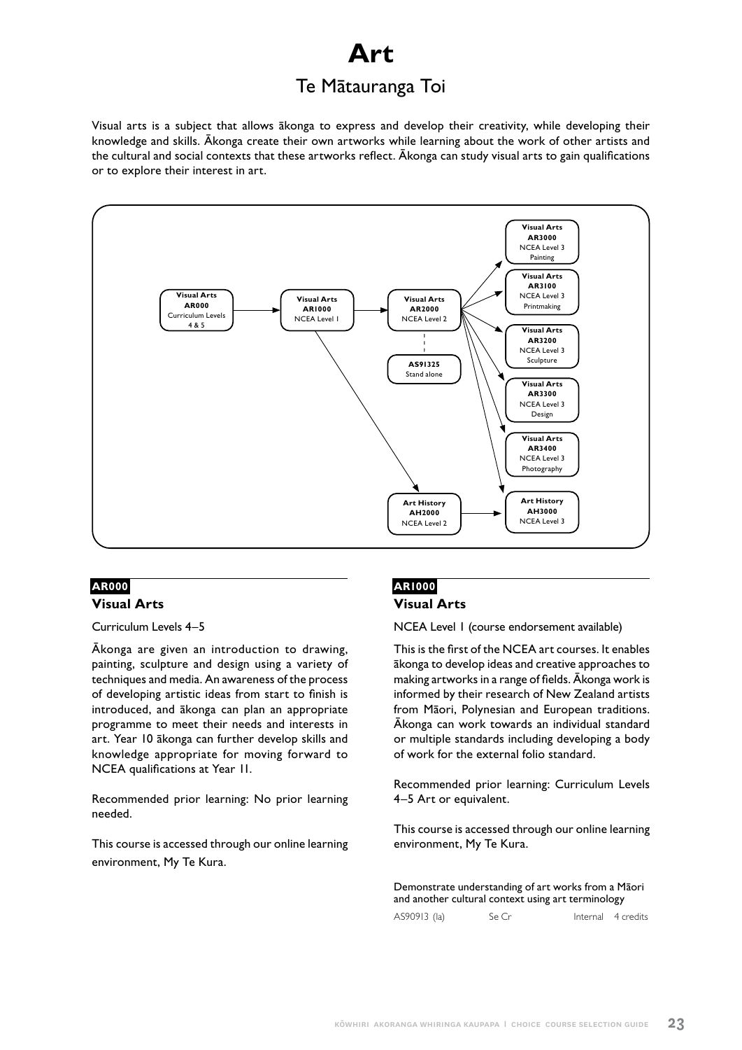# Art

## Te Mātauranga Toi

Visual arts is a subject that allows ākonga to express and develop their creativity, while developing their knowledge and skills. Ākonga create their own artworks while learning about the work of other artists and the cultural and social contexts that these artworks reflect. Ākonga can study visual arts to gain qualifications or to explore their interest in art.

- **Visual Arts AR000** Curriculum Levels 4 & 5 → **Visual Arts AR1000** NCEA Level 1
- **Visual Arts AR1000** NCEA Level 1 → **Visual Arts AR2000** NCEA Level 2; **Art History AH2000** NCEA Level 2
- **Visual Arts AR2000** NCEA Level 2 (linked to **AS91325** Stand alone) → **Visual Arts AR3000** NCEA Level 3 Painting; **Visual Arts AR3100** NCEA Level 3 Printmaking; **Visual Arts AR3200** NCEA Level 3 Sculpture; **Visual Arts AR3300** NCEA Level 3 Design; **Visual Arts AR3400** NCEA Level 3 Photography; **Art History AH3000** NCEA Level 3
- **Art History AH2000** NCEA Level 2 → **Art History AH3000** NCEA Level 3

### AR000

### Visual Arts

Curriculum Levels 4–5

Ākonga are given an introduction to drawing, painting, sculpture and design using a variety of techniques and media. An awareness of the process of developing artistic ideas from start to finish is introduced, and ākonga can plan an appropriate programme to meet their needs and interests in art. Year 10 ākonga can further develop skills and knowledge appropriate for moving forward to NCEA qualifications at Year 11.

Recommended prior learning: No prior learning needed.

This course is accessed through our online learning environment, My Te Kura.

### AR1000

### Visual Arts

NCEA Level 1 (course endorsement available)

This is the first of the NCEA art courses. It enables ākonga to develop ideas and creative approaches to making artworks in a range of fields. Ākonga work is informed by their research of New Zealand artists from Māori, Polynesian and European traditions. Ākonga can work towards an individual standard or multiple standards including developing a body of work for the external folio standard.

Recommended prior learning: Curriculum Levels 4–5 Art or equivalent.

This course is accessed through our online learning environment, My Te Kura.

| Demonstrate understanding of art works from a Māori and another cultural context using art terminology | | | |
|---|---|---|---|
| AS90913 (Ia) | Se Cr | Internal | 4 credits |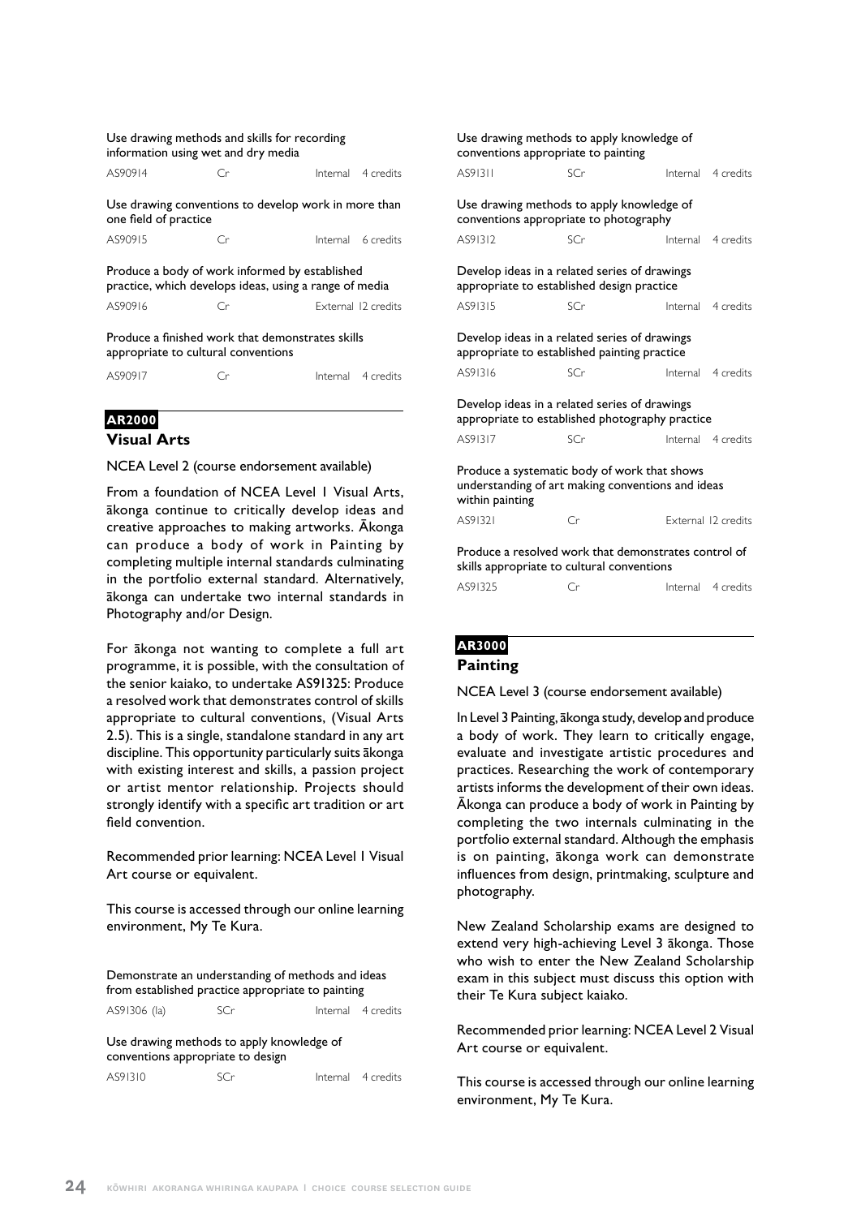Use drawing methods and skills for recording information using wet and dry media

| AS90914 | Cr | Internal | 4 credits |
|---|---|---|---|

Use drawing conventions to develop work in more than one field of practice

| AS90915 | Cr | Internal | 6 credits |
|---|---|---|---|

Produce a body of work informed by established practice, which develops ideas, using a range of media

| AS90916 | Cr | External | 12 credits |
|---|---|---|---|

Produce a finished work that demonstrates skills appropriate to cultural conventions

| AS90917 | Cr | Internal | 4 credits |
|---|---|---|---|

**AR2000**

## Visual Arts

NCEA Level 2 (course endorsement available)

From a foundation of NCEA Level 1 Visual Arts, ākonga continue to critically develop ideas and creative approaches to making artworks. Ākonga can produce a body of work in Painting by completing multiple internal standards culminating in the portfolio external standard. Alternatively, ākonga can undertake two internal standards in Photography and/or Design.

For ākonga not wanting to complete a full art programme, it is possible, with the consultation of the senior kaiako, to undertake AS91325: Produce a resolved work that demonstrates control of skills appropriate to cultural conventions, (Visual Arts 2.5). This is a single, standalone standard in any art discipline. This opportunity particularly suits ākonga with existing interest and skills, a passion project or artist mentor relationship. Projects should strongly identify with a specific art tradition or art field convention.

Recommended prior learning: NCEA Level 1 Visual Art course or equivalent.

This course is accessed through our online learning environment, My Te Kura.

Demonstrate an understanding of methods and ideas from established practice appropriate to painting

| AS91306 (la) | SCr | Internal | 4 credits |
|---|---|---|---|

Use drawing methods to apply knowledge of conventions appropriate to design

| AS91310 | SCr | Internal | 4 credits |
|---|---|---|---|

Use drawing methods to apply knowledge of conventions appropriate to painting

| AS91311 | SCr | Internal | 4 credits |
|---|---|---|---|

Use drawing methods to apply knowledge of conventions appropriate to photography

| AS91312 | SCr | Internal | 4 credits |
|---|---|---|---|

Develop ideas in a related series of drawings appropriate to established design practice

| AS91315 | SCr | Internal | 4 credits |
|---|---|---|---|

Develop ideas in a related series of drawings appropriate to established painting practice

| AS91316 | SCr | Internal | 4 credits |
|---|---|---|---|

Develop ideas in a related series of drawings appropriate to established photography practice

| AS91317 | SCr | Internal | 4 credits |
|---|---|---|---|

Produce a systematic body of work that shows understanding of art making conventions and ideas within painting

| AS91321 | Cr | External | 12 credits |
|---|---|---|---|

Produce a resolved work that demonstrates control of skills appropriate to cultural conventions

| AS91325 | Cr | Internal | 4 credits |
|---|---|---|---|

**AR3000**

## Painting

NCEA Level 3 (course endorsement available)

In Level 3 Painting, ākonga study, develop and produce a body of work. They learn to critically engage, evaluate and investigate artistic procedures and practices. Researching the work of contemporary artists informs the development of their own ideas. Ākonga can produce a body of work in Painting by completing the two internals culminating in the portfolio external standard. Although the emphasis is on painting, ākonga work can demonstrate influences from design, printmaking, sculpture and photography.

New Zealand Scholarship exams are designed to extend very high-achieving Level 3 ākonga. Those who wish to enter the New Zealand Scholarship exam in this subject must discuss this option with their Te Kura subject kaiako.

Recommended prior learning: NCEA Level 2 Visual Art course or equivalent.

This course is accessed through our online learning environment, My Te Kura.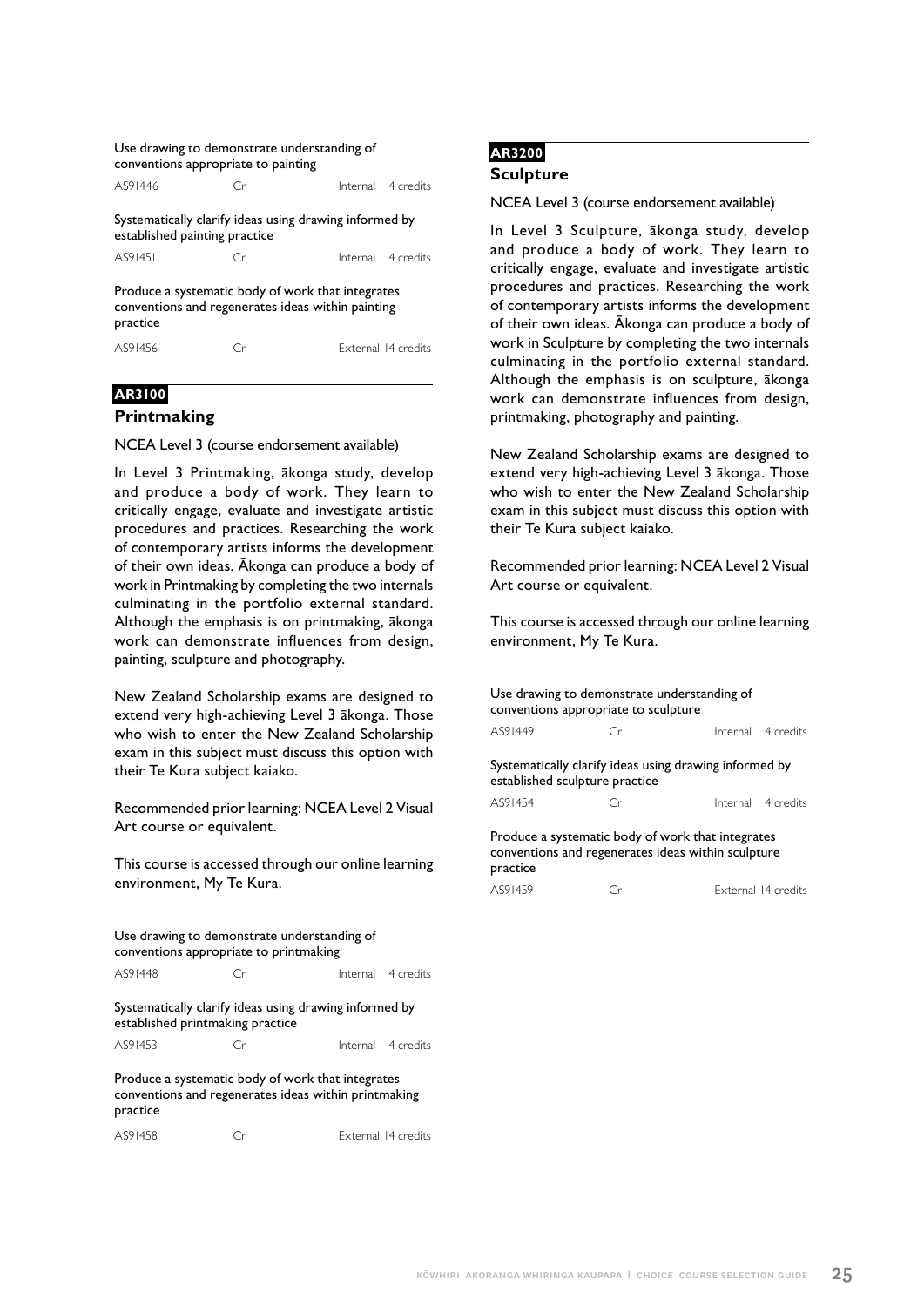Use drawing to demonstrate understanding of conventions appropriate to painting

| AS91446 | Cr | Internal | 4 credits |
|---|---|---|---|

Systematically clarify ideas using drawing informed by established painting practice

| AS91451 | Cr | Internal | 4 credits |
|---|---|---|---|

Produce a systematic body of work that integrates conventions and regenerates ideas within painting practice

| AS91456 | Cr | External | 14 credits |
|---|---|---|---|

**AR3100**

## Printmaking

NCEA Level 3 (course endorsement available)

In Level 3 Printmaking, ākonga study, develop and produce a body of work. They learn to critically engage, evaluate and investigate artistic procedures and practices. Researching the work of contemporary artists informs the development of their own ideas. Ākonga can produce a body of work in Printmaking by completing the two internals culminating in the portfolio external standard. Although the emphasis is on printmaking, ākonga work can demonstrate influences from design, painting, sculpture and photography.

New Zealand Scholarship exams are designed to extend very high-achieving Level 3 ākonga. Those who wish to enter the New Zealand Scholarship exam in this subject must discuss this option with their Te Kura subject kaiako.

Recommended prior learning: NCEA Level 2 Visual Art course or equivalent.

This course is accessed through our online learning environment, My Te Kura.

Use drawing to demonstrate understanding of conventions appropriate to printmaking

| AS91448 | Cr | Internal | 4 credits |
|---|---|---|---|

Systematically clarify ideas using drawing informed by established printmaking practice

| AS91453 | Cr | Internal | 4 credits |
|---|---|---|---|

Produce a systematic body of work that integrates conventions and regenerates ideas within printmaking practice

| AS91458 | Cr | External | 14 credits |
|---|---|---|---|

**AR3200**

## Sculpture

NCEA Level 3 (course endorsement available)

In Level 3 Sculpture, ākonga study, develop and produce a body of work. They learn to critically engage, evaluate and investigate artistic procedures and practices. Researching the work of contemporary artists informs the development of their own ideas. Ākonga can produce a body of work in Sculpture by completing the two internals culminating in the portfolio external standard. Although the emphasis is on sculpture, ākonga work can demonstrate influences from design, printmaking, photography and painting.

New Zealand Scholarship exams are designed to extend very high-achieving Level 3 ākonga. Those who wish to enter the New Zealand Scholarship exam in this subject must discuss this option with their Te Kura subject kaiako.

Recommended prior learning: NCEA Level 2 Visual Art course or equivalent.

This course is accessed through our online learning environment, My Te Kura.

Use drawing to demonstrate understanding of conventions appropriate to sculpture

| AS91449 | Cr | Internal | 4 credits |
|---|---|---|---|

Systematically clarify ideas using drawing informed by established sculpture practice

| AS91454 | Cr | Internal | 4 credits |
|---|---|---|---|

Produce a systematic body of work that integrates conventions and regenerates ideas within sculpture practice

| AS91459 | Cr | External | 14 credits |
|---|---|---|---|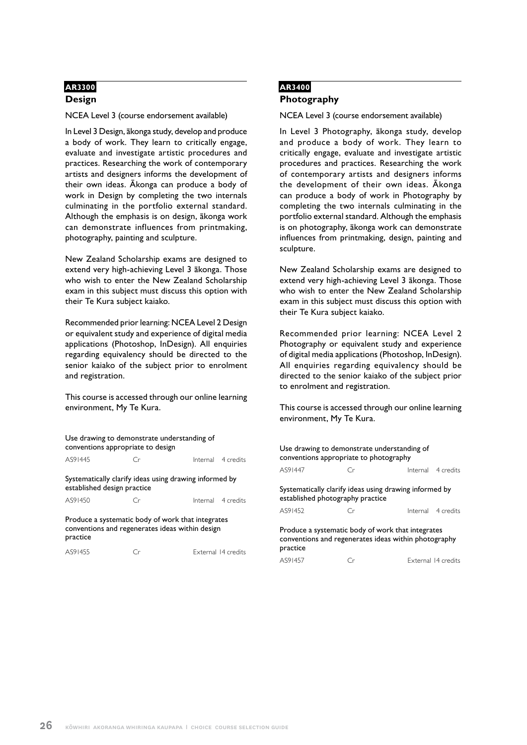## AR3300

### Design

NCEA Level 3 (course endorsement available)

In Level 3 Design, ākonga study, develop and produce a body of work. They learn to critically engage, evaluate and investigate artistic procedures and practices. Researching the work of contemporary artists and designers informs the development of their own ideas. Ākonga can produce a body of work in Design by completing the two internals culminating in the portfolio external standard. Although the emphasis is on design, ākonga work can demonstrate influences from printmaking, photography, painting and sculpture.

New Zealand Scholarship exams are designed to extend very high-achieving Level 3 ākonga. Those who wish to enter the New Zealand Scholarship exam in this subject must discuss this option with their Te Kura subject kaiako.

Recommended prior learning: NCEA Level 2 Design or equivalent study and experience of digital media applications (Photoshop, InDesign). All enquiries regarding equivalency should be directed to the senior kaiako of the subject prior to enrolment and registration.

This course is accessed through our online learning environment, My Te Kura.

Use drawing to demonstrate understanding of conventions appropriate to design

| AS91445 | Cr | Internal | 4 credits |
|---|---|---|---|

Systematically clarify ideas using drawing informed by established design practice

| AS91450 | Cr | Internal | 4 credits |
|---|---|---|---|

Produce a systematic body of work that integrates conventions and regenerates ideas within design practice

| AS91455 | Cr | External | 14 credits |
|---|---|---|---|

## AR3400

### Photography

NCEA Level 3 (course endorsement available)

In Level 3 Photography, ākonga study, develop and produce a body of work. They learn to critically engage, evaluate and investigate artistic procedures and practices. Researching the work of contemporary artists and designers informs the development of their own ideas. Ākonga can produce a body of work in Photography by completing the two internals culminating in the portfolio external standard. Although the emphasis is on photography, ākonga work can demonstrate influences from printmaking, design, painting and sculpture.

New Zealand Scholarship exams are designed to extend very high-achieving Level 3 ākonga. Those who wish to enter the New Zealand Scholarship exam in this subject must discuss this option with their Te Kura subject kaiako.

Recommended prior learning: NCEA Level 2 Photography or equivalent study and experience of digital media applications (Photoshop, InDesign). All enquiries regarding equivalency should be directed to the senior kaiako of the subject prior to enrolment and registration.

This course is accessed through our online learning environment, My Te Kura.

Use drawing to demonstrate understanding of conventions appropriate to photography

| AS91447 | Cr | Internal | 4 credits |
|---|---|---|---|

Systematically clarify ideas using drawing informed by established photography practice

| AS91452 | Cr | Internal | 4 credits |
|---|---|---|---|

Produce a systematic body of work that integrates conventions and regenerates ideas within photography practice

| AS91457 | Cr | External | 14 credits |
|---|---|---|---|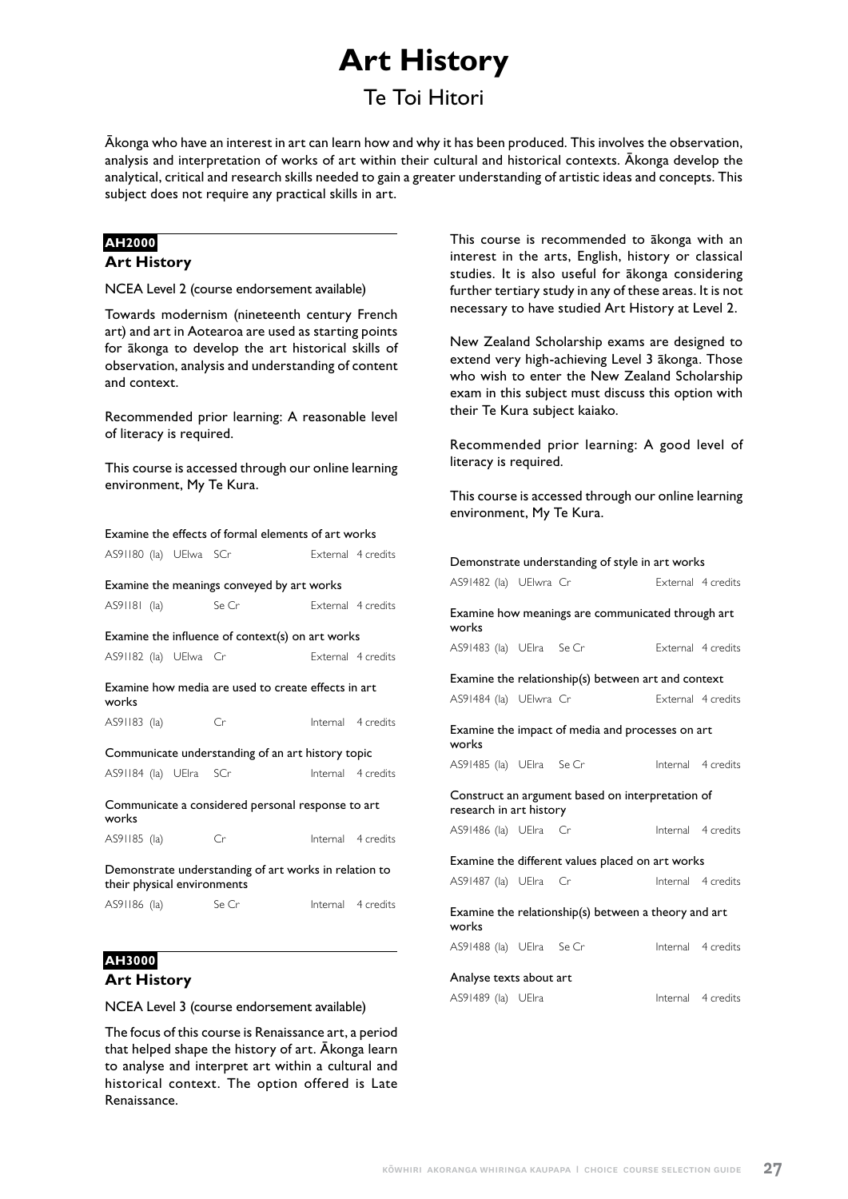# Art History

## Te Toi Hitori

Ākonga who have an interest in art can learn how and why it has been produced. This involves the observation, analysis and interpretation of works of art within their cultural and historical contexts. Ākonga develop the analytical, critical and research skills needed to gain a greater understanding of artistic ideas and concepts. This subject does not require any practical skills in art.

**AH2000**

### Art History

NCEA Level 2 (course endorsement available)

Towards modernism (nineteenth century French art) and art in Aotearoa are used as starting points for ākonga to develop the art historical skills of observation, analysis and understanding of content and context.

Recommended prior learning: A reasonable level of literacy is required.

This course is accessed through our online learning environment, My Te Kura.

| Standard | | | | |
|---|---|---|---|---|
| Examine the effects of formal elements of art works | | | | |
| AS91180 (Ia) | UElwa | SCr | External | 4 credits |
| Examine the meanings conveyed by art works | | | | |
| AS91181 (Ia) | | Se Cr | External | 4 credits |
| Examine the influence of context(s) on art works | | | | |
| AS91182 (Ia) | UElwa | Cr | External | 4 credits |
| Examine how media are used to create effects in art works | | | | |
| AS91183 (Ia) | | Cr | Internal | 4 credits |
| Communicate understanding of an art history topic | | | | |
| AS91184 (Ia) | UElra | SCr | Internal | 4 credits |
| Communicate a considered personal response to art works | | | | |
| AS91185 (Ia) | | Cr | Internal | 4 credits |
| Demonstrate understanding of art works in relation to their physical environments | | | | |
| AS91186 (Ia) | | Se Cr | Internal | 4 credits |

**AH3000**

### Art History

NCEA Level 3 (course endorsement available)

The focus of this course is Renaissance art, a period that helped shape the history of art. Ākonga learn to analyse and interpret art within a cultural and historical context. The option offered is Late Renaissance.

This course is recommended to ākonga with an interest in the arts, English, history or classical studies. It is also useful for ākonga considering further tertiary study in any of these areas. It is not necessary to have studied Art History at Level 2.

New Zealand Scholarship exams are designed to extend very high-achieving Level 3 ākonga. Those who wish to enter the New Zealand Scholarship exam in this subject must discuss this option with their Te Kura subject kaiako.

Recommended prior learning: A good level of literacy is required.

This course is accessed through our online learning environment, My Te Kura.

| Standard | | | | |
|---|---|---|---|---|
| Demonstrate understanding of style in art works | | | | |
| AS91482 (Ia) | UElwra | Cr | External | 4 credits |
| Examine how meanings are communicated through art works | | | | |
| AS91483 (Ia) | UElra | Se Cr | External | 4 credits |
| Examine the relationship(s) between art and context | | | | |
| AS91484 (Ia) | UElwra | Cr | External | 4 credits |
| Examine the impact of media and processes on art works | | | | |
| AS91485 (Ia) | UElra | Se Cr | Internal | 4 credits |
| Construct an argument based on interpretation of research in art history | | | | |
| AS91486 (Ia) | UElra | Cr | Internal | 4 credits |
| Examine the different values placed on art works | | | | |
| AS91487 (Ia) | UElra | Cr | Internal | 4 credits |
| Examine the relationship(s) between a theory and art works | | | | |
| AS91488 (Ia) | UElra | Se Cr | Internal | 4 credits |
| Analyse texts about art | | | | |
| AS91489 (Ia) | UElra | | Internal | 4 credits |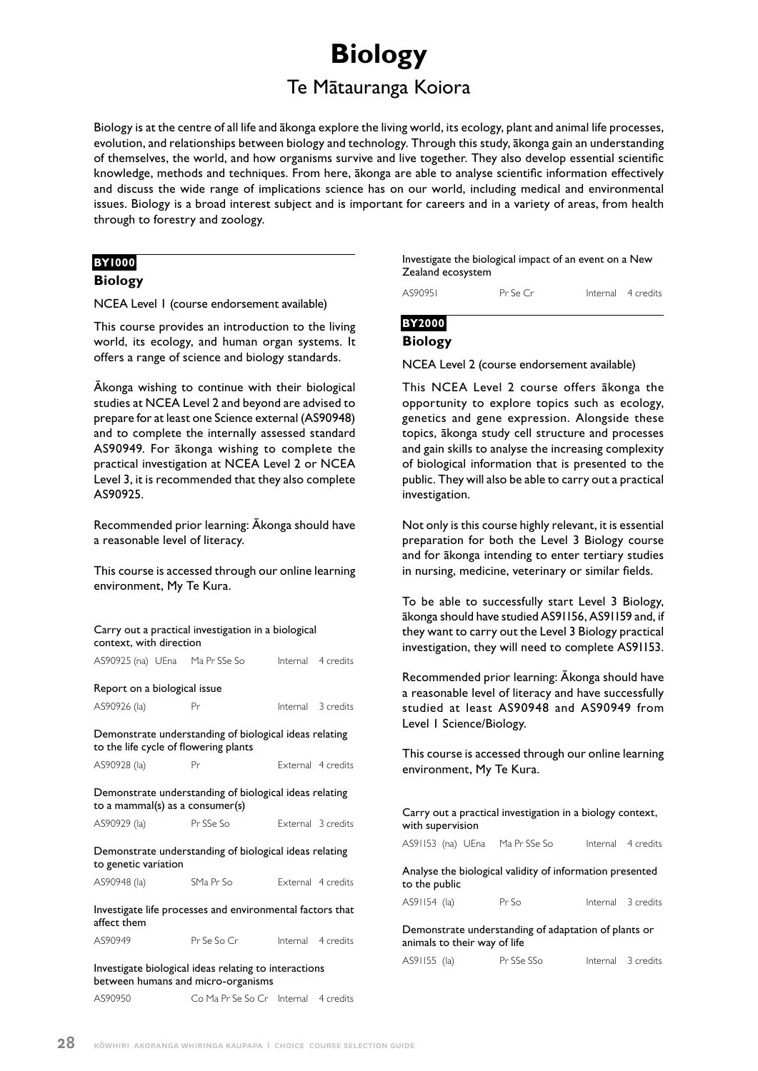# Biology

## Te Mātauranga Koiora

Biology is at the centre of all life and ākonga explore the living world, its ecology, plant and animal life processes, evolution, and relationships between biology and technology. Through this study, ākonga gain an understanding of themselves, the world, and how organisms survive and live together. They also develop essential scientific knowledge, methods and techniques. From here, ākonga are able to analyse scientific information effectively and discuss the wide range of implications science has on our world, including medical and environmental issues. Biology is a broad interest subject and is important for careers and in a variety of areas, from health through to forestry and zoology.

**BY1000**

### Biology

NCEA Level 1 (course endorsement available)

This course provides an introduction to the living world, its ecology, and human organ systems. It offers a range of science and biology standards.

Ākonga wishing to continue with their biological studies at NCEA Level 2 and beyond are advised to prepare for at least one Science external (AS90948) and to complete the internally assessed standard AS90949. For ākonga wishing to complete the practical investigation at NCEA Level 2 or NCEA Level 3, it is recommended that they also complete AS90925.

Recommended prior learning: Ākonga should have a reasonable level of literacy.

This course is accessed through our online learning environment, My Te Kura.

Carry out a practical investigation in a biological context, with direction

| AS90925 (na) UEna | Ma Pr SSe So | Internal | 4 credits |
|---|---|---|---|

Report on a biological issue

| AS90926 (la) | Pr | Internal | 3 credits |
|---|---|---|---|

Demonstrate understanding of biological ideas relating to the life cycle of flowering plants

| AS90928 (la) | Pr | External | 4 credits |
|---|---|---|---|

Demonstrate understanding of biological ideas relating to a mammal(s) as a consumer(s)

| AS90929 (la) | Pr SSe So | External | 3 credits |
|---|---|---|---|

Demonstrate understanding of biological ideas relating to genetic variation

| AS90948 (la) | SMa Pr So | External | 4 credits |
|---|---|---|---|

Investigate life processes and environmental factors that affect them

| AS90949 | Pr Se So Cr | Internal | 4 credits |
|---|---|---|---|

Investigate biological ideas relating to interactions between humans and micro-organisms

| AS90950 | Co Ma Pr Se So Cr | Internal | 4 credits |
|---|---|---|---|

Investigate the biological impact of an event on a New Zealand ecosystem

| AS90951 | Pr Se Cr | Internal | 4 credits |
|---|---|---|---|

**BY2000**

### Biology

NCEA Level 2 (course endorsement available)

This NCEA Level 2 course offers ākonga the opportunity to explore topics such as ecology, genetics and gene expression. Alongside these topics, ākonga study cell structure and processes and gain skills to analyse the increasing complexity of biological information that is presented to the public. They will also be able to carry out a practical investigation.

Not only is this course highly relevant, it is essential preparation for both the Level 3 Biology course and for ākonga intending to enter tertiary studies in nursing, medicine, veterinary or similar fields.

To be able to successfully start Level 3 Biology, ākonga should have studied AS91156, AS91159 and, if they want to carry out the Level 3 Biology practical investigation, they will need to complete AS91153.

Recommended prior learning: Ākonga should have a reasonable level of literacy and have successfully studied at least AS90948 and AS90949 from Level 1 Science/Biology.

This course is accessed through our online learning environment, My Te Kura.

Carry out a practical investigation in a biology context, with supervision

| AS91153 (na) UEna | Ma Pr SSe So | Internal | 4 credits |
|---|---|---|---|

Analyse the biological validity of information presented to the public

| AS91154 (la) | Pr So | Internal | 3 credits |
|---|---|---|---|

Demonstrate understanding of adaptation of plants or animals to their way of life

| AS91155 (la) | Pr SSe SSo | Internal | 3 credits |
|---|---|---|---|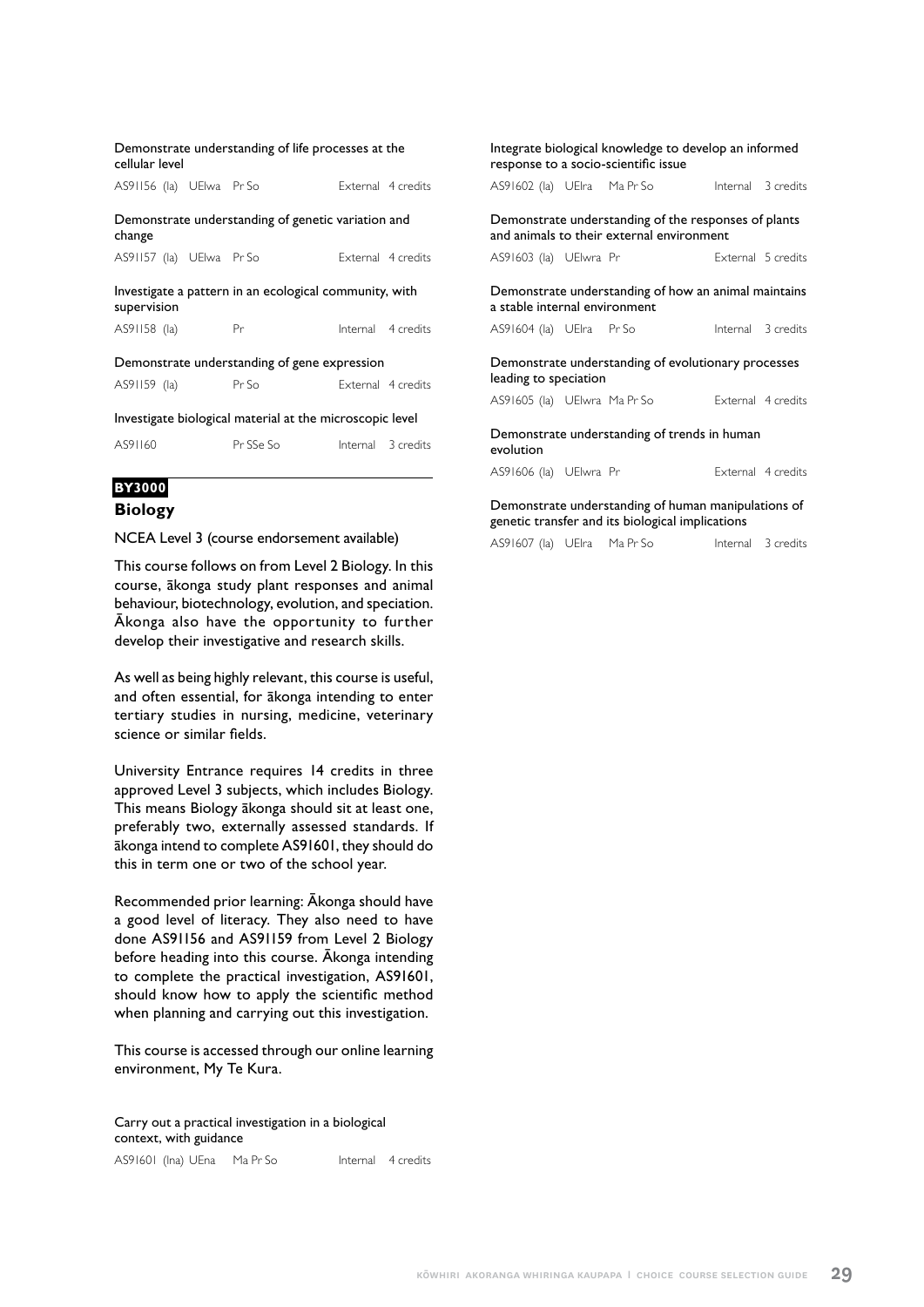Demonstrate understanding of life processes at the cellular level

AS91156 (Ia) UElwa Pr So External 4 credits

Demonstrate understanding of genetic variation and change

AS91157 (Ia) UElwa Pr So External 4 credits

Investigate a pattern in an ecological community, with supervision

AS91158 (Ia) Pr Internal 4 credits

Demonstrate understanding of gene expression

AS91159 (Ia) Pr So External 4 credits

Investigate biological material at the microscopic level

AS91160 Pr SSe So Internal 3 credits

**BY3000**

## Biology

NCEA Level 3 (course endorsement available)

This course follows on from Level 2 Biology. In this course, ākonga study plant responses and animal behaviour, biotechnology, evolution, and speciation. Ākonga also have the opportunity to further develop their investigative and research skills.

As well as being highly relevant, this course is useful, and often essential, for ākonga intending to enter tertiary studies in nursing, medicine, veterinary science or similar fields.

University Entrance requires 14 credits in three approved Level 3 subjects, which includes Biology. This means Biology ākonga should sit at least one, preferably two, externally assessed standards. If ākonga intend to complete AS91601, they should do this in term one or two of the school year.

Recommended prior learning: Ākonga should have a good level of literacy. They also need to have done AS91156 and AS91159 from Level 2 Biology before heading into this course. Ākonga intending to complete the practical investigation, AS91601, should know how to apply the scientific method when planning and carrying out this investigation.

This course is accessed through our online learning environment, My Te Kura.

Carry out a practical investigation in a biological context, with guidance

AS91601 (Ina) UEna Ma Pr So Internal 4 credits

Integrate biological knowledge to develop an informed response to a socio-scientific issue

AS91602 (Ia) UElra Ma Pr So Internal 3 credits

Demonstrate understanding of the responses of plants and animals to their external environment

AS91603 (Ia) UElwra Pr External 5 credits

Demonstrate understanding of how an animal maintains a stable internal environment

AS91604 (Ia) UElra Pr So Internal 3 credits

Demonstrate understanding of evolutionary processes leading to speciation

AS91605 (Ia) UElwra Ma Pr So External 4 credits

Demonstrate understanding of trends in human evolution

AS91606 (Ia) UElwra Pr External 4 credits

Demonstrate understanding of human manipulations of genetic transfer and its biological implications

AS91607 (Ia) UElra Ma Pr So Internal 3 credits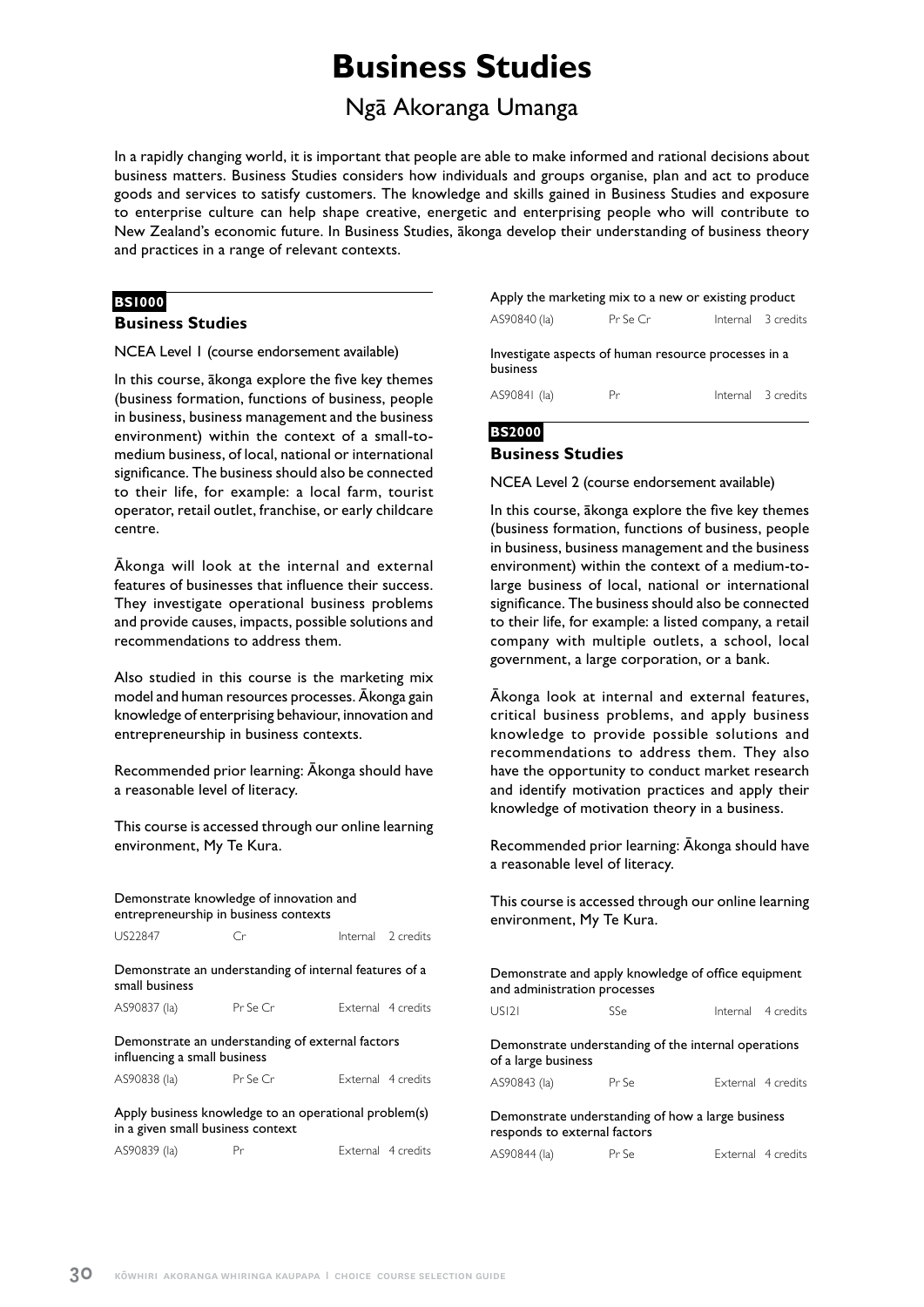# Business Studies

## Ngā Akoranga Umanga

In a rapidly changing world, it is important that people are able to make informed and rational decisions about business matters. Business Studies considers how individuals and groups organise, plan and act to produce goods and services to satisfy customers. The knowledge and skills gained in Business Studies and exposure to enterprise culture can help shape creative, energetic and enterprising people who will contribute to New Zealand's economic future. In Business Studies, ākonga develop their understanding of business theory and practices in a range of relevant contexts.

**BS1000**

### Business Studies

NCEA Level 1 (course endorsement available)

In this course, ākonga explore the five key themes (business formation, functions of business, people in business, business management and the business environment) within the context of a small-to-medium business, of local, national or international significance. The business should also be connected to their life, for example: a local farm, tourist operator, retail outlet, franchise, or early childcare centre.

Ākonga will look at the internal and external features of businesses that influence their success. They investigate operational business problems and provide causes, impacts, possible solutions and recommendations to address them.

Also studied in this course is the marketing mix model and human resources processes. Ākonga gain knowledge of enterprising behaviour, innovation and entrepreneurship in business contexts.

Recommended prior learning: Ākonga should have a reasonable level of literacy.

This course is accessed through our online learning environment, My Te Kura.

Demonstrate knowledge of innovation and entrepreneurship in business contexts

| US22847 | Cr | Internal | 2 credits |
|---|---|---|---|

Demonstrate an understanding of internal features of a small business

| AS90837 (Ia) | Pr Se Cr | External | 4 credits |
|---|---|---|---|

Demonstrate an understanding of external factors influencing a small business

| AS90838 (Ia) | Pr Se Cr | External | 4 credits |
|---|---|---|---|

Apply business knowledge to an operational problem(s) in a given small business context

| AS90839 (Ia) | Pr | External | 4 credits |
|---|---|---|---|

Apply the marketing mix to a new or existing product

| AS90840 (Ia) | Pr Se Cr | Internal | 3 credits |
|---|---|---|---|

Investigate aspects of human resource processes in a business

| AS90841 (Ia) | Pr | Internal | 3 credits |
|---|---|---|---|

**BS2000**

### Business Studies

NCEA Level 2 (course endorsement available)

In this course, ākonga explore the five key themes (business formation, functions of business, people in business, business management and the business environment) within the context of a medium-to-large business of local, national or international significance. The business should also be connected to their life, for example: a listed company, a retail company with multiple outlets, a school, local government, a large corporation, or a bank.

Ākonga look at internal and external features, critical business problems, and apply business knowledge to provide possible solutions and recommendations to address them. They also have the opportunity to conduct market research and identify motivation practices and apply their knowledge of motivation theory in a business.

Recommended prior learning: Ākonga should have a reasonable level of literacy.

This course is accessed through our online learning environment, My Te Kura.

Demonstrate and apply knowledge of office equipment and administration processes

| US121 | SSe | Internal | 4 credits |
|---|---|---|---|

Demonstrate understanding of the internal operations of a large business

| AS90843 (Ia) | Pr Se | External | 4 credits |
|---|---|---|---|

Demonstrate understanding of how a large business responds to external factors

| AS90844 (Ia) | Pr Se | External | 4 credits |
|---|---|---|---|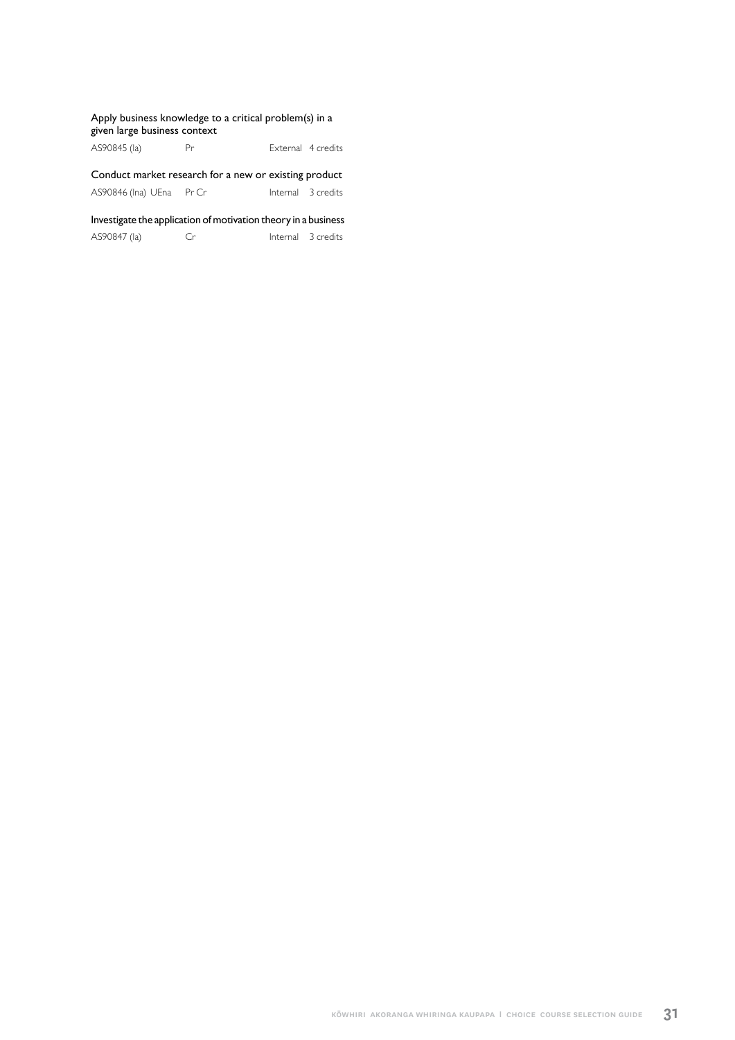Apply business knowledge to a critical problem(s) in a given large business context

AS90845 (Ia) Pr External 4 credits

Conduct market research for a new or existing product

AS90846 (Ina) UEna Pr Cr Internal 3 credits

Investigate the application of motivation theory in a business

AS90847 (Ia) Cr Internal 3 credits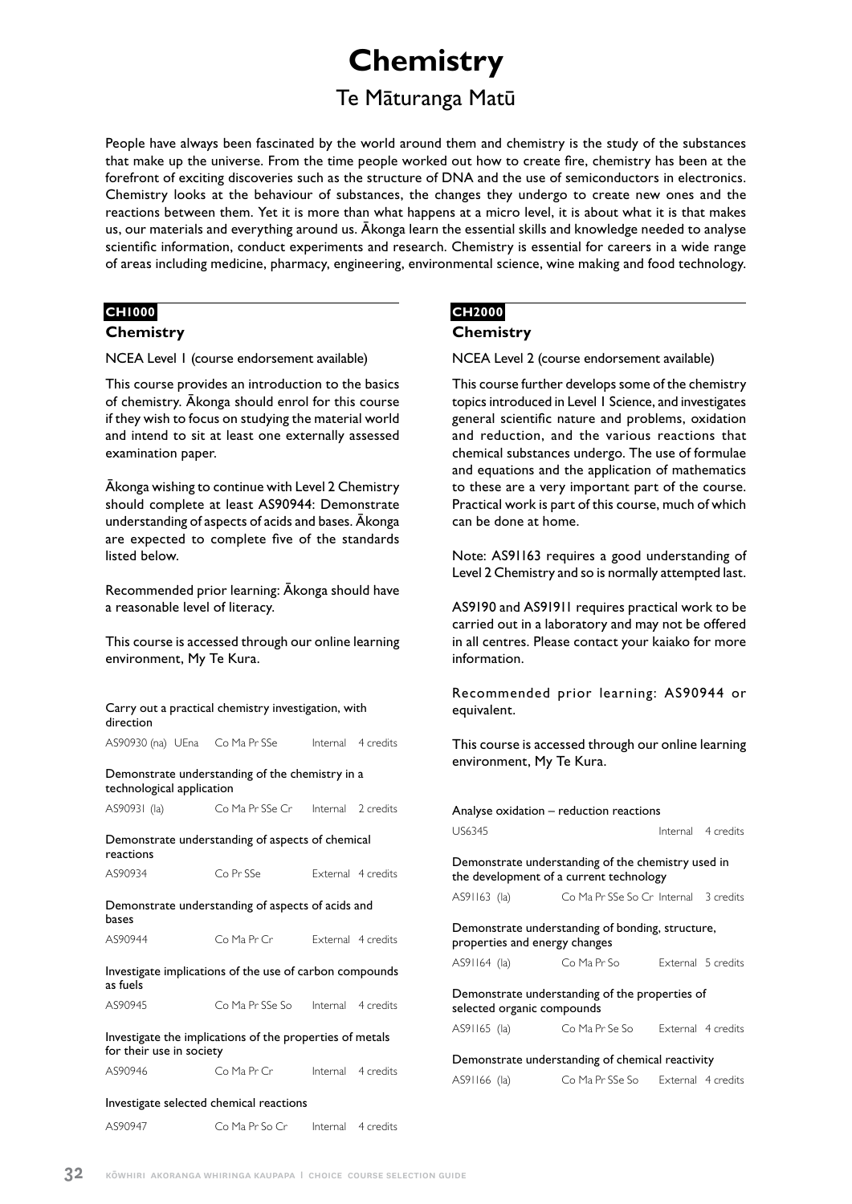# Chemistry

## Te Māturanga Matū

People have always been fascinated by the world around them and chemistry is the study of the substances that make up the universe. From the time people worked out how to create fire, chemistry has been at the forefront of exciting discoveries such as the structure of DNA and the use of semiconductors in electronics. Chemistry looks at the behaviour of substances, the changes they undergo to create new ones and the reactions between them. Yet it is more than what happens at a micro level, it is about what it is that makes us, our materials and everything around us. Ākonga learn the essential skills and knowledge needed to analyse scientific information, conduct experiments and research. Chemistry is essential for careers in a wide range of areas including medicine, pharmacy, engineering, environmental science, wine making and food technology.

**CH1000**

### Chemistry

NCEA Level 1 (course endorsement available)

This course provides an introduction to the basics of chemistry. Ākonga should enrol for this course if they wish to focus on studying the material world and intend to sit at least one externally assessed examination paper.

Ākonga wishing to continue with Level 2 Chemistry should complete at least AS90944: Demonstrate understanding of aspects of acids and bases. Ākonga are expected to complete five of the standards listed below.

Recommended prior learning: Ākonga should have a reasonable level of literacy.

This course is accessed through our online learning environment, My Te Kura.

Carry out a practical chemistry investigation, with direction

| AS90930 (na) UEna | Co Ma Pr SSe | Internal | 4 credits |
|---|---|---|---|

Demonstrate understanding of the chemistry in a technological application

| AS90931 (la) | Co Ma Pr SSe Cr | Internal | 2 credits |
|---|---|---|---|

Demonstrate understanding of aspects of chemical reactions

| AS90934 | Co Pr SSe | External | 4 credits |
|---|---|---|---|

Demonstrate understanding of aspects of acids and bases

| AS90944 | Co Ma Pr Cr | External | 4 credits |
|---|---|---|---|

Investigate implications of the use of carbon compounds as fuels

| AS90945 | Co Ma Pr SSe So | Internal | 4 credits |
|---|---|---|---|

Investigate the implications of the properties of metals for their use in society

| AS90946 | Co Ma Pr Cr | Internal | 4 credits |
|---|---|---|---|

Investigate selected chemical reactions

| AS90947 | Co Ma Pr So Cr | Internal | 4 credits |
|---|---|---|---|

**CH2000**

### Chemistry

NCEA Level 2 (course endorsement available)

This course further develops some of the chemistry topics introduced in Level 1 Science, and investigates general scientific nature and problems, oxidation and reduction, and the various reactions that chemical substances undergo. The use of formulae and equations and the application of mathematics to these are a very important part of the course. Practical work is part of this course, much of which can be done at home.

Note: AS91163 requires a good understanding of Level 2 Chemistry and so is normally attempted last.

AS9190 and AS91911 requires practical work to be carried out in a laboratory and may not be offered in all centres. Please contact your kaiako for more information.

Recommended prior learning: AS90944 or equivalent.

This course is accessed through our online learning environment, My Te Kura.

Analyse oxidation – reduction reactions

| US6345 | | Internal | 4 credits |
|---|---|---|---|

Demonstrate understanding of the chemistry used in the development of a current technology

| AS91163 (la) | Co Ma Pr SSe So Cr | Internal | 3 credits |
|---|---|---|---|

Demonstrate understanding of bonding, structure, properties and energy changes

| AS91164 (la) | Co Ma Pr So | External | 5 credits |
|---|---|---|---|

Demonstrate understanding of the properties of selected organic compounds

| AS91165 (la) | Co Ma Pr Se So | External | 4 credits |
|---|---|---|---|

Demonstrate understanding of chemical reactivity

| AS91166 (la) | Co Ma Pr SSe So | External | 4 credits |
|---|---|---|---|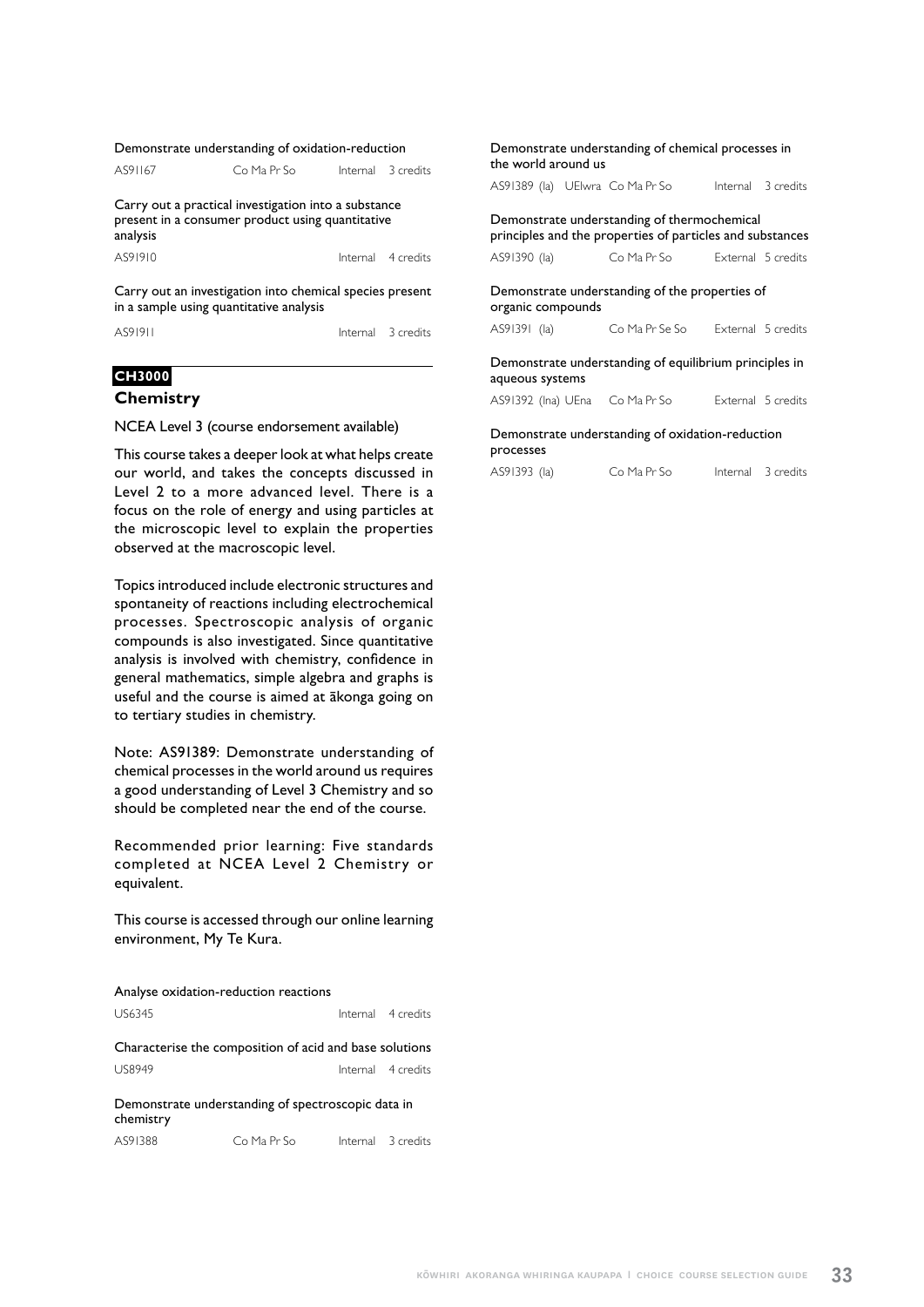Demonstrate understanding of oxidation-reduction

| AS91167 | Co Ma Pr So | Internal | 3 credits |
|---|---|---|---|

Carry out a practical investigation into a substance present in a consumer product using quantitative analysis

| AS91910 | | Internal | 4 credits |
|---|---|---|---|

Carry out an investigation into chemical species present in a sample using quantitative analysis

| AS91911 | | Internal | 3 credits |
|---|---|---|---|

**CH3000**

## Chemistry

NCEA Level 3 (course endorsement available)

This course takes a deeper look at what helps create our world, and takes the concepts discussed in Level 2 to a more advanced level. There is a focus on the role of energy and using particles at the microscopic level to explain the properties observed at the macroscopic level.

Topics introduced include electronic structures and spontaneity of reactions including electrochemical processes. Spectroscopic analysis of organic compounds is also investigated. Since quantitative analysis is involved with chemistry, confidence in general mathematics, simple algebra and graphs is useful and the course is aimed at ākonga going on to tertiary studies in chemistry.

Note: AS91389: Demonstrate understanding of chemical processes in the world around us requires a good understanding of Level 3 Chemistry and so should be completed near the end of the course.

Recommended prior learning: Five standards completed at NCEA Level 2 Chemistry or equivalent.

This course is accessed through our online learning environment, My Te Kura.

Analyse oxidation-reduction reactions

| US6345 | | Internal | 4 credits |
|---|---|---|---|

Characterise the composition of acid and base solutions

| US8949 | | Internal | 4 credits |
|---|---|---|---|

Demonstrate understanding of spectroscopic data in chemistry

| AS91388 | Co Ma Pr So | Internal | 3 credits |
|---|---|---|---|

Demonstrate understanding of chemical processes in the world around us

| AS91389 (Ia) UElwra | Co Ma Pr So | Internal | 3 credits |
|---|---|---|---|

Demonstrate understanding of thermochemical principles and the properties of particles and substances

| AS91390 (Ia) | Co Ma Pr So | External | 5 credits |
|---|---|---|---|

Demonstrate understanding of the properties of organic compounds

| AS91391 (Ia) | Co Ma Pr Se So | External | 5 credits |
|---|---|---|---|

Demonstrate understanding of equilibrium principles in aqueous systems

| AS91392 (Ina) UEna | Co Ma Pr So | External | 5 credits |
|---|---|---|---|

Demonstrate understanding of oxidation-reduction processes

| AS91393 (Ia) | Co Ma Pr So | Internal | 3 credits |
|---|---|---|---|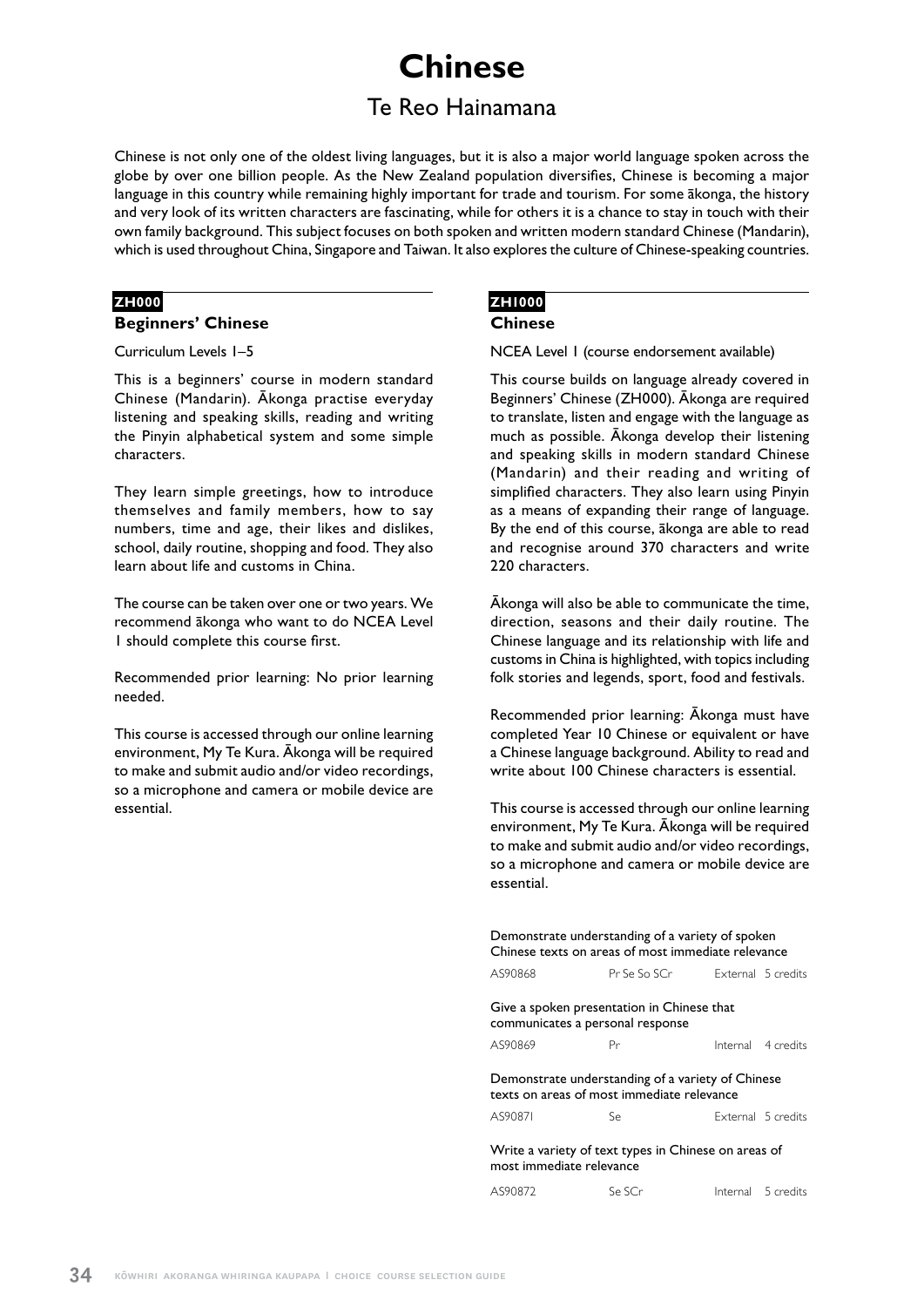# Chinese

## Te Reo Hainamana

Chinese is not only one of the oldest living languages, but it is also a major world language spoken across the globe by over one billion people. As the New Zealand population diversifies, Chinese is becoming a major language in this country while remaining highly important for trade and tourism. For some ākonga, the history and very look of its written characters are fascinating, while for others it is a chance to stay in touch with their own family background. This subject focuses on both spoken and written modern standard Chinese (Mandarin), which is used throughout China, Singapore and Taiwan. It also explores the culture of Chinese-speaking countries.

**ZH000**

### Beginners' Chinese

Curriculum Levels 1–5

This is a beginners' course in modern standard Chinese (Mandarin). Ākonga practise everyday listening and speaking skills, reading and writing the Pinyin alphabetical system and some simple characters.

They learn simple greetings, how to introduce themselves and family members, how to say numbers, time and age, their likes and dislikes, school, daily routine, shopping and food. They also learn about life and customs in China.

The course can be taken over one or two years. We recommend ākonga who want to do NCEA Level 1 should complete this course first.

Recommended prior learning: No prior learning needed.

This course is accessed through our online learning environment, My Te Kura. Ākonga will be required to make and submit audio and/or video recordings, so a microphone and camera or mobile device are essential.

**ZH1000**

### Chinese

NCEA Level 1 (course endorsement available)

This course builds on language already covered in Beginners' Chinese (ZH000). Ākonga are required to translate, listen and engage with the language as much as possible. Ākonga develop their listening and speaking skills in modern standard Chinese (Mandarin) and their reading and writing of simplified characters. They also learn using Pinyin as a means of expanding their range of language. By the end of this course, ākonga are able to read and recognise around 370 characters and write 220 characters.

Ākonga will also be able to communicate the time, direction, seasons and their daily routine. The Chinese language and its relationship with life and customs in China is highlighted, with topics including folk stories and legends, sport, food and festivals.

Recommended prior learning: Ākonga must have completed Year 10 Chinese or equivalent or have a Chinese language background. Ability to read and write about 100 Chinese characters is essential.

This course is accessed through our online learning environment, My Te Kura. Ākonga will be required to make and submit audio and/or video recordings, so a microphone and camera or mobile device are essential.

Demonstrate understanding of a variety of spoken Chinese texts on areas of most immediate relevance

| AS90868 | Pr Se So SCr | External | 5 credits |
|---|---|---|---|

Give a spoken presentation in Chinese that communicates a personal response

| AS90869 | Pr | Internal | 4 credits |
|---|---|---|---|

Demonstrate understanding of a variety of Chinese texts on areas of most immediate relevance

| AS90871 | Se | External | 5 credits |
|---|---|---|---|

Write a variety of text types in Chinese on areas of most immediate relevance

| AS90872 | Se SCr | Internal | 5 credits |
|---|---|---|---|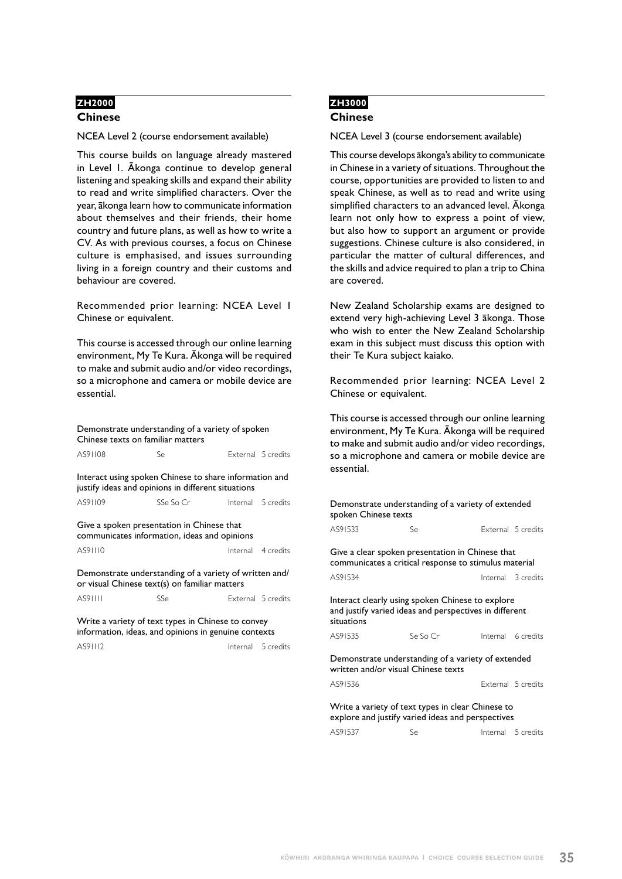## ZH2000

### Chinese

NCEA Level 2 (course endorsement available)

This course builds on language already mastered in Level 1. Ākonga continue to develop general listening and speaking skills and expand their ability to read and write simplified characters. Over the year, ākonga learn how to communicate information about themselves and their friends, their home country and future plans, as well as how to write a CV. As with previous courses, a focus on Chinese culture is emphasised, and issues surrounding living in a foreign country and their customs and behaviour are covered.

Recommended prior learning: NCEA Level 1 Chinese or equivalent.

This course is accessed through our online learning environment, My Te Kura. Ākonga will be required to make and submit audio and/or video recordings, so a microphone and camera or mobile device are essential.

| Standard | | | |
|---|---|---|---|
| Demonstrate understanding of a variety of spoken Chinese texts on familiar matters | | | |
| AS91108 | Se | External | 5 credits |
| Interact using spoken Chinese to share information and justify ideas and opinions in different situations | | | |
| AS91109 | SSe So Cr | Internal | 5 credits |
| Give a spoken presentation in Chinese that communicates information, ideas and opinions | | | |
| AS91110 | | Internal | 4 credits |
| Demonstrate understanding of a variety of written and/or visual Chinese text(s) on familiar matters | | | |
| AS91111 | SSe | External | 5 credits |
| Write a variety of text types in Chinese to convey information, ideas, and opinions in genuine contexts | | | |
| AS91112 | | Internal | 5 credits |

## ZH3000

### Chinese

NCEA Level 3 (course endorsement available)

This course develops ākonga's ability to communicate in Chinese in a variety of situations. Throughout the course, opportunities are provided to listen to and speak Chinese, as well as to read and write using simplified characters to an advanced level. Ākonga learn not only how to express a point of view, but also how to support an argument or provide suggestions. Chinese culture is also considered, in particular the matter of cultural differences, and the skills and advice required to plan a trip to China are covered.

New Zealand Scholarship exams are designed to extend very high-achieving Level 3 ākonga. Those who wish to enter the New Zealand Scholarship exam in this subject must discuss this option with their Te Kura subject kaiako.

Recommended prior learning: NCEA Level 2 Chinese or equivalent.

This course is accessed through our online learning environment, My Te Kura. Ākonga will be required to make and submit audio and/or video recordings, so a microphone and camera or mobile device are essential.

| Standard | | | |
|---|---|---|---|
| Demonstrate understanding of a variety of extended spoken Chinese texts | | | |
| AS91533 | Se | External | 5 credits |
| Give a clear spoken presentation in Chinese that communicates a critical response to stimulus material | | | |
| AS91534 | | Internal | 3 credits |
| Interact clearly using spoken Chinese to explore and justify varied ideas and perspectives in different situations | | | |
| AS91535 | Se So Cr | Internal | 6 credits |
| Demonstrate understanding of a variety of extended written and/or visual Chinese texts | | | |
| AS91536 | | External | 5 credits |
| Write a variety of text types in clear Chinese to explore and justify varied ideas and perspectives | | | |
| AS91537 | Se | Internal | 5 credits |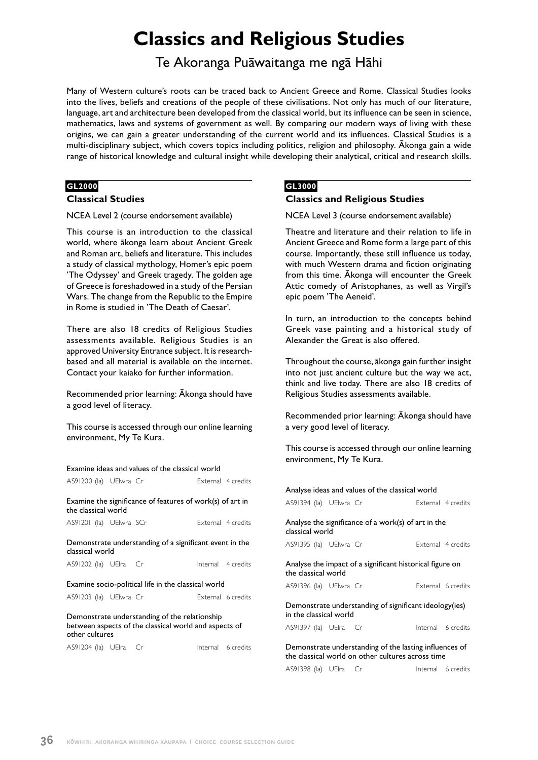# Classics and Religious Studies

## Te Akoranga Puāwaitanga me ngā Hāhi

Many of Western culture's roots can be traced back to Ancient Greece and Rome. Classical Studies looks into the lives, beliefs and creations of the people of these civilisations. Not only has much of our literature, language, art and architecture been developed from the classical world, but its influence can be seen in science, mathematics, laws and systems of government as well. By comparing our modern ways of living with these origins, we can gain a greater understanding of the current world and its influences. Classical Studies is a multi-disciplinary subject, which covers topics including politics, religion and philosophy. Ākonga gain a wide range of historical knowledge and cultural insight while developing their analytical, critical and research skills.

**GL2000**

### Classical Studies

NCEA Level 2 (course endorsement available)

This course is an introduction to the classical world, where ākonga learn about Ancient Greek and Roman art, beliefs and literature. This includes a study of classical mythology, Homer's epic poem 'The Odyssey' and Greek tragedy. The golden age of Greece is foreshadowed in a study of the Persian Wars. The change from the Republic to the Empire in Rome is studied in 'The Death of Caesar'.

There are also 18 credits of Religious Studies assessments available. Religious Studies is an approved University Entrance subject. It is research-based and all material is available on the internet. Contact your kaiako for further information.

Recommended prior learning: Ākonga should have a good level of literacy.

This course is accessed through our online learning environment, My Te Kura.

Examine ideas and values of the classical world
AS91200 (Ia) UElwra Cr — External 4 credits

Examine the significance of features of work(s) of art in the classical world
AS91201 (Ia) UElwra SCr — External 4 credits

Demonstrate understanding of a significant event in the classical world
AS91202 (Ia) UElra Cr — Internal 4 credits

Examine socio-political life in the classical world
AS91203 (Ia) UElwra Cr — External 6 credits

Demonstrate understanding of the relationship between aspects of the classical world and aspects of other cultures
AS91204 (Ia) UElra Cr — Internal 6 credits

**GL3000**

### Classics and Religious Studies

NCEA Level 3 (course endorsement available)

Theatre and literature and their relation to life in Ancient Greece and Rome form a large part of this course. Importantly, these still influence us today, with much Western drama and fiction originating from this time. Ākonga will encounter the Greek Attic comedy of Aristophanes, as well as Virgil's epic poem 'The Aeneid'.

In turn, an introduction to the concepts behind Greek vase painting and a historical study of Alexander the Great is also offered.

Throughout the course, ākonga gain further insight into not just ancient culture but the way we act, think and live today. There are also 18 credits of Religious Studies assessments available.

Recommended prior learning: Ākonga should have a very good level of literacy.

This course is accessed through our online learning environment, My Te Kura.

Analyse ideas and values of the classical world
AS91394 (Ia) UElwra Cr — External 4 credits

Analyse the significance of a work(s) of art in the classical world
AS91395 (Ia) UElwra Cr — External 4 credits

Analyse the impact of a significant historical figure on the classical world
AS91396 (Ia) UElwra Cr — External 6 credits

Demonstrate understanding of significant ideology(ies) in the classical world
AS91397 (Ia) UElra Cr — Internal 6 credits

Demonstrate understanding of the lasting influences of the classical world on other cultures across time
AS91398 (Ia) UElra Cr — Internal 6 credits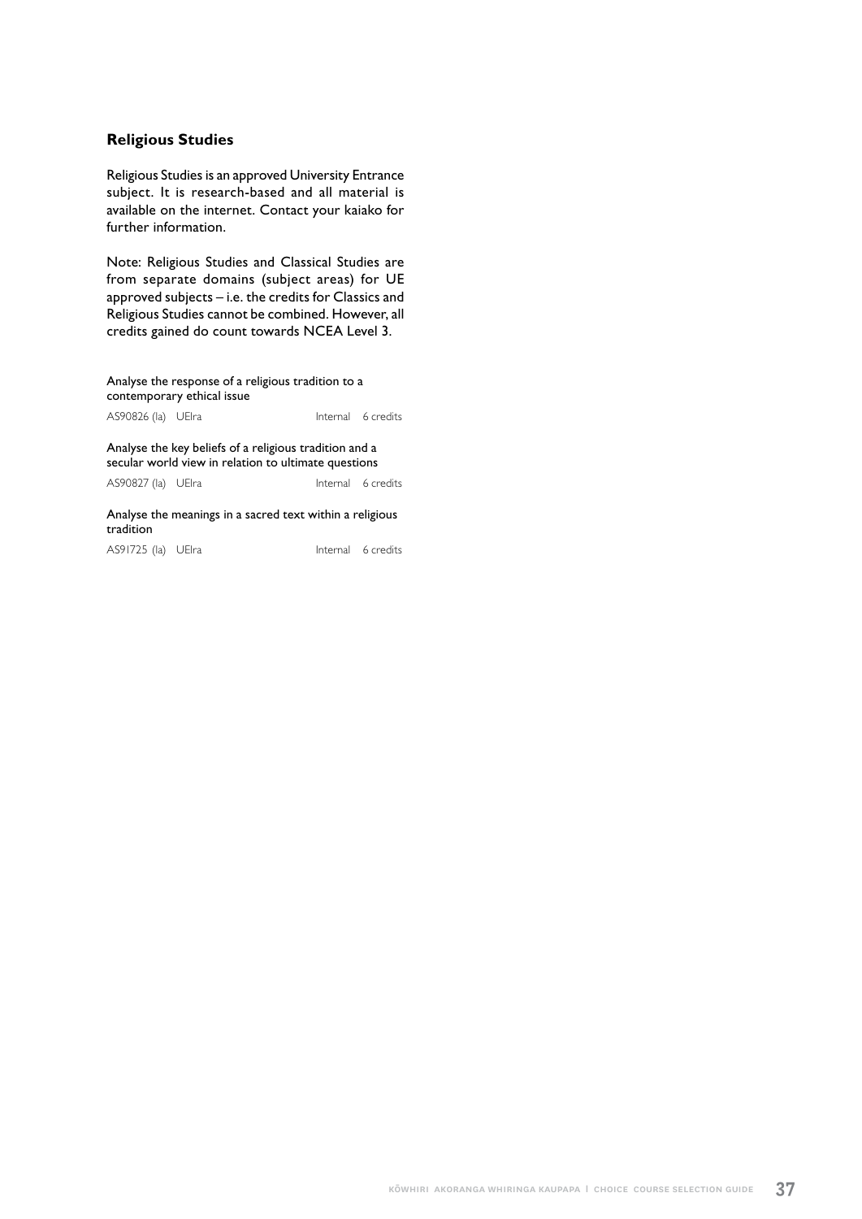## Religious Studies

Religious Studies is an approved University Entrance subject. It is research-based and all material is available on the internet. Contact your kaiako for further information.

Note: Religious Studies and Classical Studies are from separate domains (subject areas) for UE approved subjects – i.e. the credits for Classics and Religious Studies cannot be combined. However, all credits gained do count towards NCEA Level 3.

Analyse the response of a religious tradition to a contemporary ethical issue

AS90826 (Ia) UEIra — Internal — 6 credits

Analyse the key beliefs of a religious tradition and a secular world view in relation to ultimate questions

AS90827 (Ia) UEIra — Internal — 6 credits

Analyse the meanings in a sacred text within a religious tradition

AS91725 (Ia) UEIra — Internal — 6 credits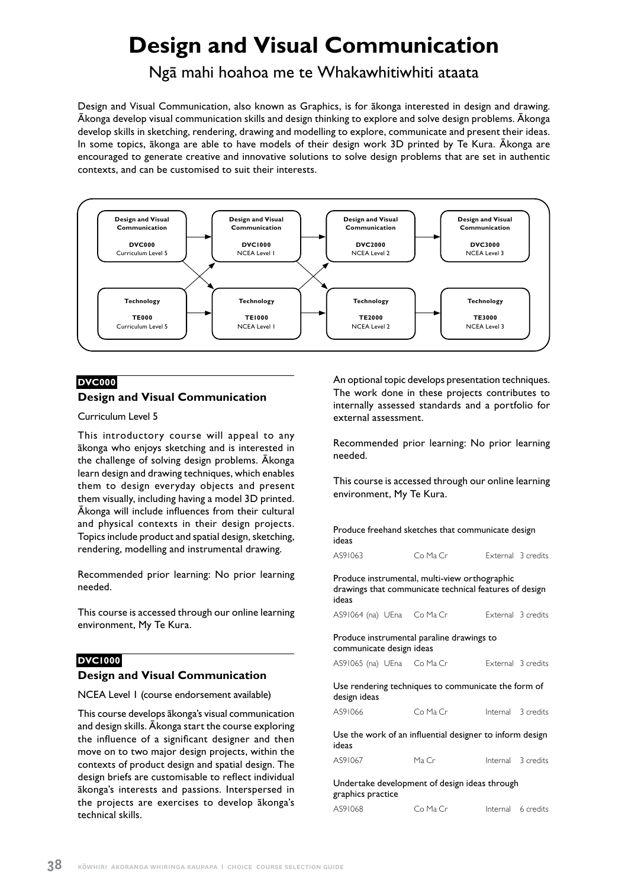# Design and Visual Communication

## Ngā mahi hoahoa me te Whakawhitiwhiti ataata

Design and Visual Communication, also known as Graphics, is for ākonga interested in design and drawing. Ākonga develop visual communication skills and design thinking to explore and solve design problems. Ākonga develop skills in sketching, rendering, drawing and modelling to explore, communicate and present their ideas. In some topics, ākonga are able to have models of their design work 3D printed by Te Kura. Ākonga are encouraged to generate creative and innovative solutions to solve design problems that are set in authentic contexts, and can be customised to suit their interests.

| Design and Visual Communication DVC000 Curriculum Level 5 | → | Design and Visual Communication DVC1000 NCEA Level 1 | → | Design and Visual Communication DVC2000 NCEA Level 2 | → | Design and Visual Communication DVC3000 NCEA Level 3 |
|---|---|---|---|---|---|---|
| Technology TE000 Curriculum Level 5 | → | Technology TE1000 NCEA Level 1 | → | Technology TE2000 NCEA Level 2 | → | Technology TE3000 NCEA Level 3 |

**DVC000**

### Design and Visual Communication

Curriculum Level 5

This introductory course will appeal to any ākonga who enjoys sketching and is interested in the challenge of solving design problems. Ākonga learn design and drawing techniques, which enables them to design everyday objects and present them visually, including having a model 3D printed. Ākonga will include influences from their cultural and physical contexts in their design projects. Topics include product and spatial design, sketching, rendering, modelling and instrumental drawing.

Recommended prior learning: No prior learning needed.

This course is accessed through our online learning environment, My Te Kura.

**DVC1000**

### Design and Visual Communication

NCEA Level 1 (course endorsement available)

This course develops ākonga's visual communication and design skills. Ākonga start the course exploring the influence of a significant designer and then move on to two major design projects, within the contexts of product design and spatial design. The design briefs are customisable to reflect individual ākonga's interests and passions. Interspersed in the projects are exercises to develop ākonga's technical skills.

An optional topic develops presentation techniques. The work done in these projects contributes to internally assessed standards and a portfolio for external assessment.

Recommended prior learning: No prior learning needed.

This course is accessed through our online learning environment, My Te Kura.

Produce freehand sketches that communicate design ideas

AS91063 | Co Ma Cr | External | 3 credits

Produce instrumental, multi-view orthographic drawings that communicate technical features of design ideas

AS91064 (na) UEna | Co Ma Cr | External | 3 credits

Produce instrumental paraline drawings to communicate design ideas

AS91065 (na) UEna | Co Ma Cr | External | 3 credits

Use rendering techniques to communicate the form of design ideas

AS91066 | Co Ma Cr | Internal | 3 credits

Use the work of an influential designer to inform design ideas

AS91067 | Ma Cr | Internal | 3 credits

Undertake development of design ideas through graphics practice

AS91068 | Co Ma Cr | Internal | 6 credits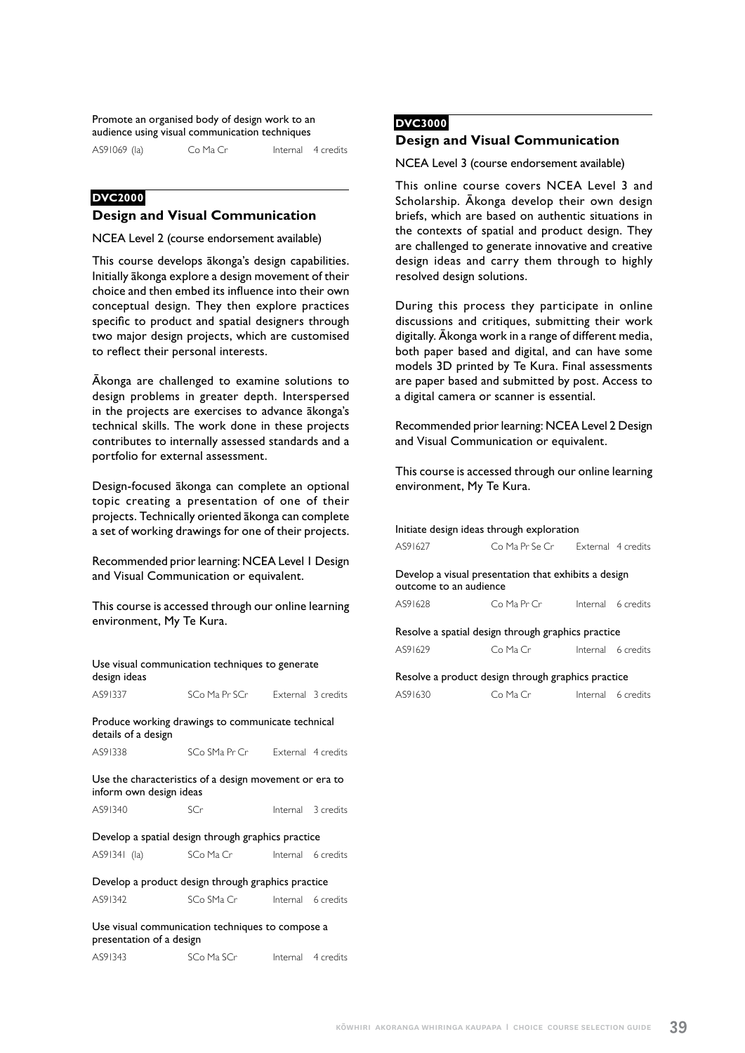Promote an organised body of design work to an audience using visual communication techniques

| | | | |
|---|---|---|---|
| AS91069 (la) | Co Ma Cr | Internal | 4 credits |

**DVC2000**

### Design and Visual Communication

NCEA Level 2 (course endorsement available)

This course develops ākonga's design capabilities. Initially ākonga explore a design movement of their choice and then embed its influence into their own conceptual design. They then explore practices specific to product and spatial designers through two major design projects, which are customised to reflect their personal interests.

Ākonga are challenged to examine solutions to design problems in greater depth. Interspersed in the projects are exercises to advance ākonga's technical skills. The work done in these projects contributes to internally assessed standards and a portfolio for external assessment.

Design-focused ākonga can complete an optional topic creating a presentation of one of their projects. Technically oriented ākonga can complete a set of working drawings for one of their projects.

Recommended prior learning: NCEA Level 1 Design and Visual Communication or equivalent.

This course is accessed through our online learning environment, My Te Kura.

Use visual communication techniques to generate design ideas

| | | | |
|---|---|---|---|
| AS91337 | SCo Ma Pr SCr | External | 3 credits |

Produce working drawings to communicate technical details of a design

| | | | |
|---|---|---|---|
| AS91338 | SCo SMa Pr Cr | External | 4 credits |

Use the characteristics of a design movement or era to inform own design ideas

| | | | |
|---|---|---|---|
| AS91340 | SCr | Internal | 3 credits |

Develop a spatial design through graphics practice

| | | | |
|---|---|---|---|
| AS91341 (la) | SCo Ma Cr | Internal | 6 credits |

Develop a product design through graphics practice

| | | | |
|---|---|---|---|
| AS91342 | SCo SMa Cr | Internal | 6 credits |

Use visual communication techniques to compose a presentation of a design

| | | | |
|---|---|---|---|
| AS91343 | SCo Ma SCr | Internal | 4 credits |

**DVC3000**

### Design and Visual Communication

NCEA Level 3 (course endorsement available)

This online course covers NCEA Level 3 and Scholarship. Ākonga develop their own design briefs, which are based on authentic situations in the contexts of spatial and product design. They are challenged to generate innovative and creative design ideas and carry them through to highly resolved design solutions.

During this process they participate in online discussions and critiques, submitting their work digitally. Ākonga work in a range of different media, both paper based and digital, and can have some models 3D printed by Te Kura. Final assessments are paper based and submitted by post. Access to a digital camera or scanner is essential.

Recommended prior learning: NCEA Level 2 Design and Visual Communication or equivalent.

This course is accessed through our online learning environment, My Te Kura.

Initiate design ideas through exploration

| | | | |
|---|---|---|---|
| AS91627 | Co Ma Pr Se Cr | External | 4 credits |

Develop a visual presentation that exhibits a design outcome to an audience

| | | | |
|---|---|---|---|
| AS91628 | Co Ma Pr Cr | Internal | 6 credits |

Resolve a spatial design through graphics practice

| | | | |
|---|---|---|---|
| AS91629 | Co Ma Cr | Internal | 6 credits |

Resolve a product design through graphics practice

| | | | |
|---|---|---|---|
| AS91630 | Co Ma Cr | Internal | 6 credits |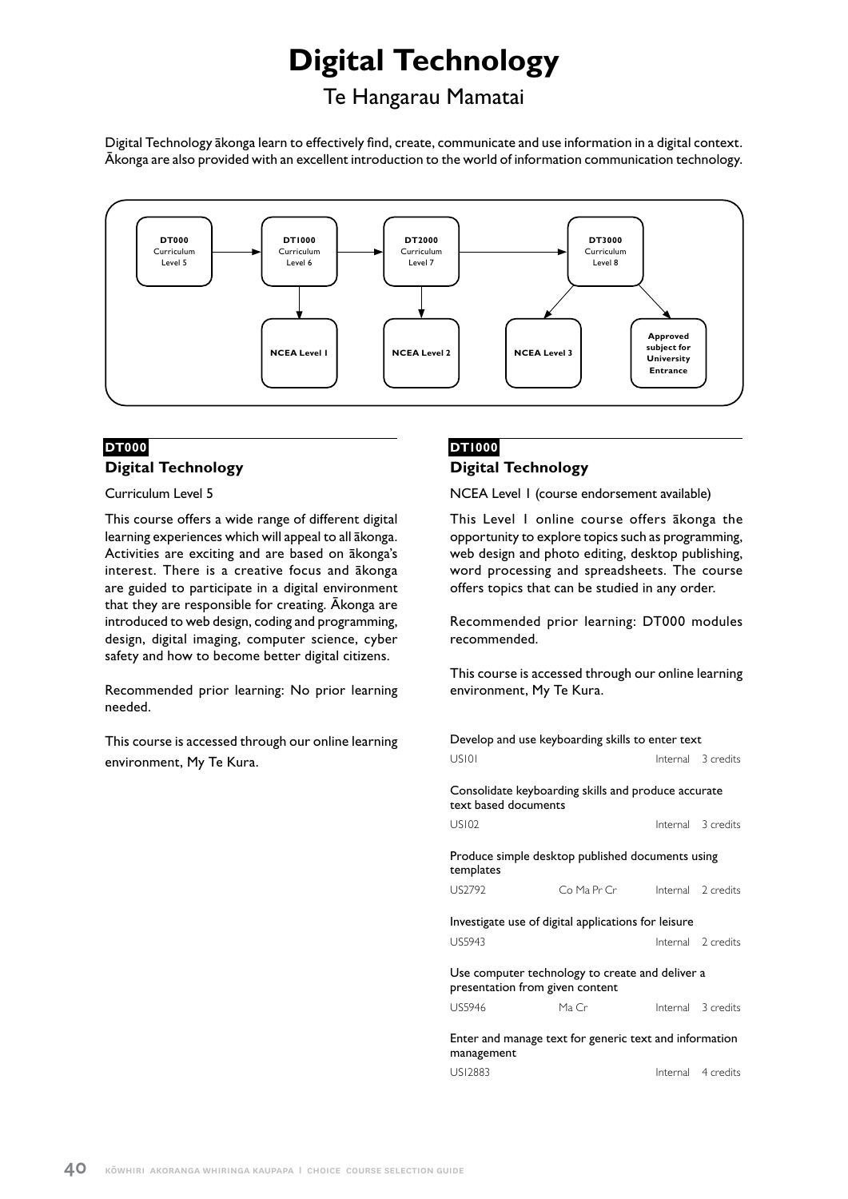# Digital Technology

## Te Hangarau Mamatai

Digital Technology ākonga learn to effectively find, create, communicate and use information in a digital context. Ākonga are also provided with an excellent introduction to the world of information communication technology.

- **DT000** Curriculum Level 5 → **DT1000** Curriculum Level 6 → **DT2000** Curriculum Level 7 → **DT3000** Curriculum Level 8
- **DT1000** → **NCEA Level 1**
- **DT2000** → **NCEA Level 2**
- **DT3000** → **NCEA Level 3**
- **DT3000** → **Approved subject for University Entrance**

### DT000

### Digital Technology

Curriculum Level 5

This course offers a wide range of different digital learning experiences which will appeal to all ākonga. Activities are exciting and are based on ākonga's interest. There is a creative focus and ākonga are guided to participate in a digital environment that they are responsible for creating. Ākonga are introduced to web design, coding and programming, design, digital imaging, computer science, cyber safety and how to become better digital citizens.

Recommended prior learning: No prior learning needed.

This course is accessed through our online learning environment, My Te Kura.

### DT1000

### Digital Technology

NCEA Level 1 (course endorsement available)

This Level 1 online course offers ākonga the opportunity to explore topics such as programming, web design and photo editing, desktop publishing, word processing and spreadsheets. The course offers topics that can be studied in any order.

Recommended prior learning: DT000 modules recommended.

This course is accessed through our online learning environment, My Te Kura.

| Standard | | | |
|---|---|---|---|
| Develop and use keyboarding skills to enter text | | | |
| US101 | | Internal | 3 credits |
| Consolidate keyboarding skills and produce accurate text based documents | | | |
| US102 | | Internal | 3 credits |
| Produce simple desktop published documents using templates | | | |
| US2792 | Co Ma Pr Cr | Internal | 2 credits |
| Investigate use of digital applications for leisure | | | |
| US5943 | | Internal | 2 credits |
| Use computer technology to create and deliver a presentation from given content | | | |
| US5946 | Ma Cr | Internal | 3 credits |
| Enter and manage text for generic text and information management | | | |
| US12883 | | Internal | 4 credits |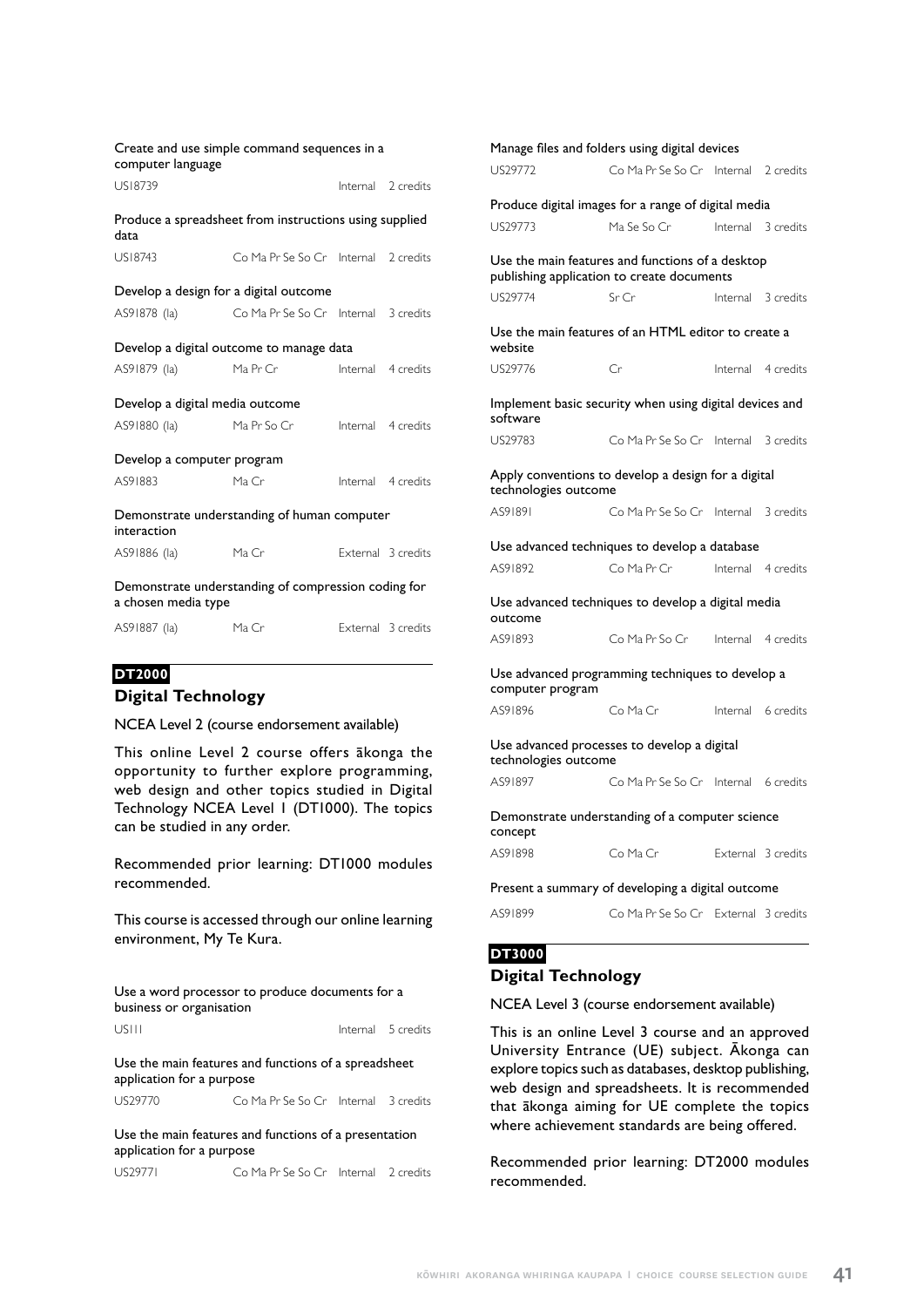Create and use simple command sequences in a computer language

| US18739 | | Internal | 2 credits |
|---|---|---|---|

Produce a spreadsheet from instructions using supplied data

| US18743 | Co Ma Pr Se So Cr | Internal | 2 credits |
|---|---|---|---|

Develop a design for a digital outcome

| AS91878 (la) | Co Ma Pr Se So Cr | Internal | 3 credits |
|---|---|---|---|

Develop a digital outcome to manage data

| AS91879 (la) | Ma Pr Cr | Internal | 4 credits |
|---|---|---|---|

Develop a digital media outcome

| AS91880 (la) | Ma Pr So Cr | Internal | 4 credits |
|---|---|---|---|

Develop a computer program

| AS91883 | Ma Cr | Internal | 4 credits |
|---|---|---|---|

Demonstrate understanding of human computer interaction

| AS91886 (la) | Ma Cr | External | 3 credits |
|---|---|---|---|

Demonstrate understanding of compression coding for a chosen media type

| AS91887 (la) | Ma Cr | External | 3 credits |
|---|---|---|---|

**DT2000**

## Digital Technology

NCEA Level 2 (course endorsement available)

This online Level 2 course offers ākonga the opportunity to further explore programming, web design and other topics studied in Digital Technology NCEA Level 1 (DT1000). The topics can be studied in any order.

Recommended prior learning: DT1000 modules recommended.

This course is accessed through our online learning environment, My Te Kura.

Use a word processor to produce documents for a business or organisation

| US111 | | Internal | 5 credits |
|---|---|---|---|

Use the main features and functions of a spreadsheet application for a purpose

| US29770 | Co Ma Pr Se So Cr | Internal | 3 credits |
|---|---|---|---|

Use the main features and functions of a presentation application for a purpose

| US29771 | Co Ma Pr Se So Cr | Internal | 2 credits |
|---|---|---|---|

Manage files and folders using digital devices

| US29772 | Co Ma Pr Se So Cr | Internal | 2 credits |
|---|---|---|---|

Produce digital images for a range of digital media

| US29773 | Ma Se So Cr | Internal | 3 credits |
|---|---|---|---|

Use the main features and functions of a desktop publishing application to create documents

| US29774 | Sr Cr | Internal | 3 credits |
|---|---|---|---|

Use the main features of an HTML editor to create a website

| US29776 | Cr | Internal | 4 credits |
|---|---|---|---|

Implement basic security when using digital devices and software

| US29783 | Co Ma Pr Se So Cr | Internal | 3 credits |
|---|---|---|---|

Apply conventions to develop a design for a digital technologies outcome

| AS91891 | Co Ma Pr Se So Cr | Internal | 3 credits |
|---|---|---|---|

Use advanced techniques to develop a database

| AS91892 | Co Ma Pr Cr | Internal | 4 credits |
|---|---|---|---|

Use advanced techniques to develop a digital media outcome

| AS91893 | Co Ma Pr So Cr | Internal | 4 credits |
|---|---|---|---|

Use advanced programming techniques to develop a computer program

| AS91896 | Co Ma Cr | Internal | 6 credits |
|---|---|---|---|

Use advanced processes to develop a digital technologies outcome

| AS91897 | Co Ma Pr Se So Cr | Internal | 6 credits |
|---|---|---|---|

Demonstrate understanding of a computer science concept

| AS91898 | Co Ma Cr | External | 3 credits |
|---|---|---|---|

Present a summary of developing a digital outcome

| AS91899 | Co Ma Pr Se So Cr | External | 3 credits |
|---|---|---|---|

**DT3000**

## Digital Technology

NCEA Level 3 (course endorsement available)

This is an online Level 3 course and an approved University Entrance (UE) subject. Ākonga can explore topics such as databases, desktop publishing, web design and spreadsheets. It is recommended that ākonga aiming for UE complete the topics where achievement standards are being offered.

Recommended prior learning: DT2000 modules recommended.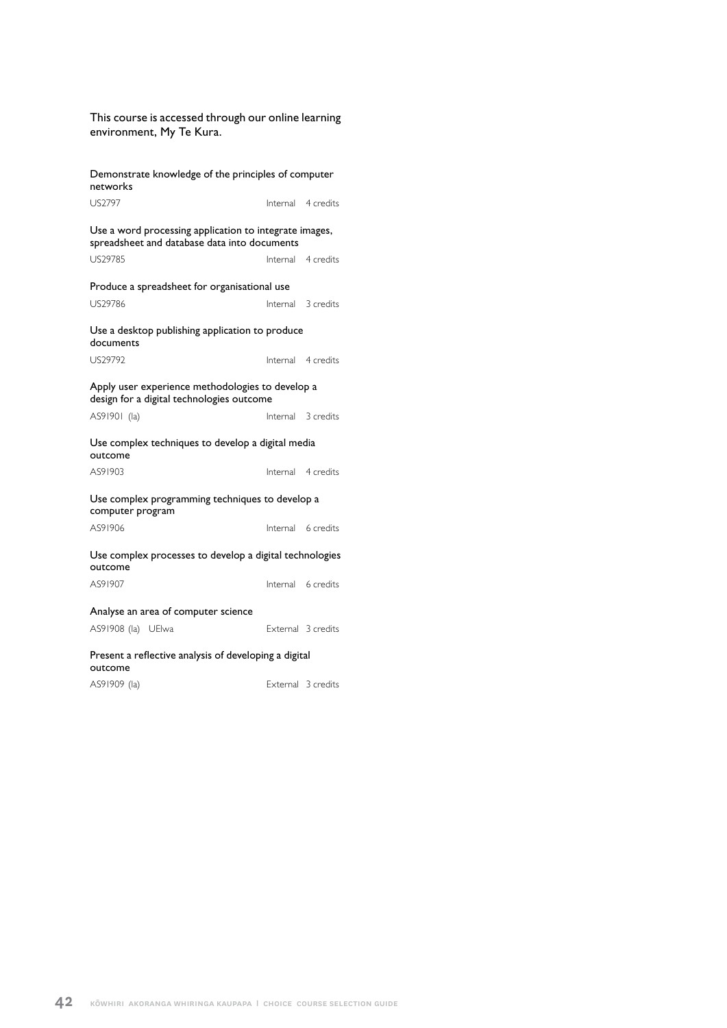This course is accessed through our online learning environment, My Te Kura.

| Standard | Code | Assessment | Credits |
| --- | --- | --- | --- |
| Demonstrate knowledge of the principles of computer networks | US2797 | Internal | 4 credits |
| Use a word processing application to integrate images, spreadsheet and database data into documents | US29785 | Internal | 4 credits |
| Produce a spreadsheet for organisational use | US29786 | Internal | 3 credits |
| Use a desktop publishing application to produce documents | US29792 | Internal | 4 credits |
| Apply user experience methodologies to develop a design for a digital technologies outcome | AS91901 (la) | Internal | 3 credits |
| Use complex techniques to develop a digital media outcome | AS91903 | Internal | 4 credits |
| Use complex programming techniques to develop a computer program | AS91906 | Internal | 6 credits |
| Use complex processes to develop a digital technologies outcome | AS91907 | Internal | 6 credits |
| Analyse an area of computer science | AS91908 (la) UElwa | External | 3 credits |
| Present a reflective analysis of developing a digital outcome | AS91909 (la) | External | 3 credits |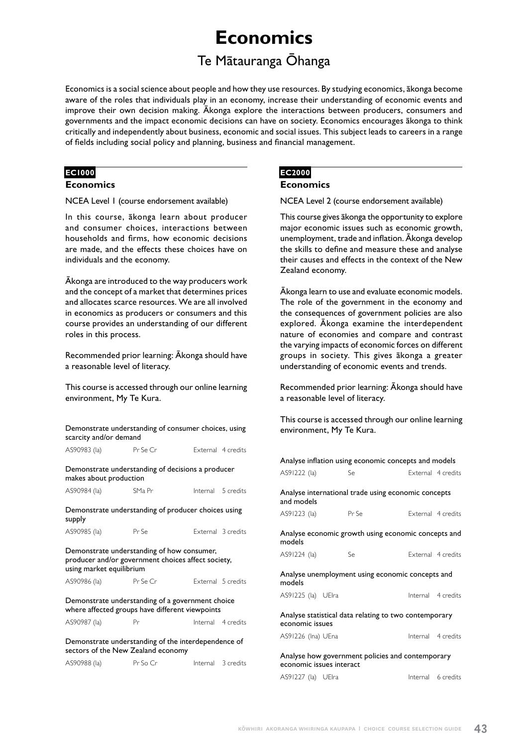# Economics

## Te Mātauranga Ōhanga

Economics is a social science about people and how they use resources. By studying economics, ākonga become aware of the roles that individuals play in an economy, increase their understanding of economic events and improve their own decision making. Ākonga explore the interactions between producers, consumers and governments and the impact economic decisions can have on society. Economics encourages ākonga to think critically and independently about business, economic and social issues. This subject leads to careers in a range of fields including social policy and planning, business and financial management.

**EC1000**

### Economics

NCEA Level 1 (course endorsement available)

In this course, ākonga learn about producer and consumer choices, interactions between households and firms, how economic decisions are made, and the effects these choices have on individuals and the economy.

Ākonga are introduced to the way producers work and the concept of a market that determines prices and allocates scarce resources. We are all involved in economics as producers or consumers and this course provides an understanding of our different roles in this process.

Recommended prior learning: Ākonga should have a reasonable level of literacy.

This course is accessed through our online learning environment, My Te Kura.

Demonstrate understanding of consumer choices, using scarcity and/or demand

| AS90983 (Ia) | Pr Se Cr | External | 4 credits |
|---|---|---|---|

Demonstrate understanding of decisions a producer makes about production

| AS90984 (Ia) | SMa Pr | Internal | 5 credits |
|---|---|---|---|

Demonstrate understanding of producer choices using supply

| AS90985 (Ia) | Pr Se | External | 3 credits |
|---|---|---|---|

Demonstrate understanding of how consumer, producer and/or government choices affect society, using market equilibrium

| AS90986 (Ia) | Pr Se Cr | External | 5 credits |
|---|---|---|---|

Demonstrate understanding of a government choice where affected groups have different viewpoints

| AS90987 (Ia) | Pr | Internal | 4 credits |
|---|---|---|---|

Demonstrate understanding of the interdependence of sectors of the New Zealand economy

| AS90988 (Ia) | Pr So Cr | Internal | 3 credits |
|---|---|---|---|

**EC2000**

### Economics

NCEA Level 2 (course endorsement available)

This course gives ākonga the opportunity to explore major economic issues such as economic growth, unemployment, trade and inflation. Ākonga develop the skills to define and measure these and analyse their causes and effects in the context of the New Zealand economy.

Ākonga learn to use and evaluate economic models. The role of the government in the economy and the consequences of government policies are also explored. Ākonga examine the interdependent nature of economies and compare and contrast the varying impacts of economic forces on different groups in society. This gives ākonga a greater understanding of economic events and trends.

Recommended prior learning: Ākonga should have a reasonable level of literacy.

This course is accessed through our online learning environment, My Te Kura.

Analyse inflation using economic concepts and models

| AS91222 (Ia) | Se | External | 4 credits |
|---|---|---|---|

Analyse international trade using economic concepts and models

| AS91223 (Ia) | Pr Se | External | 4 credits |
|---|---|---|---|

Analyse economic growth using economic concepts and models

| AS91224 (Ia) | Se | External | 4 credits |
|---|---|---|---|

Analyse unemployment using economic concepts and models

| AS91225 (Ia) UElra | | Internal | 4 credits |
|---|---|---|---|

Analyse statistical data relating to two contemporary economic issues

| AS91226 (Ina) UEna | | Internal | 4 credits |
|---|---|---|---|

Analyse how government policies and contemporary economic issues interact

| AS91227 (Ia) UElra | | Internal | 6 credits |
|---|---|---|---|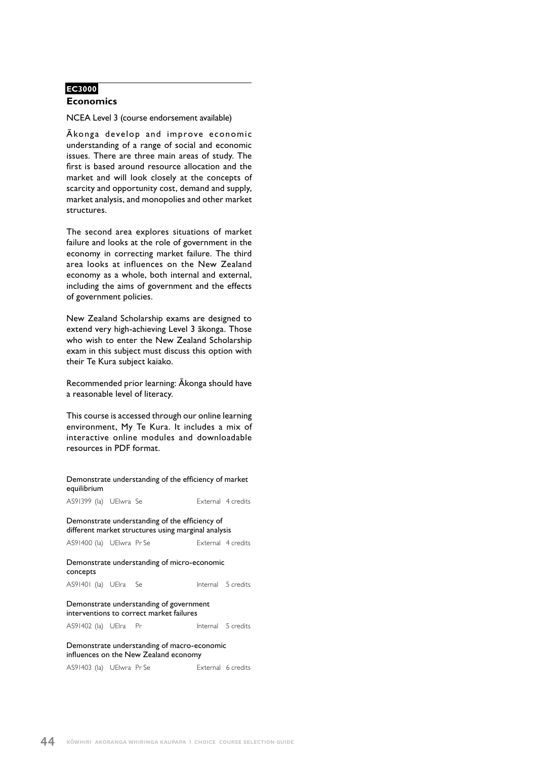**EC3000**

## Economics

NCEA Level 3 (course endorsement available)

Ākonga develop and improve economic understanding of a range of social and economic issues. There are three main areas of study. The first is based around resource allocation and the market and will look closely at the concepts of scarcity and opportunity cost, demand and supply, market analysis, and monopolies and other market structures.

The second area explores situations of market failure and looks at the role of government in the economy in correcting market failure. The third area looks at influences on the New Zealand economy as a whole, both internal and external, including the aims of government and the effects of government policies.

New Zealand Scholarship exams are designed to extend very high-achieving Level 3 ākonga. Those who wish to enter the New Zealand Scholarship exam in this subject must discuss this option with their Te Kura subject kaiako.

Recommended prior learning: Ākonga should have a reasonable level of literacy.

This course is accessed through our online learning environment, My Te Kura. It includes a mix of interactive online modules and downloadable resources in PDF format.

Demonstrate understanding of the efficiency of market equilibrium

AS91399 (Ia) UElwra Se — External 4 credits

Demonstrate understanding of the efficiency of different market structures using marginal analysis

AS91400 (Ia) UElwra Pr Se — External 4 credits

Demonstrate understanding of micro-economic concepts

AS91401 (Ia) UElra Se — Internal 5 credits

Demonstrate understanding of government interventions to correct market failures

AS91402 (Ia) UElra Pr — Internal 5 credits

Demonstrate understanding of macro-economic influences on the New Zealand economy

AS91403 (Ia) UElwra Pr Se — External 6 credits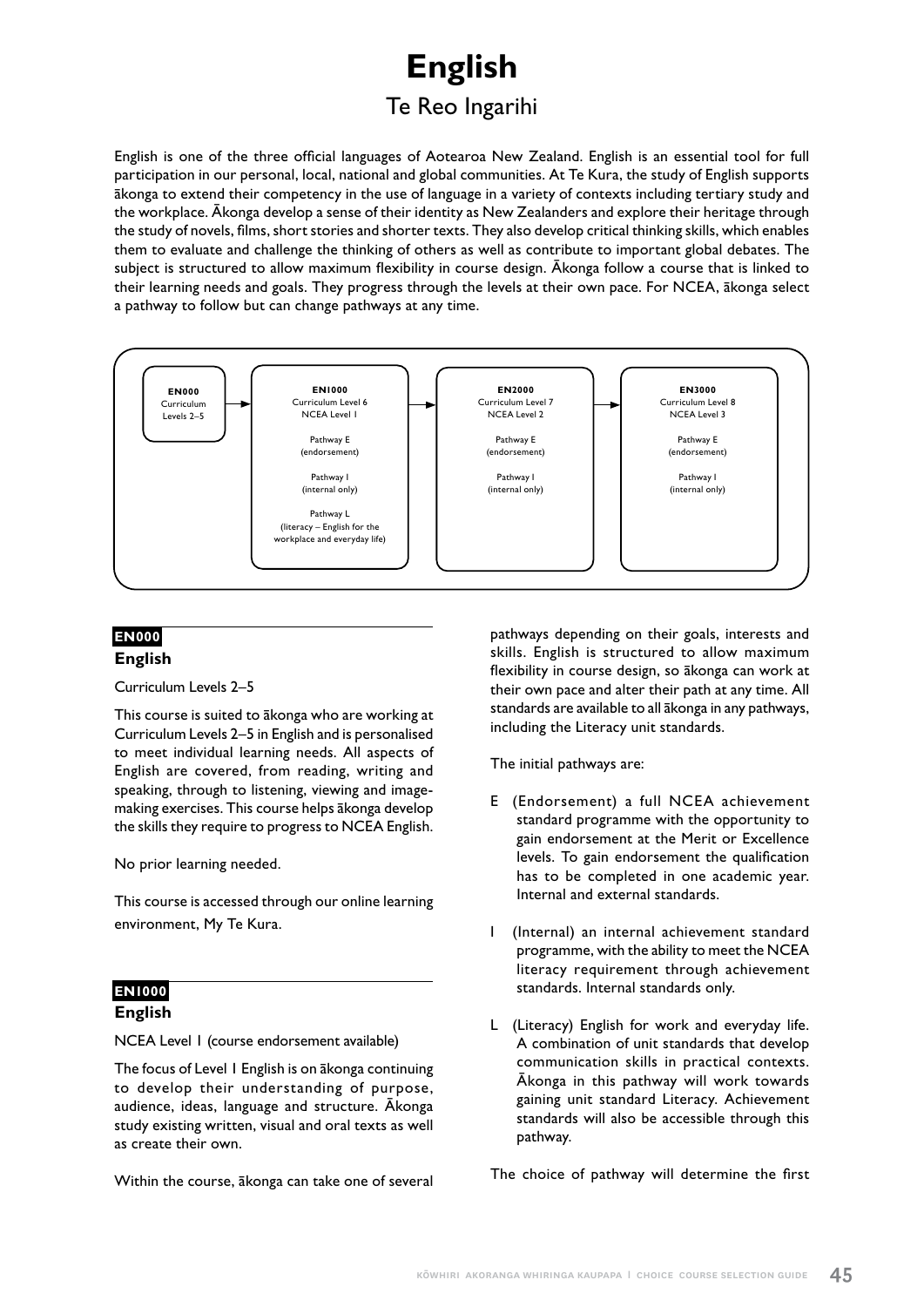# English

## Te Reo Ingarihi

English is one of the three official languages of Aotearoa New Zealand. English is an essential tool for full participation in our personal, local, national and global communities. At Te Kura, the study of English supports ākonga to extend their competency in the use of language in a variety of contexts including tertiary study and the workplace. Ākonga develop a sense of their identity as New Zealanders and explore their heritage through the study of novels, films, short stories and shorter texts. They also develop critical thinking skills, which enables them to evaluate and challenge the thinking of others as well as contribute to important global debates. The subject is structured to allow maximum flexibility in course design. Ākonga follow a course that is linked to their learning needs and goals. They progress through the levels at their own pace. For NCEA, ākonga select a pathway to follow but can change pathways at any time.

| EN000 | → | EN1000 | → | EN2000 | → | EN3000 |
|---|---|---|---|---|---|---|
| Curriculum Levels 2–5 | | Curriculum Level 6<br>NCEA Level 1 | | Curriculum Level 7<br>NCEA Level 2 | | Curriculum Level 8<br>NCEA Level 3 |
| | | Pathway E (endorsement) | | Pathway E (endorsement) | | Pathway E (endorsement) |
| | | Pathway I (internal only) | | Pathway I (internal only) | | Pathway I (internal only) |
| | | Pathway L (literacy – English for the workplace and everyday life) | | | | |

### EN000

### English

Curriculum Levels 2–5

This course is suited to ākonga who are working at Curriculum Levels 2–5 in English and is personalised to meet individual learning needs. All aspects of English are covered, from reading, writing and speaking, through to listening, viewing and image-making exercises. This course helps ākonga develop the skills they require to progress to NCEA English.

No prior learning needed.

This course is accessed through our online learning environment, My Te Kura.

### EN1000

### English

NCEA Level 1 (course endorsement available)

The focus of Level 1 English is on ākonga continuing to develop their understanding of purpose, audience, ideas, language and structure. Ākonga study existing written, visual and oral texts as well as create their own.

Within the course, ākonga can take one of several pathways depending on their goals, interests and skills. English is structured to allow maximum flexibility in course design, so ākonga can work at their own pace and alter their path at any time. All standards are available to all ākonga in any pathways, including the Literacy unit standards.

The initial pathways are:

- E (Endorsement) a full NCEA achievement standard programme with the opportunity to gain endorsement at the Merit or Excellence levels. To gain endorsement the qualification has to be completed in one academic year. Internal and external standards.
- I (Internal) an internal achievement standard programme, with the ability to meet the NCEA literacy requirement through achievement standards. Internal standards only.
- L (Literacy) English for work and everyday life. A combination of unit standards that develop communication skills in practical contexts. Ākonga in this pathway will work towards gaining unit standard Literacy. Achievement standards will also be accessible through this pathway.

The choice of pathway will determine the first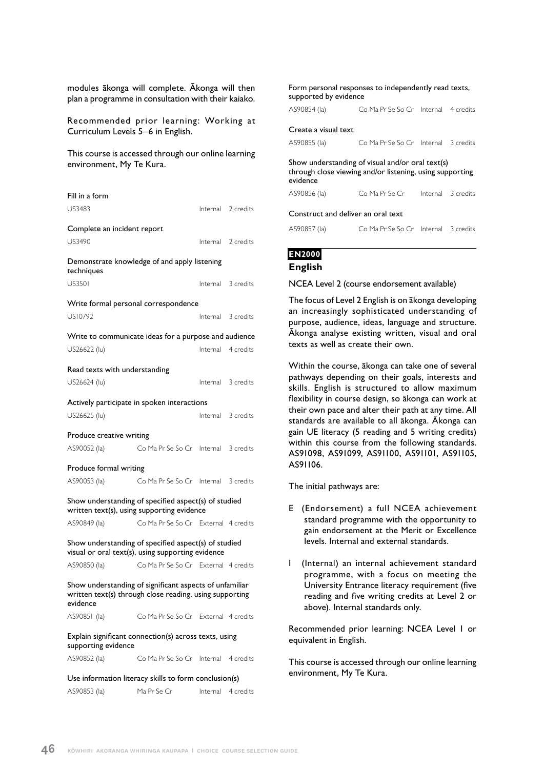modules ākonga will complete. Ākonga will then plan a programme in consultation with their kaiako.

Recommended prior learning: Working at Curriculum Levels 5–6 in English.

This course is accessed through our online learning environment, My Te Kura.

Fill in a form

| US3483 | | Internal | 2 credits |
|---|---|---|---|

Complete an incident report

| US3490 | | Internal | 2 credits |
|---|---|---|---|

Demonstrate knowledge of and apply listening techniques

| US3501 | | Internal | 3 credits |
|---|---|---|---|

Write formal personal correspondence

| US10792 | | Internal | 3 credits |
|---|---|---|---|

Write to communicate ideas for a purpose and audience

| US26622 (lu) | | Internal | 4 credits |
|---|---|---|---|

Read texts with understanding

| US26624 (lu) | | Internal | 3 credits |
|---|---|---|---|

Actively participate in spoken interactions

| US26625 (lu) | | Internal | 3 credits |
|---|---|---|---|

Produce creative writing

| AS90052 (la) | Co Ma Pr Se So Cr | Internal | 3 credits |
|---|---|---|---|

Produce formal writing

| AS90053 (la) | Co Ma Pr Se So Cr | Internal | 3 credits |
|---|---|---|---|

Show understanding of specified aspect(s) of studied written text(s), using supporting evidence

| AS90849 (la) | Co Ma Pr Se So Cr | External | 4 credits |
|---|---|---|---|

Show understanding of specified aspect(s) of studied visual or oral text(s), using supporting evidence

| AS90850 (la) | Co Ma Pr Se So Cr | External | 4 credits |
|---|---|---|---|

Show understanding of significant aspects of unfamiliar written text(s) through close reading, using supporting evidence

| AS90851 (la) | Co Ma Pr Se So Cr | External | 4 credits |
|---|---|---|---|

Explain significant connection(s) across texts, using supporting evidence

| AS90852 (la) | Co Ma Pr Se So Cr | Internal | 4 credits |
|---|---|---|---|

Use information literacy skills to form conclusion(s)

| AS90853 (la) | Ma Pr Se Cr | Internal | 4 credits |
|---|---|---|---|

Form personal responses to independently read texts, supported by evidence

| AS90854 (la) | Co Ma Pr Se So Cr | Internal | 4 credits |
|---|---|---|---|

Create a visual text

| AS90855 (la) | Co Ma Pr Se So Cr | Internal | 3 credits |
|---|---|---|---|

Show understanding of visual and/or oral text(s) through close viewing and/or listening, using supporting evidence

| AS90856 (la) | Co Ma Pr Se Cr | Internal | 3 credits |
|---|---|---|---|

Construct and deliver an oral text

| AS90857 (la) | Co Ma Pr Se So Cr | Internal | 3 credits |
|---|---|---|---|

**EN2000**

## English

NCEA Level 2 (course endorsement available)

The focus of Level 2 English is on ākonga developing an increasingly sophisticated understanding of purpose, audience, ideas, language and structure. Ākonga analyse existing written, visual and oral texts as well as create their own.

Within the course, ākonga can take one of several pathways depending on their goals, interests and skills. English is structured to allow maximum flexibility in course design, so ākonga can work at their own pace and alter their path at any time. All standards are available to all ākonga. Ākonga can gain UE literacy (5 reading and 5 writing credits) within this course from the following standards. AS91098, AS91099, AS91100, AS91101, AS91105, AS91106.

The initial pathways are:

- E (Endorsement) a full NCEA achievement standard programme with the opportunity to gain endorsement at the Merit or Excellence levels. Internal and external standards.
- I (Internal) an internal achievement standard programme, with a focus on meeting the University Entrance literacy requirement (five reading and five writing credits at Level 2 or above). Internal standards only.

Recommended prior learning: NCEA Level 1 or equivalent in English.

This course is accessed through our online learning environment, My Te Kura.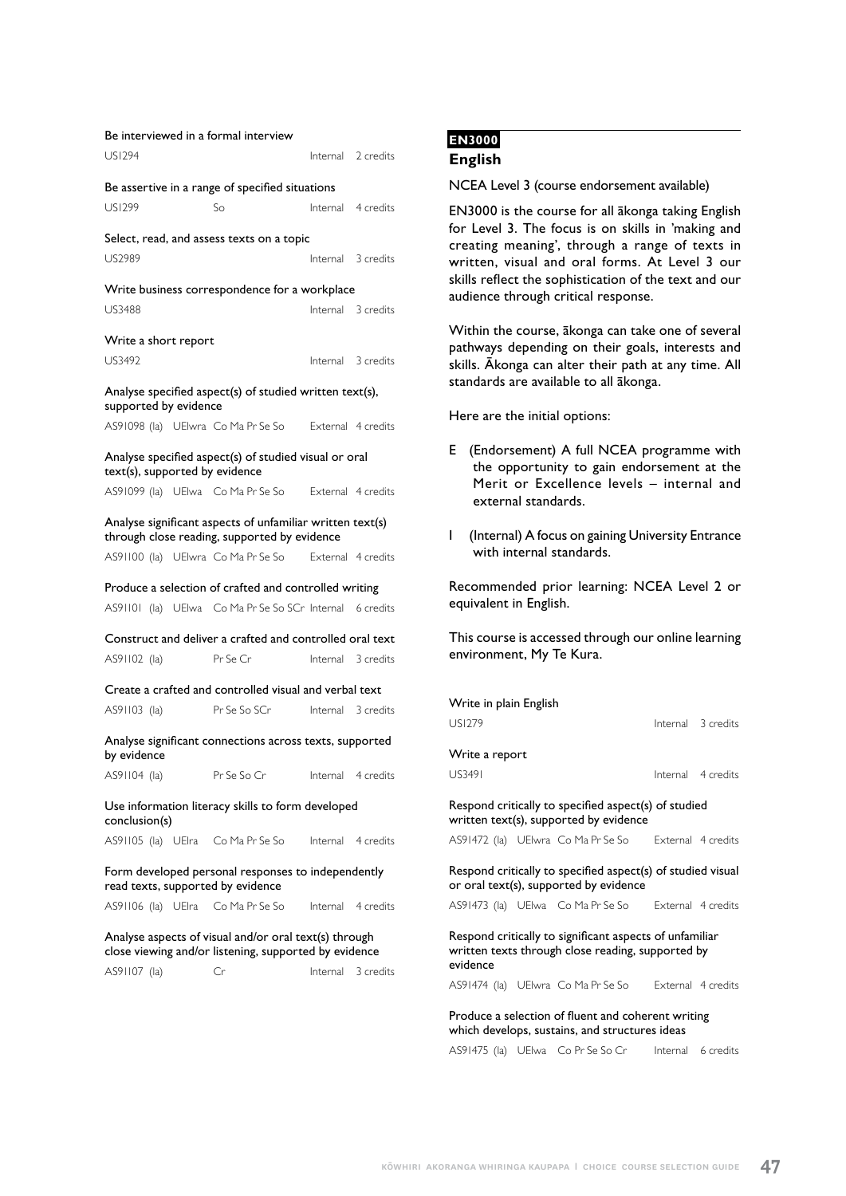Be interviewed in a formal interview

| US1294 | | Internal | 2 credits |
|---|---|---|---|

Be assertive in a range of specified situations

| US1299 | So | Internal | 4 credits |
|---|---|---|---|

Select, read, and assess texts on a topic

| US2989 | | Internal | 3 credits |
|---|---|---|---|

Write business correspondence for a workplace

| US3488 | | Internal | 3 credits |
|---|---|---|---|

Write a short report

| US3492 | | Internal | 3 credits |
|---|---|---|---|

Analyse specified aspect(s) of studied written text(s), supported by evidence

| AS91098 (la) | UElwra | Co Ma Pr Se So | External | 4 credits |
|---|---|---|---|---|

Analyse specified aspect(s) of studied visual or oral text(s), supported by evidence

| AS91099 (la) | UElwa | Co Ma Pr Se So | External | 4 credits |
|---|---|---|---|---|

Analyse significant aspects of unfamiliar written text(s) through close reading, supported by evidence

| AS91100 (la) | UElwra | Co Ma Pr Se So | External | 4 credits |
|---|---|---|---|---|

Produce a selection of crafted and controlled writing

| AS91101 (la) | UElwa | Co Ma Pr Se So SCr | Internal | 6 credits |
|---|---|---|---|---|

Construct and deliver a crafted and controlled oral text

| AS91102 (la) | | Pr Se Cr | Internal | 3 credits |
|---|---|---|---|---|

Create a crafted and controlled visual and verbal text

| AS91103 (la) | | Pr Se So SCr | Internal | 3 credits |
|---|---|---|---|---|

Analyse significant connections across texts, supported by evidence

| AS91104 (la) | | Pr Se So Cr | Internal | 4 credits |
|---|---|---|---|---|

Use information literacy skills to form developed conclusion(s)

| AS91105 (la) | UElra | Co Ma Pr Se So | Internal | 4 credits |
|---|---|---|---|---|

Form developed personal responses to independently read texts, supported by evidence

| AS91106 (la) | UElra | Co Ma Pr Se So | Internal | 4 credits |
|---|---|---|---|---|

Analyse aspects of visual and/or oral text(s) through close viewing and/or listening, supported by evidence

| AS91107 (la) | | Cr | Internal | 3 credits |
|---|---|---|---|---|

**EN3000**

## English

NCEA Level 3 (course endorsement available)

EN3000 is the course for all ākonga taking English for Level 3. The focus is on skills in 'making and creating meaning', through a range of texts in written, visual and oral forms. At Level 3 our skills reflect the sophistication of the text and our audience through critical response.

Within the course, ākonga can take one of several pathways depending on their goals, interests and skills. Ākonga can alter their path at any time. All standards are available to all ākonga.

Here are the initial options:

- E (Endorsement) A full NCEA programme with the opportunity to gain endorsement at the Merit or Excellence levels – internal and external standards.
- I (Internal) A focus on gaining University Entrance with internal standards.

Recommended prior learning: NCEA Level 2 or equivalent in English.

This course is accessed through our online learning environment, My Te Kura.

Write in plain English

| US1279 | | Internal | 3 credits |
|---|---|---|---|

Write a report

| US3491 | | Internal | 4 credits |
|---|---|---|---|

Respond critically to specified aspect(s) of studied written text(s), supported by evidence

| AS91472 (la) | UElwra | Co Ma Pr Se So | External | 4 credits |
|---|---|---|---|---|

Respond critically to specified aspect(s) of studied visual or oral text(s), supported by evidence

| AS91473 (la) | UElwa | Co Ma Pr Se So | External | 4 credits |
|---|---|---|---|---|

Respond critically to significant aspects of unfamiliar written texts through close reading, supported by evidence

| AS91474 (la) | UElwra | Co Ma Pr Se So | External | 4 credits |
|---|---|---|---|---|

Produce a selection of fluent and coherent writing which develops, sustains, and structures ideas

| AS91475 (la) | UElwa | Co Pr Se So Cr | Internal | 6 credits |
|---|---|---|---|---|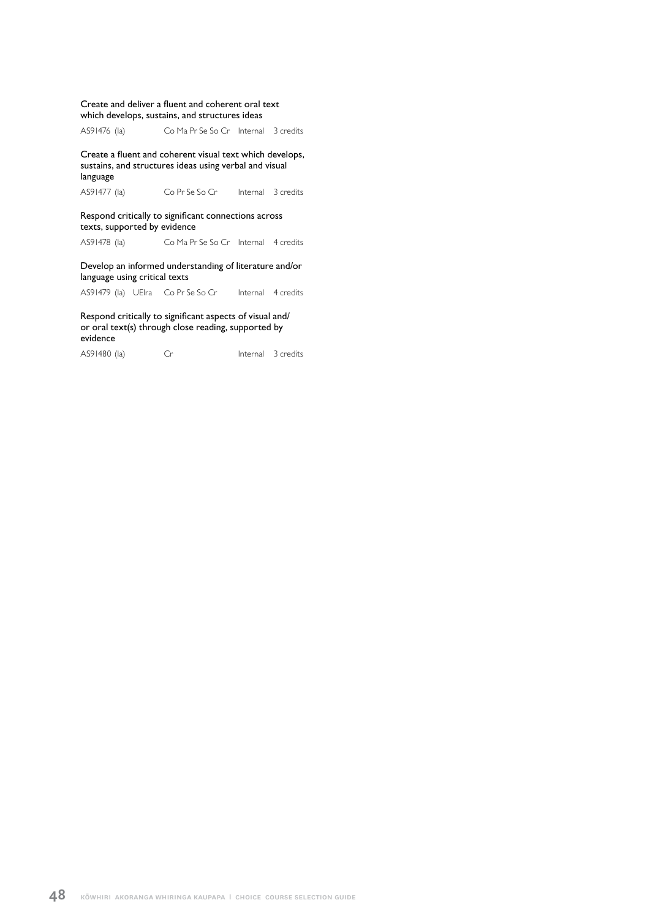Create and deliver a fluent and coherent oral text which develops, sustains, and structures ideas

AS91476 (Ia) Co Ma Pr Se So Cr Internal 3 credits

Create a fluent and coherent visual text which develops, sustains, and structures ideas using verbal and visual language

AS91477 (Ia) Co Pr Se So Cr Internal 3 credits

Respond critically to significant connections across texts, supported by evidence

AS91478 (Ia) Co Ma Pr Se So Cr Internal 4 credits

Develop an informed understanding of literature and/or language using critical texts

AS91479 (Ia) UEIra Co Pr Se So Cr Internal 4 credits

Respond critically to significant aspects of visual and/or oral text(s) through close reading, supported by evidence

AS91480 (Ia) Cr Internal 3 credits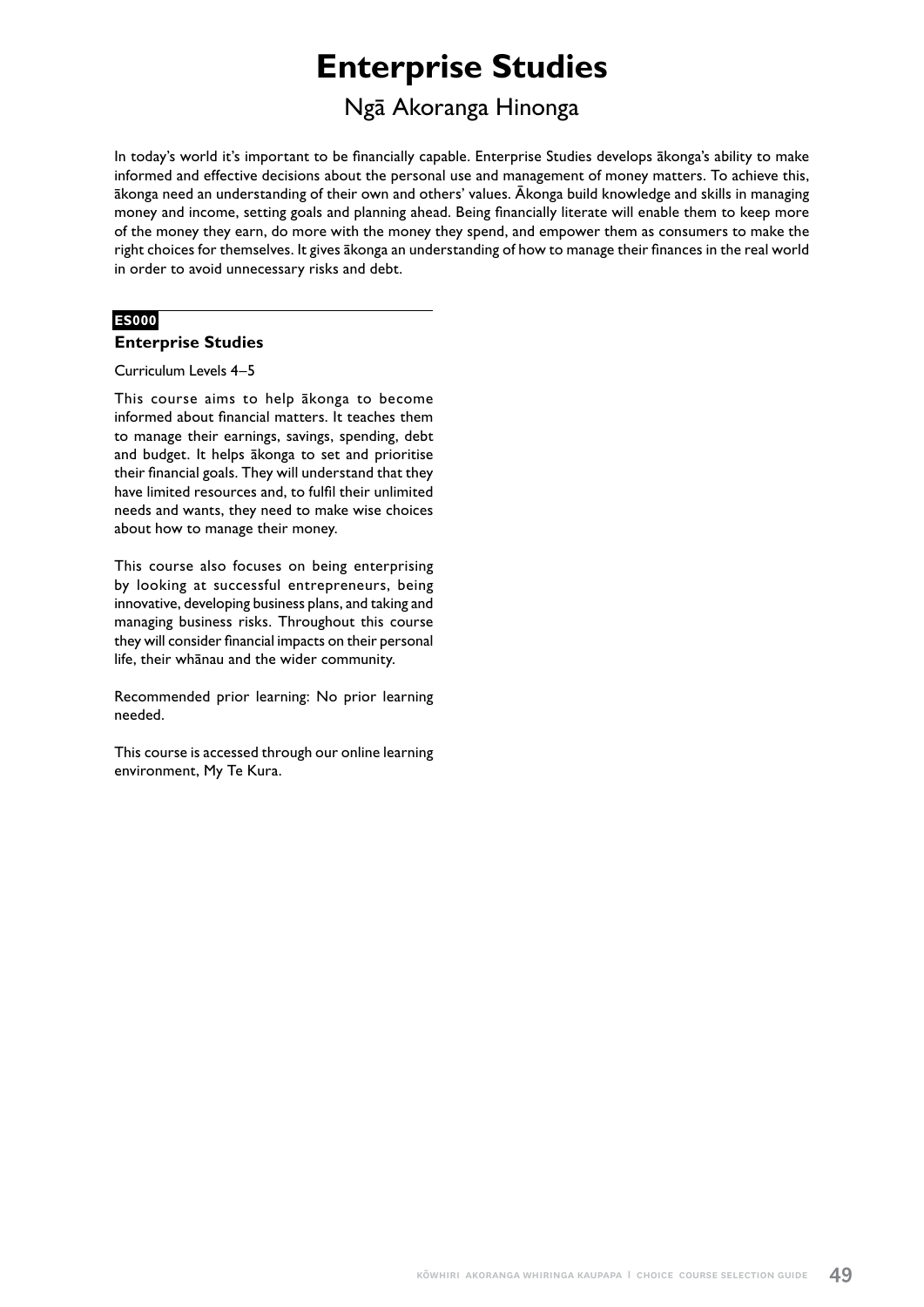# Enterprise Studies

## Ngā Akoranga Hinonga

In today's world it's important to be financially capable. Enterprise Studies develops ākonga's ability to make informed and effective decisions about the personal use and management of money matters. To achieve this, ākonga need an understanding of their own and others' values. Ākonga build knowledge and skills in managing money and income, setting goals and planning ahead. Being financially literate will enable them to keep more of the money they earn, do more with the money they spend, and empower them as consumers to make the right choices for themselves. It gives ākonga an understanding of how to manage their finances in the real world in order to avoid unnecessary risks and debt.

**ES000**

### Enterprise Studies

Curriculum Levels 4–5

This course aims to help ākonga to become informed about financial matters. It teaches them to manage their earnings, savings, spending, debt and budget. It helps ākonga to set and prioritise their financial goals. They will understand that they have limited resources and, to fulfil their unlimited needs and wants, they need to make wise choices about how to manage their money.

This course also focuses on being enterprising by looking at successful entrepreneurs, being innovative, developing business plans, and taking and managing business risks. Throughout this course they will consider financial impacts on their personal life, their whānau and the wider community.

Recommended prior learning: No prior learning needed.

This course is accessed through our online learning environment, My Te Kura.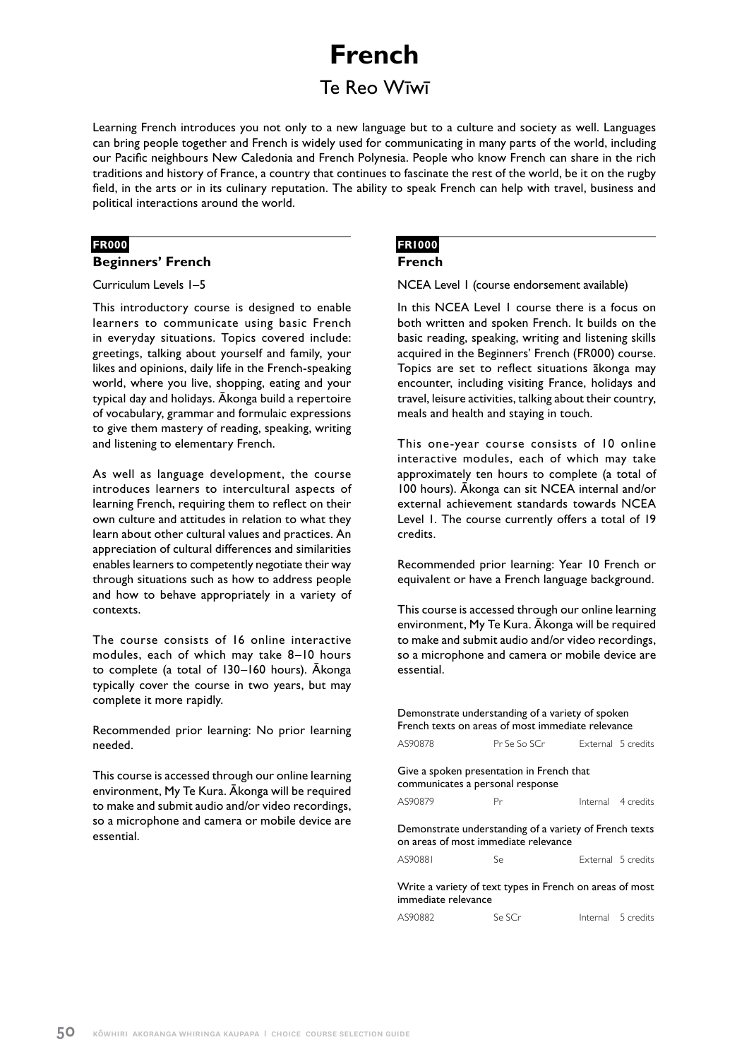# French

## Te Reo Wīwī

Learning French introduces you not only to a new language but to a culture and society as well. Languages can bring people together and French is widely used for communicating in many parts of the world, including our Pacific neighbours New Caledonia and French Polynesia. People who know French can share in the rich traditions and history of France, a country that continues to fascinate the rest of the world, be it on the rugby field, in the arts or in its culinary reputation. The ability to speak French can help with travel, business and political interactions around the world.

**FR000**

### Beginners' French

Curriculum Levels 1–5

This introductory course is designed to enable learners to communicate using basic French in everyday situations. Topics covered include: greetings, talking about yourself and family, your likes and opinions, daily life in the French-speaking world, where you live, shopping, eating and your typical day and holidays. Ākonga build a repertoire of vocabulary, grammar and formulaic expressions to give them mastery of reading, speaking, writing and listening to elementary French.

As well as language development, the course introduces learners to intercultural aspects of learning French, requiring them to reflect on their own culture and attitudes in relation to what they learn about other cultural values and practices. An appreciation of cultural differences and similarities enables learners to competently negotiate their way through situations such as how to address people and how to behave appropriately in a variety of contexts.

The course consists of 16 online interactive modules, each of which may take 8–10 hours to complete (a total of 130–160 hours). Ākonga typically cover the course in two years, but may complete it more rapidly.

Recommended prior learning: No prior learning needed.

This course is accessed through our online learning environment, My Te Kura. Ākonga will be required to make and submit audio and/or video recordings, so a microphone and camera or mobile device are essential.

**FR1000**

### French

NCEA Level 1 (course endorsement available)

In this NCEA Level 1 course there is a focus on both written and spoken French. It builds on the basic reading, speaking, writing and listening skills acquired in the Beginners' French (FR000) course. Topics are set to reflect situations ākonga may encounter, including visiting France, holidays and travel, leisure activities, talking about their country, meals and health and staying in touch.

This one-year course consists of 10 online interactive modules, each of which may take approximately ten hours to complete (a total of 100 hours). Ākonga can sit NCEA internal and/or external achievement standards towards NCEA Level 1. The course currently offers a total of 19 credits.

Recommended prior learning: Year 10 French or equivalent or have a French language background.

This course is accessed through our online learning environment, My Te Kura. Ākonga will be required to make and submit audio and/or video recordings, so a microphone and camera or mobile device are essential.

Demonstrate understanding of a variety of spoken French texts on areas of most immediate relevance

| AS90878 | Pr Se So SCr | External | 5 credits |
|---|---|---|---|

Give a spoken presentation in French that communicates a personal response

| AS90879 | Pr | Internal | 4 credits |
|---|---|---|---|

Demonstrate understanding of a variety of French texts on areas of most immediate relevance

| AS90881 | Se | External | 5 credits |
|---|---|---|---|

Write a variety of text types in French on areas of most immediate relevance

| AS90882 | Se SCr | Internal | 5 credits |
|---|---|---|---|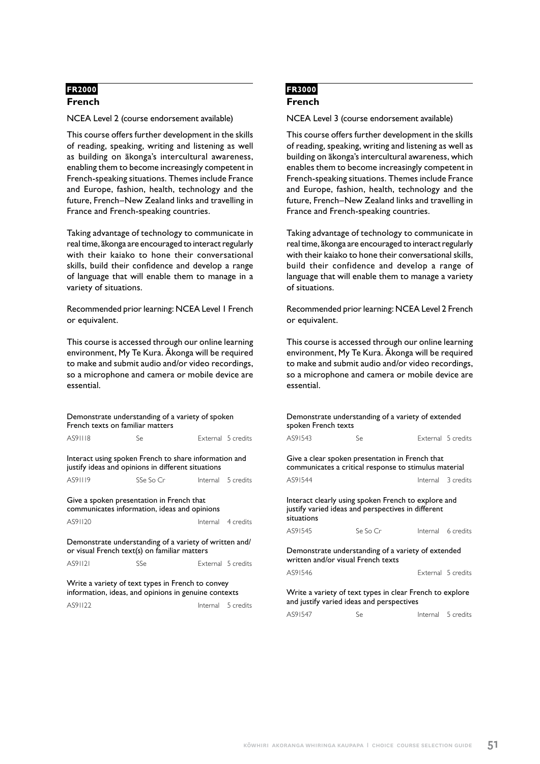**FR2000**

## French

NCEA Level 2 (course endorsement available)

This course offers further development in the skills of reading, speaking, writing and listening as well as building on ākonga's intercultural awareness, enabling them to become increasingly competent in French-speaking situations. Themes include France and Europe, fashion, health, technology and the future, French–New Zealand links and travelling in France and French-speaking countries.

Taking advantage of technology to communicate in real time, ākonga are encouraged to interact regularly with their kaiako to hone their conversational skills, build their confidence and develop a range of language that will enable them to manage in a variety of situations.

Recommended prior learning: NCEA Level 1 French or equivalent.

This course is accessed through our online learning environment, My Te Kura. Ākonga will be required to make and submit audio and/or video recordings, so a microphone and camera or mobile device are essential.

Demonstrate understanding of a variety of spoken French texts on familiar matters

| AS91118 | Se | External | 5 credits |
|---|---|---|---|

Interact using spoken French to share information and justify ideas and opinions in different situations

| AS91119 | SSe So Cr | Internal | 5 credits |
|---|---|---|---|

Give a spoken presentation in French that communicates information, ideas and opinions

| AS91120 | | Internal | 4 credits |
|---|---|---|---|

Demonstrate understanding of a variety of written and/or visual French text(s) on familiar matters

| AS91121 | SSe | External | 5 credits |
|---|---|---|---|

Write a variety of text types in French to convey information, ideas, and opinions in genuine contexts

| AS91122 | | Internal | 5 credits |
|---|---|---|---|

**FR3000**

## French

NCEA Level 3 (course endorsement available)

This course offers further development in the skills of reading, speaking, writing and listening as well as building on ākonga's intercultural awareness, which enables them to become increasingly competent in French-speaking situations. Themes include France and Europe, fashion, health, technology and the future, French–New Zealand links and travelling in France and French-speaking countries.

Taking advantage of technology to communicate in real time, ākonga are encouraged to interact regularly with their kaiako to hone their conversational skills, build their confidence and develop a range of language that will enable them to manage a variety of situations.

Recommended prior learning: NCEA Level 2 French or equivalent.

This course is accessed through our online learning environment, My Te Kura. Ākonga will be required to make and submit audio and/or video recordings, so a microphone and camera or mobile device are essential.

Demonstrate understanding of a variety of extended spoken French texts

| AS91543 | Se | External | 5 credits |
|---|---|---|---|

Give a clear spoken presentation in French that communicates a critical response to stimulus material

| AS91544 | | Internal | 3 credits |
|---|---|---|---|

Interact clearly using spoken French to explore and justify varied ideas and perspectives in different situations

| AS91545 | Se So Cr | Internal | 6 credits |
|---|---|---|---|

Demonstrate understanding of a variety of extended written and/or visual French texts

| AS91546 | | External | 5 credits |
|---|---|---|---|

Write a variety of text types in clear French to explore and justify varied ideas and perspectives

| AS91547 | Se | Internal | 5 credits |
|---|---|---|---|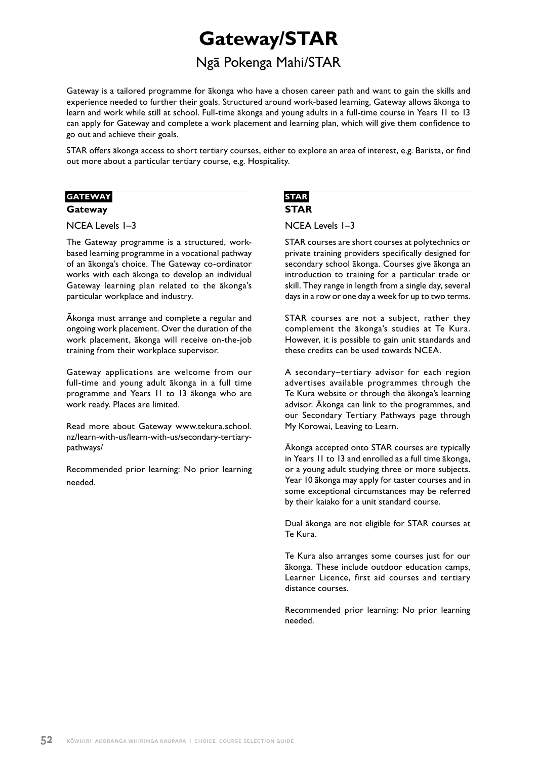# Gateway/STAR

## Ngā Pokenga Mahi/STAR

Gateway is a tailored programme for ākonga who have a chosen career path and want to gain the skills and experience needed to further their goals. Structured around work-based learning, Gateway allows ākonga to learn and work while still at school. Full-time ākonga and young adults in a full-time course in Years 11 to 13 can apply for Gateway and complete a work placement and learning plan, which will give them confidence to go out and achieve their goals.

STAR offers ākonga access to short tertiary courses, either to explore an area of interest, e.g. Barista, or find out more about a particular tertiary course, e.g. Hospitality.

**GATEWAY**

### Gateway

NCEA Levels 1–3

The Gateway programme is a structured, work-based learning programme in a vocational pathway of an ākonga's choice. The Gateway co-ordinator works with each ākonga to develop an individual Gateway learning plan related to the ākonga's particular workplace and industry.

Ākonga must arrange and complete a regular and ongoing work placement. Over the duration of the work placement, ākonga will receive on-the-job training from their workplace supervisor.

Gateway applications are welcome from our full-time and young adult ākonga in a full time programme and Years 11 to 13 ākonga who are work ready. Places are limited.

Read more about Gateway www.tekura.school.nz/learn-with-us/learn-with-us/secondary-tertiary-pathways/

Recommended prior learning: No prior learning needed.

**STAR**

### STAR

NCEA Levels 1–3

STAR courses are short courses at polytechnics or private training providers specifically designed for secondary school ākonga. Courses give ākonga an introduction to training for a particular trade or skill. They range in length from a single day, several days in a row or one day a week for up to two terms.

STAR courses are not a subject, rather they complement the ākonga's studies at Te Kura. However, it is possible to gain unit standards and these credits can be used towards NCEA.

A secondary–tertiary advisor for each region advertises available programmes through the Te Kura website or through the ākonga's learning advisor. Ākonga can link to the programmes, and our Secondary Tertiary Pathways page through My Korowai, Leaving to Learn.

Ākonga accepted onto STAR courses are typically in Years 11 to 13 and enrolled as a full time ākonga, or a young adult studying three or more subjects. Year 10 ākonga may apply for taster courses and in some exceptional circumstances may be referred by their kaiako for a unit standard course.

Dual ākonga are not eligible for STAR courses at Te Kura.

Te Kura also arranges some courses just for our ākonga. These include outdoor education camps, Learner Licence, first aid courses and tertiary distance courses.

Recommended prior learning: No prior learning needed.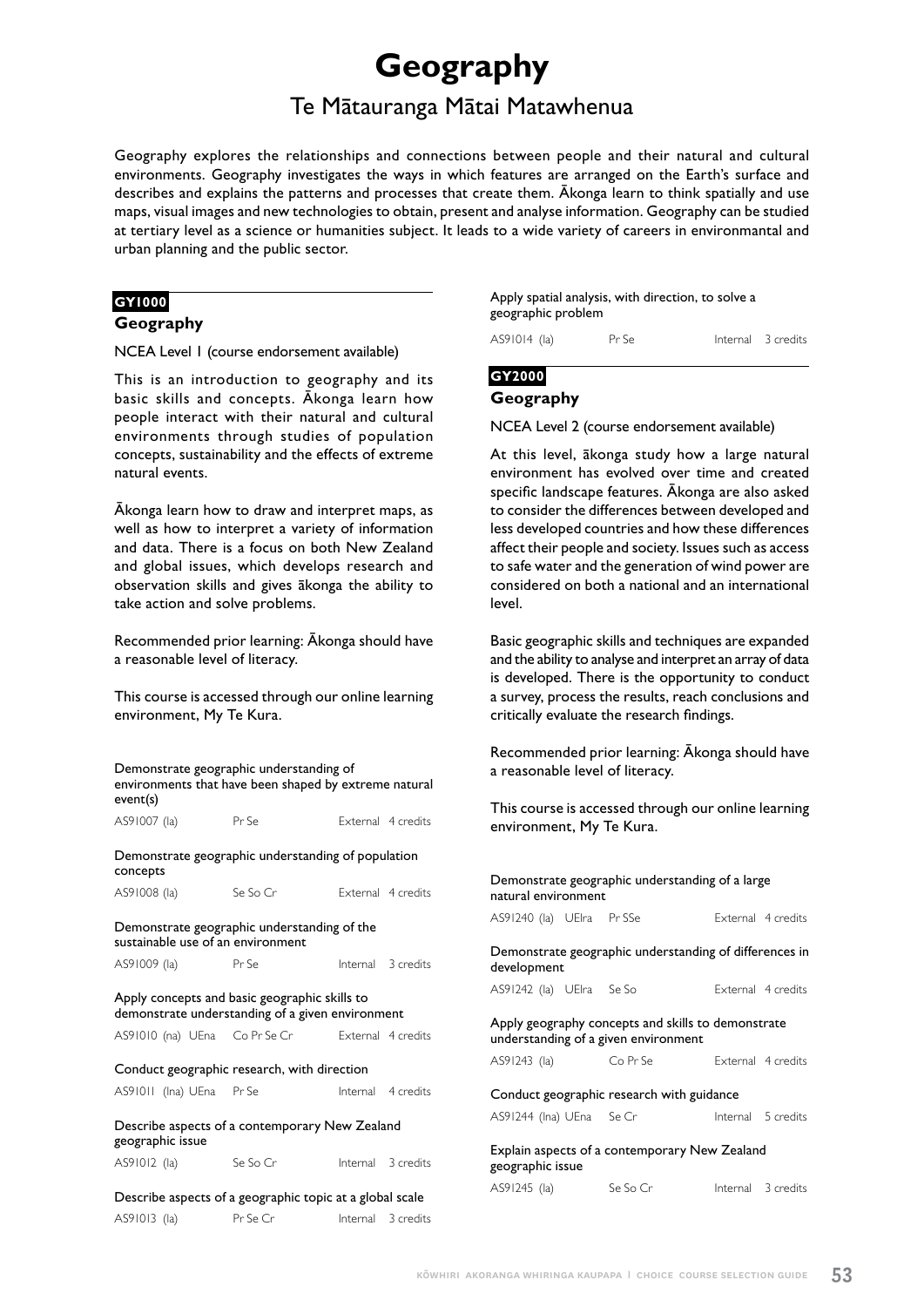# Geography

## Te Mātauranga Mātai Matawhenua

Geography explores the relationships and connections between people and their natural and cultural environments. Geography investigates the ways in which features are arranged on the Earth's surface and describes and explains the patterns and processes that create them. Ākonga learn to think spatially and use maps, visual images and new technologies to obtain, present and analyse information. Geography can be studied at tertiary level as a science or humanities subject. It leads to a wide variety of careers in environmantal and urban planning and the public sector.

**GY1000**

### Geography

NCEA Level 1 (course endorsement available)

This is an introduction to geography and its basic skills and concepts. Ākonga learn how people interact with their natural and cultural environments through studies of population concepts, sustainability and the effects of extreme natural events.

Ākonga learn how to draw and interpret maps, as well as how to interpret a variety of information and data. There is a focus on both New Zealand and global issues, which develops research and observation skills and gives ākonga the ability to take action and solve problems.

Recommended prior learning: Ākonga should have a reasonable level of literacy.

This course is accessed through our online learning environment, My Te Kura.

Demonstrate geographic understanding of environments that have been shaped by extreme natural event(s)

AS91007 (la) | Pr Se | External | 4 credits

Demonstrate geographic understanding of population concepts

AS91008 (la) | Se So Cr | External | 4 credits

Demonstrate geographic understanding of the sustainable use of an environment

AS91009 (la) | Pr Se | Internal | 3 credits

Apply concepts and basic geographic skills to demonstrate understanding of a given environment

AS91010 (na) UEna | Co Pr Se Cr | External | 4 credits

Conduct geographic research, with direction

AS91011 (lna) UEna | Pr Se | Internal | 4 credits

Describe aspects of a contemporary New Zealand geographic issue

AS91012 (la) | Se So Cr | Internal | 3 credits

Describe aspects of a geographic topic at a global scale

AS91013 (la) | Pr Se Cr | Internal | 3 credits

Apply spatial analysis, with direction, to solve a geographic problem

AS91014 (la) | Pr Se | Internal | 3 credits

**GY2000**

### Geography

NCEA Level 2 (course endorsement available)

At this level, ākonga study how a large natural environment has evolved over time and created specific landscape features. Ākonga are also asked to consider the differences between developed and less developed countries and how these differences affect their people and society. Issues such as access to safe water and the generation of wind power are considered on both a national and an international level.

Basic geographic skills and techniques are expanded and the ability to analyse and interpret an array of data is developed. There is the opportunity to conduct a survey, process the results, reach conclusions and critically evaluate the research findings.

Recommended prior learning: Ākonga should have a reasonable level of literacy.

This course is accessed through our online learning environment, My Te Kura.

Demonstrate geographic understanding of a large natural environment

AS91240 (la) UElra | Pr SSe | External | 4 credits

Demonstrate geographic understanding of differences in development

AS91242 (la) UElra | Se So | External | 4 credits

Apply geography concepts and skills to demonstrate understanding of a given environment

AS91243 (la) | Co Pr Se | External | 4 credits

Conduct geographic research with guidance

AS91244 (lna) UEna | Se Cr | Internal | 5 credits

Explain aspects of a contemporary New Zealand geographic issue

AS91245 (la) | Se So Cr | Internal | 3 credits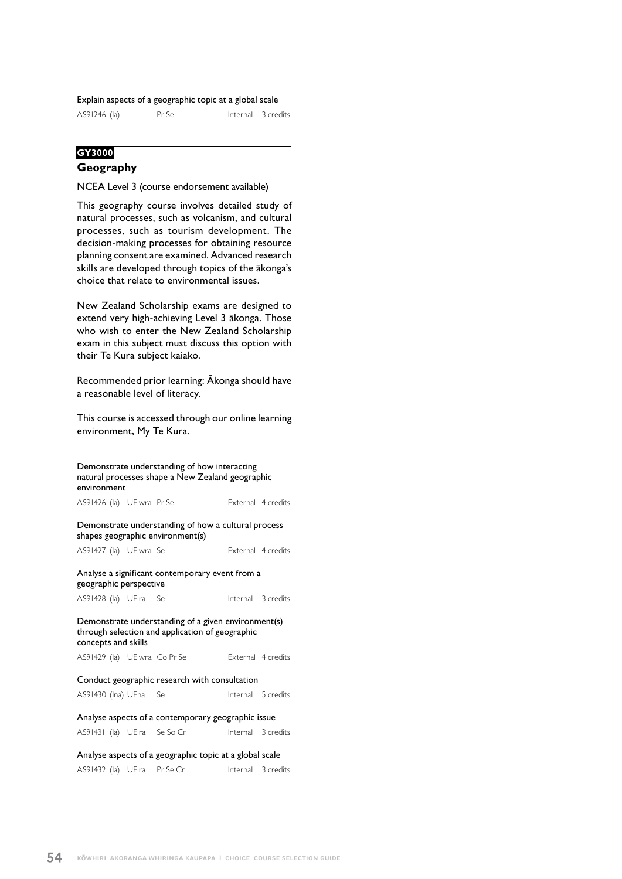Explain aspects of a geographic topic at a global scale

AS91246 (Ia) Pr Se Internal 3 credits

**GY3000**

## Geography

NCEA Level 3 (course endorsement available)

This geography course involves detailed study of natural processes, such as volcanism, and cultural processes, such as tourism development. The decision-making processes for obtaining resource planning consent are examined. Advanced research skills are developed through topics of the ākonga's choice that relate to environmental issues.

New Zealand Scholarship exams are designed to extend very high-achieving Level 3 ākonga. Those who wish to enter the New Zealand Scholarship exam in this subject must discuss this option with their Te Kura subject kaiako.

Recommended prior learning: Ākonga should have a reasonable level of literacy.

This course is accessed through our online learning environment, My Te Kura.

Demonstrate understanding of how interacting natural processes shape a New Zealand geographic environment

AS91426 (Ia) UElwra Pr Se External 4 credits

Demonstrate understanding of how a cultural process shapes geographic environment(s)

AS91427 (Ia) UElwra Se External 4 credits

Analyse a significant contemporary event from a geographic perspective

AS91428 (Ia) UElra Se Internal 3 credits

Demonstrate understanding of a given environment(s) through selection and application of geographic concepts and skills

AS91429 (Ia) UElwra Co Pr Se External 4 credits

Conduct geographic research with consultation

AS91430 (Ina) UEna Se Internal 5 credits

Analyse aspects of a contemporary geographic issue

AS91431 (Ia) UElra Se So Cr Internal 3 credits

Analyse aspects of a geographic topic at a global scale

AS91432 (Ia) UElra Pr Se Cr Internal 3 credits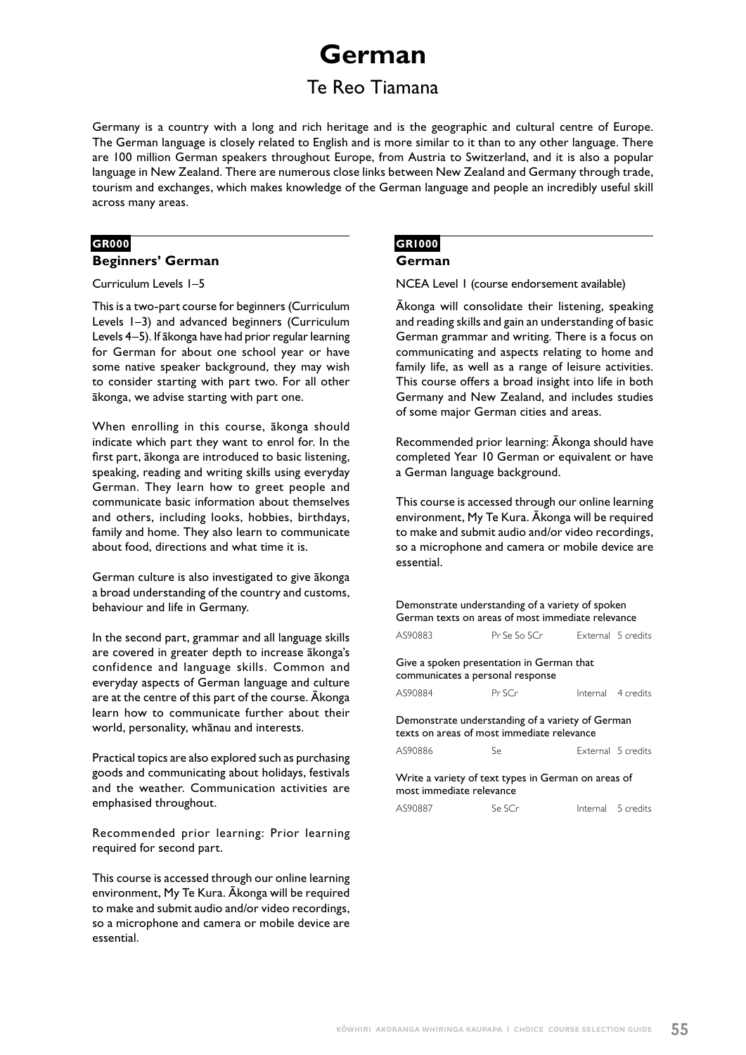# German

## Te Reo Tiamana

Germany is a country with a long and rich heritage and is the geographic and cultural centre of Europe. The German language is closely related to English and is more similar to it than to any other language. There are 100 million German speakers throughout Europe, from Austria to Switzerland, and it is also a popular language in New Zealand. There are numerous close links between New Zealand and Germany through trade, tourism and exchanges, which makes knowledge of the German language and people an incredibly useful skill across many areas.

**GR000**

### Beginners' German

Curriculum Levels 1–5

This is a two-part course for beginners (Curriculum Levels 1–3) and advanced beginners (Curriculum Levels 4–5). If ākonga have had prior regular learning for German for about one school year or have some native speaker background, they may wish to consider starting with part two. For all other ākonga, we advise starting with part one.

When enrolling in this course, ākonga should indicate which part they want to enrol for. In the first part, ākonga are introduced to basic listening, speaking, reading and writing skills using everyday German. They learn how to greet people and communicate basic information about themselves and others, including looks, hobbies, birthdays, family and home. They also learn to communicate about food, directions and what time it is.

German culture is also investigated to give ākonga a broad understanding of the country and customs, behaviour and life in Germany.

In the second part, grammar and all language skills are covered in greater depth to increase ākonga's confidence and language skills. Common and everyday aspects of German language and culture are at the centre of this part of the course. Ākonga learn how to communicate further about their world, personality, whānau and interests.

Practical topics are also explored such as purchasing goods and communicating about holidays, festivals and the weather. Communication activities are emphasised throughout.

Recommended prior learning: Prior learning required for second part.

This course is accessed through our online learning environment, My Te Kura. Ākonga will be required to make and submit audio and/or video recordings, so a microphone and camera or mobile device are essential.

**GR1000**

### German

NCEA Level 1 (course endorsement available)

Ākonga will consolidate their listening, speaking and reading skills and gain an understanding of basic German grammar and writing. There is a focus on communicating and aspects relating to home and family life, as well as a range of leisure activities. This course offers a broad insight into life in both Germany and New Zealand, and includes studies of some major German cities and areas.

Recommended prior learning: Ākonga should have completed Year 10 German or equivalent or have a German language background.

This course is accessed through our online learning environment, My Te Kura. Ākonga will be required to make and submit audio and/or video recordings, so a microphone and camera or mobile device are essential.

| Standard | | | |
|---|---|---|---|
| Demonstrate understanding of a variety of spoken German texts on areas of most immediate relevance | | | |
| AS90883 | Pr Se So SCr | External | 5 credits |
| Give a spoken presentation in German that communicates a personal response | | | |
| AS90884 | Pr SCr | Internal | 4 credits |
| Demonstrate understanding of a variety of German texts on areas of most immediate relevance | | | |
| AS90886 | Se | External | 5 credits |
| Write a variety of text types in German on areas of most immediate relevance | | | |
| AS90887 | Se SCr | Internal | 5 credits |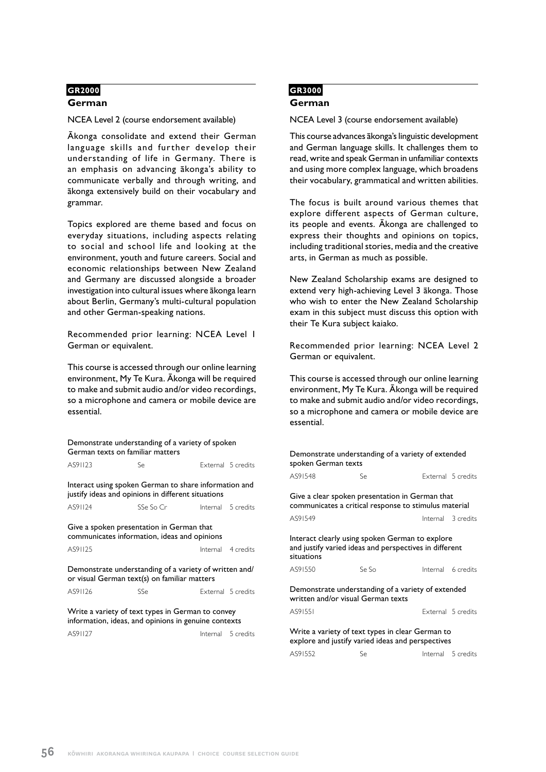## GR2000

### German

NCEA Level 2 (course endorsement available)

Ākonga consolidate and extend their German language skills and further develop their understanding of life in Germany. There is an emphasis on advancing ākonga's ability to communicate verbally and through writing, and ākonga extensively build on their vocabulary and grammar.

Topics explored are theme based and focus on everyday situations, including aspects relating to social and school life and looking at the environment, youth and future careers. Social and economic relationships between New Zealand and Germany are discussed alongside a broader investigation into cultural issues where ākonga learn about Berlin, Germany's multi-cultural population and other German-speaking nations.

Recommended prior learning: NCEA Level 1 German or equivalent.

This course is accessed through our online learning environment, My Te Kura. Ākonga will be required to make and submit audio and/or video recordings, so a microphone and camera or mobile device are essential.

| Standard | Code | | Assessment | Credits |
|---|---|---|---|---|
| Demonstrate understanding of a variety of spoken German texts on familiar matters | AS91123 | Se | External | 5 credits |
| Interact using spoken German to share information and justify ideas and opinions in different situations | AS91124 | SSe So Cr | Internal | 5 credits |
| Give a spoken presentation in German that communicates information, ideas and opinions | AS91125 | | Internal | 4 credits |
| Demonstrate understanding of a variety of written and/or visual German text(s) on familiar matters | AS91126 | SSe | External | 5 credits |
| Write a variety of text types in German to convey information, ideas, and opinions in genuine contexts | AS91127 | | Internal | 5 credits |

## GR3000

### German

NCEA Level 3 (course endorsement available)

This course advances ākonga's linguistic development and German language skills. It challenges them to read, write and speak German in unfamiliar contexts and using more complex language, which broadens their vocabulary, grammatical and written abilities.

The focus is built around various themes that explore different aspects of German culture, its people and events. Ākonga are challenged to express their thoughts and opinions on topics, including traditional stories, media and the creative arts, in German as much as possible.

New Zealand Scholarship exams are designed to extend very high-achieving Level 3 ākonga. Those who wish to enter the New Zealand Scholarship exam in this subject must discuss this option with their Te Kura subject kaiako.

Recommended prior learning: NCEA Level 2 German or equivalent.

This course is accessed through our online learning environment, My Te Kura. Ākonga will be required to make and submit audio and/or video recordings, so a microphone and camera or mobile device are essential.

| Standard | Code | | Assessment | Credits |
|---|---|---|---|---|
| Demonstrate understanding of a variety of extended spoken German texts | AS91548 | Se | External | 5 credits |
| Give a clear spoken presentation in German that communicates a critical response to stimulus material | AS91549 | | Internal | 3 credits |
| Interact clearly using spoken German to explore and justify varied ideas and perspectives in different situations | AS91550 | Se So | Internal | 6 credits |
| Demonstrate understanding of a variety of extended written and/or visual German texts | AS91551 | | External | 5 credits |
| Write a variety of text types in clear German to explore and justify varied ideas and perspectives | AS91552 | Se | Internal | 5 credits |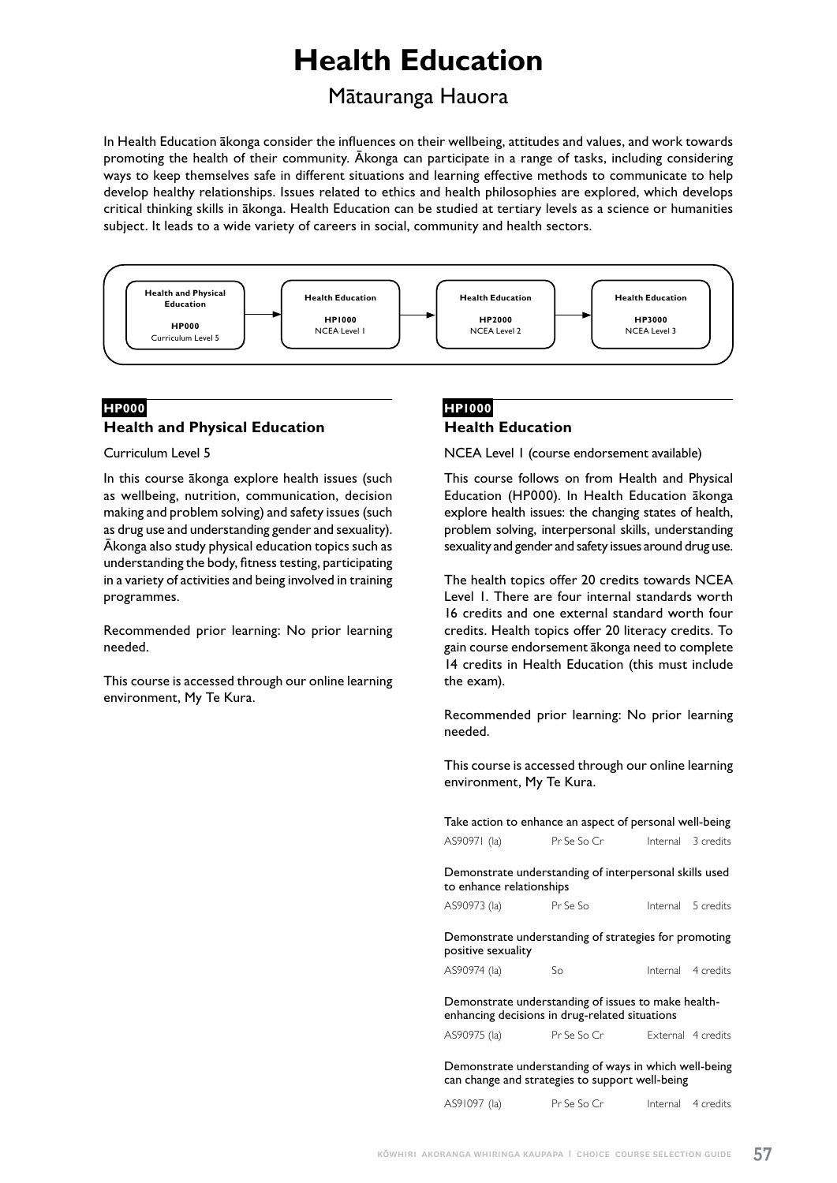# Health Education

## Mātauranga Hauora

In Health Education ākonga consider the influences on their wellbeing, attitudes and values, and work towards promoting the health of their community. Ākonga can participate in a range of tasks, including considering ways to keep themselves safe in different situations and learning effective methods to communicate to help develop healthy relationships. Issues related to ethics and health philosophies are explored, which develops critical thinking skills in ākonga. Health Education can be studied at tertiary levels as a science or humanities subject. It leads to a wide variety of careers in social, community and health sectors.

**Health and Physical Education** — **HP000** — Curriculum Level 5 → **Health Education** — **HP1000** — NCEA Level 1 → **Health Education** — **HP2000** — NCEA Level 2 → **Health Education** — **HP3000** — NCEA Level 3

**HP000**

### Health and Physical Education

Curriculum Level 5

In this course ākonga explore health issues (such as wellbeing, nutrition, communication, decision making and problem solving) and safety issues (such as drug use and understanding gender and sexuality). Ākonga also study physical education topics such as understanding the body, fitness testing, participating in a variety of activities and being involved in training programmes.

Recommended prior learning: No prior learning needed.

This course is accessed through our online learning environment, My Te Kura.

**HP1000**

### Health Education

NCEA Level 1 (course endorsement available)

This course follows on from Health and Physical Education (HP000). In Health Education ākonga explore health issues: the changing states of health, problem solving, interpersonal skills, understanding sexuality and gender and safety issues around drug use.

The health topics offer 20 credits towards NCEA Level 1. There are four internal standards worth 16 credits and one external standard worth four credits. Health topics offer 20 literacy credits. To gain course endorsement ākonga need to complete 14 credits in Health Education (this must include the exam).

Recommended prior learning: No prior learning needed.

This course is accessed through our online learning environment, My Te Kura.

Take action to enhance an aspect of personal well-being

| AS90971 (la) | Pr Se So Cr | Internal | 3 credits |
|---|---|---|---|

Demonstrate understanding of interpersonal skills used to enhance relationships

| AS90973 (la) | Pr Se So | Internal | 5 credits |
|---|---|---|---|

Demonstrate understanding of strategies for promoting positive sexuality

| AS90974 (la) | So | Internal | 4 credits |
|---|---|---|---|

Demonstrate understanding of issues to make health-enhancing decisions in drug-related situations

| AS90975 (la) | Pr Se So Cr | External | 4 credits |
|---|---|---|---|

Demonstrate understanding of ways in which well-being can change and strategies to support well-being

| AS91097 (la) | Pr Se So Cr | Internal | 4 credits |
|---|---|---|---|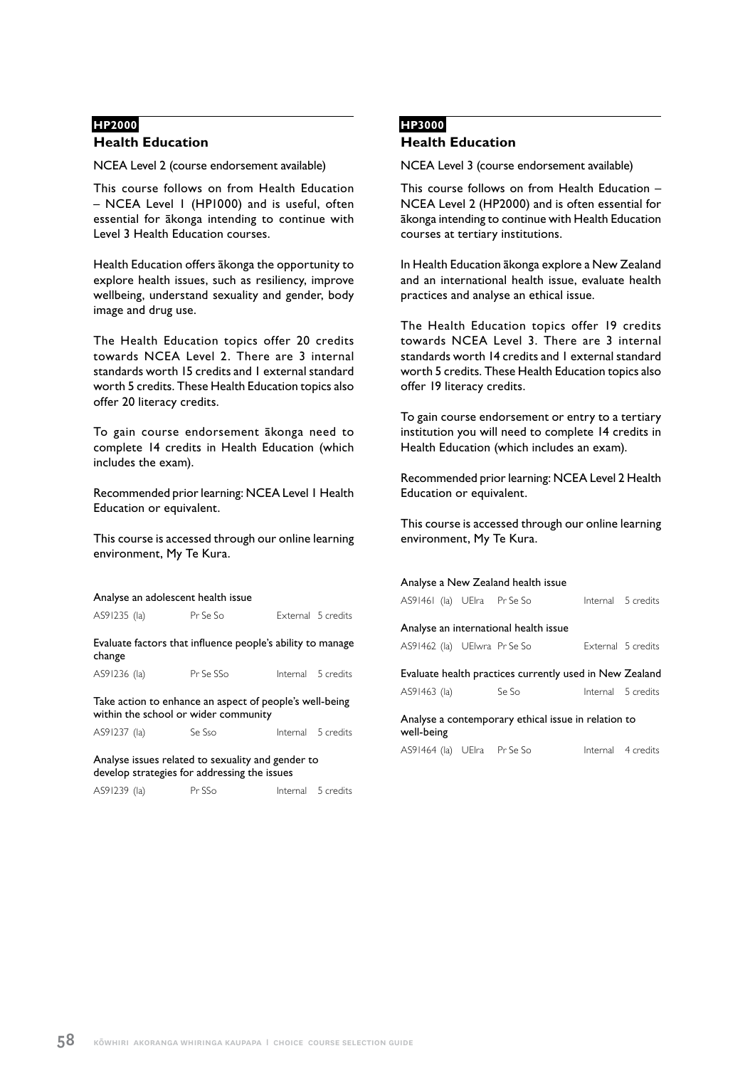**HP2000**

## Health Education

NCEA Level 2 (course endorsement available)

This course follows on from Health Education – NCEA Level 1 (HP1000) and is useful, often essential for ākonga intending to continue with Level 3 Health Education courses.

Health Education offers ākonga the opportunity to explore health issues, such as resiliency, improve wellbeing, understand sexuality and gender, body image and drug use.

The Health Education topics offer 20 credits towards NCEA Level 2. There are 3 internal standards worth 15 credits and 1 external standard worth 5 credits. These Health Education topics also offer 20 literacy credits.

To gain course endorsement ākonga need to complete 14 credits in Health Education (which includes the exam).

Recommended prior learning: NCEA Level 1 Health Education or equivalent.

This course is accessed through our online learning environment, My Te Kura.

Analyse an adolescent health issue

AS91235 (la) Pr Se So External 5 credits

Evaluate factors that influence people's ability to manage change

AS91236 (la) Pr Se SSo Internal 5 credits

Take action to enhance an aspect of people's well-being within the school or wider community

AS91237 (la) Se Sso Internal 5 credits

Analyse issues related to sexuality and gender to develop strategies for addressing the issues

AS91239 (la) Pr SSo Internal 5 credits

**HP3000**

## Health Education

NCEA Level 3 (course endorsement available)

This course follows on from Health Education – NCEA Level 2 (HP2000) and is often essential for ākonga intending to continue with Health Education courses at tertiary institutions.

In Health Education ākonga explore a New Zealand and an international health issue, evaluate health practices and analyse an ethical issue.

The Health Education topics offer 19 credits towards NCEA Level 3. There are 3 internal standards worth 14 credits and 1 external standard worth 5 credits. These Health Education topics also offer 19 literacy credits.

To gain course endorsement or entry to a tertiary institution you will need to complete 14 credits in Health Education (which includes an exam).

Recommended prior learning: NCEA Level 2 Health Education or equivalent.

This course is accessed through our online learning environment, My Te Kura.

Analyse a New Zealand health issue

AS91461 (la) UElra Pr Se So Internal 5 credits

Analyse an international health issue

AS91462 (la) UElwra Pr Se So External 5 credits

Evaluate health practices currently used in New Zealand

AS91463 (la) Se So Internal 5 credits

Analyse a contemporary ethical issue in relation to well-being

AS91464 (la) UElra Pr Se So Internal 4 credits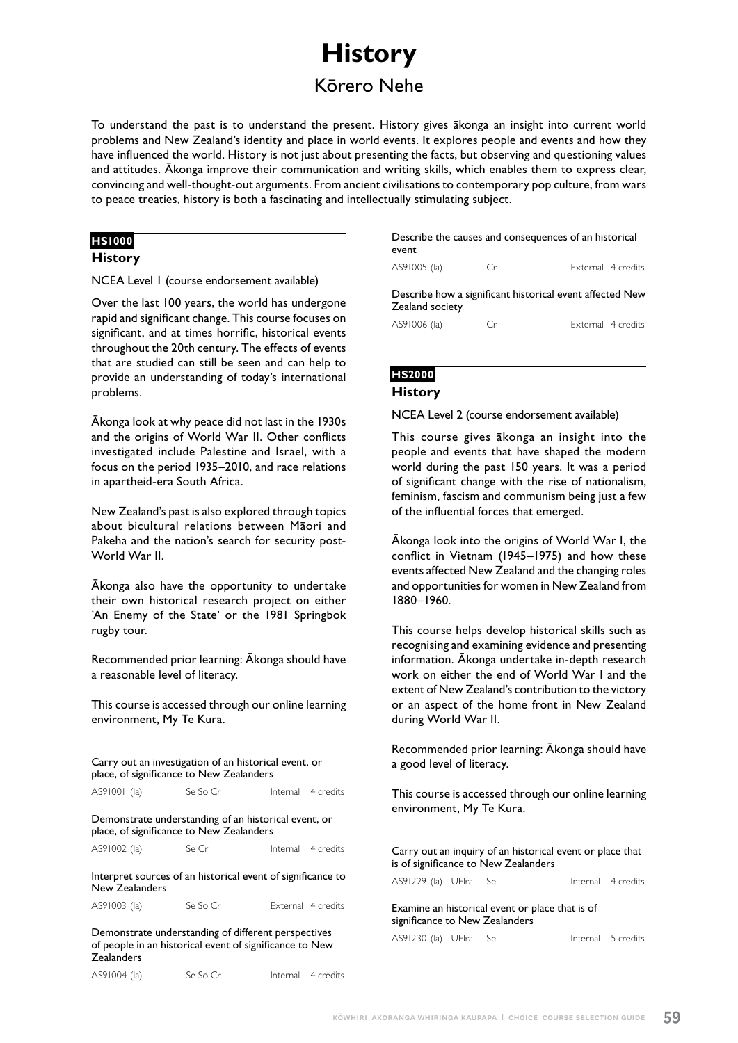# History

## Kōrero Nehe

To understand the past is to understand the present. History gives ākonga an insight into current world problems and New Zealand's identity and place in world events. It explores people and events and how they have influenced the world. History is not just about presenting the facts, but observing and questioning values and attitudes. Ākonga improve their communication and writing skills, which enables them to express clear, convincing and well-thought-out arguments. From ancient civilisations to contemporary pop culture, from wars to peace treaties, history is both a fascinating and intellectually stimulating subject.

### HS1000

### History

NCEA Level 1 (course endorsement available)

Over the last 100 years, the world has undergone rapid and significant change. This course focuses on significant, and at times horrific, historical events throughout the 20th century. The effects of events that are studied can still be seen and can help to provide an understanding of today's international problems.

Ākonga look at why peace did not last in the 1930s and the origins of World War II. Other conflicts investigated include Palestine and Israel, with a focus on the period 1935–2010, and race relations in apartheid-era South Africa.

New Zealand's past is also explored through topics about bicultural relations between Māori and Pakeha and the nation's search for security post-World War II.

Ākonga also have the opportunity to undertake their own historical research project on either 'An Enemy of the State' or the 1981 Springbok rugby tour.

Recommended prior learning: Ākonga should have a reasonable level of literacy.

This course is accessed through our online learning environment, My Te Kura.

Carry out an investigation of an historical event, or place, of significance to New Zealanders

| AS91001 (Ia) | Se So Cr | Internal | 4 credits |
|---|---|---|---|

Demonstrate understanding of an historical event, or place, of significance to New Zealanders

| AS91002 (Ia) | Se Cr | Internal | 4 credits |
|---|---|---|---|

Interpret sources of an historical event of significance to New Zealanders

| AS91003 (Ia) | Se So Cr | External | 4 credits |
|---|---|---|---|

Demonstrate understanding of different perspectives of people in an historical event of significance to New Zealanders

| AS91004 (Ia) | Se So Cr | Internal | 4 credits |
|---|---|---|---|

Describe the causes and consequences of an historical event

| AS91005 (Ia) | Cr | External | 4 credits |
|---|---|---|---|

Describe how a significant historical event affected New Zealand society

| AS91006 (Ia) | Cr | External | 4 credits |
|---|---|---|---|

### HS2000

### History

NCEA Level 2 (course endorsement available)

This course gives ākonga an insight into the people and events that have shaped the modern world during the past 150 years. It was a period of significant change with the rise of nationalism, feminism, fascism and communism being just a few of the influential forces that emerged.

Ākonga look into the origins of World War I, the conflict in Vietnam (1945–1975) and how these events affected New Zealand and the changing roles and opportunities for women in New Zealand from 1880–1960.

This course helps develop historical skills such as recognising and examining evidence and presenting information. Ākonga undertake in-depth research work on either the end of World War I and the extent of New Zealand's contribution to the victory or an aspect of the home front in New Zealand during World War II.

Recommended prior learning: Ākonga should have a good level of literacy.

This course is accessed through our online learning environment, My Te Kura.

Carry out an inquiry of an historical event or place that is of significance to New Zealanders

| AS91229 (Ia) | UEIra | Se | Internal | 4 credits |
|---|---|---|---|---|

Examine an historical event or place that is of significance to New Zealanders

| AS91230 (Ia) | UEIra | Se | Internal | 5 credits |
|---|---|---|---|---|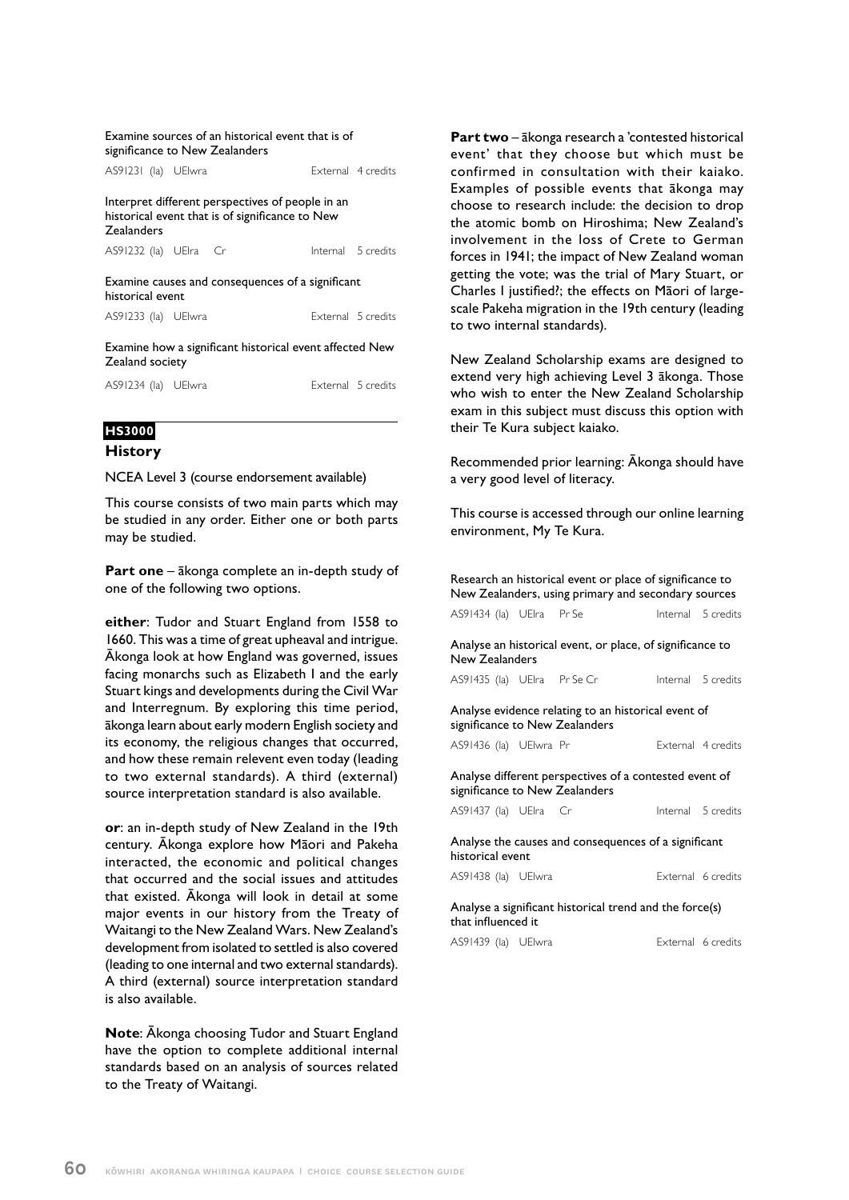Examine sources of an historical event that is of significance to New Zealanders

AS91231 (Ia) UElwra External 4 credits

Interpret different perspectives of people in an historical event that is of significance to New Zealanders

AS91232 (Ia) UElra Cr Internal 5 credits

Examine causes and consequences of a significant historical event

AS91233 (Ia) UElwra External 5 credits

Examine how a significant historical event affected New Zealand society

AS91234 (Ia) UElwra External 5 credits

**HS3000**

## History

NCEA Level 3 (course endorsement available)

This course consists of two main parts which may be studied in any order. Either one or both parts may be studied.

**Part one** – ākonga complete an in-depth study of one of the following two options.

**either**: Tudor and Stuart England from 1558 to 1660. This was a time of great upheaval and intrigue. Ākonga look at how England was governed, issues facing monarchs such as Elizabeth I and the early Stuart kings and developments during the Civil War and Interregnum. By exploring this time period, ākonga learn about early modern English society and its economy, the religious changes that occurred, and how these remain relevent even today (leading to two external standards). A third (external) source interpretation standard is also available.

**or**: an in-depth study of New Zealand in the 19th century. Ākonga explore how Māori and Pakeha interacted, the economic and political changes that occurred and the social issues and attitudes that existed. Ākonga will look in detail at some major events in our history from the Treaty of Waitangi to the New Zealand Wars. New Zealand's development from isolated to settled is also covered (leading to one internal and two external standards). A third (external) source interpretation standard is also available.

**Note**: Ākonga choosing Tudor and Stuart England have the option to complete additional internal standards based on an analysis of sources related to the Treaty of Waitangi.

**Part two** – ākonga research a 'contested historical event' that they choose but which must be confirmed in consultation with their kaiako. Examples of possible events that ākonga may choose to research include: the decision to drop the atomic bomb on Hiroshima; New Zealand's involvement in the loss of Crete to German forces in 1941; the impact of New Zealand woman getting the vote; was the trial of Mary Stuart, or Charles I justified?; the effects on Māori of large-scale Pakeha migration in the 19th century (leading to two internal standards).

New Zealand Scholarship exams are designed to extend very high achieving Level 3 ākonga. Those who wish to enter the New Zealand Scholarship exam in this subject must discuss this option with their Te Kura subject kaiako.

Recommended prior learning: Ākonga should have a very good level of literacy.

This course is accessed through our online learning environment, My Te Kura.

Research an historical event or place of significance to New Zealanders, using primary and secondary sources

AS91434 (Ia) UElra Pr Se Internal 5 credits

Analyse an historical event, or place, of significance to New Zealanders

AS91435 (Ia) UElra Pr Se Cr Internal 5 credits

Analyse evidence relating to an historical event of significance to New Zealanders

AS91436 (Ia) UElwra Pr External 4 credits

Analyse different perspectives of a contested event of significance to New Zealanders

AS91437 (Ia) UElra Cr Internal 5 credits

Analyse the causes and consequences of a significant historical event

AS91438 (Ia) UElwra External 6 credits

Analyse a significant historical trend and the force(s) that influenced it

AS91439 (Ia) UElwra External 6 credits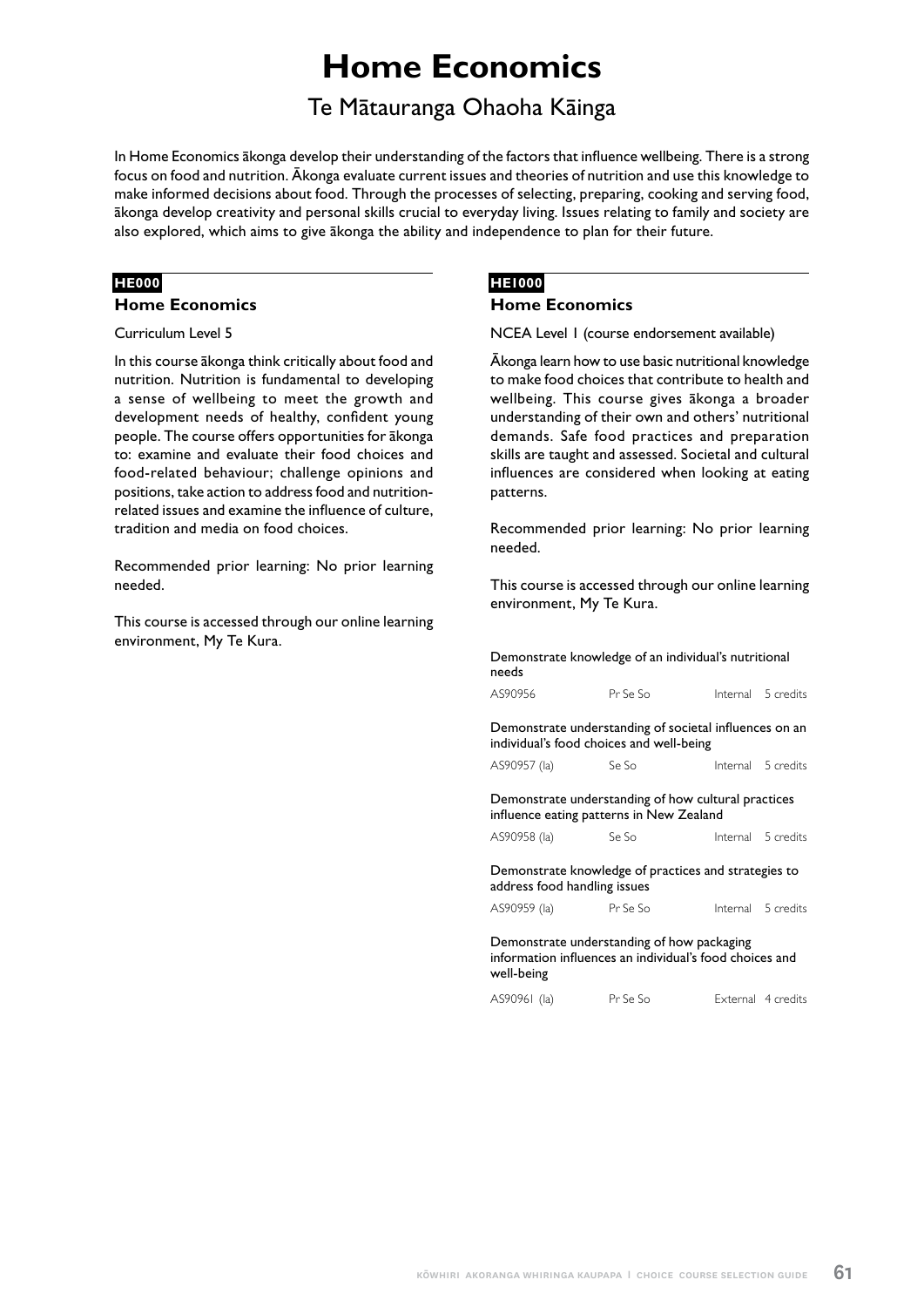# Home Economics

## Te Mātauranga Ohaoha Kāinga

In Home Economics ākonga develop their understanding of the factors that influence wellbeing. There is a strong focus on food and nutrition. Ākonga evaluate current issues and theories of nutrition and use this knowledge to make informed decisions about food. Through the processes of selecting, preparing, cooking and serving food, ākonga develop creativity and personal skills crucial to everyday living. Issues relating to family and society are also explored, which aims to give ākonga the ability and independence to plan for their future.

**HE000**

### Home Economics

Curriculum Level 5

In this course ākonga think critically about food and nutrition. Nutrition is fundamental to developing a sense of wellbeing to meet the growth and development needs of healthy, confident young people. The course offers opportunities for ākonga to: examine and evaluate their food choices and food-related behaviour; challenge opinions and positions, take action to address food and nutrition-related issues and examine the influence of culture, tradition and media on food choices.

Recommended prior learning: No prior learning needed.

This course is accessed through our online learning environment, My Te Kura.

**HE1000**

### Home Economics

NCEA Level 1 (course endorsement available)

Ākonga learn how to use basic nutritional knowledge to make food choices that contribute to health and wellbeing. This course gives ākonga a broader understanding of their own and others' nutritional demands. Safe food practices and preparation skills are taught and assessed. Societal and cultural influences are considered when looking at eating patterns.

Recommended prior learning: No prior learning needed.

This course is accessed through our online learning environment, My Te Kura.

Demonstrate knowledge of an individual's nutritional needs

| AS90956 | Pr Se So | Internal | 5 credits |
|---|---|---|---|

Demonstrate understanding of societal influences on an individual's food choices and well-being

| AS90957 (la) | Se So | Internal | 5 credits |
|---|---|---|---|

Demonstrate understanding of how cultural practices influence eating patterns in New Zealand

| AS90958 (la) | Se So | Internal | 5 credits |
|---|---|---|---|

Demonstrate knowledge of practices and strategies to address food handling issues

| AS90959 (la) | Pr Se So | Internal | 5 credits |
|---|---|---|---|

Demonstrate understanding of how packaging information influences an individual's food choices and well-being

| AS90961 (la) | Pr Se So | External | 4 credits |
|---|---|---|---|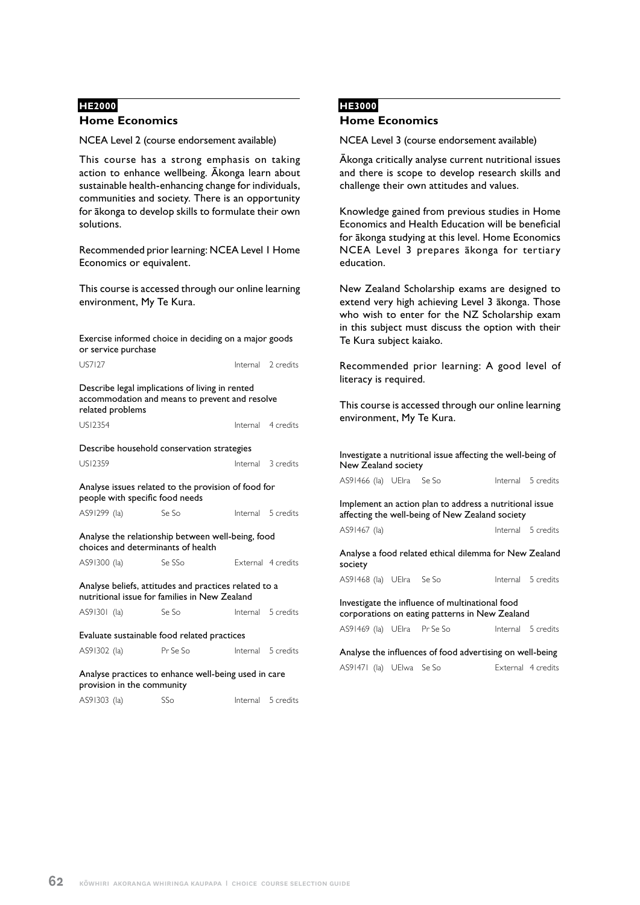**HE2000**

## Home Economics

NCEA Level 2 (course endorsement available)

This course has a strong emphasis on taking action to enhance wellbeing. Ākonga learn about sustainable health-enhancing change for individuals, communities and society. There is an opportunity for ākonga to develop skills to formulate their own solutions.

Recommended prior learning: NCEA Level 1 Home Economics or equivalent.

This course is accessed through our online learning environment, My Te Kura.

| Standard | | | | |
|---|---|---|---|---|
| Exercise informed choice in deciding on a major goods or service purchase | | | | |
| US7127 | | | Internal | 2 credits |
| Describe legal implications of living in rented accommodation and means to prevent and resolve related problems | | | | |
| US12354 | | | Internal | 4 credits |
| Describe household conservation strategies | | | | |
| US12359 | | | Internal | 3 credits |
| Analyse issues related to the provision of food for people with specific food needs | | | | |
| AS91299 (Ia) | | Se So | Internal | 5 credits |
| Analyse the relationship between well-being, food choices and determinants of health | | | | |
| AS91300 (Ia) | | Se SSo | External | 4 credits |
| Analyse beliefs, attitudes and practices related to a nutritional issue for families in New Zealand | | | | |
| AS91301 (Ia) | | Se So | Internal | 5 credits |
| Evaluate sustainable food related practices | | | | |
| AS91302 (Ia) | | Pr Se So | Internal | 5 credits |
| Analyse practices to enhance well-being used in care provision in the community | | | | |
| AS91303 (Ia) | | SSo | Internal | 5 credits |

**HE3000**

## Home Economics

NCEA Level 3 (course endorsement available)

Ākonga critically analyse current nutritional issues and there is scope to develop research skills and challenge their own attitudes and values.

Knowledge gained from previous studies in Home Economics and Health Education will be beneficial for ākonga studying at this level. Home Economics NCEA Level 3 prepares ākonga for tertiary education.

New Zealand Scholarship exams are designed to extend very high achieving Level 3 ākonga. Those who wish to enter for the NZ Scholarship exam in this subject must discuss the option with their Te Kura subject kaiako.

Recommended prior learning: A good level of literacy is required.

This course is accessed through our online learning environment, My Te Kura.

| Standard | | | | |
|---|---|---|---|---|
| Investigate a nutritional issue affecting the well-being of New Zealand society | | | | |
| AS91466 (Ia) | UElra | Se So | Internal | 5 credits |
| Implement an action plan to address a nutritional issue affecting the well-being of New Zealand society | | | | |
| AS91467 (Ia) | | | Internal | 5 credits |
| Analyse a food related ethical dilemma for New Zealand society | | | | |
| AS91468 (Ia) | UElra | Se So | Internal | 5 credits |
| Investigate the influence of multinational food corporations on eating patterns in New Zealand | | | | |
| AS91469 (Ia) | UElra | Pr Se So | Internal | 5 credits |
| Analyse the influences of food advertising on well-being | | | | |
| AS91471 (Ia) | UElwa | Se So | External | 4 credits |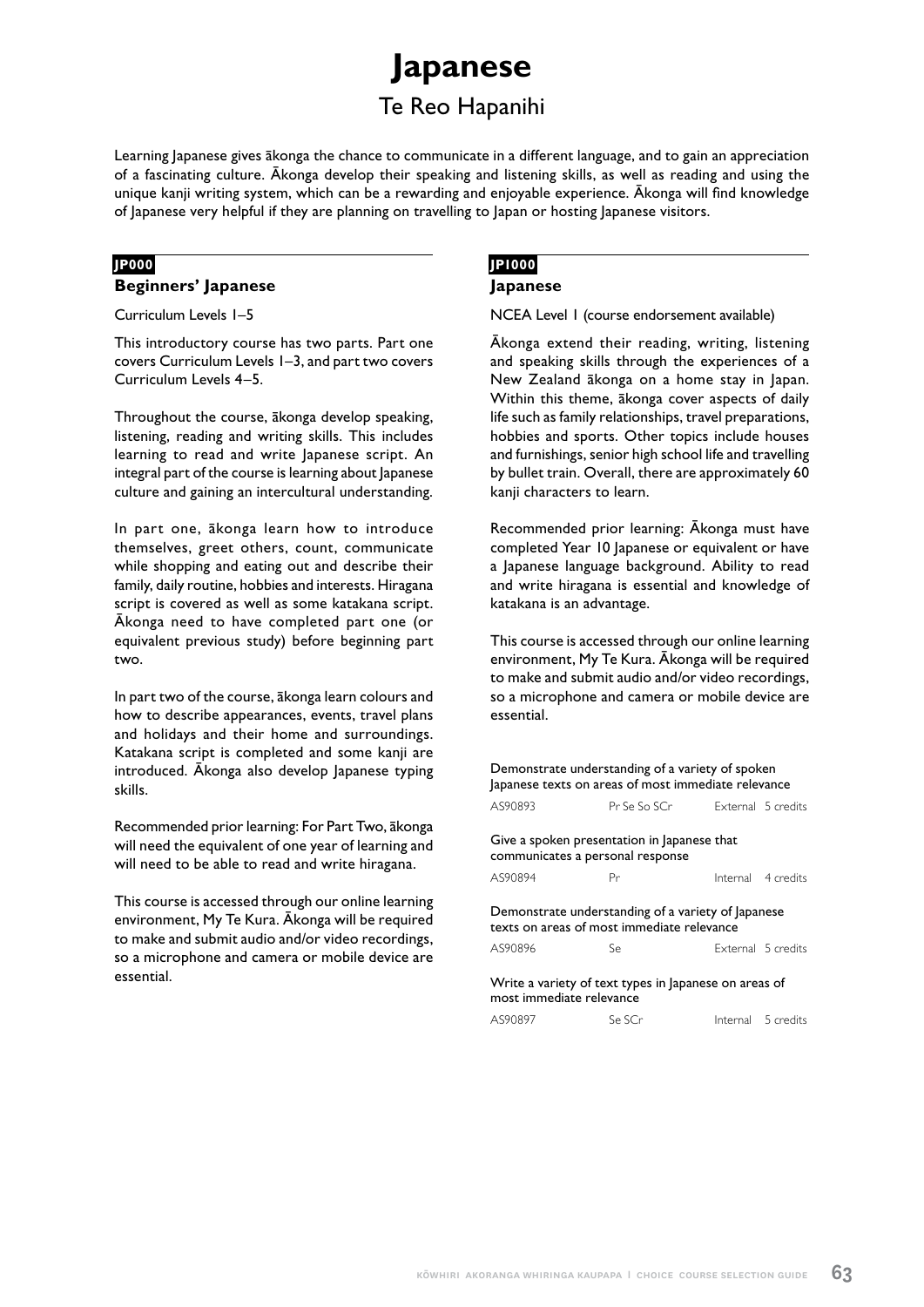# Japanese

## Te Reo Hapanihi

Learning Japanese gives ākonga the chance to communicate in a different language, and to gain an appreciation of a fascinating culture. Ākonga develop their speaking and listening skills, as well as reading and using the unique kanji writing system, which can be a rewarding and enjoyable experience. Ākonga will find knowledge of Japanese very helpful if they are planning on travelling to Japan or hosting Japanese visitors.

**JP000**

### Beginners' Japanese

Curriculum Levels 1–5

This introductory course has two parts. Part one covers Curriculum Levels 1–3, and part two covers Curriculum Levels 4–5.

Throughout the course, ākonga develop speaking, listening, reading and writing skills. This includes learning to read and write Japanese script. An integral part of the course is learning about Japanese culture and gaining an intercultural understanding.

In part one, ākonga learn how to introduce themselves, greet others, count, communicate while shopping and eating out and describe their family, daily routine, hobbies and interests. Hiragana script is covered as well as some katakana script. Ākonga need to have completed part one (or equivalent previous study) before beginning part two.

In part two of the course, ākonga learn colours and how to describe appearances, events, travel plans and holidays and their home and surroundings. Katakana script is completed and some kanji are introduced. Ākonga also develop Japanese typing skills.

Recommended prior learning: For Part Two, ākonga will need the equivalent of one year of learning and will need to be able to read and write hiragana.

This course is accessed through our online learning environment, My Te Kura. Ākonga will be required to make and submit audio and/or video recordings, so a microphone and camera or mobile device are essential.

**JP1000**

### Japanese

NCEA Level 1 (course endorsement available)

Ākonga extend their reading, writing, listening and speaking skills through the experiences of a New Zealand ākonga on a home stay in Japan. Within this theme, ākonga cover aspects of daily life such as family relationships, travel preparations, hobbies and sports. Other topics include houses and furnishings, senior high school life and travelling by bullet train. Overall, there are approximately 60 kanji characters to learn.

Recommended prior learning: Ākonga must have completed Year 10 Japanese or equivalent or have a Japanese language background. Ability to read and write hiragana is essential and knowledge of katakana is an advantage.

This course is accessed through our online learning environment, My Te Kura. Ākonga will be required to make and submit audio and/or video recordings, so a microphone and camera or mobile device are essential.

| Standard | | | |
|---|---|---|---|
| Demonstrate understanding of a variety of spoken Japanese texts on areas of most immediate relevance | | | |
| AS90893 | Pr Se So SCr | External | 5 credits |
| Give a spoken presentation in Japanese that communicates a personal response | | | |
| AS90894 | Pr | Internal | 4 credits |
| Demonstrate understanding of a variety of Japanese texts on areas of most immediate relevance | | | |
| AS90896 | Se | External | 5 credits |
| Write a variety of text types in Japanese on areas of most immediate relevance | | | |
| AS90897 | Se SCr | Internal | 5 credits |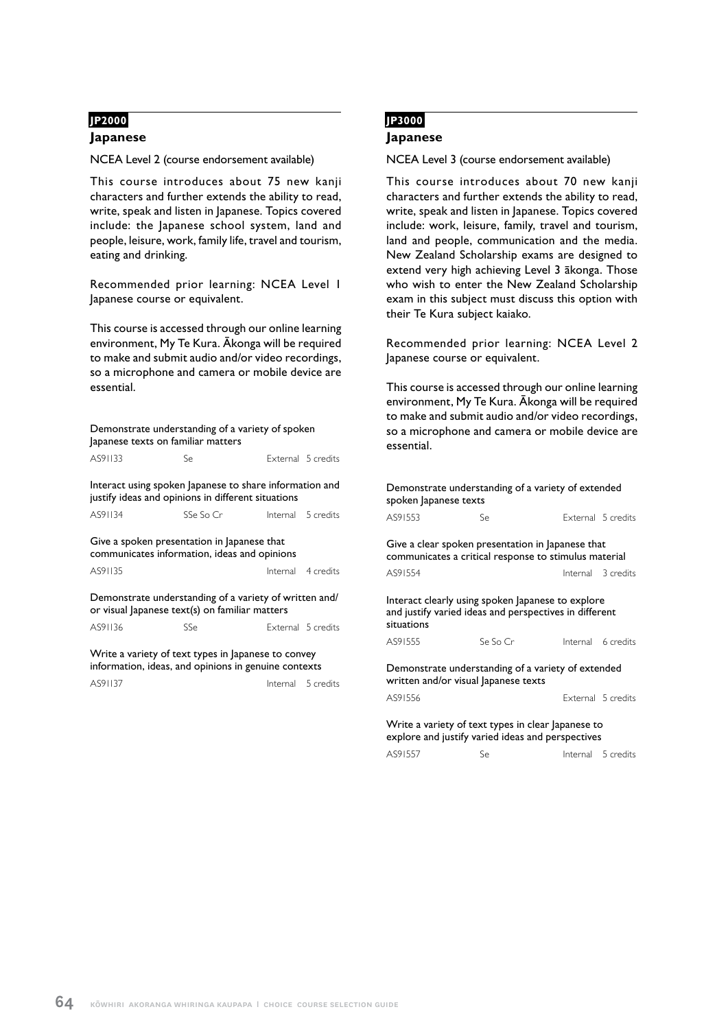**JP2000**

## Japanese

NCEA Level 2 (course endorsement available)

This course introduces about 75 new kanji characters and further extends the ability to read, write, speak and listen in Japanese. Topics covered include: the Japanese school system, land and people, leisure, work, family life, travel and tourism, eating and drinking.

Recommended prior learning: NCEA Level 1 Japanese course or equivalent.

This course is accessed through our online learning environment, My Te Kura. Ākonga will be required to make and submit audio and/or video recordings, so a microphone and camera or mobile device are essential.

Demonstrate understanding of a variety of spoken Japanese texts on familiar matters

| AS91133 | Se | External | 5 credits |
|---|---|---|---|

Interact using spoken Japanese to share information and justify ideas and opinions in different situations

| AS91134 | SSe So Cr | Internal | 5 credits |
|---|---|---|---|

Give a spoken presentation in Japanese that communicates information, ideas and opinions

| AS91135 | | Internal | 4 credits |
|---|---|---|---|

Demonstrate understanding of a variety of written and/or visual Japanese text(s) on familiar matters

| AS91136 | SSe | External | 5 credits |
|---|---|---|---|

Write a variety of text types in Japanese to convey information, ideas, and opinions in genuine contexts

| AS91137 | | Internal | 5 credits |
|---|---|---|---|

**JP3000**

## Japanese

NCEA Level 3 (course endorsement available)

This course introduces about 70 new kanji characters and further extends the ability to read, write, speak and listen in Japanese. Topics covered include: work, leisure, family, travel and tourism, land and people, communication and the media. New Zealand Scholarship exams are designed to extend very high achieving Level 3 ākonga. Those who wish to enter the New Zealand Scholarship exam in this subject must discuss this option with their Te Kura subject kaiako.

Recommended prior learning: NCEA Level 2 Japanese course or equivalent.

This course is accessed through our online learning environment, My Te Kura. Ākonga will be required to make and submit audio and/or video recordings, so a microphone and camera or mobile device are essential.

Demonstrate understanding of a variety of extended spoken Japanese texts

| AS91553 | Se | External | 5 credits |
|---|---|---|---|

Give a clear spoken presentation in Japanese that communicates a critical response to stimulus material

| AS91554 | | Internal | 3 credits |
|---|---|---|---|

Interact clearly using spoken Japanese to explore and justify varied ideas and perspectives in different situations

| AS91555 | Se So Cr | Internal | 6 credits |
|---|---|---|---|

Demonstrate understanding of a variety of extended written and/or visual Japanese texts

| AS91556 | | External | 5 credits |
|---|---|---|---|

Write a variety of text types in clear Japanese to explore and justify varied ideas and perspectives

| AS91557 | Se | Internal | 5 credits |
|---|---|---|---|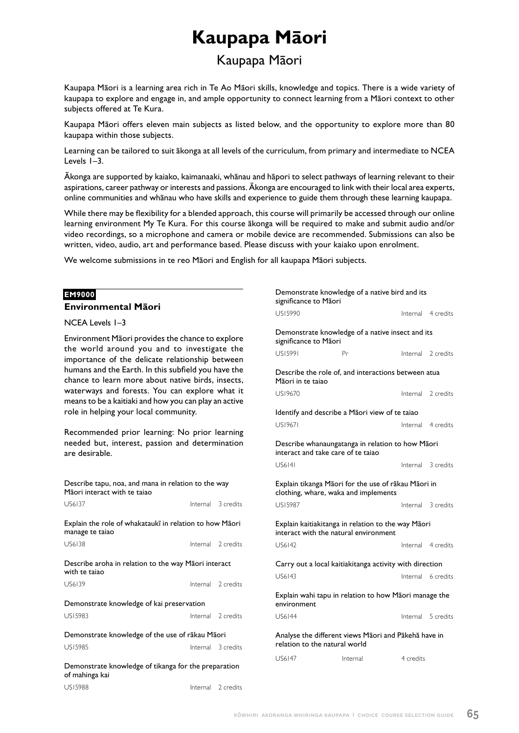# Kaupapa Māori

## Kaupapa Māori

Kaupapa Māori is a learning area rich in Te Ao Māori skills, knowledge and topics. There is a wide variety of kaupapa to explore and engage in, and ample opportunity to connect learning from a Māori context to other subjects offered at Te Kura.

Kaupapa Māori offers eleven main subjects as listed below, and the opportunity to explore more than 80 kaupapa within those subjects.

Learning can be tailored to suit ākonga at all levels of the curriculum, from primary and intermediate to NCEA Levels 1–3.

Ākonga are supported by kaiako, kaimanaaki, whānau and hāpori to select pathways of learning relevant to their aspirations, career pathway or interests and passions. Ākonga are encouraged to link with their local area experts, online communities and whānau who have skills and experience to guide them through these learning kaupapa.

While there may be flexibility for a blended approach, this course will primarily be accessed through our online learning environment My Te Kura. For this course ākonga will be required to make and submit audio and/or video recordings, so a microphone and camera or mobile device are recommended. Submissions can also be written, video, audio, art and performance based. Please discuss with your kaiako upon enrolment.

We welcome submissions in te reo Māori and English for all kaupapa Māori subjects.

**EM9000**

### Environmental Māori

NCEA Levels 1–3

Environment Māori provides the chance to explore the world around you and to investigate the importance of the delicate relationship between humans and the Earth. In this subfield you have the chance to learn more about native birds, insects, waterways and forests. You can explore what it means to be a kaitiaki and how you can play an active role in helping your local community.

Recommended prior learning: No prior learning needed but, interest, passion and determination are desirable.

Describe tapu, noa, and mana in relation to the way Māori interact with te taiao
US6137 Internal 3 credits

Explain the role of whakataukī in relation to how Māori manage te taiao
US6138 Internal 2 credits

Describe aroha in relation to the way Māori interact with te taiao
US6139 Internal 2 credits

Demonstrate knowledge of kai preservation
US15983 Internal 2 credits

Demonstrate knowledge of the use of rākau Māori
US15985 Internal 3 credits

Demonstrate knowledge of tikanga for the preparation of mahinga kai
US15988 Internal 2 credits

Demonstrate knowledge of a native bird and its significance to Māori
US15990 Internal 4 credits

Demonstrate knowledge of a native insect and its significance to Māori
US15991 Pr Internal 2 credits

Describe the role of, and interactions between atua Māori in te taiao
US19670 Internal 2 credits

Identify and describe a Māori view of te taiao
US19671 Internal 4 credits

Describe whanaungatanga in relation to how Māori interact and take care of te taiao
US6141 Internal 3 credits

Explain tikanga Māori for the use of rākau Māori in clothing, whare, waka and implements
US15987 Internal 3 credits

Explain kaitiakitanga in relation to the way Māori interact with the natural environment
US6142 Internal 4 credits

Carry out a local kaitiakitanga activity with direction
US6143 Internal 6 credits

Explain wahi tapu in relation to how Māori manage the environment
US6144 Internal 5 credits

Analyse the different views Māori and Pākehā have in relation to the natural world
US6147 Internal 4 credits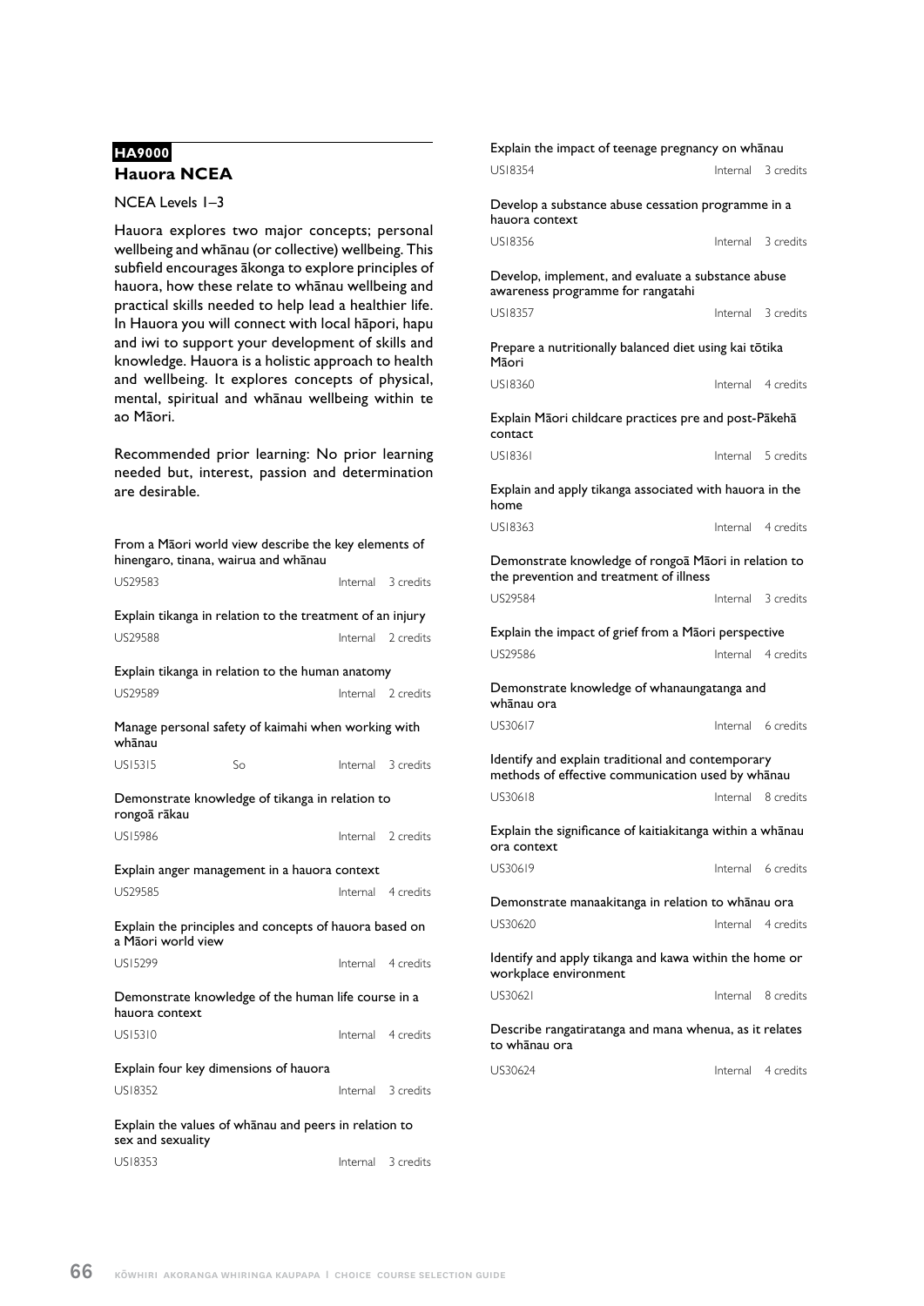**HA9000**

## Hauora NCEA

NCEA Levels 1–3

Hauora explores two major concepts; personal wellbeing and whānau (or collective) wellbeing. This subfield encourages ākonga to explore principles of hauora, how these relate to whānau wellbeing and practical skills needed to help lead a healthier life. In Hauora you will connect with local hāpori, hapu and iwi to support your development of skills and knowledge. Hauora is a holistic approach to health and wellbeing. It explores concepts of physical, mental, spiritual and whānau wellbeing within te ao Māori.

Recommended prior learning: No prior learning needed but, interest, passion and determination are desirable.

From a Māori world view describe the key elements of hinengaro, tinana, wairua and whānau

US29583 — Internal — 3 credits

Explain tikanga in relation to the treatment of an injury

US29588 — Internal — 2 credits

Explain tikanga in relation to the human anatomy

US29589 — Internal — 2 credits

Manage personal safety of kaimahi when working with whānau

US15315 — So — Internal — 3 credits

Demonstrate knowledge of tikanga in relation to rongoā rākau

US15986 — Internal — 2 credits

Explain anger management in a hauora context

US29585 — Internal — 4 credits

Explain the principles and concepts of hauora based on a Māori world view

US15299 — Internal — 4 credits

Demonstrate knowledge of the human life course in a hauora context

US15310 — Internal — 4 credits

Explain four key dimensions of hauora

US18352 — Internal — 3 credits

Explain the values of whānau and peers in relation to sex and sexuality

US18353 — Internal — 3 credits

Explain the impact of teenage pregnancy on whānau

US18354 — Internal — 3 credits

Develop a substance abuse cessation programme in a hauora context

US18356 — Internal — 3 credits

Develop, implement, and evaluate a substance abuse awareness programme for rangatahi

US18357 — Internal — 3 credits

Prepare a nutritionally balanced diet using kai tōtika Māori

US18360 — Internal — 4 credits

Explain Māori childcare practices pre and post-Pākehā contact

US18361 — Internal — 5 credits

Explain and apply tikanga associated with hauora in the home

US18363 — Internal — 4 credits

Demonstrate knowledge of rongoā Māori in relation to the prevention and treatment of illness

US29584 — Internal — 3 credits

Explain the impact of grief from a Māori perspective

US29586 — Internal — 4 credits

Demonstrate knowledge of whanaungatanga and whānau ora

US30617 — Internal — 6 credits

Identify and explain traditional and contemporary methods of effective communication used by whānau

US30618 — Internal — 8 credits

Explain the significance of kaitiakitanga within a whānau ora context

US30619 — Internal — 6 credits

Demonstrate manaakitanga in relation to whānau ora

US30620 — Internal — 4 credits

Identify and apply tikanga and kawa within the home or workplace environment

US30621 — Internal — 8 credits

Describe rangatiratanga and mana whenua, as it relates to whānau ora

US30624 — Internal — 4 credits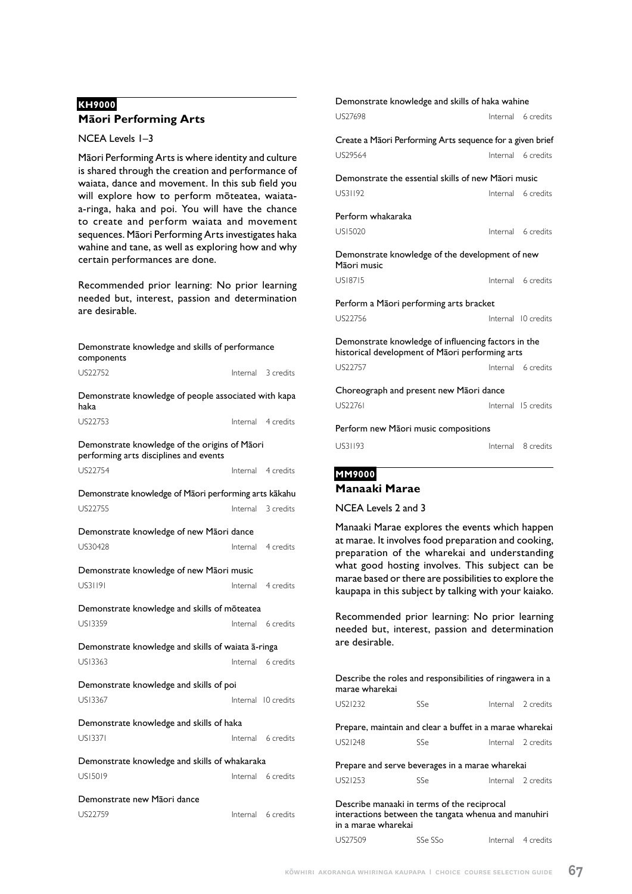**KH9000**

## Māori Performing Arts

NCEA Levels 1–3

Māori Performing Arts is where identity and culture is shared through the creation and performance of waiata, dance and movement. In this sub field you will explore how to perform mōteatea, waiata-a-ringa, haka and poi. You will have the chance to create and perform waiata and movement sequences. Māori Performing Arts investigates haka wahine and tane, as well as exploring how and why certain performances are done.

Recommended prior learning: No prior learning needed but, interest, passion and determination are desirable.

Demonstrate knowledge and skills of performance components
US22752 Internal 3 credits

Demonstrate knowledge of people associated with kapa haka
US22753 Internal 4 credits

Demonstrate knowledge of the origins of Māori performing arts disciplines and events
US22754 Internal 4 credits

Demonstrate knowledge of Māori performing arts kākahu
US22755 Internal 3 credits

Demonstrate knowledge of new Māori dance
US30428 Internal 4 credits

Demonstrate knowledge of new Māori music
US31191 Internal 4 credits

Demonstrate knowledge and skills of mōteatea
US13359 Internal 6 credits

Demonstrate knowledge and skills of waiata ā-ringa
US13363 Internal 6 credits

Demonstrate knowledge and skills of poi
US13367 Internal 10 credits

Demonstrate knowledge and skills of haka
US13371 Internal 6 credits

Demonstrate knowledge and skills of whakaraka
US15019 Internal 6 credits

Demonstrate new Māori dance
US22759 Internal 6 credits

Demonstrate knowledge and skills of haka wahine
US27698 Internal 6 credits

Create a Māori Performing Arts sequence for a given brief
US29564 Internal 6 credits

Demonstrate the essential skills of new Māori music
US31192 Internal 6 credits

Perform whakaraka
US15020 Internal 6 credits

Demonstrate knowledge of the development of new Māori music
US18715 Internal 6 credits

Perform a Māori performing arts bracket
US22756 Internal 10 credits

Demonstrate knowledge of influencing factors in the historical development of Māori performing arts
US22757 Internal 6 credits

Choreograph and present new Māori dance
US22761 Internal 15 credits

Perform new Māori music compositions
US31193 Internal 8 credits

**MM9000**

## Manaaki Marae

NCEA Levels 2 and 3

Manaaki Marae explores the events which happen at marae. It involves food preparation and cooking, preparation of the wharekai and understanding what good hosting involves. This subject can be marae based or there are possibilities to explore the kaupapa in this subject by talking with your kaiako.

Recommended prior learning: No prior learning needed but, interest, passion and determination are desirable.

Describe the roles and responsibilities of ringawera in a marae wharekai
US21232 SSe Internal 2 credits

Prepare, maintain and clear a buffet in a marae wharekai
US21248 SSe Internal 2 credits

Prepare and serve beverages in a marae wharekai
US21253 SSe Internal 2 credits

Describe manaaki in terms of the reciprocal interactions between the tangata whenua and manuhiri in a marae wharekai
US27509 SSe SSo Internal 4 credits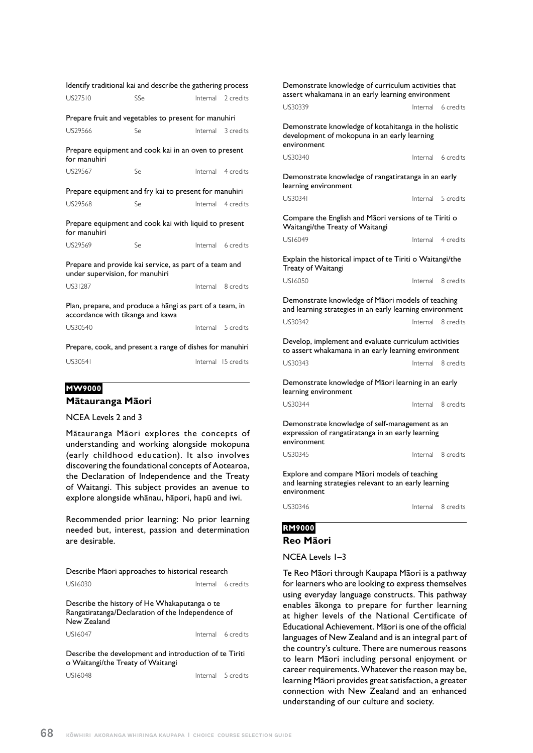Identify traditional kai and describe the gathering process

US27510 SSe Internal 2 credits

Prepare fruit and vegetables to present for manuhiri

US29566 Se Internal 3 credits

Prepare equipment and cook kai in an oven to present for manuhiri

US29567 Se Internal 4 credits

Prepare equipment and fry kai to present for manuhiri

US29568 Se Internal 4 credits

Prepare equipment and cook kai with liquid to present for manuhiri

US29569 Se Internal 6 credits

Prepare and provide kai service, as part of a team and under supervision, for manuhiri

US31287 Internal 8 credits

Plan, prepare, and produce a hāngi as part of a team, in accordance with tikanga and kawa

US30540 Internal 5 credits

Prepare, cook, and present a range of dishes for manuhiri

US30541 Internal 15 credits

**MW9000**

## Mātauranga Māori

NCEA Levels 2 and 3

Mātauranga Māori explores the concepts of understanding and working alongside mokopuna (early childhood education). It also involves discovering the foundational concepts of Aotearoa, the Declaration of Independence and the Treaty of Waitangi. This subject provides an avenue to explore alongside whānau, hāpori, hapū and iwi.

Recommended prior learning: No prior learning needed but, interest, passion and determination are desirable.

Describe Māori approaches to historical research

US16030 Internal 6 credits

Describe the history of He Whakaputanga o te Rangatiratanga/Declaration of the Independence of New Zealand

US16047 Internal 6 credits

Describe the development and introduction of te Tiriti o Waitangi/the Treaty of Waitangi

US16048 Internal 5 credits

Demonstrate knowledge of curriculum activities that assert whakamana in an early learning environment

US30339 Internal 6 credits

Demonstrate knowledge of kotahitanga in the holistic development of mokopuna in an early learning environment

US30340 Internal 6 credits

Demonstrate knowledge of rangatiratanga in an early learning environment

US30341 Internal 5 credits

Compare the English and Māori versions of te Tiriti o Waitangi/the Treaty of Waitangi

US16049 Internal 4 credits

Explain the historical impact of te Tiriti o Waitangi/the Treaty of Waitangi

US16050 Internal 8 credits

Demonstrate knowledge of Māori models of teaching and learning strategies in an early learning environment

US30342 Internal 8 credits

Develop, implement and evaluate curriculum activities to assert whakamana in an early learning environment

US30343 Internal 8 credits

Demonstrate knowledge of Māori learning in an early learning environment

US30344 Internal 8 credits

Demonstrate knowledge of self-management as an expression of rangatiratanga in an early learning environment

US30345 Internal 8 credits

Explore and compare Māori models of teaching and learning strategies relevant to an early learning environment

US30346 Internal 8 credits

**RM9000**

## Reo Māori

NCEA Levels 1–3

Te Reo Māori through Kaupapa Māori is a pathway for learners who are looking to express themselves using everyday language constructs. This pathway enables ākonga to prepare for further learning at higher levels of the National Certificate of Educational Achievement. Māori is one of the official languages of New Zealand and is an integral part of the country's culture. There are numerous reasons to learn Māori including personal enjoyment or career requirements. Whatever the reason may be, learning Māori provides great satisfaction, a greater connection with New Zealand and an enhanced understanding of our culture and society.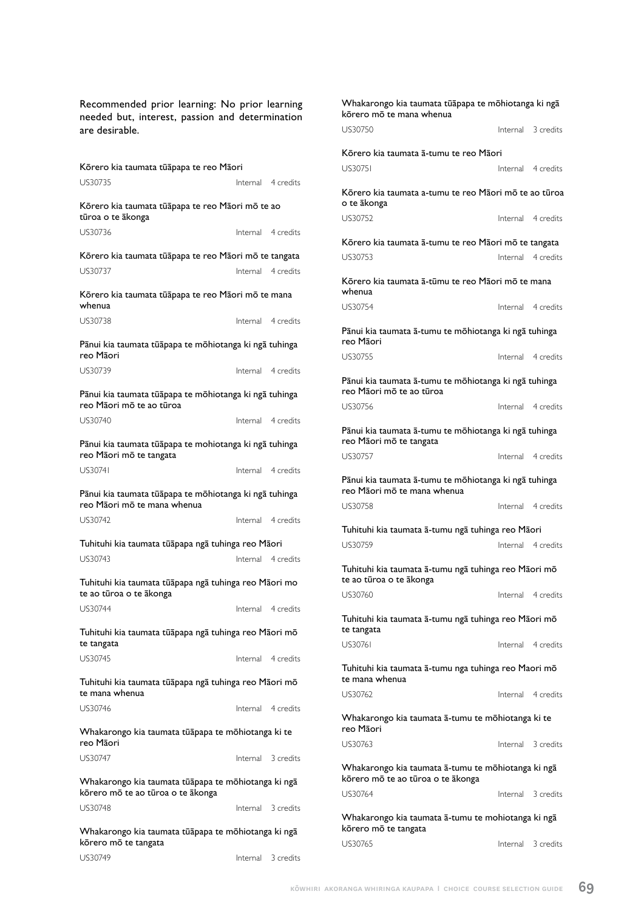Recommended prior learning: No prior learning needed but, interest, passion and determination are desirable.

Kōrero kia taumata tūāpapa te reo Māori

US30735 Internal 4 credits

Kōrero kia taumata tūāpapa te reo Māori mō te ao tūroa o te ākonga

US30736 Internal 4 credits

Kōrero kia taumata tūāpapa te reo Māori mō te tangata

US30737 Internal 4 credits

Kōrero kia taumata tūāpapa te reo Māori mō te mana whenua

US30738 Internal 4 credits

Pānui kia taumata tūāpapa te mōhiotanga ki ngā tuhinga reo Māori

US30739 Internal 4 credits

Pānui kia taumata tūāpapa te mōhiotanga ki ngā tuhinga reo Māori mō te ao tūroa

US30740 Internal 4 credits

Pānui kia taumata tūāpapa te mohiotanga ki ngā tuhinga reo Māori mō te tangata

US30741 Internal 4 credits

Pānui kia taumata tūāpapa te mōhiotanga ki ngā tuhinga reo Māori mō te mana whenua

US30742 Internal 4 credits

Tuhituhi kia taumata tūāpapa ngā tuhinga reo Māori

US30743 Internal 4 credits

Tuhituhi kia taumata tūāpapa ngā tuhinga reo Māori mo te ao tūroa o te ākonga

US30744 Internal 4 credits

Tuhituhi kia taumata tūāpapa ngā tuhinga reo Māori mō te tangata

US30745 Internal 4 credits

Tuhituhi kia taumata tūāpapa ngā tuhinga reo Māori mō te mana whenua

US30746 Internal 4 credits

Whakarongo kia taumata tūāpapa te mōhiotanga ki te reo Māori

US30747 Internal 3 credits

Whakarongo kia taumata tūāpapa te mōhiotanga ki ngā kōrero mō te ao tūroa o te ākonga

US30748 Internal 3 credits

Whakarongo kia taumata tūāpapa te mōhiotanga ki ngā kōrero mō te tangata

US30749 Internal 3 credits

Whakarongo kia taumata tūāpapa te mōhiotanga ki ngā kōrero mō te mana whenua

US30750 Internal 3 credits

Kōrero kia taumata ā-tumu te reo Māori

US30751 Internal 4 credits

Kōrero kia taumata a-tumu te reo Māori mō te ao tūroa o te ākonga

US30752 Internal 4 credits

Kōrero kia taumata ā-tumu te reo Māori mō te tangata

US30753 Internal 4 credits

Kōrero kia taumata ā-tūmu te reo Māori mō te mana whenua

US30754 Internal 4 credits

Pānui kia taumata ā-tumu te mōhiotanga ki ngā tuhinga reo Māori

US30755 Internal 4 credits

Pānui kia taumata ā-tumu te mōhiotanga ki ngā tuhinga reo Māori mō te ao tūroa

US30756 Internal 4 credits

Pānui kia taumata ā-tumu te mōhiotanga ki ngā tuhinga reo Māori mō te tangata

US30757 Internal 4 credits

Pānui kia taumata ā-tumu te mōhiotanga ki ngā tuhinga reo Māori mō te mana whenua

US30758 Internal 4 credits

Tuhituhi kia taumata ā-tumu ngā tuhinga reo Māori

US30759 Internal 4 credits

Tuhituhi kia taumata ā-tumu ngā tuhinga reo Māori mō te ao tūroa o te ākonga

US30760 Internal 4 credits

Tuhituhi kia taumata ā-tumu ngā tuhinga reo Māori mō te tangata

US30761 Internal 4 credits

Tuhituhi kia taumata ā-tumu nga tuhinga reo Maori mō te mana whenua

US30762 Internal 4 credits

Whakarongo kia taumata ā-tumu te mōhiotanga ki te reo Māori

US30763 Internal 3 credits

Whakarongo kia taumata ā-tumu te mōhiotanga ki ngā kōrero mō te ao tūroa o te ākonga

US30764 Internal 3 credits

Whakarongo kia taumata ā-tumu te mohiotanga ki ngā kōrero mō te tangata

US30765 Internal 3 credits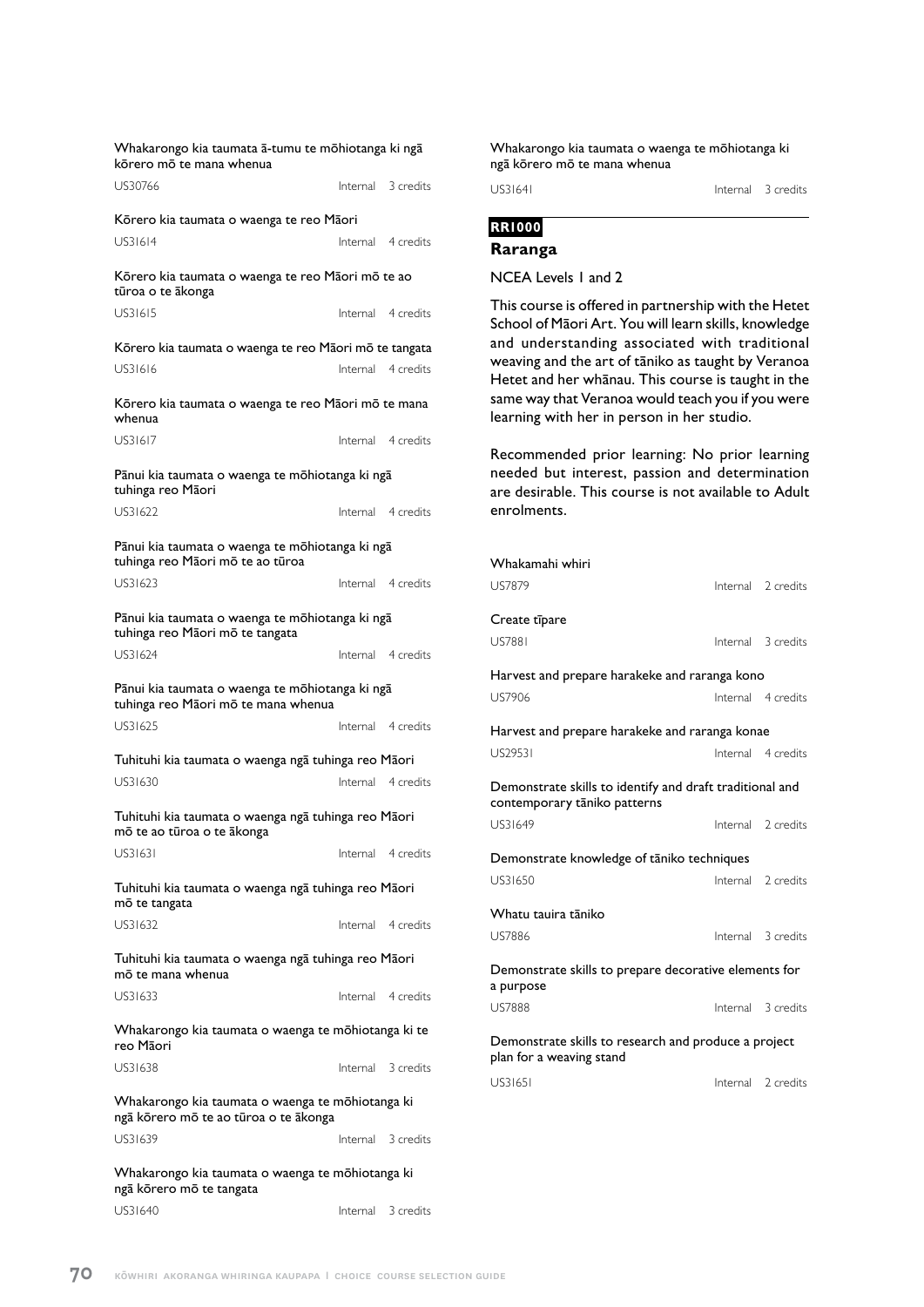Whakarongo kia taumata ā-tumu te mōhiotanga ki ngā kōrero mō te mana whenua

US30766 Internal 3 credits

Kōrero kia taumata o waenga te reo Māori

US31614 Internal 4 credits

Kōrero kia taumata o waenga te reo Māori mō te ao tūroa o te ākonga

US31615 Internal 4 credits

Kōrero kia taumata o waenga te reo Māori mō te tangata

US31616 Internal 4 credits

Kōrero kia taumata o waenga te reo Māori mō te mana whenua

US31617 Internal 4 credits

Pānui kia taumata o waenga te mōhiotanga ki ngā tuhinga reo Māori

US31622 Internal 4 credits

Pānui kia taumata o waenga te mōhiotanga ki ngā tuhinga reo Māori mō te ao tūroa

US31623 Internal 4 credits

Pānui kia taumata o waenga te mōhiotanga ki ngā tuhinga reo Māori mō te tangata

US31624 Internal 4 credits

Pānui kia taumata o waenga te mōhiotanga ki ngā tuhinga reo Māori mō te mana whenua

US31625 Internal 4 credits

Tuhituhi kia taumata o waenga ngā tuhinga reo Māori

US31630 Internal 4 credits

Tuhituhi kia taumata o waenga ngā tuhinga reo Māori mō te ao tūroa o te ākonga

US31631 Internal 4 credits

Tuhituhi kia taumata o waenga ngā tuhinga reo Māori mō te tangata

US31632 Internal 4 credits

Tuhituhi kia taumata o waenga ngā tuhinga reo Māori mō te mana whenua

US31633 Internal 4 credits

Whakarongo kia taumata o waenga te mōhiotanga ki te reo Māori

US31638 Internal 3 credits

Whakarongo kia taumata o waenga te mōhiotanga ki ngā kōrero mō te ao tūroa o te ākonga

US31639 Internal 3 credits

Whakarongo kia taumata o waenga te mōhiotanga ki ngā kōrero mō te tangata

US31640 Internal 3 credits

Whakarongo kia taumata o waenga te mōhiotanga ki ngā kōrero mō te mana whenua

US31641 Internal 3 credits

**RR1000**

## Raranga

NCEA Levels 1 and 2

This course is offered in partnership with the Hetet School of Māori Art. You will learn skills, knowledge and understanding associated with traditional weaving and the art of tāniko as taught by Veranoa Hetet and her whānau. This course is taught in the same way that Veranoa would teach you if you were learning with her in person in her studio.

Recommended prior learning: No prior learning needed but interest, passion and determination are desirable. This course is not available to Adult enrolments.

Whakamahi whiri

US7879 Internal 2 credits

Create tīpare

US7881 Internal 3 credits

Harvest and prepare harakeke and raranga kono

US7906 Internal 4 credits

Harvest and prepare harakeke and raranga konae

US29531 Internal 4 credits

Demonstrate skills to identify and draft traditional and contemporary tāniko patterns

US31649 Internal 2 credits

Demonstrate knowledge of tāniko techniques

US31650 Internal 2 credits

Whatu tauira tāniko

US7886 Internal 3 credits

Demonstrate skills to prepare decorative elements for a purpose

US7888 Internal 3 credits

Demonstrate skills to research and produce a project plan for a weaving stand

US31651 Internal 2 credits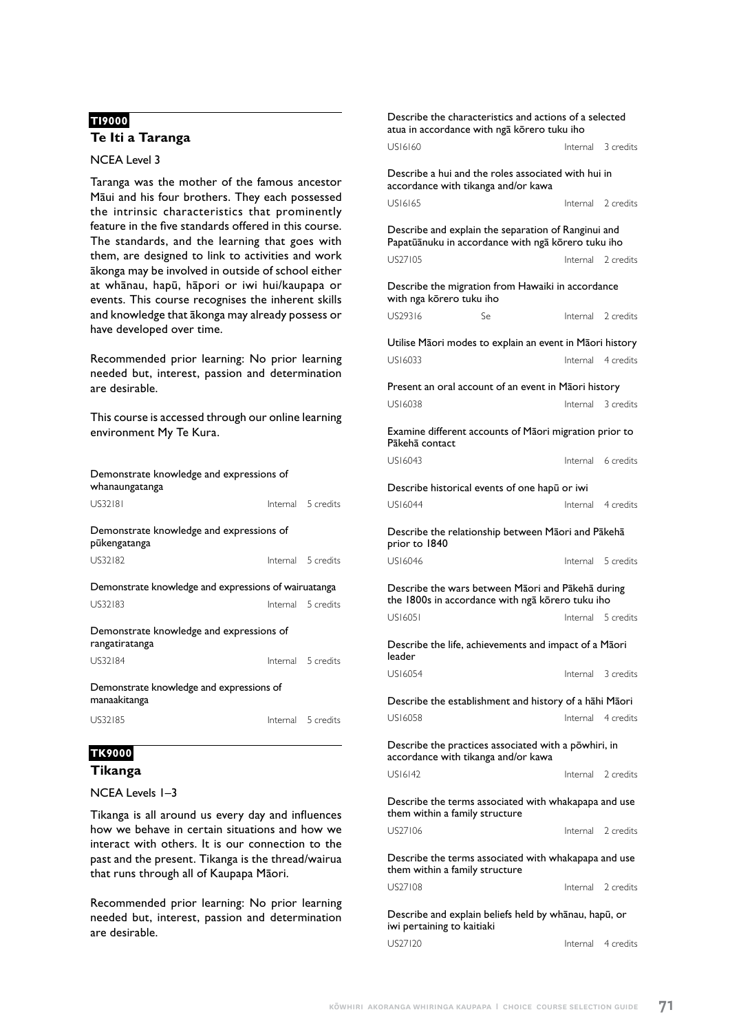**TI9000**

## Te Iti a Taranga

NCEA Level 3

Taranga was the mother of the famous ancestor Māui and his four brothers. They each possessed the intrinsic characteristics that prominently feature in the five standards offered in this course. The standards, and the learning that goes with them, are designed to link to activities and work ākonga may be involved in outside of school either at whānau, hapū, hāpori or iwi hui/kaupapa or events. This course recognises the inherent skills and knowledge that ākonga may already possess or have developed over time.

Recommended prior learning: No prior learning needed but, interest, passion and determination are desirable.

This course is accessed through our online learning environment My Te Kura.

Demonstrate knowledge and expressions of whanaungatanga
US32181 Internal 5 credits

Demonstrate knowledge and expressions of pūkengatanga
US32182 Internal 5 credits

Demonstrate knowledge and expressions of wairuatanga
US32183 Internal 5 credits

Demonstrate knowledge and expressions of rangatiratanga
US32184 Internal 5 credits

Demonstrate knowledge and expressions of manaakitanga
US32185 Internal 5 credits

**TK9000**

## Tikanga

NCEA Levels 1–3

Tikanga is all around us every day and influences how we behave in certain situations and how we interact with others. It is our connection to the past and the present. Tikanga is the thread/wairua that runs through all of Kaupapa Māori.

Recommended prior learning: No prior learning needed but, interest, passion and determination are desirable.

Describe the characteristics and actions of a selected atua in accordance with ngā kōrero tuku iho
US16160 Internal 3 credits

Describe a hui and the roles associated with hui in accordance with tikanga and/or kawa
US16165 Internal 2 credits

Describe and explain the separation of Ranginui and Papatūānuku in accordance with ngā kōrero tuku iho
US27105 Internal 2 credits

Describe the migration from Hawaiki in accordance with nga kōrero tuku iho
US29316 Se Internal 2 credits

Utilise Māori modes to explain an event in Māori history
US16033 Internal 4 credits

Present an oral account of an event in Māori history
US16038 Internal 3 credits

Examine different accounts of Māori migration prior to Pākehā contact
US16043 Internal 6 credits

Describe historical events of one hapū or iwi
US16044 Internal 4 credits

Describe the relationship between Māori and Pākehā prior to 1840
US16046 Internal 5 credits

Describe the wars between Māori and Pākehā during the 1800s in accordance with ngā kōrero tuku iho
US16051 Internal 5 credits

Describe the life, achievements and impact of a Māori leader
US16054 Internal 3 credits

Describe the establishment and history of a hāhi Māori
US16058 Internal 4 credits

Describe the practices associated with a pōwhiri, in accordance with tikanga and/or kawa
US16142 Internal 2 credits

Describe the terms associated with whakapapa and use them within a family structure
US27106 Internal 2 credits

Describe the terms associated with whakapapa and use them within a family structure
US27108 Internal 2 credits

Describe and explain beliefs held by whānau, hapū, or iwi pertaining to kaitiaki
US27120 Internal 4 credits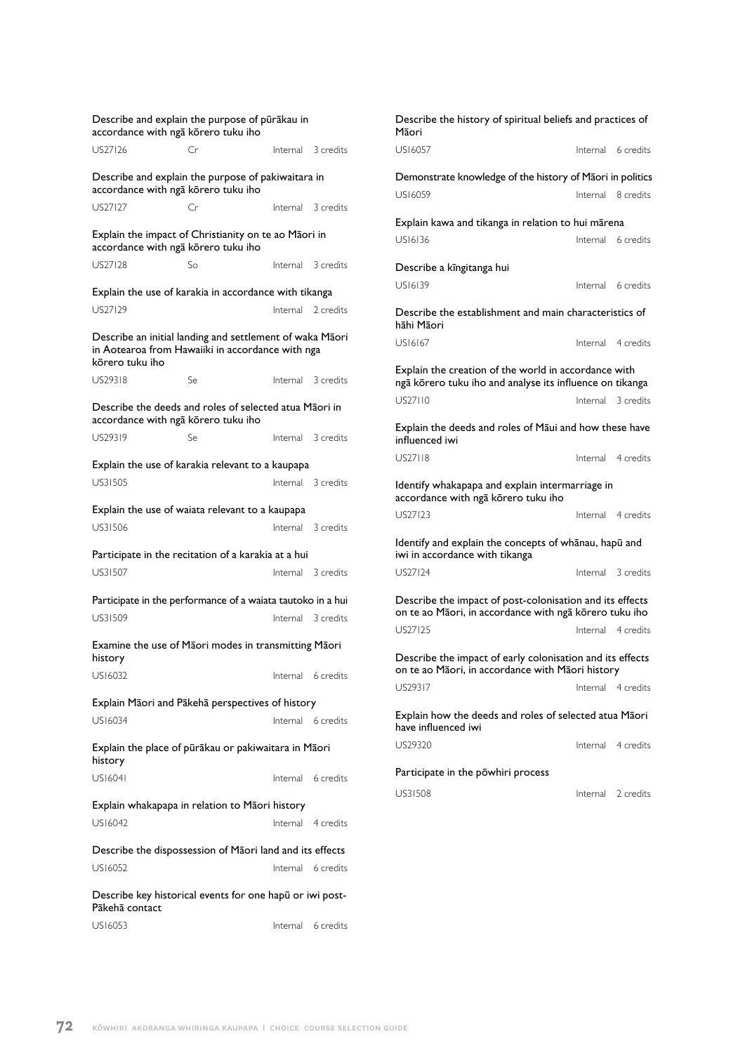Describe and explain the purpose of pūrākau in accordance with ngā kōrero tuku iho

US27126 Cr Internal 3 credits

Describe and explain the purpose of pakiwaitara in accordance with ngā kōrero tuku iho

US27127 Cr Internal 3 credits

Explain the impact of Christianity on te ao Māori in accordance with ngā kōrero tuku iho

US27128 So Internal 3 credits

Explain the use of karakia in accordance with tikanga

US27129 Internal 2 credits

Describe an initial landing and settlement of waka Māori in Aotearoa from Hawaiiki in accordance with nga kōrero tuku iho

US29318 Se Internal 3 credits

Describe the deeds and roles of selected atua Māori in accordance with ngā kōrero tuku iho

US29319 Se Internal 3 credits

Explain the use of karakia relevant to a kaupapa

US31505 Internal 3 credits

Explain the use of waiata relevant to a kaupapa

US31506 Internal 3 credits

Participate in the recitation of a karakia at a hui

US31507 Internal 3 credits

Participate in the performance of a waiata tautoko in a hui

US31509 Internal 3 credits

Examine the use of Māori modes in transmitting Māori history

US16032 Internal 6 credits

Explain Māori and Pākehā perspectives of history

US16034 Internal 6 credits

Explain the place of pūrākau or pakiwaitara in Māori history

US16041 Internal 6 credits

Explain whakapapa in relation to Māori history

US16042 Internal 4 credits

Describe the dispossession of Māori land and its effects

US16052 Internal 6 credits

Describe key historical events for one hapū or iwi post-Pākehā contact

US16053 Internal 6 credits

Describe the history of spiritual beliefs and practices of Māori

US16057 Internal 6 credits

Demonstrate knowledge of the history of Māori in politics

US16059 Internal 8 credits

Explain kawa and tikanga in relation to hui mārena

US16136 Internal 6 credits

Describe a kīngitanga hui

US16139 Internal 6 credits

Describe the establishment and main characteristics of hāhi Māori

US16167 Internal 4 credits

Explain the creation of the world in accordance with ngā kōrero tuku iho and analyse its influence on tikanga

US27110 Internal 3 credits

Explain the deeds and roles of Māui and how these have influenced iwi

US27118 Internal 4 credits

Identify whakapapa and explain intermarriage in accordance with ngā kōrero tuku iho

US27123 Internal 4 credits

Identify and explain the concepts of whānau, hapū and iwi in accordance with tikanga

US27124 Internal 3 credits

Describe the impact of post-colonisation and its effects on te ao Māori, in accordance with ngā kōrero tuku iho

US27125 Internal 4 credits

Describe the impact of early colonisation and its effects on te ao Māori, in accordance with Māori history

US29317 Internal 4 credits

Explain how the deeds and roles of selected atua Māori have influenced iwi

US29320 Internal 4 credits

Participate in the pōwhiri process

US31508 Internal 2 credits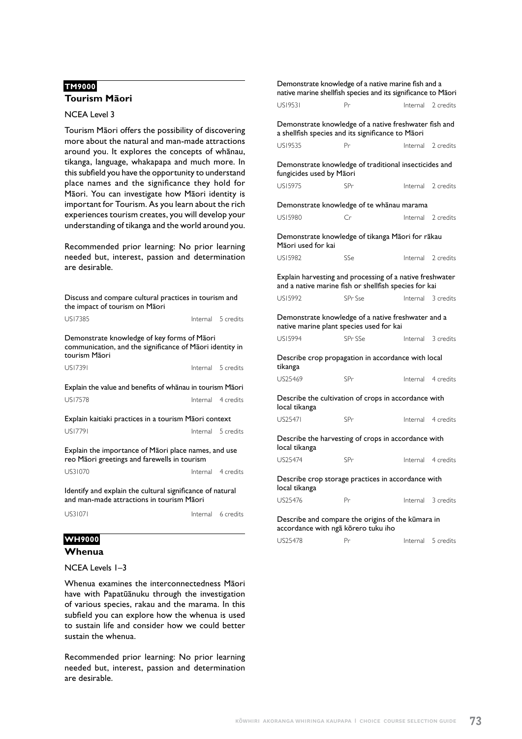**TM9000**

## Tourism Māori

NCEA Level 3

Tourism Māori offers the possibility of discovering more about the natural and man-made attractions around you. It explores the concepts of whānau, tikanga, language, whakapapa and much more. In this subfield you have the opportunity to understand place names and the significance they hold for Māori. You can investigate how Māori identity is important for Tourism. As you learn about the rich experiences tourism creates, you will develop your understanding of tikanga and the world around you.

Recommended prior learning: No prior learning needed but, interest, passion and determination are desirable.

Discuss and compare cultural practices in tourism and the impact of tourism on Māori

| US17385 | Internal | 5 credits |
|---|---|---|

Demonstrate knowledge of key forms of Māori communication, and the significance of Māori identity in tourism Māori

| US17391 | Internal | 5 credits |
|---|---|---|

Explain the value and benefits of whānau in tourism Māori

| US17578 | Internal | 4 credits |
|---|---|---|

Explain kaitiaki practices in a tourism Māori context

| US17791 | Internal | 5 credits |
|---|---|---|

Explain the importance of Māori place names, and use reo Māori greetings and farewells in tourism

| US31070 | Internal | 4 credits |
|---|---|---|

Identify and explain the cultural significance of natural and man-made attractions in tourism Māori

| US31071 | Internal | 6 credits |
|---|---|---|

**WH9000**

## Whenua

NCEA Levels 1–3

Whenua examines the interconnectedness Māori have with Papatūānuku through the investigation of various species, rakau and the marama. In this subfield you can explore how the whenua is used to sustain life and consider how we could better sustain the whenua.

Recommended prior learning: No prior learning needed but, interest, passion and determination are desirable.

Demonstrate knowledge of a native marine fish and a native marine shellfish species and its significance to Māori

| US19531 | Pr | Internal | 2 credits |
|---|---|---|---|

Demonstrate knowledge of a native freshwater fish and a shellfish species and its significance to Māori

| US19535 | Pr | Internal | 2 credits |
|---|---|---|---|

Demonstrate knowledge of traditional insecticides and fungicides used by Māori

| US15975 | SPr | Internal | 2 credits |
|---|---|---|---|

Demonstrate knowledge of te whānau marama

| US15980 | Cr | Internal | 2 credits |
|---|---|---|---|

Demonstrate knowledge of tikanga Māori for rākau Māori used for kai

| US15982 | SSe | Internal | 2 credits |
|---|---|---|---|

Explain harvesting and processing of a native freshwater and a native marine fish or shellfish species for kai

| US15992 | SPr Sse | Internal | 3 credits |
|---|---|---|---|

Demonstrate knowledge of a native freshwater and a native marine plant species used for kai

| US15994 | SPr SSe | Internal | 3 credits |
|---|---|---|---|

Describe crop propagation in accordance with local tikanga

| US25469 | SPr | Internal | 4 credits |
|---|---|---|---|

Describe the cultivation of crops in accordance with local tikanga

| US25471 | SPr | Internal | 4 credits |
|---|---|---|---|

Describe the harvesting of crops in accordance with local tikanga

| US25474 | SPr | Internal | 4 credits |
|---|---|---|---|

Describe crop storage practices in accordance with local tikanga

| US25476 | Pr | Internal | 3 credits |
|---|---|---|---|

Describe and compare the origins of the kūmara in accordance with ngā kōrero tuku iho

| US25478 | Pr | Internal | 5 credits |
|---|---|---|---|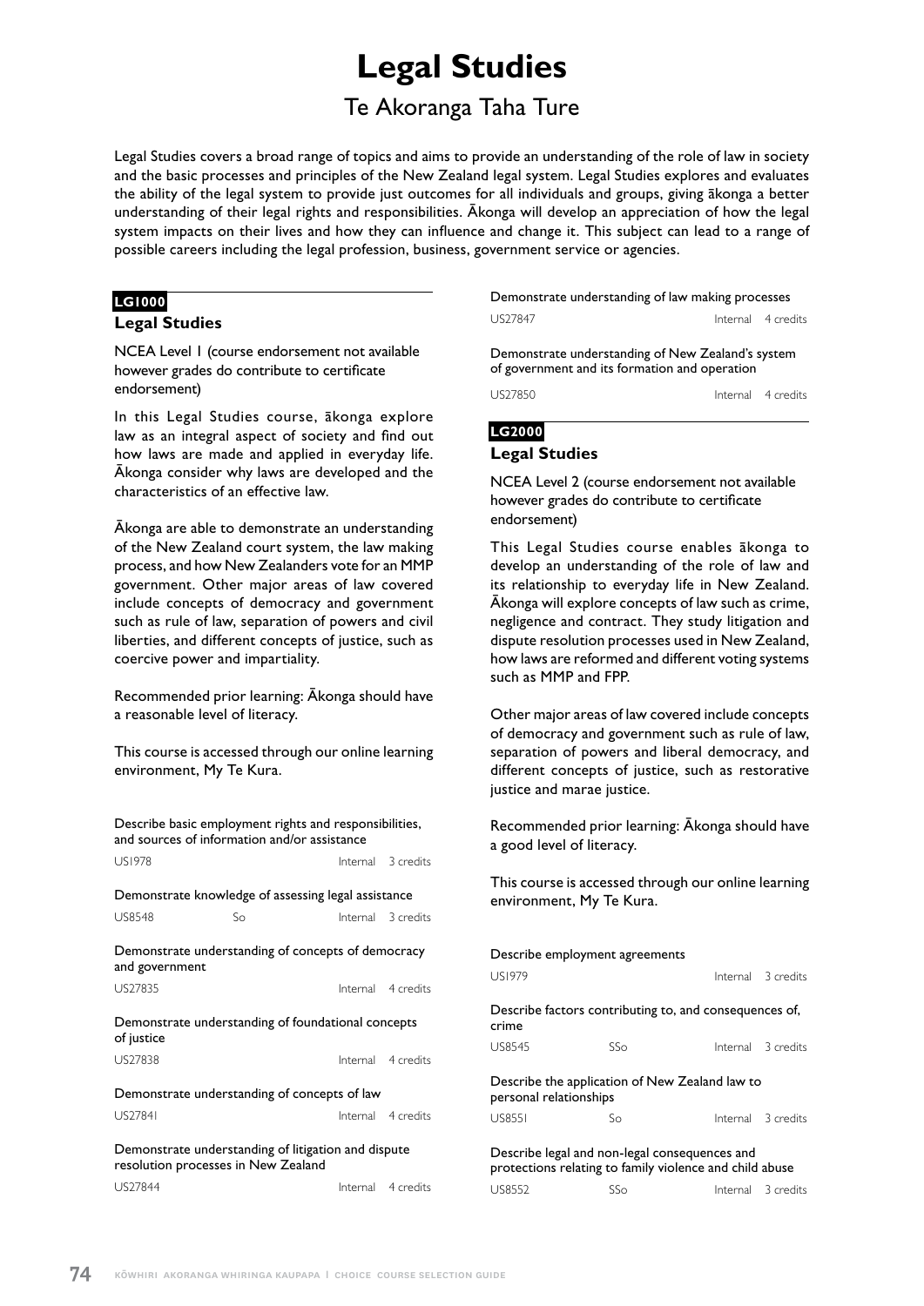# Legal Studies

## Te Akoranga Taha Ture

Legal Studies covers a broad range of topics and aims to provide an understanding of the role of law in society and the basic processes and principles of the New Zealand legal system. Legal Studies explores and evaluates the ability of the legal system to provide just outcomes for all individuals and groups, giving ākonga a better understanding of their legal rights and responsibilities. Ākonga will develop an appreciation of how the legal system impacts on their lives and how they can influence and change it. This subject can lead to a range of possible careers including the legal profession, business, government service or agencies.

**LG1000**

### Legal Studies

NCEA Level 1 (course endorsement not available however grades do contribute to certificate endorsement)

In this Legal Studies course, ākonga explore law as an integral aspect of society and find out how laws are made and applied in everyday life. Ākonga consider why laws are developed and the characteristics of an effective law.

Ākonga are able to demonstrate an understanding of the New Zealand court system, the law making process, and how New Zealanders vote for an MMP government. Other major areas of law covered include concepts of democracy and government such as rule of law, separation of powers and civil liberties, and different concepts of justice, such as coercive power and impartiality.

Recommended prior learning: Ākonga should have a reasonable level of literacy.

This course is accessed through our online learning environment, My Te Kura.

| Standard | | | |
|---|---|---|---|
| Describe basic employment rights and responsibilities, and sources of information and/or assistance | | | |
| US1978 | | Internal | 3 credits |
| Demonstrate knowledge of assessing legal assistance | | | |
| US8548 | So | Internal | 3 credits |
| Demonstrate understanding of concepts of democracy and government | | | |
| US27835 | | Internal | 4 credits |
| Demonstrate understanding of foundational concepts of justice | | | |
| US27838 | | Internal | 4 credits |
| Demonstrate understanding of concepts of law | | | |
| US27841 | | Internal | 4 credits |
| Demonstrate understanding of litigation and dispute resolution processes in New Zealand | | | |
| US27844 | | Internal | 4 credits |
| Demonstrate understanding of law making processes | | | |
| US27847 | | Internal | 4 credits |
| Demonstrate understanding of New Zealand's system of government and its formation and operation | | | |
| US27850 | | Internal | 4 credits |

**LG2000**

### Legal Studies

NCEA Level 2 (course endorsement not available however grades do contribute to certificate endorsement)

This Legal Studies course enables ākonga to develop an understanding of the role of law and its relationship to everyday life in New Zealand. Ākonga will explore concepts of law such as crime, negligence and contract. They study litigation and dispute resolution processes used in New Zealand, how laws are reformed and different voting systems such as MMP and FPP.

Other major areas of law covered include concepts of democracy and government such as rule of law, separation of powers and liberal democracy, and different concepts of justice, such as restorative justice and marae justice.

Recommended prior learning: Ākonga should have a good level of literacy.

This course is accessed through our online learning environment, My Te Kura.

| Standard | | | |
|---|---|---|---|
| Describe employment agreements | | | |
| US1979 | | Internal | 3 credits |
| Describe factors contributing to, and consequences of, crime | | | |
| US8545 | SSo | Internal | 3 credits |
| Describe the application of New Zealand law to personal relationships | | | |
| US8551 | So | Internal | 3 credits |
| Describe legal and non-legal consequences and protections relating to family violence and child abuse | | | |
| US8552 | SSo | Internal | 3 credits |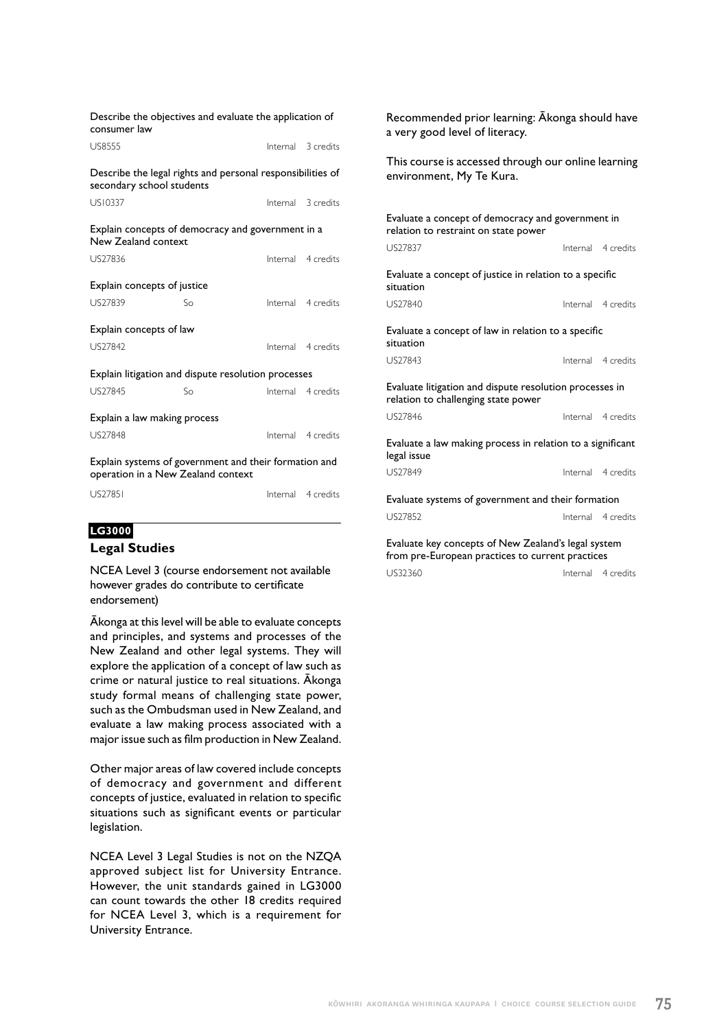Describe the objectives and evaluate the application of consumer law

| US8555 | | Internal | 3 credits |
|---|---|---|---|

Describe the legal rights and personal responsibilities of secondary school students

| US10337 | | Internal | 3 credits |
|---|---|---|---|

Explain concepts of democracy and government in a New Zealand context

| US27836 | | Internal | 4 credits |
|---|---|---|---|

Explain concepts of justice

| US27839 | So | Internal | 4 credits |
|---|---|---|---|

Explain concepts of law

| US27842 | | Internal | 4 credits |
|---|---|---|---|

Explain litigation and dispute resolution processes

| US27845 | So | Internal | 4 credits |
|---|---|---|---|

Explain a law making process

| US27848 | | Internal | 4 credits |
|---|---|---|---|

Explain systems of government and their formation and operation in a New Zealand context

| US27851 | | Internal | 4 credits |
|---|---|---|---|

**LG3000**

### Legal Studies

NCEA Level 3 (course endorsement not available however grades do contribute to certificate endorsement)

Ākonga at this level will be able to evaluate concepts and principles, and systems and processes of the New Zealand and other legal systems. They will explore the application of a concept of law such as crime or natural justice to real situations. Ākonga study formal means of challenging state power, such as the Ombudsman used in New Zealand, and evaluate a law making process associated with a major issue such as film production in New Zealand.

Other major areas of law covered include concepts of democracy and government and different concepts of justice, evaluated in relation to specific situations such as significant events or particular legislation.

NCEA Level 3 Legal Studies is not on the NZQA approved subject list for University Entrance. However, the unit standards gained in LG3000 can count towards the other 18 credits required for NCEA Level 3, which is a requirement for University Entrance.

Recommended prior learning: Ākonga should have a very good level of literacy.

This course is accessed through our online learning environment, My Te Kura.

Evaluate a concept of democracy and government in relation to restraint on state power

| US27837 | Internal | 4 credits |
|---|---|---|

Evaluate a concept of justice in relation to a specific situation

| US27840 | Internal | 4 credits |
|---|---|---|

Evaluate a concept of law in relation to a specific situation

| US27843 | Internal | 4 credits |
|---|---|---|

Evaluate litigation and dispute resolution processes in relation to challenging state power

| US27846 | Internal | 4 credits |
|---|---|---|

Evaluate a law making process in relation to a significant legal issue

| US27849 | Internal | 4 credits |
|---|---|---|

Evaluate systems of government and their formation

| US27852 | Internal | 4 credits |
|---|---|---|

Evaluate key concepts of New Zealand's legal system from pre-European practices to current practices

| US32360 | Internal | 4 credits |
|---|---|---|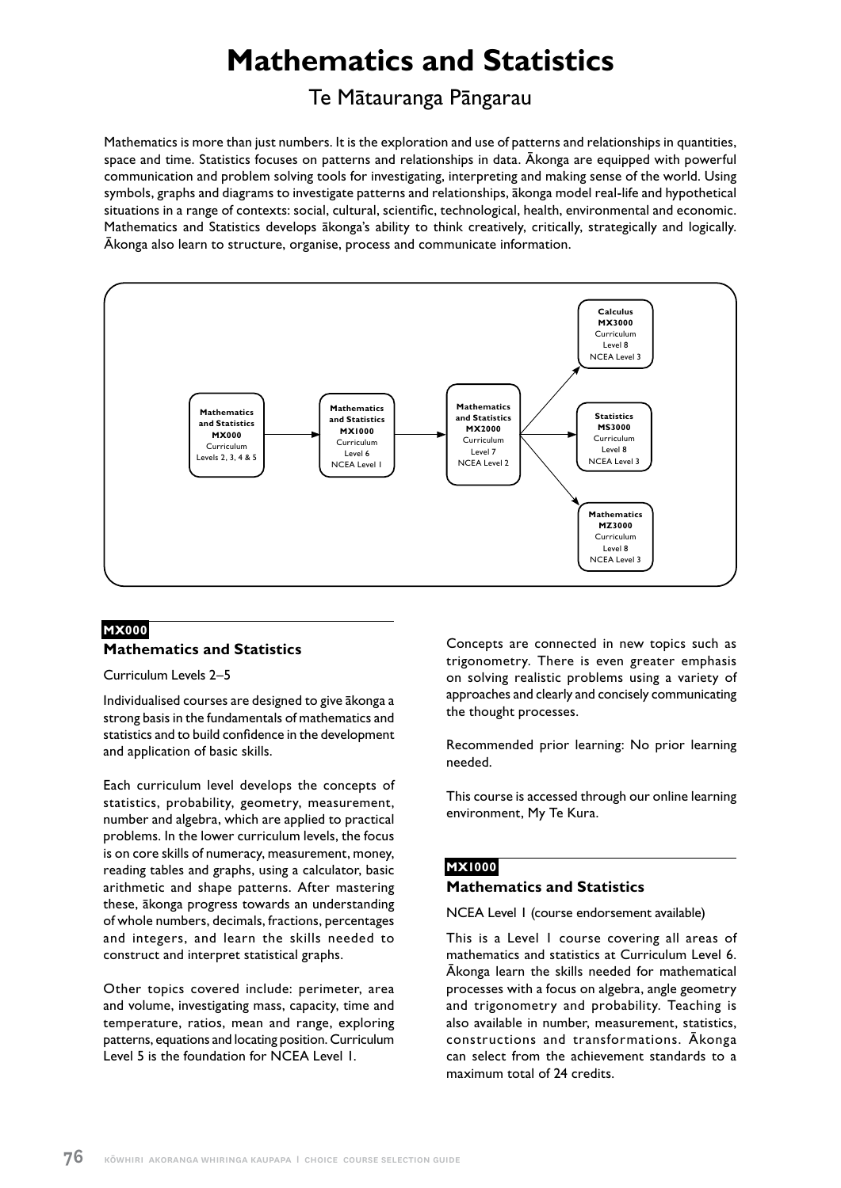# Mathematics and Statistics

## Te Mātauranga Pāngarau

Mathematics is more than just numbers. It is the exploration and use of patterns and relationships in quantities, space and time. Statistics focuses on patterns and relationships in data. Ākonga are equipped with powerful communication and problem solving tools for investigating, interpreting and making sense of the world. Using symbols, graphs and diagrams to investigate patterns and relationships, ākonga model real-life and hypothetical situations in a range of contexts: social, cultural, scientific, technological, health, environmental and economic. Mathematics and Statistics develops ākonga's ability to think creatively, critically, strategically and logically. Ākonga also learn to structure, organise, process and communicate information.

**Mathematics and Statistics MX000** (Curriculum Levels 2, 3, 4 & 5) → **Mathematics and Statistics MX1000** (Curriculum Level 6, NCEA Level 1) → **Mathematics and Statistics MX2000** (Curriculum Level 7, NCEA Level 2) →
- **Calculus MX3000** (Curriculum Level 8, NCEA Level 3)
- **Statistics MS3000** (Curriculum Level 8, NCEA Level 3)
- **Mathematics MZ3000** (Curriculum Level 8, NCEA Level 3)

**MX000**

### Mathematics and Statistics

Curriculum Levels 2–5

Individualised courses are designed to give ākonga a strong basis in the fundamentals of mathematics and statistics and to build confidence in the development and application of basic skills.

Each curriculum level develops the concepts of statistics, probability, geometry, measurement, number and algebra, which are applied to practical problems. In the lower curriculum levels, the focus is on core skills of numeracy, measurement, money, reading tables and graphs, using a calculator, basic arithmetic and shape patterns. After mastering these, ākonga progress towards an understanding of whole numbers, decimals, fractions, percentages and integers, and learn the skills needed to construct and interpret statistical graphs.

Other topics covered include: perimeter, area and volume, investigating mass, capacity, time and temperature, ratios, mean and range, exploring patterns, equations and locating position. Curriculum Level 5 is the foundation for NCEA Level 1.

Concepts are connected in new topics such as trigonometry. There is even greater emphasis on solving realistic problems using a variety of approaches and clearly and concisely communicating the thought processes.

Recommended prior learning: No prior learning needed.

This course is accessed through our online learning environment, My Te Kura.

**MX1000**

### Mathematics and Statistics

NCEA Level 1 (course endorsement available)

This is a Level 1 course covering all areas of mathematics and statistics at Curriculum Level 6. Ākonga learn the skills needed for mathematical processes with a focus on algebra, angle geometry and trigonometry and probability. Teaching is also available in number, measurement, statistics, constructions and transformations. Ākonga can select from the achievement standards to a maximum total of 24 credits.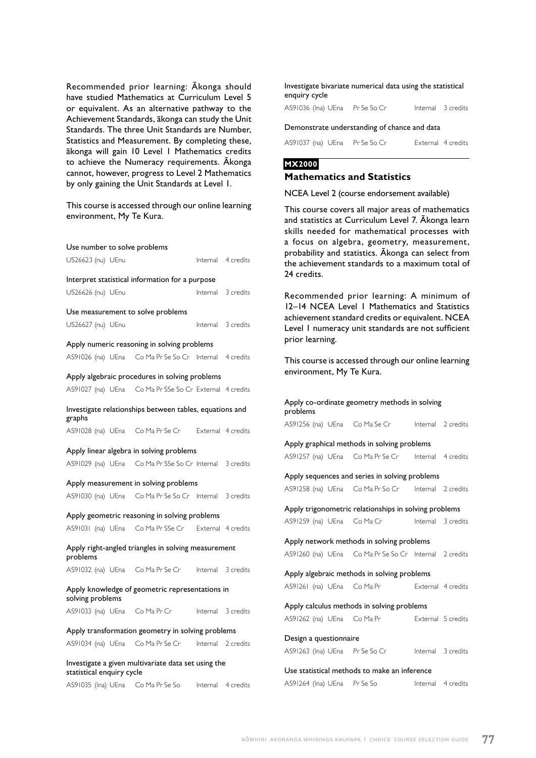Recommended prior learning: Ākonga should have studied Mathematics at Curriculum Level 5 or equivalent. As an alternative pathway to the Achievement Standards, ākonga can study the Unit Standards. The three Unit Standards are Number, Statistics and Measurement. By completing these, ākonga will gain 10 Level 1 Mathematics credits to achieve the Numeracy requirements. Ākonga cannot, however, progress to Level 2 Mathematics by only gaining the Unit Standards at Level 1.

This course is accessed through our online learning environment, My Te Kura.

Use number to solve problems

US26623 (nu) UEnu Internal 4 credits

Interpret statistical information for a purpose

US26626 (nu) UEnu Internal 3 credits

Use measurement to solve problems

US26627 (nu) UEnu Internal 3 credits

Apply numeric reasoning in solving problems

AS91026 (na) UEna Co Ma Pr Se So Cr Internal 4 credits

Apply algebraic procedures in solving problems

AS91027 (na) UEna Co Ma Pr SSe So Cr External 4 credits

Investigate relationships between tables, equations and graphs

AS91028 (na) UEna Co Ma Pr Se Cr External 4 credits

Apply linear algebra in solving problems

AS91029 (na) UEna Co Ma Pr SSe So Cr Internal 3 credits

Apply measurement in solving problems

AS91030 (na) UEna Co Ma Pr Se So Cr Internal 3 credits

Apply geometric reasoning in solving problems

AS91031 (na) UEna Co Ma Pr SSe Cr External 4 credits

Apply right-angled triangles in solving measurement problems

AS91032 (na) UEna Co Ma Pr Se Cr Internal 3 credits

Apply knowledge of geometric representations in solving problems

AS91033 (na) UEna Co Ma Pr Cr Internal 3 credits

Apply transformation geometry in solving problems

AS91034 (na) UEna Co Ma Pr Se Cr Internal 2 credits

Investigate a given multivariate data set using the statistical enquiry cycle

AS91035 (lna) UEna Co Ma Pr Se So Internal 4 credits

Investigate bivariate numerical data using the statistical enquiry cycle

AS91036 (lna) UEna Pr Se So Cr Internal 3 credits

Demonstrate understanding of chance and data

AS91037 (na) UEna Pr Se So Cr External 4 credits

**MX2000**

## Mathematics and Statistics

NCEA Level 2 (course endorsement available)

This course covers all major areas of mathematics and statistics at Curriculum Level 7. Ākonga learn skills needed for mathematical processes with a focus on algebra, geometry, measurement, probability and statistics. Ākonga can select from the achievement standards to a maximum total of 24 credits.

Recommended prior learning: A minimum of 12–14 NCEA Level 1 Mathematics and Statistics achievement standard credits or equivalent. NCEA Level 1 numeracy unit standards are not sufficient prior learning.

This course is accessed through our online learning environment, My Te Kura.

Apply co-ordinate geometry methods in solving problems

AS91256 (na) UEna Co Ma Se Cr Internal 2 credits

Apply graphical methods in solving problems

AS91257 (na) UEna Co Ma Pr Se Cr Internal 4 credits

Apply sequences and series in solving problems

AS91258 (na) UEna Co Ma Pr So Cr Internal 2 credits

Apply trigonometric relationships in solving problems

AS91259 (na) UEna Co Ma Cr Internal 3 credits

Apply network methods in solving problems

AS91260 (na) UEna Co Ma Pr Se So Cr Internal 2 credits

Apply algebraic methods in solving problems

AS91261 (na) UEna Co Ma Pr External 4 credits

Apply calculus methods in solving problems

AS91262 (na) UEna Co Ma Pr External 5 credits

Design a questionnaire

AS91263 (lna) UEna Pr Se So Cr Internal 3 credits

Use statistical methods to make an inference

AS91264 (lna) UEna Pr Se So Internal 4 credits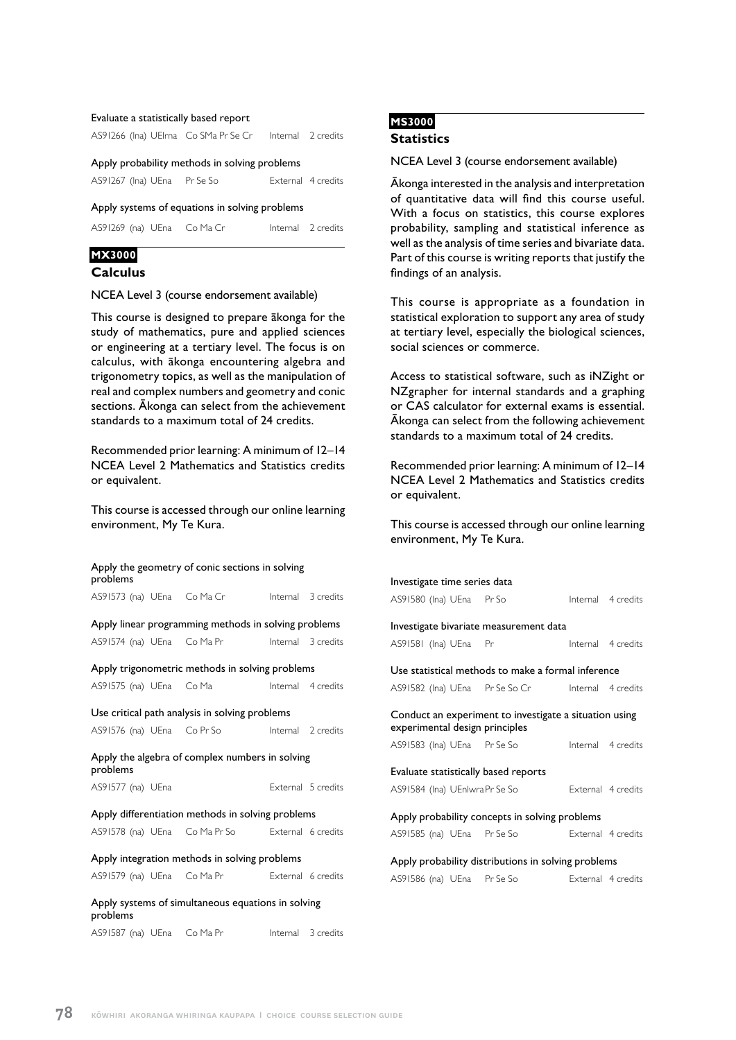Evaluate a statistically based report

AS91266 (lna) UElrna Co SMa Pr Se Cr Internal 2 credits

Apply probability methods in solving problems

AS91267 (lna) UEna Pr Se So External 4 credits

Apply systems of equations in solving problems

AS91269 (na) UEna Co Ma Cr Internal 2 credits

**MX3000**

### Calculus

NCEA Level 3 (course endorsement available)

This course is designed to prepare ākonga for the study of mathematics, pure and applied sciences or engineering at a tertiary level. The focus is on calculus, with ākonga encountering algebra and trigonometry topics, as well as the manipulation of real and complex numbers and geometry and conic sections. Ākonga can select from the achievement standards to a maximum total of 24 credits.

Recommended prior learning: A minimum of 12–14 NCEA Level 2 Mathematics and Statistics credits or equivalent.

This course is accessed through our online learning environment, My Te Kura.

Apply the geometry of conic sections in solving problems

AS91573 (na) UEna Co Ma Cr Internal 3 credits

Apply linear programming methods in solving problems

AS91574 (na) UEna Co Ma Pr Internal 3 credits

Apply trigonometric methods in solving problems

AS91575 (na) UEna Co Ma Internal 4 credits

Use critical path analysis in solving problems

AS91576 (na) UEna Co Pr So Internal 2 credits

Apply the algebra of complex numbers in solving problems

AS91577 (na) UEna External 5 credits

Apply differentiation methods in solving problems

AS91578 (na) UEna Co Ma Pr So External 6 credits

Apply integration methods in solving problems

AS91579 (na) UEna Co Ma Pr External 6 credits

Apply systems of simultaneous equations in solving problems

AS91587 (na) UEna Co Ma Pr Internal 3 credits

**MS3000**

### Statistics

NCEA Level 3 (course endorsement available)

Ākonga interested in the analysis and interpretation of quantitative data will find this course useful. With a focus on statistics, this course explores probability, sampling and statistical inference as well as the analysis of time series and bivariate data. Part of this course is writing reports that justify the findings of an analysis.

This course is appropriate as a foundation in statistical exploration to support any area of study at tertiary level, especially the biological sciences, social sciences or commerce.

Access to statistical software, such as iNZight or NZgrapher for internal standards and a graphing or CAS calculator for external exams is essential. Ākonga can select from the following achievement standards to a maximum total of 24 credits.

Recommended prior learning: A minimum of 12–14 NCEA Level 2 Mathematics and Statistics credits or equivalent.

This course is accessed through our online learning environment, My Te Kura.

Investigate time series data

AS91580 (lna) UEna Pr So Internal 4 credits

Investigate bivariate measurement data

AS91581 (lna) UEna Pr Internal 4 credits

Use statistical methods to make a formal inference

AS91582 (lna) UEna Pr Se So Cr Internal 4 credits

Conduct an experiment to investigate a situation using experimental design principles

AS91583 (lna) UEna Pr Se So Internal 4 credits

Evaluate statistically based reports

AS91584 (lna) UEnlwra Pr Se So External 4 credits

Apply probability concepts in solving problems

AS91585 (na) UEna Pr Se So External 4 credits

Apply probability distributions in solving problems

AS91586 (na) UEna Pr Se So External 4 credits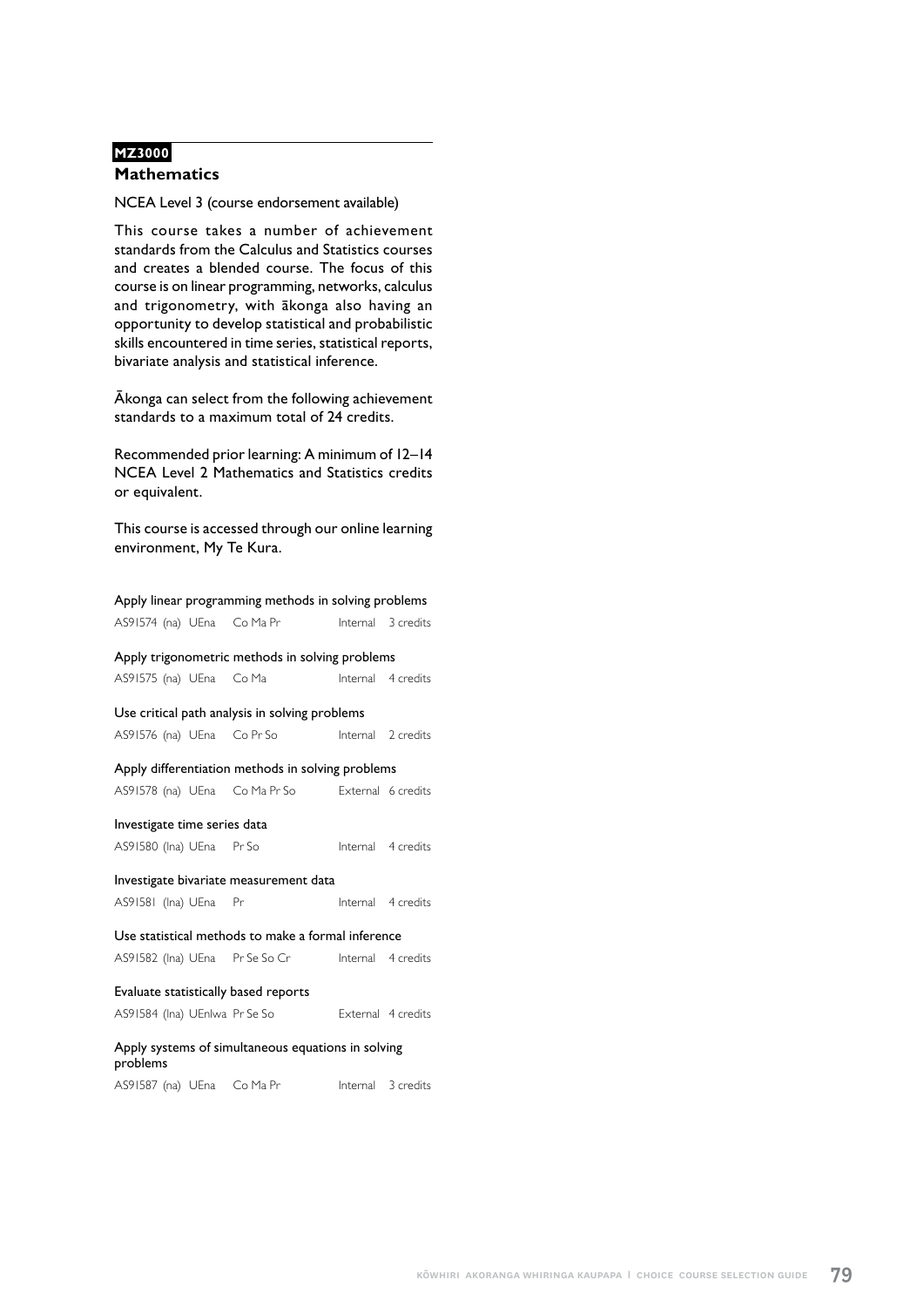**MZ3000**

## Mathematics

NCEA Level 3 (course endorsement available)

This course takes a number of achievement standards from the Calculus and Statistics courses and creates a blended course. The focus of this course is on linear programming, networks, calculus and trigonometry, with ākonga also having an opportunity to develop statistical and probabilistic skills encountered in time series, statistical reports, bivariate analysis and statistical inference.

Ākonga can select from the following achievement standards to a maximum total of 24 credits.

Recommended prior learning: A minimum of 12–14 NCEA Level 2 Mathematics and Statistics credits or equivalent.

This course is accessed through our online learning environment, My Te Kura.

Apply linear programming methods in solving problems

AS91574 (na) UEna Co Ma Pr Internal 3 credits

Apply trigonometric methods in solving problems

AS91575 (na) UEna Co Ma Internal 4 credits

Use critical path analysis in solving problems

AS91576 (na) UEna Co Pr So Internal 2 credits

Apply differentiation methods in solving problems

AS91578 (na) UEna Co Ma Pr So External 6 credits

Investigate time series data

AS91580 (lna) UEna Pr So Internal 4 credits

Investigate bivariate measurement data

AS91581 (lna) UEna Pr Internal 4 credits

Use statistical methods to make a formal inference

AS91582 (lna) UEna Pr Se So Cr Internal 4 credits

Evaluate statistically based reports

AS91584 (lna) UEnlwa Pr Se So External 4 credits

Apply systems of simultaneous equations in solving problems

AS91587 (na) UEna Co Ma Pr Internal 3 credits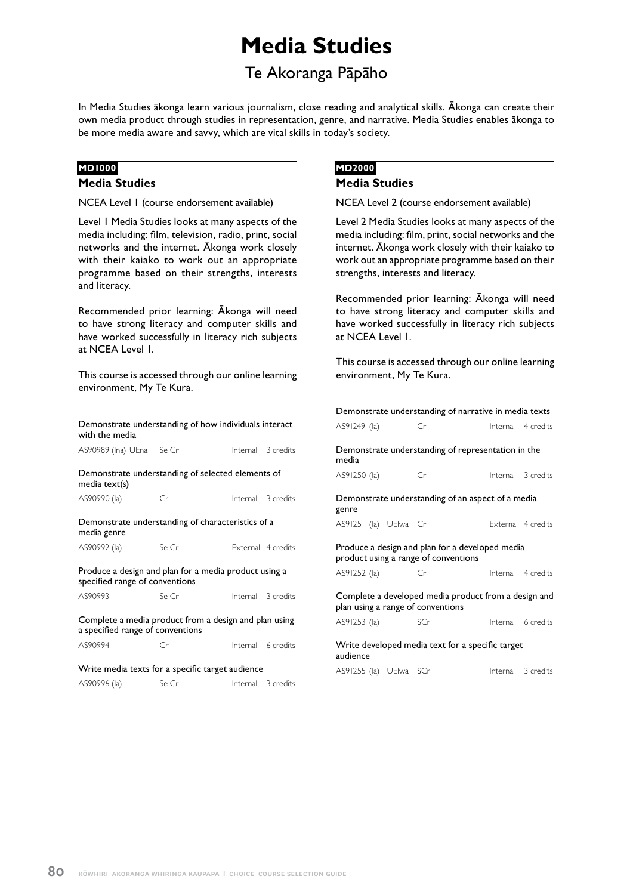# Media Studies

## Te Akoranga Pāpāho

In Media Studies ākonga learn various journalism, close reading and analytical skills. Ākonga can create their own media product through studies in representation, genre, and narrative. Media Studies enables ākonga to be more media aware and savvy, which are vital skills in today's society.

**MD1000**

### Media Studies

NCEA Level 1 (course endorsement available)

Level 1 Media Studies looks at many aspects of the media including: film, television, radio, print, social networks and the internet. Ākonga work closely with their kaiako to work out an appropriate programme based on their strengths, interests and literacy.

Recommended prior learning: Ākonga will need to have strong literacy and computer skills and have worked successfully in literacy rich subjects at NCEA Level 1.

This course is accessed through our online learning environment, My Te Kura.

| Standard | | | | |
|---|---|---|---|---|
| Demonstrate understanding of how individuals interact with the media | | | | |
| AS90989 (lna) UEna | Se Cr | | Internal | 3 credits |
| Demonstrate understanding of selected elements of media text(s) | | | | |
| AS90990 (la) | Cr | | Internal | 3 credits |
| Demonstrate understanding of characteristics of a media genre | | | | |
| AS90992 (la) | Se Cr | | External | 4 credits |
| Produce a design and plan for a media product using a specified range of conventions | | | | |
| AS90993 | Se Cr | | Internal | 3 credits |
| Complete a media product from a design and plan using a specified range of conventions | | | | |
| AS90994 | Cr | | Internal | 6 credits |
| Write media texts for a specific target audience | | | | |
| AS90996 (la) | Se Cr | | Internal | 3 credits |

**MD2000**

### Media Studies

NCEA Level 2 (course endorsement available)

Level 2 Media Studies looks at many aspects of the media including: film, print, social networks and the internet. Ākonga work closely with their kaiako to work out an appropriate programme based on their strengths, interests and literacy.

Recommended prior learning: Ākonga will need to have strong literacy and computer skills and have worked successfully in literacy rich subjects at NCEA Level 1.

This course is accessed through our online learning environment, My Te Kura.

| Standard | | | | |
|---|---|---|---|---|
| Demonstrate understanding of narrative in media texts | | | | |
| AS91249 (la) | Cr | | Internal | 4 credits |
| Demonstrate understanding of representation in the media | | | | |
| AS91250 (la) | Cr | | Internal | 3 credits |
| Demonstrate understanding of an aspect of a media genre | | | | |
| AS91251 (la) UElwa | Cr | | External | 4 credits |
| Produce a design and plan for a developed media product using a range of conventions | | | | |
| AS91252 (la) | Cr | | Internal | 4 credits |
| Complete a developed media product from a design and plan using a range of conventions | | | | |
| AS91253 (la) | SCr | | Internal | 6 credits |
| Write developed media text for a specific target audience | | | | |
| AS91255 (la) UElwa | SCr | | Internal | 3 credits |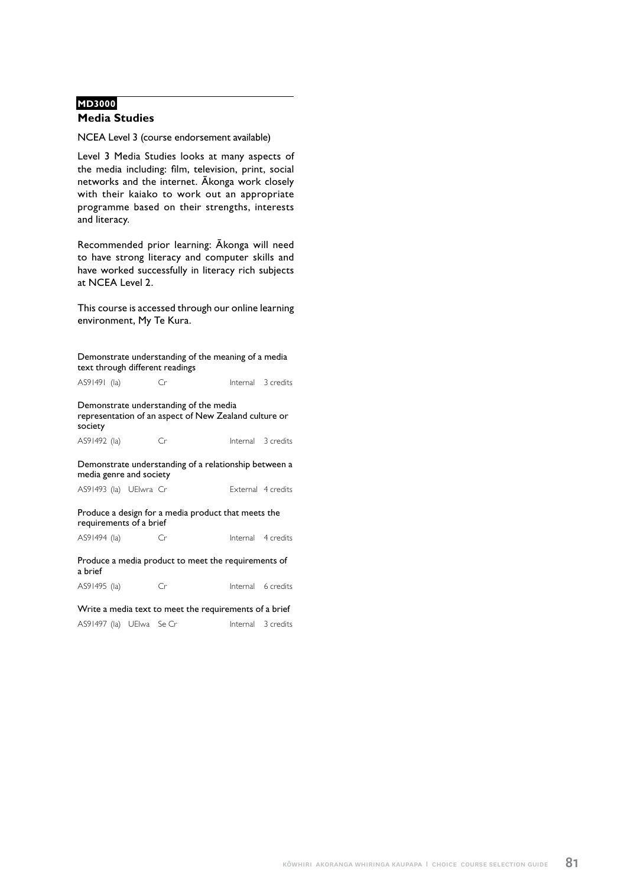**MD3000**

## Media Studies

NCEA Level 3 (course endorsement available)

Level 3 Media Studies looks at many aspects of the media including: film, television, print, social networks and the internet. Ākonga work closely with their kaiako to work out an appropriate programme based on their strengths, interests and literacy.

Recommended prior learning: Ākonga will need to have strong literacy and computer skills and have worked successfully in literacy rich subjects at NCEA Level 2.

This course is accessed through our online learning environment, My Te Kura.

Demonstrate understanding of the meaning of a media text through different readings

AS91491 (Ia) Cr Internal 3 credits

Demonstrate understanding of the media representation of an aspect of New Zealand culture or society

AS91492 (Ia) Cr Internal 3 credits

Demonstrate understanding of a relationship between a media genre and society

AS91493 (Ia) UElwra Cr External 4 credits

Produce a design for a media product that meets the requirements of a brief

AS91494 (Ia) Cr Internal 4 credits

Produce a media product to meet the requirements of a brief

AS91495 (Ia) Cr Internal 6 credits

Write a media text to meet the requirements of a brief

AS91497 (Ia) UElwa Se Cr Internal 3 credits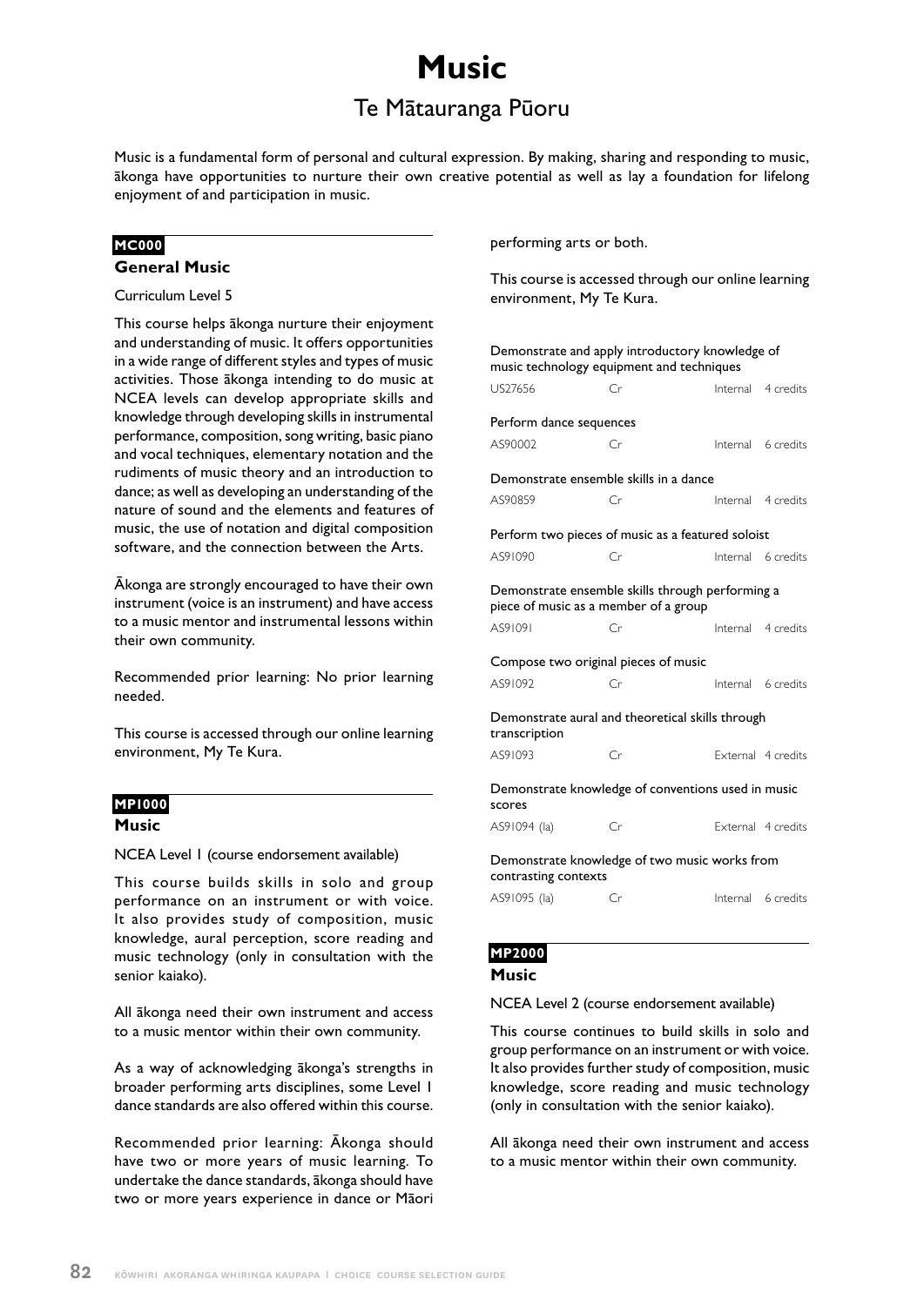# Music

## Te Mātauranga Pūoru

Music is a fundamental form of personal and cultural expression. By making, sharing and responding to music, ākonga have opportunities to nurture their own creative potential as well as lay a foundation for lifelong enjoyment of and participation in music.

**MC000**

### General Music

Curriculum Level 5

This course helps ākonga nurture their enjoyment and understanding of music. It offers opportunities in a wide range of different styles and types of music activities. Those ākonga intending to do music at NCEA levels can develop appropriate skills and knowledge through developing skills in instrumental performance, composition, song writing, basic piano and vocal techniques, elementary notation and the rudiments of music theory and an introduction to dance; as well as developing an understanding of the nature of sound and the elements and features of music, the use of notation and digital composition software, and the connection between the Arts.

Ākonga are strongly encouraged to have their own instrument (voice is an instrument) and have access to a music mentor and instrumental lessons within their own community.

Recommended prior learning: No prior learning needed.

This course is accessed through our online learning environment, My Te Kura.

**MP1000**

### Music

NCEA Level 1 (course endorsement available)

This course builds skills in solo and group performance on an instrument or with voice. It also provides study of composition, music knowledge, aural perception, score reading and music technology (only in consultation with the senior kaiako).

All ākonga need their own instrument and access to a music mentor within their own community.

As a way of acknowledging ākonga's strengths in broader performing arts disciplines, some Level 1 dance standards are also offered within this course.

Recommended prior learning: Ākonga should have two or more years of music learning. To undertake the dance standards, ākonga should have two or more years experience in dance or Māori performing arts or both.

This course is accessed through our online learning environment, My Te Kura.

| Standard | Code | | Assessment | Credits |
|---|---|---|---|---|
| Demonstrate and apply introductory knowledge of music technology equipment and techniques | US27656 | Cr | Internal | 4 credits |
| Perform dance sequences | AS90002 | Cr | Internal | 6 credits |
| Demonstrate ensemble skills in a dance | AS90859 | Cr | Internal | 4 credits |
| Perform two pieces of music as a featured soloist | AS91090 | Cr | Internal | 6 credits |
| Demonstrate ensemble skills through performing a piece of music as a member of a group | AS91091 | Cr | Internal | 4 credits |
| Compose two original pieces of music | AS91092 | Cr | Internal | 6 credits |
| Demonstrate aural and theoretical skills through transcription | AS91093 | Cr | External | 4 credits |
| Demonstrate knowledge of conventions used in music scores | AS91094 (la) | Cr | External | 4 credits |
| Demonstrate knowledge of two music works from contrasting contexts | AS91095 (la) | Cr | Internal | 6 credits |

**MP2000**

### Music

NCEA Level 2 (course endorsement available)

This course continues to build skills in solo and group performance on an instrument or with voice. It also provides further study of composition, music knowledge, score reading and music technology (only in consultation with the senior kaiako).

All ākonga need their own instrument and access to a music mentor within their own community.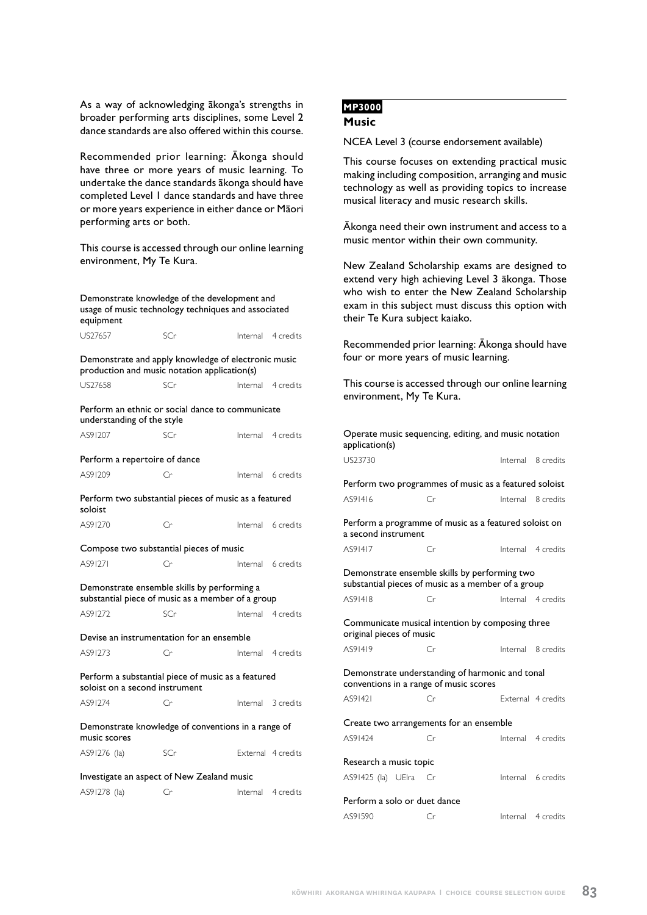As a way of acknowledging ākonga's strengths in broader performing arts disciplines, some Level 2 dance standards are also offered within this course.

Recommended prior learning: Ākonga should have three or more years of music learning. To undertake the dance standards ākonga should have completed Level 1 dance standards and have three or more years experience in either dance or Māori performing arts or both.

This course is accessed through our online learning environment, My Te Kura.

| Standard | | | |
|---|---|---|---|
| Demonstrate knowledge of the development and usage of music technology techniques and associated equipment | | | |
| US27657 | SCr | Internal | 4 credits |
| Demonstrate and apply knowledge of electronic music production and music notation application(s) | | | |
| US27658 | SCr | Internal | 4 credits |
| Perform an ethnic or social dance to communicate understanding of the style | | | |
| AS91207 | SCr | Internal | 4 credits |
| Perform a repertoire of dance | | | |
| AS91209 | Cr | Internal | 6 credits |
| Perform two substantial pieces of music as a featured soloist | | | |
| AS91270 | Cr | Internal | 6 credits |
| Compose two substantial pieces of music | | | |
| AS91271 | Cr | Internal | 6 credits |
| Demonstrate ensemble skills by performing a substantial piece of music as a member of a group | | | |
| AS91272 | SCr | Internal | 4 credits |
| Devise an instrumentation for an ensemble | | | |
| AS91273 | Cr | Internal | 4 credits |
| Perform a substantial piece of music as a featured soloist on a second instrument | | | |
| AS91274 | Cr | Internal | 3 credits |
| Demonstrate knowledge of conventions in a range of music scores | | | |
| AS91276 (la) | SCr | External | 4 credits |
| Investigate an aspect of New Zealand music | | | |
| AS91278 (la) | Cr | Internal | 4 credits |

## MP3000

## Music

NCEA Level 3 (course endorsement available)

This course focuses on extending practical music making including composition, arranging and music technology as well as providing topics to increase musical literacy and music research skills.

Ākonga need their own instrument and access to a music mentor within their own community.

New Zealand Scholarship exams are designed to extend very high achieving Level 3 ākonga. Those who wish to enter the New Zealand Scholarship exam in this subject must discuss this option with their Te Kura subject kaiako.

Recommended prior learning: Ākonga should have four or more years of music learning.

This course is accessed through our online learning environment, My Te Kura.

| Standard | | | |
|---|---|---|---|
| Operate music sequencing, editing, and music notation application(s) | | | |
| US23730 | | Internal | 8 credits |
| Perform two programmes of music as a featured soloist | | | |
| AS91416 | Cr | Internal | 8 credits |
| Perform a programme of music as a featured soloist on a second instrument | | | |
| AS91417 | Cr | Internal | 4 credits |
| Demonstrate ensemble skills by performing two substantial pieces of music as a member of a group | | | |
| AS91418 | Cr | Internal | 4 credits |
| Communicate musical intention by composing three original pieces of music | | | |
| AS91419 | Cr | Internal | 8 credits |
| Demonstrate understanding of harmonic and tonal conventions in a range of music scores | | | |
| AS91421 | Cr | External | 4 credits |
| Create two arrangements for an ensemble | | | |
| AS91424 | Cr | Internal | 4 credits |
| Research a music topic | | | |
| AS91425 (la) UElra | Cr | Internal | 6 credits |
| Perform a solo or duet dance | | | |
| AS91590 | Cr | Internal | 4 credits |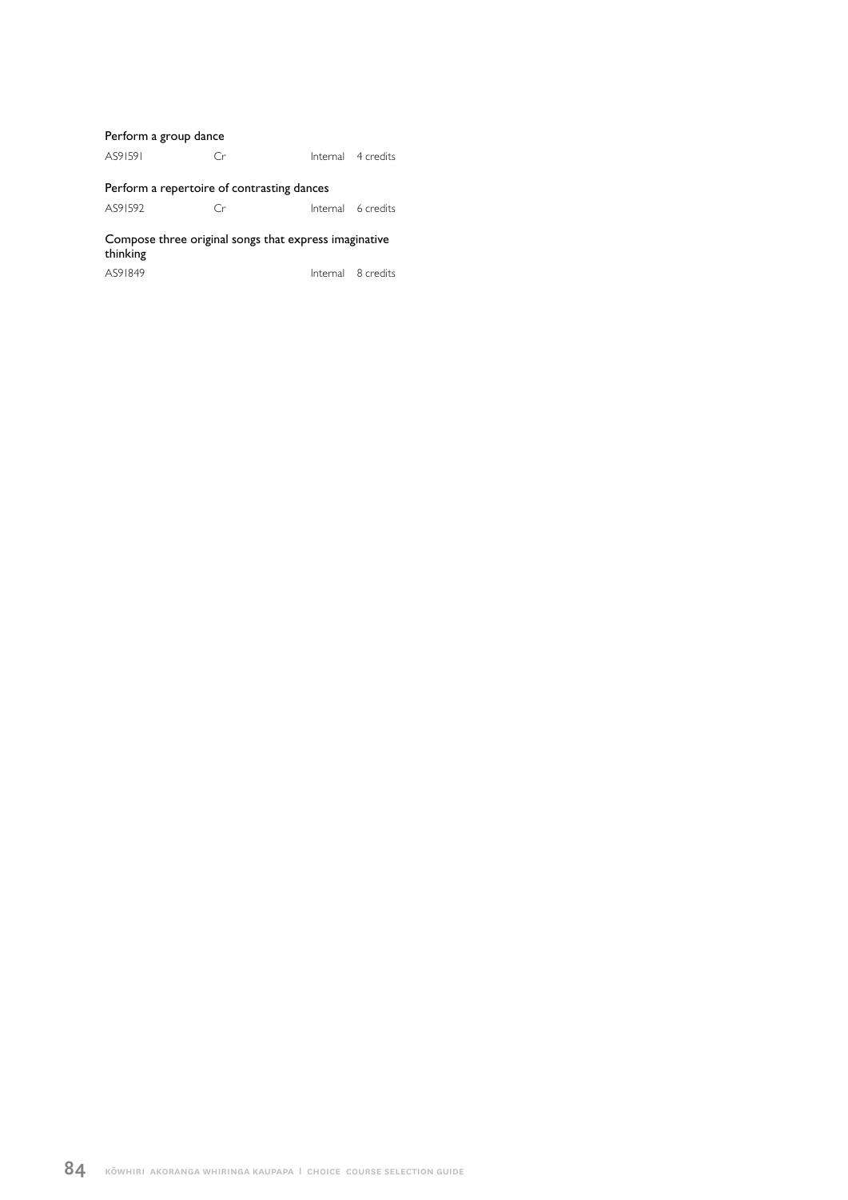Perform a group dance

AS91591 Cr Internal 4 credits

Perform a repertoire of contrasting dances

AS91592 Cr Internal 6 credits

Compose three original songs that express imaginative thinking

AS91849 Internal 8 credits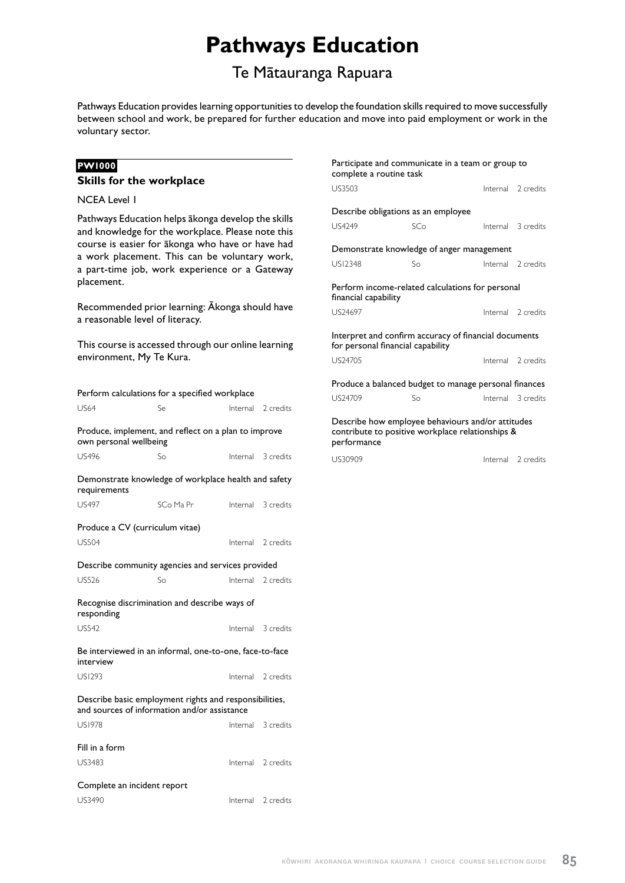# Pathways Education

## Te Mātauranga Rapuara

Pathways Education provides learning opportunities to develop the foundation skills required to move successfully between school and work, be prepared for further education and move into paid employment or work in the voluntary sector.

**PW1000**

### Skills for the workplace

NCEA Level 1

Pathways Education helps ākonga develop the skills and knowledge for the workplace. Please note this course is easier for ākonga who have or have had a work placement. This can be voluntary work, a part-time job, work experience or a Gateway placement.

Recommended prior learning: Ākonga should have a reasonable level of literacy.

This course is accessed through our online learning environment, My Te Kura.

Perform calculations for a specified workplace

| US64 | Se | Internal | 2 credits |
|---|---|---|---|

Produce, implement, and reflect on a plan to improve own personal wellbeing

| US496 | So | Internal | 3 credits |
|---|---|---|---|

Demonstrate knowledge of workplace health and safety requirements

| US497 | SCo Ma Pr | Internal | 3 credits |
|---|---|---|---|

Produce a CV (curriculum vitae)

| US504 | | Internal | 2 credits |
|---|---|---|---|

Describe community agencies and services provided

| US526 | So | Internal | 2 credits |
|---|---|---|---|

Recognise discrimination and describe ways of responding

| US542 | | Internal | 3 credits |
|---|---|---|---|

Be interviewed in an informal, one-to-one, face-to-face interview

| US1293 | | Internal | 2 credits |
|---|---|---|---|

Describe basic employment rights and responsibilities, and sources of information and/or assistance

| US1978 | | Internal | 3 credits |
|---|---|---|---|

Fill in a form

| US3483 | | Internal | 2 credits |
|---|---|---|---|

Complete an incident report

| US3490 | | Internal | 2 credits |
|---|---|---|---|

Participate and communicate in a team or group to complete a routine task

| US3503 | | Internal | 2 credits |
|---|---|---|---|

Describe obligations as an employee

| US4249 | SCo | Internal | 3 credits |
|---|---|---|---|

Demonstrate knowledge of anger management

| US12348 | So | Internal | 2 credits |
|---|---|---|---|

Perform income-related calculations for personal financial capability

| US24697 | | Internal | 2 credits |
|---|---|---|---|

Interpret and confirm accuracy of financial documents for personal financial capability

| US24705 | | Internal | 2 credits |
|---|---|---|---|

Produce a balanced budget to manage personal finances

| US24709 | So | Internal | 3 credits |
|---|---|---|---|

Describe how employee behaviours and/or attitudes contribute to positive workplace relationships & performance

| US30909 | | Internal | 2 credits |
|---|---|---|---|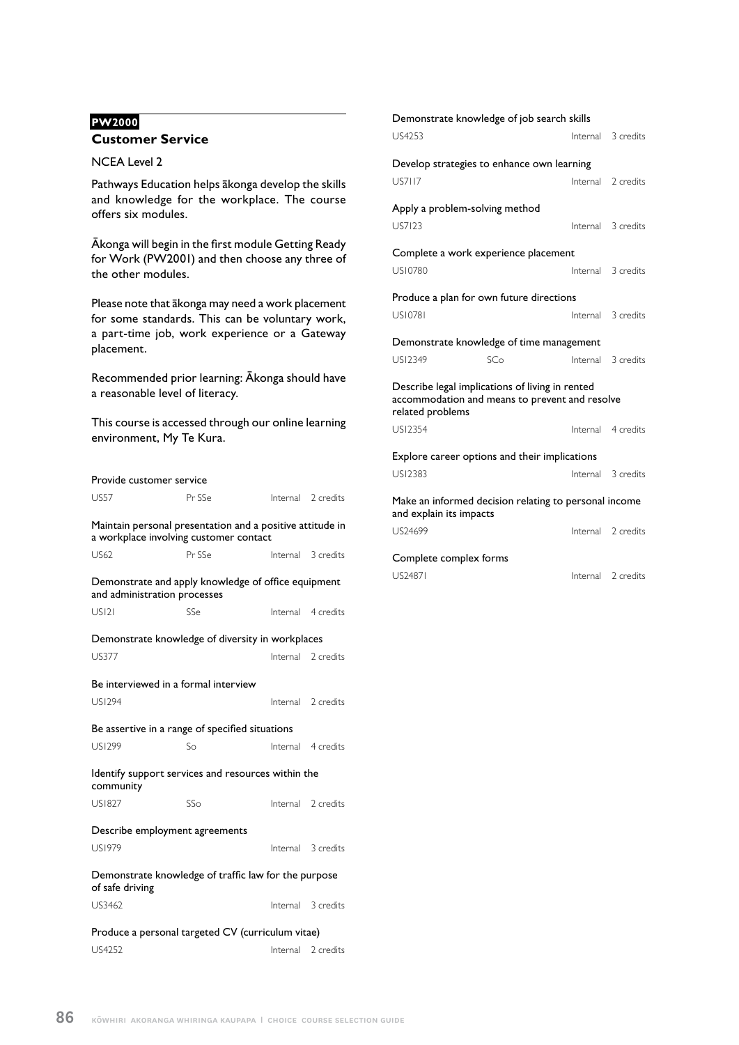**PW2000**

## Customer Service

NCEA Level 2

Pathways Education helps ākonga develop the skills and knowledge for the workplace. The course offers six modules.

Ākonga will begin in the first module Getting Ready for Work (PW2001) and then choose any three of the other modules.

Please note that ākonga may need a work placement for some standards. This can be voluntary work, a part-time job, work experience or a Gateway placement.

Recommended prior learning: Ākonga should have a reasonable level of literacy.

This course is accessed through our online learning environment, My Te Kura.

Provide customer service

| US57 | Pr SSe | Internal | 2 credits |
|---|---|---|---|

Maintain personal presentation and a positive attitude in a workplace involving customer contact

| US62 | Pr SSe | Internal | 3 credits |
|---|---|---|---|

Demonstrate and apply knowledge of office equipment and administration processes

| US121 | SSe | Internal | 4 credits |
|---|---|---|---|

Demonstrate knowledge of diversity in workplaces

| US377 | | Internal | 2 credits |
|---|---|---|---|

Be interviewed in a formal interview

| US1294 | | Internal | 2 credits |
|---|---|---|---|

Be assertive in a range of specified situations

| US1299 | So | Internal | 4 credits |
|---|---|---|---|

Identify support services and resources within the community

| US1827 | SSo | Internal | 2 credits |
|---|---|---|---|

Describe employment agreements

| US1979 | | Internal | 3 credits |
|---|---|---|---|

Demonstrate knowledge of traffic law for the purpose of safe driving

| US3462 | | Internal | 3 credits |
|---|---|---|---|

Produce a personal targeted CV (curriculum vitae)

| US4252 | | Internal | 2 credits |
|---|---|---|---|

Demonstrate knowledge of job search skills

| US4253 | | Internal | 3 credits |
|---|---|---|---|

Develop strategies to enhance own learning

| US7117 | | Internal | 2 credits |
|---|---|---|---|

Apply a problem-solving method

| US7123 | | Internal | 3 credits |
|---|---|---|---|

Complete a work experience placement

| US10780 | | Internal | 3 credits |
|---|---|---|---|

Produce a plan for own future directions

| US10781 | | Internal | 3 credits |
|---|---|---|---|

Demonstrate knowledge of time management

| US12349 | SCo | Internal | 3 credits |
|---|---|---|---|

Describe legal implications of living in rented accommodation and means to prevent and resolve related problems

| US12354 | | Internal | 4 credits |
|---|---|---|---|

Explore career options and their implications

| US12383 | | Internal | 3 credits |
|---|---|---|---|

Make an informed decision relating to personal income and explain its impacts

| US24699 | | Internal | 2 credits |
|---|---|---|---|

Complete complex forms

| US24871 | | Internal | 2 credits |
|---|---|---|---|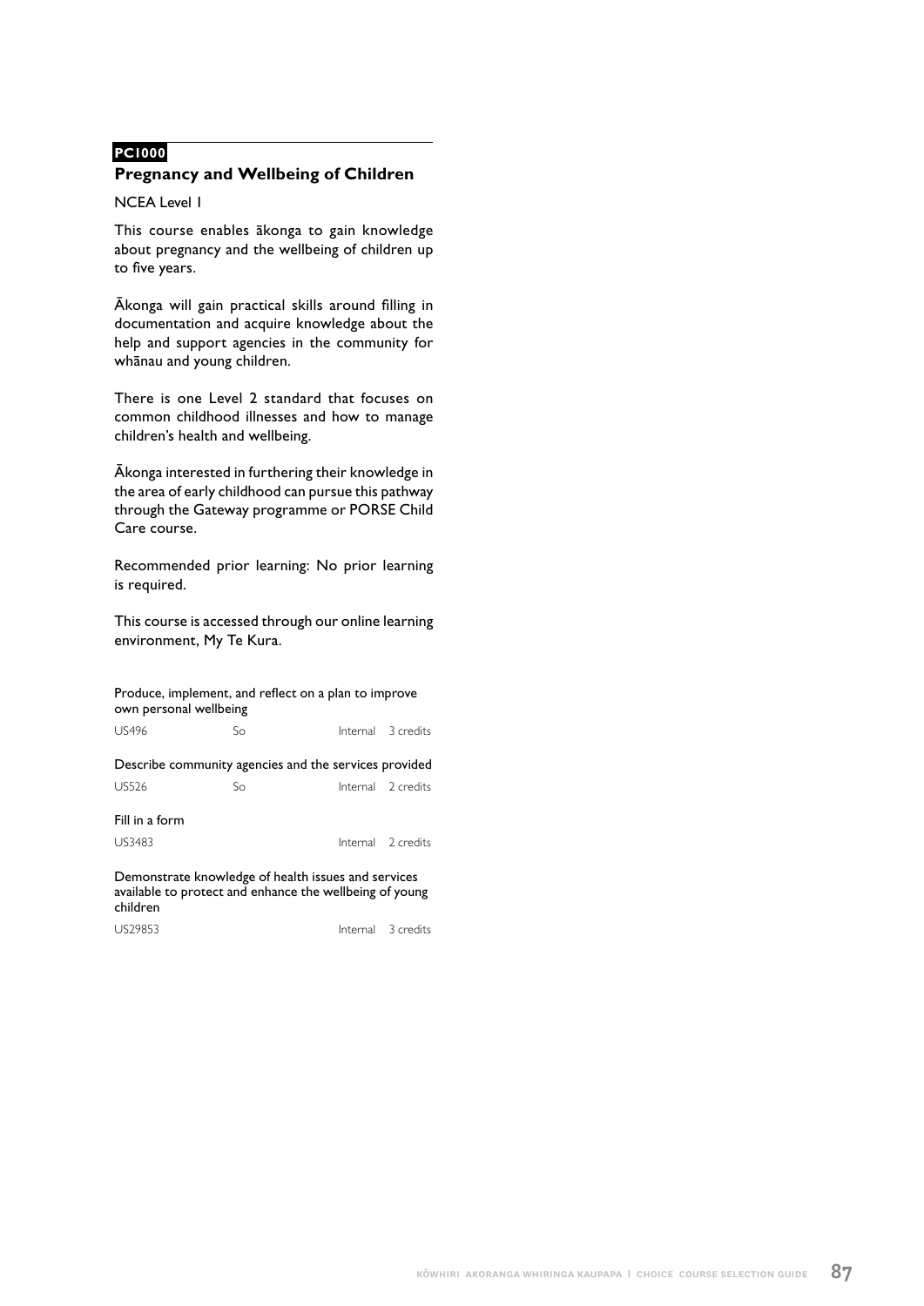**PC1000**

## Pregnancy and Wellbeing of Children

NCEA Level 1

This course enables ākonga to gain knowledge about pregnancy and the wellbeing of children up to five years.

Ākonga will gain practical skills around filling in documentation and acquire knowledge about the help and support agencies in the community for whānau and young children.

There is one Level 2 standard that focuses on common childhood illnesses and how to manage children's health and wellbeing.

Ākonga interested in furthering their knowledge in the area of early childhood can pursue this pathway through the Gateway programme or PORSE Child Care course.

Recommended prior learning: No prior learning is required.

This course is accessed through our online learning environment, My Te Kura.

Produce, implement, and reflect on a plan to improve own personal wellbeing

| US496 | So | Internal | 3 credits |
|---|---|---|---|

Describe community agencies and the services provided

| US526 | So | Internal | 2 credits |
|---|---|---|---|

Fill in a form

| US3483 | | Internal | 2 credits |
|---|---|---|---|

Demonstrate knowledge of health issues and services available to protect and enhance the wellbeing of young children

| US29853 | | Internal | 3 credits |
|---|---|---|---|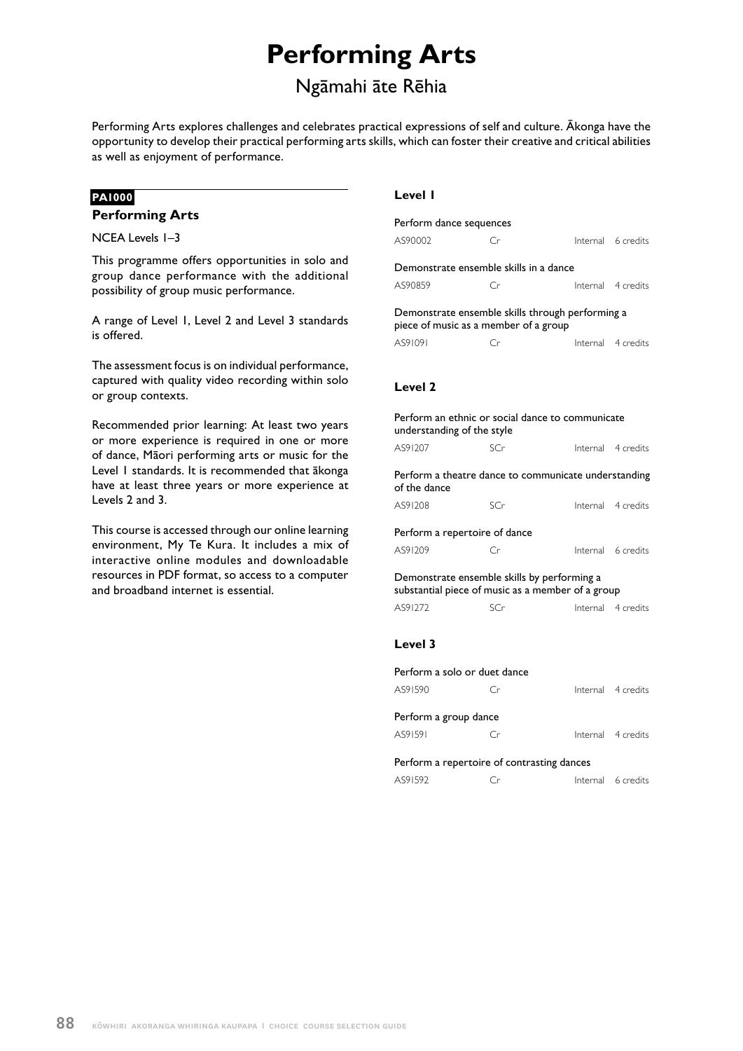# Performing Arts

## Ngāmahi āte Rēhia

Performing Arts explores challenges and celebrates practical expressions of self and culture. Ākonga have the opportunity to develop their practical performing arts skills, which can foster their creative and critical abilities as well as enjoyment of performance.

**PA1000**

### Performing Arts

NCEA Levels 1–3

This programme offers opportunities in solo and group dance performance with the additional possibility of group music performance.

A range of Level 1, Level 2 and Level 3 standards is offered.

The assessment focus is on individual performance, captured with quality video recording within solo or group contexts.

Recommended prior learning: At least two years or more experience is required in one or more of dance, Māori performing arts or music for the Level 1 standards. It is recommended that ākonga have at least three years or more experience at Levels 2 and 3.

This course is accessed through our online learning environment, My Te Kura. It includes a mix of interactive online modules and downloadable resources in PDF format, so access to a computer and broadband internet is essential.

#### Level 1

Perform dance sequences

| AS90002 | Cr | Internal | 6 credits |
|---|---|---|---|

Demonstrate ensemble skills in a dance

| AS90859 | Cr | Internal | 4 credits |
|---|---|---|---|

Demonstrate ensemble skills through performing a piece of music as a member of a group

| AS91091 | Cr | Internal | 4 credits |
|---|---|---|---|

#### Level 2

Perform an ethnic or social dance to communicate understanding of the style

| AS91207 | SCr | Internal | 4 credits |
|---|---|---|---|

Perform a theatre dance to communicate understanding of the dance

| AS91208 | SCr | Internal | 4 credits |
|---|---|---|---|

Perform a repertoire of dance

| AS91209 | Cr | Internal | 6 credits |
|---|---|---|---|

Demonstrate ensemble skills by performing a substantial piece of music as a member of a group

| AS91272 | SCr | Internal | 4 credits |
|---|---|---|---|

#### Level 3

Perform a solo or duet dance

| AS91590 | Cr | Internal | 4 credits |
|---|---|---|---|

Perform a group dance

| AS91591 | Cr | Internal | 4 credits |
|---|---|---|---|

Perform a repertoire of contrasting dances

| AS91592 | Cr | Internal | 6 credits |
|---|---|---|---|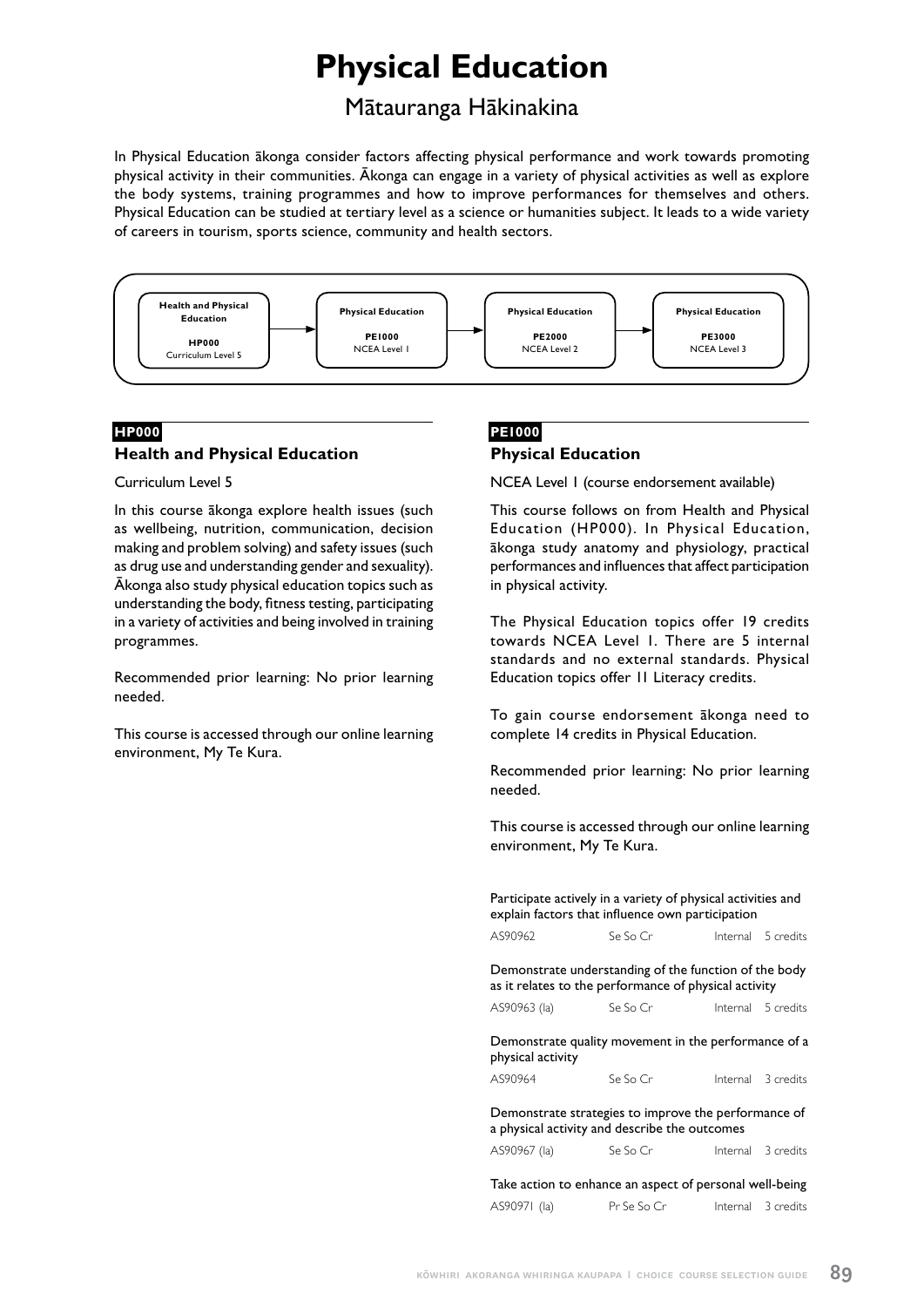# Physical Education

## Mātauranga Hākinakina

In Physical Education ākonga consider factors affecting physical performance and work towards promoting physical activity in their communities. Ākonga can engage in a variety of physical activities as well as explore the body systems, training programmes and how to improve performances for themselves and others. Physical Education can be studied at tertiary level as a science or humanities subject. It leads to a wide variety of careers in tourism, sports science, community and health sectors.

**Health and Physical Education** HP000 Curriculum Level 5 → **Physical Education** PE1000 NCEA Level 1 → **Physical Education** PE2000 NCEA Level 2 → **Physical Education** PE3000 NCEA Level 3

**HP000**

### Health and Physical Education

Curriculum Level 5

In this course ākonga explore health issues (such as wellbeing, nutrition, communication, decision making and problem solving) and safety issues (such as drug use and understanding gender and sexuality). Ākonga also study physical education topics such as understanding the body, fitness testing, participating in a variety of activities and being involved in training programmes.

Recommended prior learning: No prior learning needed.

This course is accessed through our online learning environment, My Te Kura.

**PE1000**

### Physical Education

NCEA Level 1 (course endorsement available)

This course follows on from Health and Physical Education (HP000). In Physical Education, ākonga study anatomy and physiology, practical performances and influences that affect participation in physical activity.

The Physical Education topics offer 19 credits towards NCEA Level 1. There are 5 internal standards and no external standards. Physical Education topics offer 11 Literacy credits.

To gain course endorsement ākonga need to complete 14 credits in Physical Education.

Recommended prior learning: No prior learning needed.

This course is accessed through our online learning environment, My Te Kura.

Participate actively in a variety of physical activities and explain factors that influence own participation

| AS90962 | Se So Cr | Internal | 5 credits |
|---|---|---|---|

Demonstrate understanding of the function of the body as it relates to the performance of physical activity

| AS90963 (la) | Se So Cr | Internal | 5 credits |
|---|---|---|---|

Demonstrate quality movement in the performance of a physical activity

| AS90964 | Se So Cr | Internal | 3 credits |
|---|---|---|---|

Demonstrate strategies to improve the performance of a physical activity and describe the outcomes

| AS90967 (la) | Se So Cr | Internal | 3 credits |
|---|---|---|---|

Take action to enhance an aspect of personal well-being

| AS90971 (la) | Pr Se So Cr | Internal | 3 credits |
|---|---|---|---|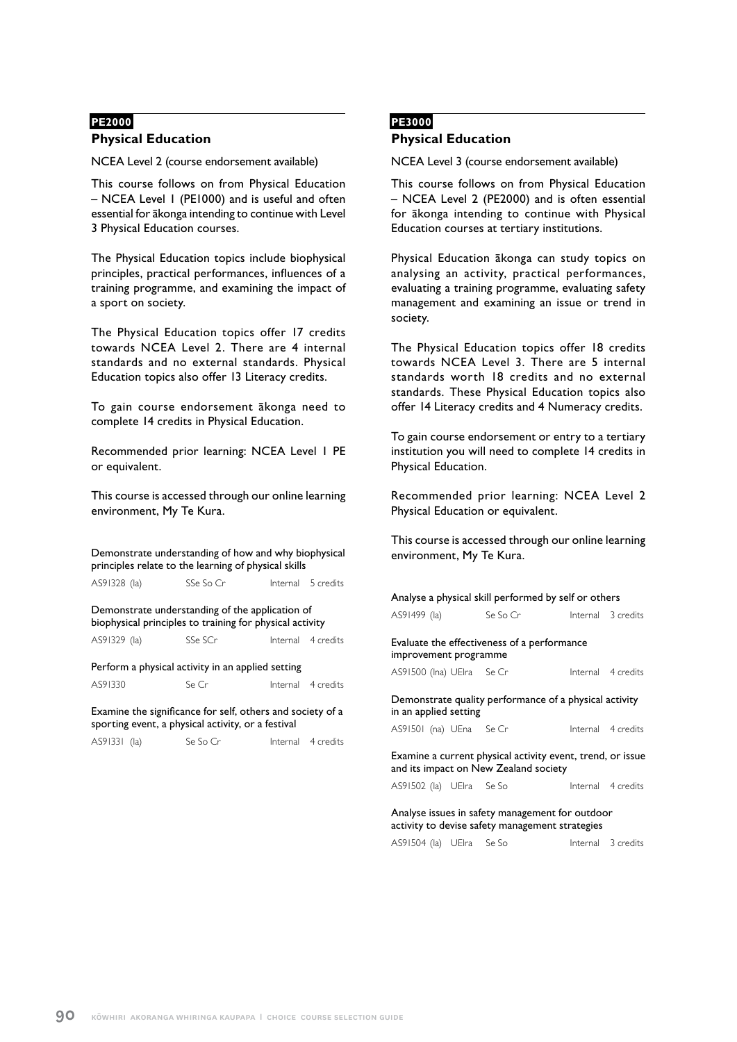**PE2000**

## Physical Education

NCEA Level 2 (course endorsement available)

This course follows on from Physical Education – NCEA Level 1 (PE1000) and is useful and often essential for ākonga intending to continue with Level 3 Physical Education courses.

The Physical Education topics include biophysical principles, practical performances, influences of a training programme, and examining the impact of a sport on society.

The Physical Education topics offer 17 credits towards NCEA Level 2. There are 4 internal standards and no external standards. Physical Education topics also offer 13 Literacy credits.

To gain course endorsement ākonga need to complete 14 credits in Physical Education.

Recommended prior learning: NCEA Level 1 PE or equivalent.

This course is accessed through our online learning environment, My Te Kura.

Demonstrate understanding of how and why biophysical principles relate to the learning of physical skills

AS91328 (la) SSe So Cr Internal 5 credits

Demonstrate understanding of the application of biophysical principles to training for physical activity

AS91329 (la) SSe SCr Internal 4 credits

Perform a physical activity in an applied setting

AS91330 Se Cr Internal 4 credits

Examine the significance for self, others and society of a sporting event, a physical activity, or a festival

AS91331 (la) Se So Cr Internal 4 credits

**PE3000**

## Physical Education

NCEA Level 3 (course endorsement available)

This course follows on from Physical Education – NCEA Level 2 (PE2000) and is often essential for ākonga intending to continue with Physical Education courses at tertiary institutions.

Physical Education ākonga can study topics on analysing an activity, practical performances, evaluating a training programme, evaluating safety management and examining an issue or trend in society.

The Physical Education topics offer 18 credits towards NCEA Level 3. There are 5 internal standards worth 18 credits and no external standards. These Physical Education topics also offer 14 Literacy credits and 4 Numeracy credits.

To gain course endorsement or entry to a tertiary institution you will need to complete 14 credits in Physical Education.

Recommended prior learning: NCEA Level 2 Physical Education or equivalent.

This course is accessed through our online learning environment, My Te Kura.

Analyse a physical skill performed by self or others

AS91499 (la) Se So Cr Internal 3 credits

Evaluate the effectiveness of a performance improvement programme

AS91500 (lna) UElra Se Cr Internal 4 credits

Demonstrate quality performance of a physical activity in an applied setting

AS91501 (na) UEna Se Cr Internal 4 credits

Examine a current physical activity event, trend, or issue and its impact on New Zealand society

AS91502 (la) UElra Se So Internal 4 credits

Analyse issues in safety management for outdoor activity to devise safety management strategies

AS91504 (la) UElra Se So Internal 3 credits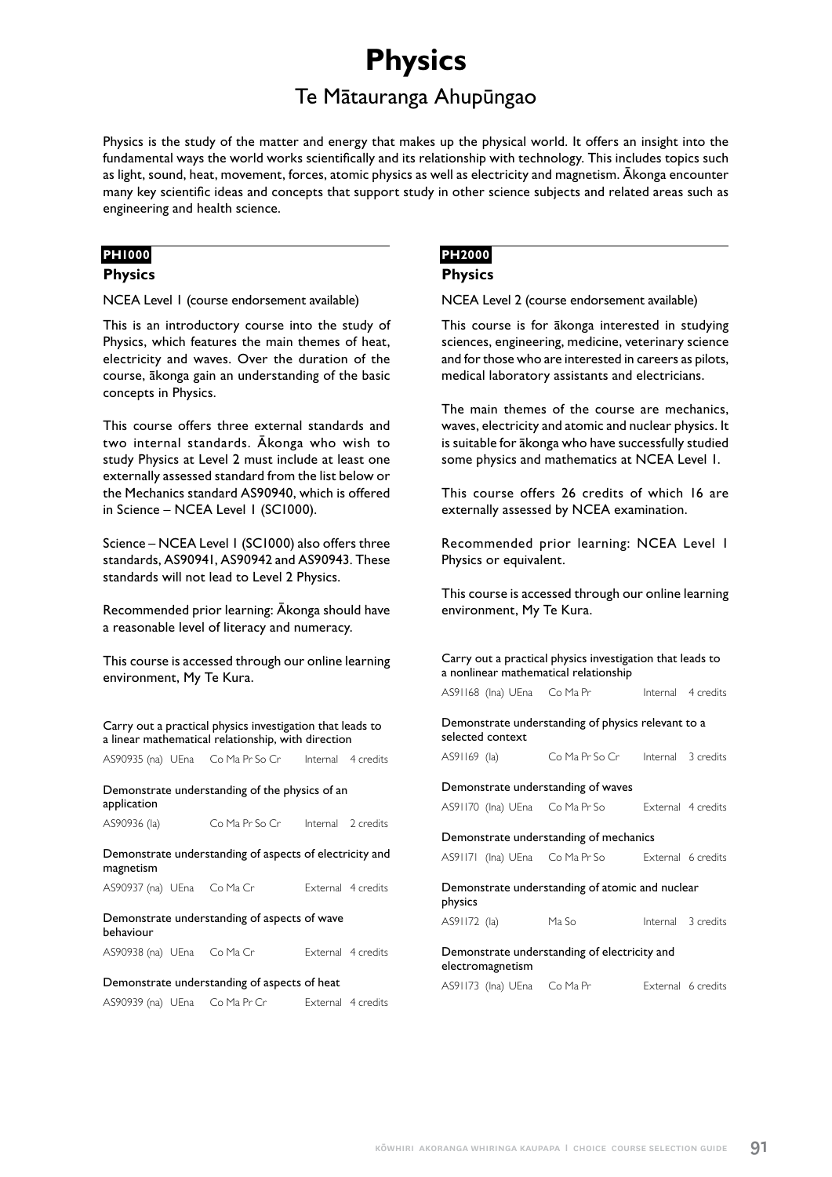# Physics

## Te Mātauranga Ahupūngao

Physics is the study of the matter and energy that makes up the physical world. It offers an insight into the fundamental ways the world works scientifically and its relationship with technology. This includes topics such as light, sound, heat, movement, forces, atomic physics as well as electricity and magnetism. Ākonga encounter many key scientific ideas and concepts that support study in other science subjects and related areas such as engineering and health science.

**PH1000**

### Physics

NCEA Level 1 (course endorsement available)

This is an introductory course into the study of Physics, which features the main themes of heat, electricity and waves. Over the duration of the course, ākonga gain an understanding of the basic concepts in Physics.

This course offers three external standards and two internal standards. Ākonga who wish to study Physics at Level 2 must include at least one externally assessed standard from the list below or the Mechanics standard AS90940, which is offered in Science – NCEA Level 1 (SC1000).

Science – NCEA Level 1 (SC1000) also offers three standards, AS90941, AS90942 and AS90943. These standards will not lead to Level 2 Physics.

Recommended prior learning: Ākonga should have a reasonable level of literacy and numeracy.

This course is accessed through our online learning environment, My Te Kura.

Carry out a practical physics investigation that leads to a linear mathematical relationship, with direction
AS90935 (na) UEna | Co Ma Pr So Cr | Internal | 4 credits

Demonstrate understanding of the physics of an application
AS90936 (la) | Co Ma Pr So Cr | Internal | 2 credits

Demonstrate understanding of aspects of electricity and magnetism
AS90937 (na) UEna | Co Ma Cr | External | 4 credits

Demonstrate understanding of aspects of wave behaviour
AS90938 (na) UEna | Co Ma Cr | External | 4 credits

Demonstrate understanding of aspects of heat
AS90939 (na) UEna | Co Ma Pr Cr | External | 4 credits

**PH2000**

### Physics

NCEA Level 2 (course endorsement available)

This course is for ākonga interested in studying sciences, engineering, medicine, veterinary science and for those who are interested in careers as pilots, medical laboratory assistants and electricians.

The main themes of the course are mechanics, waves, electricity and atomic and nuclear physics. It is suitable for ākonga who have successfully studied some physics and mathematics at NCEA Level 1.

This course offers 26 credits of which 16 are externally assessed by NCEA examination.

Recommended prior learning: NCEA Level 1 Physics or equivalent.

This course is accessed through our online learning environment, My Te Kura.

Carry out a practical physics investigation that leads to a nonlinear mathematical relationship
AS91168 (lna) UEna | Co Ma Pr | Internal | 4 credits

Demonstrate understanding of physics relevant to a selected context
AS91169 (la) | Co Ma Pr So Cr | Internal | 3 credits

Demonstrate understanding of waves
AS91170 (lna) UEna | Co Ma Pr So | External | 4 credits

Demonstrate understanding of mechanics
AS91171 (lna) UEna | Co Ma Pr So | External | 6 credits

Demonstrate understanding of atomic and nuclear physics
AS91172 (la) | Ma So | Internal | 3 credits

Demonstrate understanding of electricity and electromagnetism
AS91173 (lna) UEna | Co Ma Pr | External | 6 credits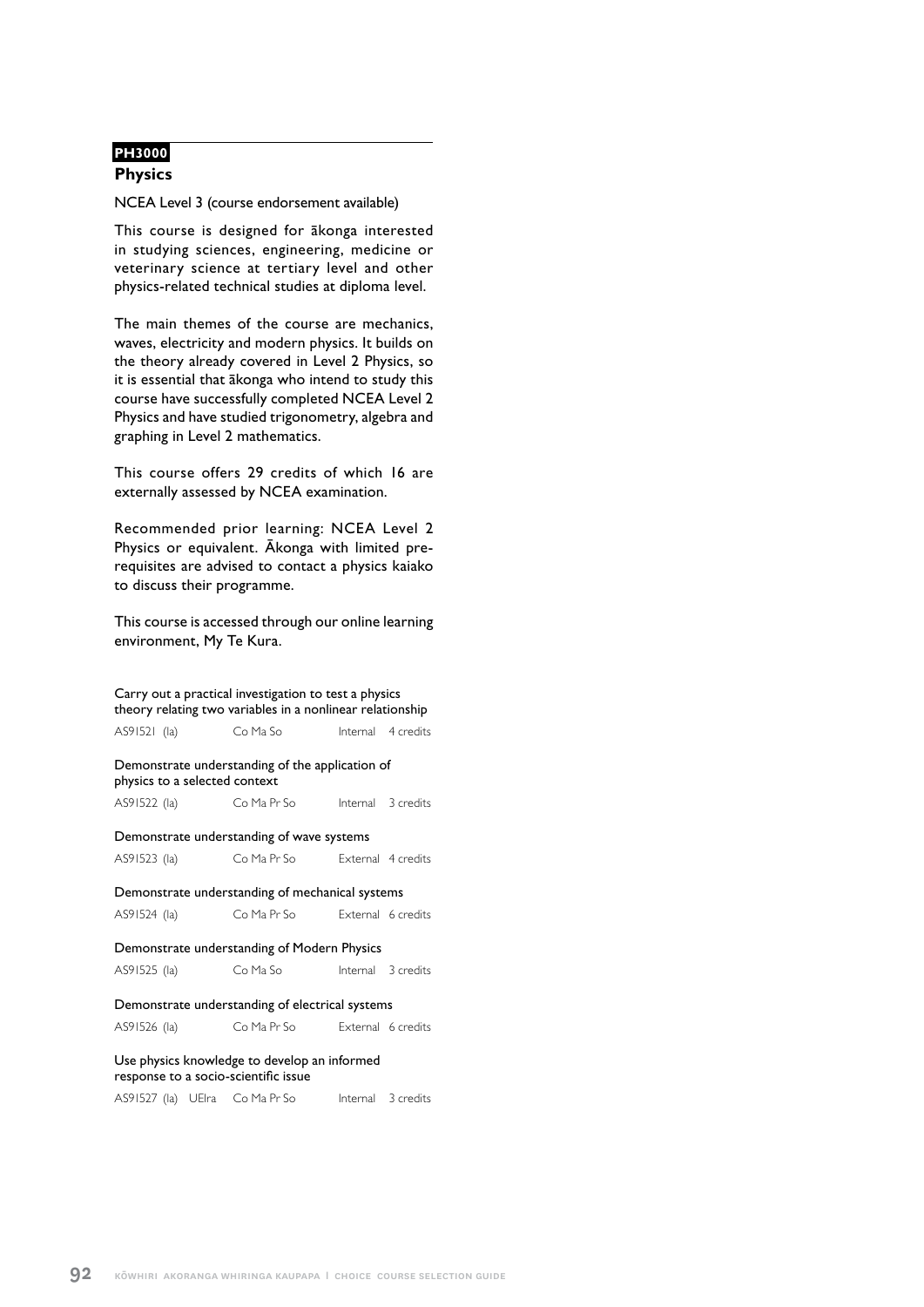**PH3000**

## Physics

NCEA Level 3 (course endorsement available)

This course is designed for ākonga interested in studying sciences, engineering, medicine or veterinary science at tertiary level and other physics-related technical studies at diploma level.

The main themes of the course are mechanics, waves, electricity and modern physics. It builds on the theory already covered in Level 2 Physics, so it is essential that ākonga who intend to study this course have successfully completed NCEA Level 2 Physics and have studied trigonometry, algebra and graphing in Level 2 mathematics.

This course offers 29 credits of which 16 are externally assessed by NCEA examination.

Recommended prior learning: NCEA Level 2 Physics or equivalent. Ākonga with limited pre-requisites are advised to contact a physics kaiako to discuss their programme.

This course is accessed through our online learning environment, My Te Kura.

Carry out a practical investigation to test a physics theory relating two variables in a nonlinear relationship

AS91521 (Ia) Co Ma So Internal 4 credits

Demonstrate understanding of the application of physics to a selected context

AS91522 (Ia) Co Ma Pr So Internal 3 credits

Demonstrate understanding of wave systems

AS91523 (Ia) Co Ma Pr So External 4 credits

Demonstrate understanding of mechanical systems

AS91524 (Ia) Co Ma Pr So External 6 credits

Demonstrate understanding of Modern Physics

AS91525 (Ia) Co Ma So Internal 3 credits

Demonstrate understanding of electrical systems

AS91526 (Ia) Co Ma Pr So External 6 credits

Use physics knowledge to develop an informed response to a socio-scientific issue

AS91527 (Ia) UEIra Co Ma Pr So Internal 3 credits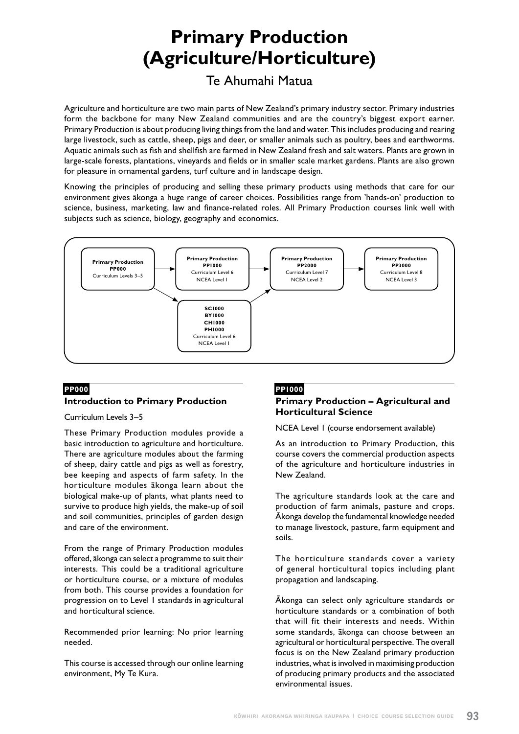# Primary Production (Agriculture/Horticulture)

## Te Ahumahi Matua

Agriculture and horticulture are two main parts of New Zealand's primary industry sector. Primary industries form the backbone for many New Zealand communities and are the country's biggest export earner. Primary Production is about producing living things from the land and water. This includes producing and rearing large livestock, such as cattle, sheep, pigs and deer, or smaller animals such as poultry, bees and earthworms. Aquatic animals such as fish and shellfish are farmed in New Zealand fresh and salt waters. Plants are grown in large-scale forests, plantations, vineyards and fields or in smaller scale market gardens. Plants are also grown for pleasure in ornamental gardens, turf culture and in landscape design.

Knowing the principles of producing and selling these primary products using methods that care for our environment gives ākonga a huge range of career choices. Possibilities range from 'hands-on' production to science, business, marketing, law and finance-related roles. All Primary Production courses link well with subjects such as science, biology, geography and economics.

**Primary Production PP000** (Curriculum Levels 3–5) → **Primary Production PP1000** (Curriculum Level 6, NCEA Level 1) → **Primary Production PP2000** (Curriculum Level 7, NCEA Level 2) → **Primary Production PP3000** (Curriculum Level 8, NCEA Level 3)

**Primary Production PP000** → **SC1000 / BY1000 / CH1000 / PH1000** (Curriculum Level 6, NCEA Level 1) → **Primary Production PP2000**

**PP000**

### Introduction to Primary Production

Curriculum Levels 3–5

These Primary Production modules provide a basic introduction to agriculture and horticulture. There are agriculture modules about the farming of sheep, dairy cattle and pigs as well as forestry, bee keeping and aspects of farm safety. In the horticulture modules ākonga learn about the biological make-up of plants, what plants need to survive to produce high yields, the make-up of soil and soil communities, principles of garden design and care of the environment.

From the range of Primary Production modules offered, ākonga can select a programme to suit their interests. This could be a traditional agriculture or horticulture course, or a mixture of modules from both. This course provides a foundation for progression on to Level 1 standards in agricultural and horticultural science.

Recommended prior learning: No prior learning needed.

This course is accessed through our online learning environment, My Te Kura.

**PP1000**

### Primary Production – Agricultural and Horticultural Science

NCEA Level 1 (course endorsement available)

As an introduction to Primary Production, this course covers the commercial production aspects of the agriculture and horticulture industries in New Zealand.

The agriculture standards look at the care and production of farm animals, pasture and crops. Ākonga develop the fundamental knowledge needed to manage livestock, pasture, farm equipment and soils.

The horticulture standards cover a variety of general horticultural topics including plant propagation and landscaping.

Ākonga can select only agriculture standards or horticulture standards or a combination of both that will fit their interests and needs. Within some standards, ākonga can choose between an agricultural or horticultural perspective. The overall focus is on the New Zealand primary production industries, what is involved in maximising production of producing primary products and the associated environmental issues.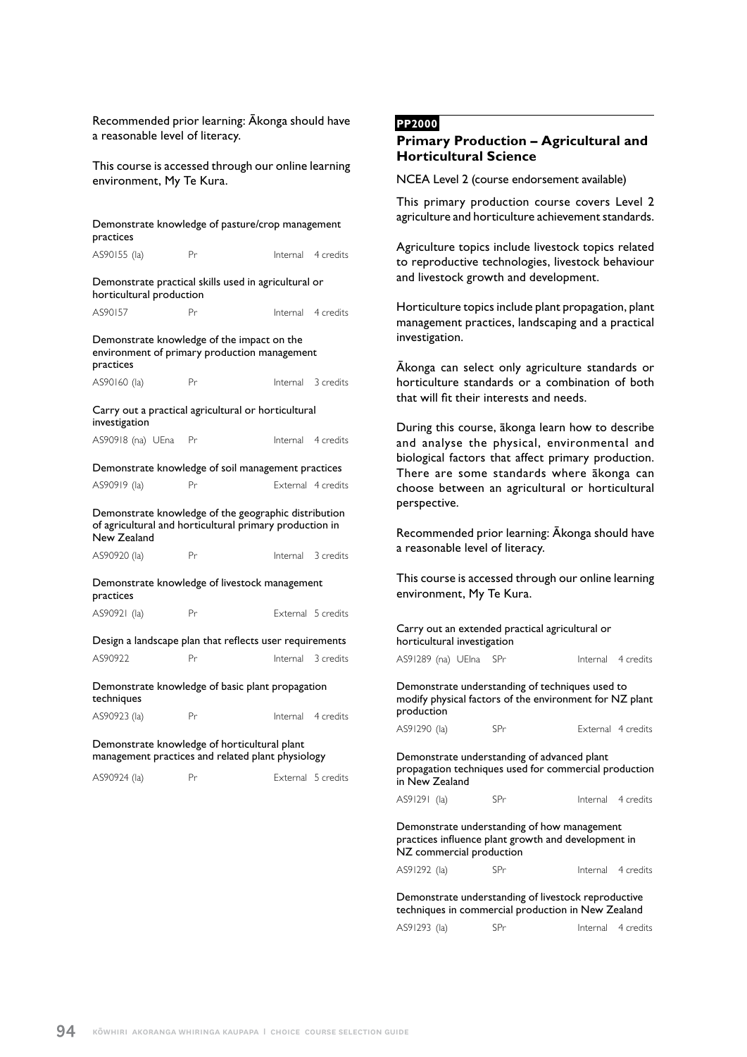Recommended prior learning: Ākonga should have a reasonable level of literacy.

This course is accessed through our online learning environment, My Te Kura.

| Standard | | | |
|---|---|---|---|
| **Demonstrate knowledge of pasture/crop management practices** | | | |
| AS90155 (la) | Pr | Internal | 4 credits |
| **Demonstrate practical skills used in agricultural or horticultural production** | | | |
| AS90157 | Pr | Internal | 4 credits |
| **Demonstrate knowledge of the impact on the environment of primary production management practices** | | | |
| AS90160 (la) | Pr | Internal | 3 credits |
| **Carry out a practical agricultural or horticultural investigation** | | | |
| AS90918 (na) UEna | Pr | Internal | 4 credits |
| **Demonstrate knowledge of soil management practices** | | | |
| AS90919 (la) | Pr | External | 4 credits |
| **Demonstrate knowledge of the geographic distribution of agricultural and horticultural primary production in New Zealand** | | | |
| AS90920 (la) | Pr | Internal | 3 credits |
| **Demonstrate knowledge of livestock management practices** | | | |
| AS90921 (la) | Pr | External | 5 credits |
| **Design a landscape plan that reflects user requirements** | | | |
| AS90922 | Pr | Internal | 3 credits |
| **Demonstrate knowledge of basic plant propagation techniques** | | | |
| AS90923 (la) | Pr | Internal | 4 credits |
| **Demonstrate knowledge of horticultural plant management practices and related plant physiology** | | | |
| AS90924 (la) | Pr | External | 5 credits |

**PP2000**

## Primary Production – Agricultural and Horticultural Science

NCEA Level 2 (course endorsement available)

This primary production course covers Level 2 agriculture and horticulture achievement standards.

Agriculture topics include livestock topics related to reproductive technologies, livestock behaviour and livestock growth and development.

Horticulture topics include plant propagation, plant management practices, landscaping and a practical investigation.

Ākonga can select only agriculture standards or horticulture standards or a combination of both that will fit their interests and needs.

During this course, ākonga learn how to describe and analyse the physical, environmental and biological factors that affect primary production. There are some standards where ākonga can choose between an agricultural or horticultural perspective.

Recommended prior learning: Ākonga should have a reasonable level of literacy.

This course is accessed through our online learning environment, My Te Kura.

| Standard | | | |
|---|---|---|---|
| **Carry out an extended practical agricultural or horticultural investigation** | | | |
| AS91289 (na) UElna | SPr | Internal | 4 credits |
| **Demonstrate understanding of techniques used to modify physical factors of the environment for NZ plant production** | | | |
| AS91290 (la) | SPr | External | 4 credits |
| **Demonstrate understanding of advanced plant propagation techniques used for commercial production in New Zealand** | | | |
| AS91291 (la) | SPr | Internal | 4 credits |
| **Demonstrate understanding of how management practices influence plant growth and development in NZ commercial production** | | | |
| AS91292 (la) | SPr | Internal | 4 credits |
| **Demonstrate understanding of livestock reproductive techniques in commercial production in New Zealand** | | | |
| AS91293 (la) | SPr | Internal | 4 credits |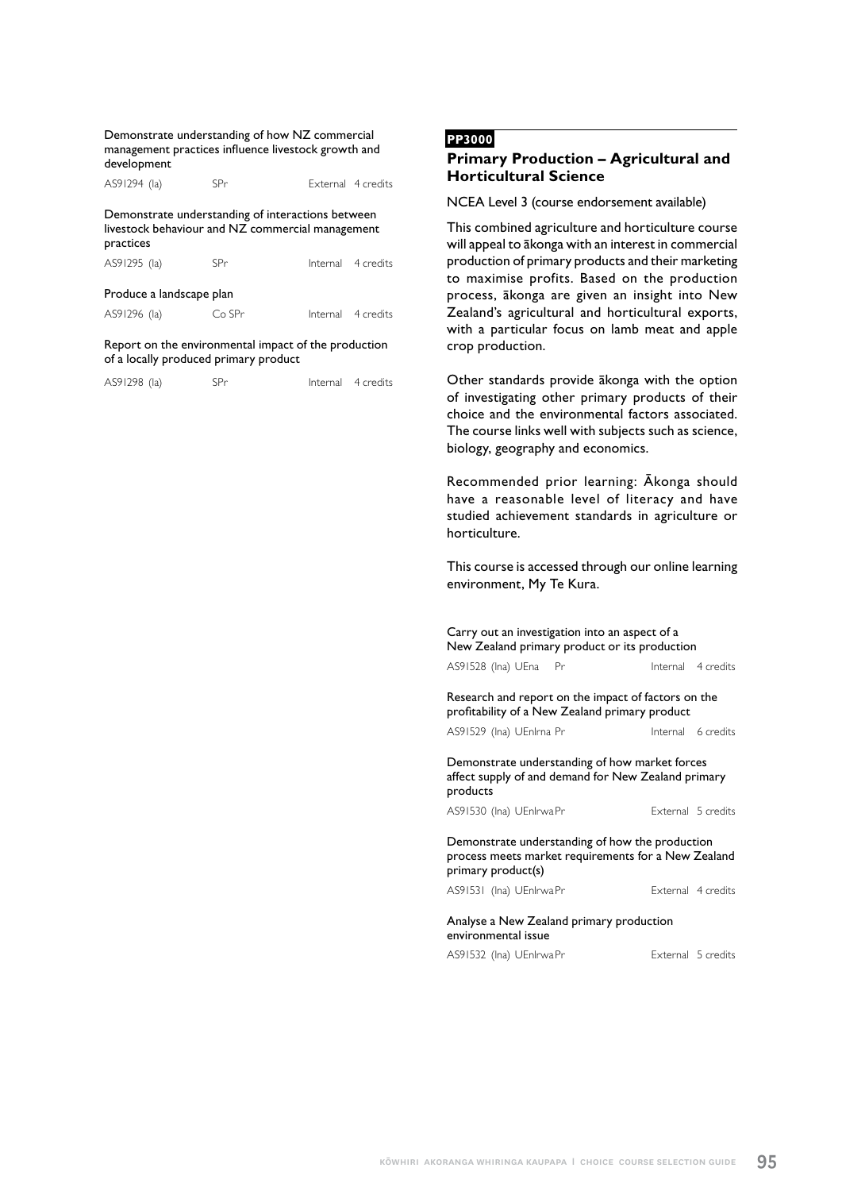Demonstrate understanding of how NZ commercial management practices influence livestock growth and development

AS91294 (la) SPr External 4 credits

Demonstrate understanding of interactions between livestock behaviour and NZ commercial management practices

AS91295 (la) SPr Internal 4 credits

Produce a landscape plan

AS91296 (la) Co SPr Internal 4 credits

Report on the environmental impact of the production of a locally produced primary product

AS91298 (la) SPr Internal 4 credits

**PP3000**

## Primary Production – Agricultural and Horticultural Science

NCEA Level 3 (course endorsement available)

This combined agriculture and horticulture course will appeal to ākonga with an interest in commercial production of primary products and their marketing to maximise profits. Based on the production process, ākonga are given an insight into New Zealand's agricultural and horticultural exports, with a particular focus on lamb meat and apple crop production.

Other standards provide ākonga with the option of investigating other primary products of their choice and the environmental factors associated. The course links well with subjects such as science, biology, geography and economics.

Recommended prior learning: Ākonga should have a reasonable level of literacy and have studied achievement standards in agriculture or horticulture.

This course is accessed through our online learning environment, My Te Kura.

Carry out an investigation into an aspect of a New Zealand primary product or its production

AS91528 (lna) UEna Pr Internal 4 credits

Research and report on the impact of factors on the profitability of a New Zealand primary product

AS91529 (lna) UEnlrna Pr Internal 6 credits

Demonstrate understanding of how market forces affect supply of and demand for New Zealand primary products

AS91530 (lna) UEnlrwa Pr External 5 credits

Demonstrate understanding of how the production process meets market requirements for a New Zealand primary product(s)

AS91531 (lna) UEnlrwa Pr External 4 credits

Analyse a New Zealand primary production environmental issue

AS91532 (lna) UEnlrwa Pr External 5 credits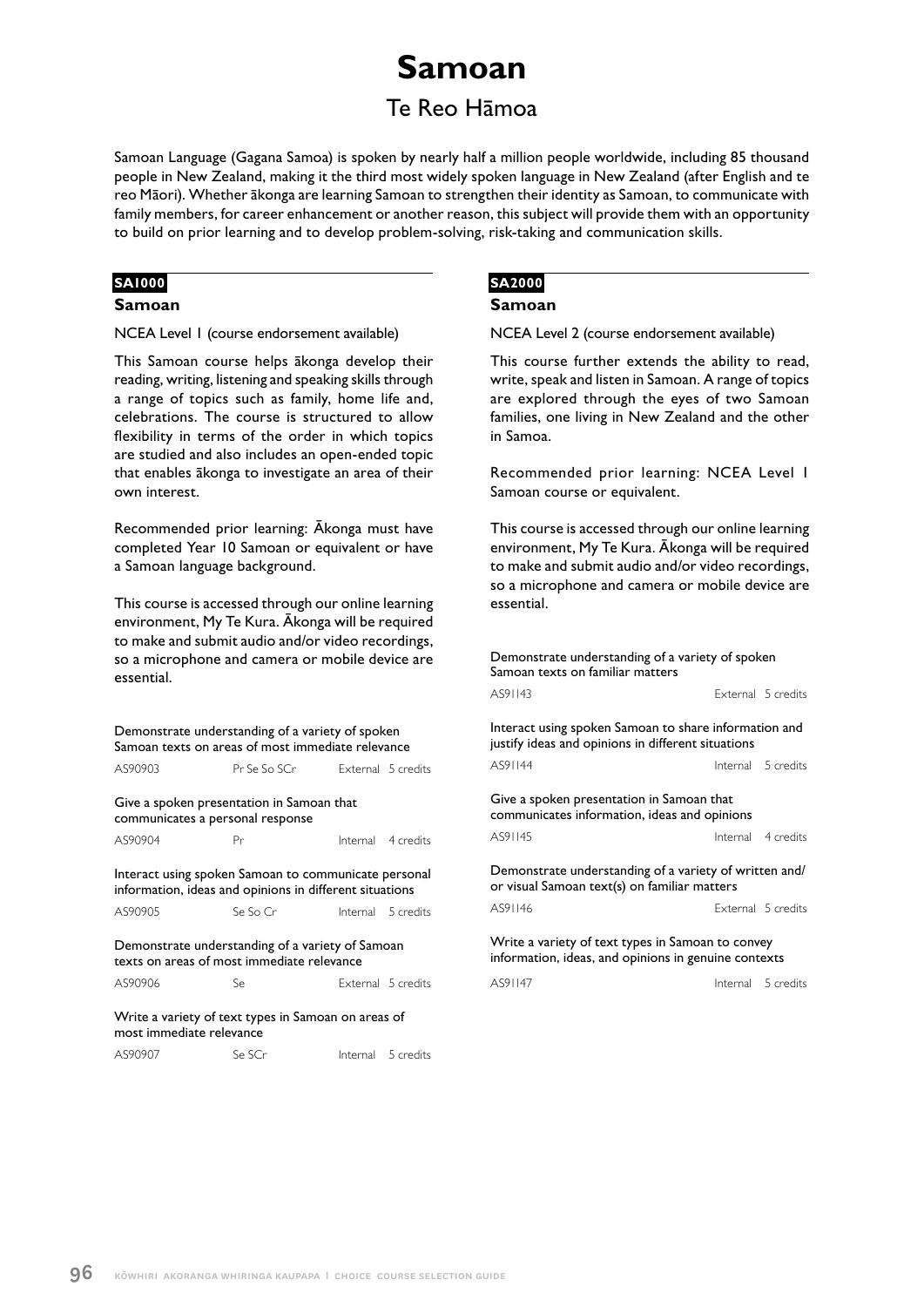# Samoan

## Te Reo Hāmoa

Samoan Language (Gagana Samoa) is spoken by nearly half a million people worldwide, including 85 thousand people in New Zealand, making it the third most widely spoken language in New Zealand (after English and te reo Māori). Whether ākonga are learning Samoan to strengthen their identity as Samoan, to communicate with family members, for career enhancement or another reason, this subject will provide them with an opportunity to build on prior learning and to develop problem-solving, risk-taking and communication skills.

**SA1000**

### Samoan

NCEA Level 1 (course endorsement available)

This Samoan course helps ākonga develop their reading, writing, listening and speaking skills through a range of topics such as family, home life and, celebrations. The course is structured to allow flexibility in terms of the order in which topics are studied and also includes an open-ended topic that enables ākonga to investigate an area of their own interest.

Recommended prior learning: Ākonga must have completed Year 10 Samoan or equivalent or have a Samoan language background.

This course is accessed through our online learning environment, My Te Kura. Ākonga will be required to make and submit audio and/or video recordings, so a microphone and camera or mobile device are essential.

| Standard | | | |
|---|---|---|---|
| Demonstrate understanding of a variety of spoken Samoan texts on areas of most immediate relevance | | | |
| AS90903 | Pr Se So SCr | External | 5 credits |
| Give a spoken presentation in Samoan that communicates a personal response | | | |
| AS90904 | Pr | Internal | 4 credits |
| Interact using spoken Samoan to communicate personal information, ideas and opinions in different situations | | | |
| AS90905 | Se So Cr | Internal | 5 credits |
| Demonstrate understanding of a variety of Samoan texts on areas of most immediate relevance | | | |
| AS90906 | Se | External | 5 credits |
| Write a variety of text types in Samoan on areas of most immediate relevance | | | |
| AS90907 | Se SCr | Internal | 5 credits |

**SA2000**

### Samoan

NCEA Level 2 (course endorsement available)

This course further extends the ability to read, write, speak and listen in Samoan. A range of topics are explored through the eyes of two Samoan families, one living in New Zealand and the other in Samoa.

Recommended prior learning: NCEA Level 1 Samoan course or equivalent.

This course is accessed through our online learning environment, My Te Kura. Ākonga will be required to make and submit audio and/or video recordings, so a microphone and camera or mobile device are essential.

| Standard | | |
|---|---|---|
| Demonstrate understanding of a variety of spoken Samoan texts on familiar matters | | |
| AS91143 | External | 5 credits |
| Interact using spoken Samoan to share information and justify ideas and opinions in different situations | | |
| AS91144 | Internal | 5 credits |
| Give a spoken presentation in Samoan that communicates information, ideas and opinions | | |
| AS91145 | Internal | 4 credits |
| Demonstrate understanding of a variety of written and/or visual Samoan text(s) on familiar matters | | |
| AS91146 | External | 5 credits |
| Write a variety of text types in Samoan to convey information, ideas, and opinions in genuine contexts | | |
| AS91147 | Internal | 5 credits |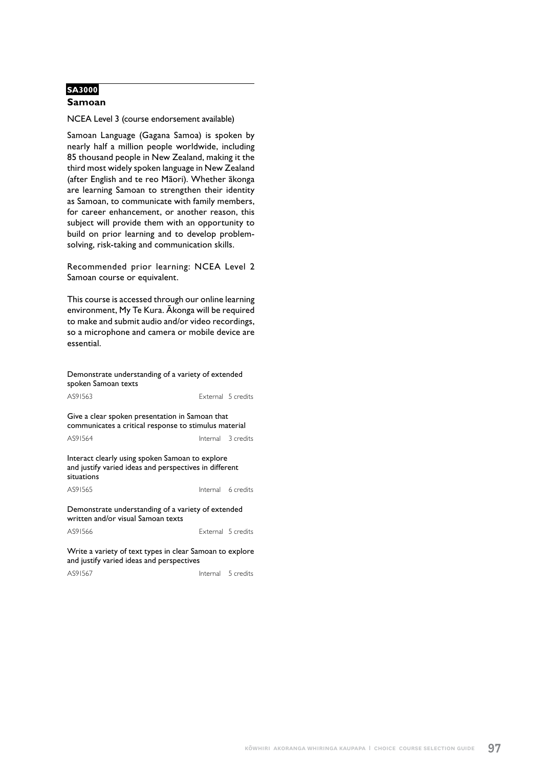**SA3000**

## Samoan

NCEA Level 3 (course endorsement available)

Samoan Language (Gagana Samoa) is spoken by nearly half a million people worldwide, including 85 thousand people in New Zealand, making it the third most widely spoken language in New Zealand (after English and te reo Māori). Whether ākonga are learning Samoan to strengthen their identity as Samoan, to communicate with family members, for career enhancement, or another reason, this subject will provide them with an opportunity to build on prior learning and to develop problem-solving, risk-taking and communication skills.

Recommended prior learning: NCEA Level 2 Samoan course or equivalent.

This course is accessed through our online learning environment, My Te Kura. Ākonga will be required to make and submit audio and/or video recordings, so a microphone and camera or mobile device are essential.

Demonstrate understanding of a variety of extended spoken Samoan texts
AS91563 External 5 credits

Give a clear spoken presentation in Samoan that communicates a critical response to stimulus material
AS91564 Internal 3 credits

Interact clearly using spoken Samoan to explore and justify varied ideas and perspectives in different situations
AS91565 Internal 6 credits

Demonstrate understanding of a variety of extended written and/or visual Samoan texts
AS91566 External 5 credits

Write a variety of text types in clear Samoan to explore and justify varied ideas and perspectives
AS91567 Internal 5 credits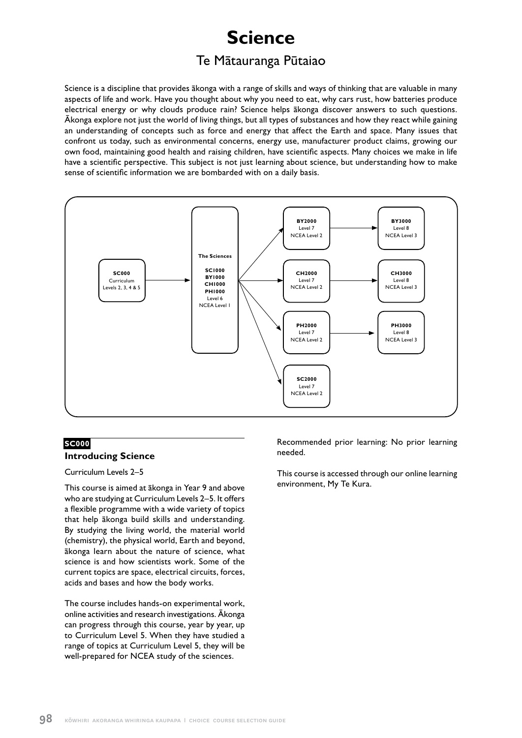# Science

## Te Mātauranga Pūtaiao

Science is a discipline that provides ākonga with a range of skills and ways of thinking that are valuable in many aspects of life and work. Have you thought about why you need to eat, why cars rust, how batteries produce electrical energy or why clouds produce rain? Science helps ākonga discover answers to such questions. Ākonga explore not just the world of living things, but all types of substances and how they react while gaining an understanding of concepts such as force and energy that affect the Earth and space. Many issues that confront us today, such as environmental concerns, energy use, manufacturer product claims, growing our own food, maintaining good health and raising children, have scientific aspects. Many choices we make in life have a scientific perspective. This subject is not just learning about science, but understanding how to make sense of scientific information we are bombarded with on a daily basis.

**SC000**
Curriculum
Levels 2, 3, 4 & 5

→

**The Sciences**

**SC1000**
**BY1000**
**CH1000**
**PH1000**
Level 6
NCEA Level 1

→

**BY2000**
Level 7
NCEA Level 2
→
**BY3000**
Level 8
NCEA Level 3

**CH2000**
Level 7
NCEA Level 2
→
**CH3000**
Level 8
NCEA Level 3

**PH2000**
Level 7
NCEA Level 2
→
**PH3000**
Level 8
NCEA Level 3

**SC2000**
Level 7
NCEA Level 2

**SC000**

### Introducing Science

Curriculum Levels 2–5

This course is aimed at ākonga in Year 9 and above who are studying at Curriculum Levels 2–5. It offers a flexible programme with a wide variety of topics that help ākonga build skills and understanding. By studying the living world, the material world (chemistry), the physical world, Earth and beyond, ākonga learn about the nature of science, what science is and how scientists work. Some of the current topics are space, electrical circuits, forces, acids and bases and how the body works.

The course includes hands-on experimental work, online activities and research investigations. Ākonga can progress through this course, year by year, up to Curriculum Level 5. When they have studied a range of topics at Curriculum Level 5, they will be well-prepared for NCEA study of the sciences.

Recommended prior learning: No prior learning needed.

This course is accessed through our online learning environment, My Te Kura.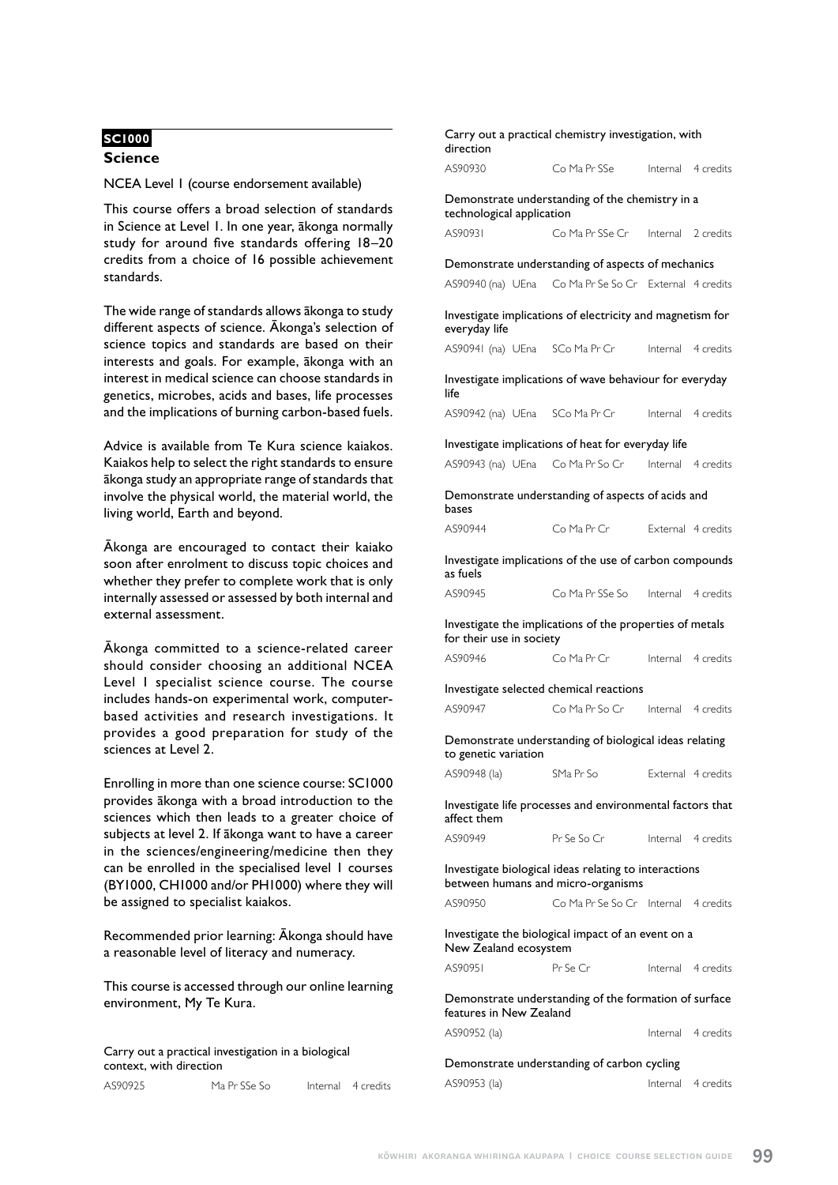**SC1000**

## Science

NCEA Level 1 (course endorsement available)

This course offers a broad selection of standards in Science at Level 1. In one year, ākonga normally study for around five standards offering 18–20 credits from a choice of 16 possible achievement standards.

The wide range of standards allows ākonga to study different aspects of science. Ākonga's selection of science topics and standards are based on their interests and goals. For example, ākonga with an interest in medical science can choose standards in genetics, microbes, acids and bases, life processes and the implications of burning carbon-based fuels.

Advice is available from Te Kura science kaiakos. Kaiakos help to select the right standards to ensure ākonga study an appropriate range of standards that involve the physical world, the material world, the living world, Earth and beyond.

Ākonga are encouraged to contact their kaiako soon after enrolment to discuss topic choices and whether they prefer to complete work that is only internally assessed or assessed by both internal and external assessment.

Ākonga committed to a science-related career should consider choosing an additional NCEA Level 1 specialist science course. The course includes hands-on experimental work, computer-based activities and research investigations. It provides a good preparation for study of the sciences at Level 2.

Enrolling in more than one science course: SC1000 provides ākonga with a broad introduction to the sciences which then leads to a greater choice of subjects at level 2. If ākonga want to have a career in the sciences/engineering/medicine then they can be enrolled in the specialised level 1 courses (BY1000, CH1000 and/or PH1000) where they will be assigned to specialist kaiakos.

Recommended prior learning: Ākonga should have a reasonable level of literacy and numeracy.

This course is accessed through our online learning environment, My Te Kura.

Carry out a practical investigation in a biological context, with direction

| AS90925 | Ma Pr SSe So | Internal | 4 credits |
|---|---|---|---|

Carry out a practical chemistry investigation, with direction

| AS90930 | Co Ma Pr SSe | Internal | 4 credits |
|---|---|---|---|

Demonstrate understanding of the chemistry in a technological application

| AS90931 | Co Ma Pr SSe Cr | Internal | 2 credits |
|---|---|---|---|

Demonstrate understanding of aspects of mechanics

| AS90940 (na) UEna | Co Ma Pr Se So Cr | External | 4 credits |
|---|---|---|---|

Investigate implications of electricity and magnetism for everyday life

| AS90941 (na) UEna | SCo Ma Pr Cr | Internal | 4 credits |
|---|---|---|---|

Investigate implications of wave behaviour for everyday life

| AS90942 (na) UEna | SCo Ma Pr Cr | Internal | 4 credits |
|---|---|---|---|

Investigate implications of heat for everyday life

| AS90943 (na) UEna | Co Ma Pr So Cr | Internal | 4 credits |
|---|---|---|---|

Demonstrate understanding of aspects of acids and bases

| AS90944 | Co Ma Pr Cr | External | 4 credits |
|---|---|---|---|

Investigate implications of the use of carbon compounds as fuels

| AS90945 | Co Ma Pr SSe So | Internal | 4 credits |
|---|---|---|---|

Investigate the implications of the properties of metals for their use in society

| AS90946 | Co Ma Pr Cr | Internal | 4 credits |
|---|---|---|---|

Investigate selected chemical reactions

| AS90947 | Co Ma Pr So Cr | Internal | 4 credits |
|---|---|---|---|

Demonstrate understanding of biological ideas relating to genetic variation

| AS90948 (la) | SMa Pr So | External | 4 credits |
|---|---|---|---|

Investigate life processes and environmental factors that affect them

| AS90949 | Pr Se So Cr | Internal | 4 credits |
|---|---|---|---|

Investigate biological ideas relating to interactions between humans and micro-organisms

| AS90950 | Co Ma Pr Se So Cr | Internal | 4 credits |
|---|---|---|---|

Investigate the biological impact of an event on a New Zealand ecosystem

| AS90951 | Pr Se Cr | Internal | 4 credits |
|---|---|---|---|

Demonstrate understanding of the formation of surface features in New Zealand

| AS90952 (la) | | Internal | 4 credits |
|---|---|---|---|

Demonstrate understanding of carbon cycling

| AS90953 (la) | | Internal | 4 credits |
|---|---|---|---|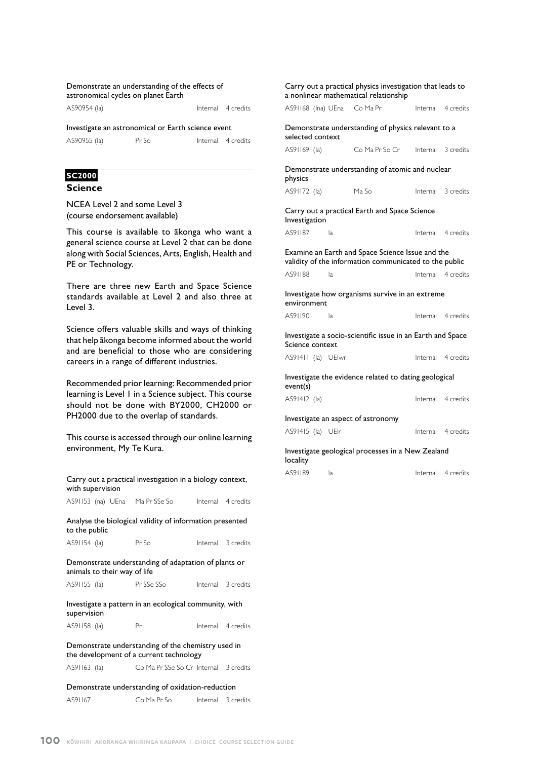Demonstrate an understanding of the effects of astronomical cycles on planet Earth

AS90954 (Ia) | | Internal | 4 credits

Investigate an astronomical or Earth science event

AS90955 (Ia) | Pr So | Internal | 4 credits

## SC2000

## Science

NCEA Level 2 and some Level 3
(course endorsement available)

This course is available to ākonga who want a general science course at Level 2 that can be done along with Social Sciences, Arts, English, Health and PE or Technology.

There are three new Earth and Space Science standards available at Level 2 and also three at Level 3.

Science offers valuable skills and ways of thinking that help ākonga become informed about the world and are beneficial to those who are considering careers in a range of different industries.

Recommended prior learning: Recommended prior learning is Level 1 in a Science subject. This course should not be done with BY2000, CH2000 or PH2000 due to the overlap of standards.

This course is accessed through our online learning environment, My Te Kura.

Carry out a practical investigation in a biology context, with supervision

AS91153 (na) UEna | Ma Pr SSe So | Internal | 4 credits

Analyse the biological validity of information presented to the public

AS91154 (Ia) | Pr So | Internal | 3 credits

Demonstrate understanding of adaptation of plants or animals to their way of life

AS91155 (Ia) | Pr SSe SSo | Internal | 3 credits

Investigate a pattern in an ecological community, with supervision

AS91158 (Ia) | Pr | Internal | 4 credits

Demonstrate understanding of the chemistry used in the development of a current technology

AS91163 (Ia) | Co Ma Pr SSe So Cr | Internal | 3 credits

Demonstrate understanding of oxidation-reduction

AS91167 | Co Ma Pr So | Internal | 3 credits

Carry out a practical physics investigation that leads to a nonlinear mathematical relationship

AS91168 (Ina) UEna | Co Ma Pr | Internal | 4 credits

Demonstrate understanding of physics relevant to a selected context

AS91169 (Ia) | Co Ma Pr So Cr | Internal | 3 credits

Demonstrate understanding of atomic and nuclear physics

AS91172 (Ia) | Ma So | Internal | 3 credits

Carry out a practical Earth and Space Science Investigation

AS91187 Ia | | Internal | 4 credits

Examine an Earth and Space Science Issue and the validity of the information communicated to the public

AS91188 Ia | | Internal | 4 credits

Investigate how organisms survive in an extreme environment

AS91190 Ia | | Internal | 4 credits

Investigate a socio-scientific issue in an Earth and Space Science context

AS91411 (Ia) UElwr | | Internal | 4 credits

Investigate the evidence related to dating geological event(s)

AS91412 (Ia) | | Internal | 4 credits

Investigate an aspect of astronomy

AS91415 (Ia) UElr | | Internal | 4 credits

Investigate geological processes in a New Zealand locality

AS91189 Ia | | Internal | 4 credits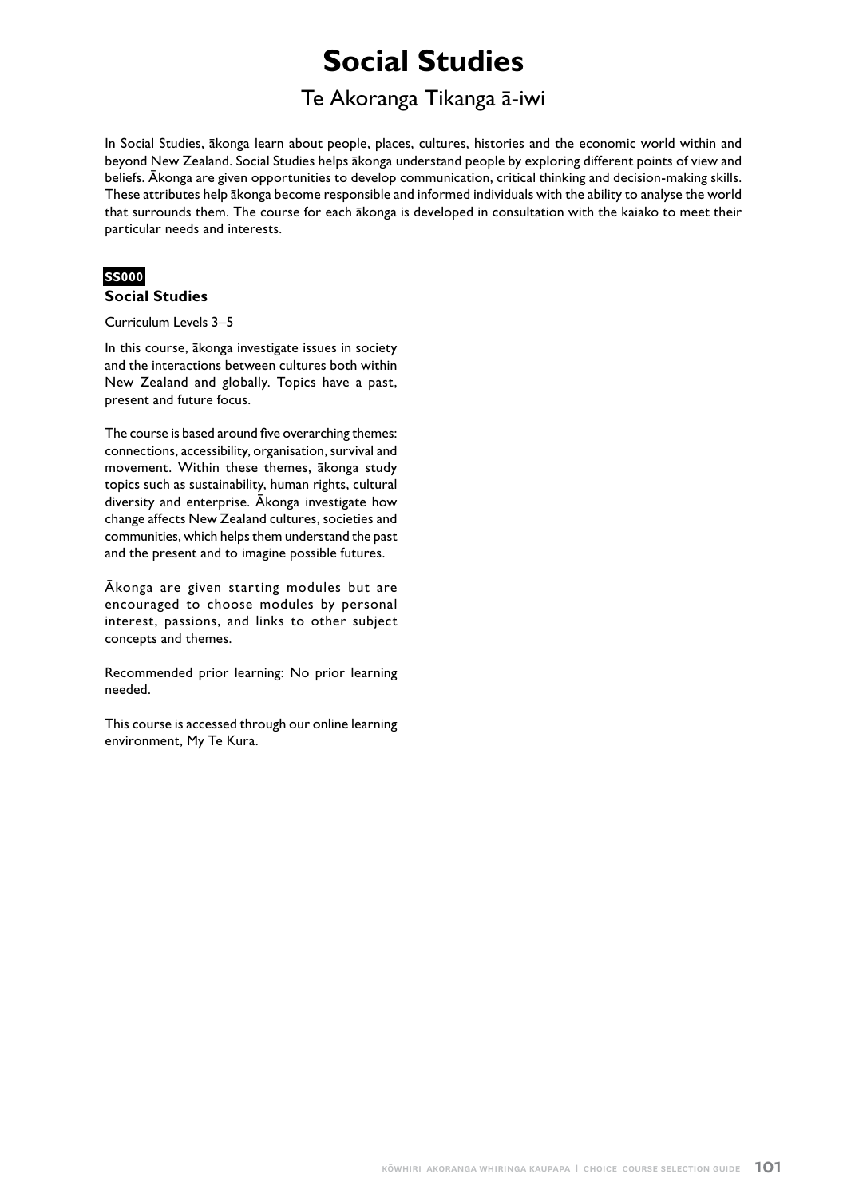# Social Studies

## Te Akoranga Tikanga ā-iwi

In Social Studies, ākonga learn about people, places, cultures, histories and the economic world within and beyond New Zealand. Social Studies helps ākonga understand people by exploring different points of view and beliefs. Ākonga are given opportunities to develop communication, critical thinking and decision-making skills. These attributes help ākonga become responsible and informed individuals with the ability to analyse the world that surrounds them. The course for each ākonga is developed in consultation with the kaiako to meet their particular needs and interests.

**SS000**

### Social Studies

Curriculum Levels 3–5

In this course, ākonga investigate issues in society and the interactions between cultures both within New Zealand and globally. Topics have a past, present and future focus.

The course is based around five overarching themes: connections, accessibility, organisation, survival and movement. Within these themes, ākonga study topics such as sustainability, human rights, cultural diversity and enterprise. Ākonga investigate how change affects New Zealand cultures, societies and communities, which helps them understand the past and the present and to imagine possible futures.

Ākonga are given starting modules but are encouraged to choose modules by personal interest, passions, and links to other subject concepts and themes.

Recommended prior learning: No prior learning needed.

This course is accessed through our online learning environment, My Te Kura.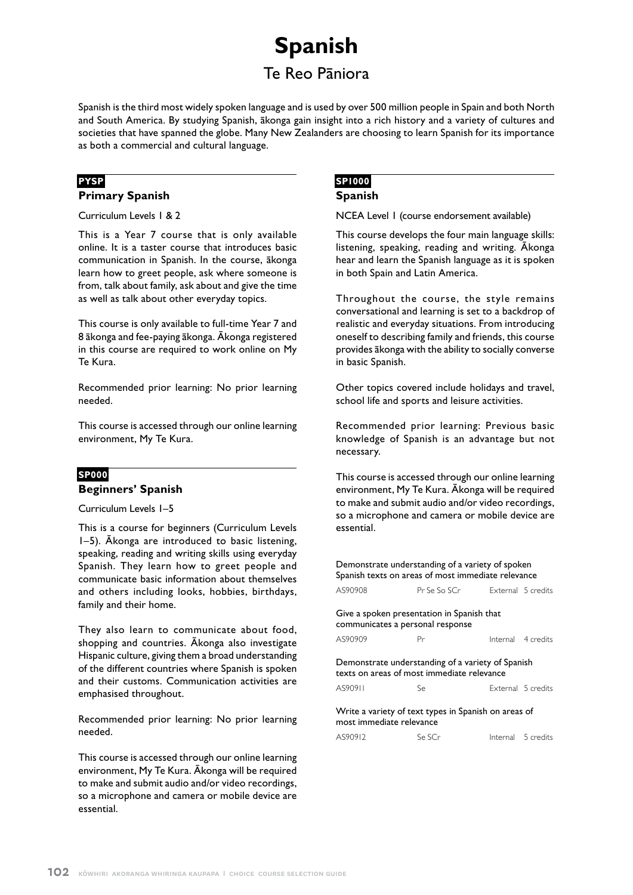# Spanish

## Te Reo Pāniora

Spanish is the third most widely spoken language and is used by over 500 million people in Spain and both North and South America. By studying Spanish, ākonga gain insight into a rich history and a variety of cultures and societies that have spanned the globe. Many New Zealanders are choosing to learn Spanish for its importance as both a commercial and cultural language.

**PYSP**

### Primary Spanish

Curriculum Levels 1 & 2

This is a Year 7 course that is only available online. It is a taster course that introduces basic communication in Spanish. In the course, ākonga learn how to greet people, ask where someone is from, talk about family, ask about and give the time as well as talk about other everyday topics.

This course is only available to full-time Year 7 and 8 ākonga and fee-paying ākonga. Ākonga registered in this course are required to work online on My Te Kura.

Recommended prior learning: No prior learning needed.

This course is accessed through our online learning environment, My Te Kura.

**SP000**

### Beginners' Spanish

Curriculum Levels 1–5

This is a course for beginners (Curriculum Levels 1–5). Ākonga are introduced to basic listening, speaking, reading and writing skills using everyday Spanish. They learn how to greet people and communicate basic information about themselves and others including looks, hobbies, birthdays, family and their home.

They also learn to communicate about food, shopping and countries. Ākonga also investigate Hispanic culture, giving them a broad understanding of the different countries where Spanish is spoken and their customs. Communication activities are emphasised throughout.

Recommended prior learning: No prior learning needed.

This course is accessed through our online learning environment, My Te Kura. Ākonga will be required to make and submit audio and/or video recordings, so a microphone and camera or mobile device are essential.

**SP1000**

### Spanish

NCEA Level 1 (course endorsement available)

This course develops the four main language skills: listening, speaking, reading and writing. Ākonga hear and learn the Spanish language as it is spoken in both Spain and Latin America.

Throughout the course, the style remains conversational and learning is set to a backdrop of realistic and everyday situations. From introducing oneself to describing family and friends, this course provides ākonga with the ability to socially converse in basic Spanish.

Other topics covered include holidays and travel, school life and sports and leisure activities.

Recommended prior learning: Previous basic knowledge of Spanish is an advantage but not necessary.

This course is accessed through our online learning environment, My Te Kura. Ākonga will be required to make and submit audio and/or video recordings, so a microphone and camera or mobile device are essential.

Demonstrate understanding of a variety of spoken Spanish texts on areas of most immediate relevance

| AS90908 | Pr Se So SCr | External | 5 credits |
|---|---|---|---|

Give a spoken presentation in Spanish that communicates a personal response

| AS90909 | Pr | Internal | 4 credits |
|---|---|---|---|

Demonstrate understanding of a variety of Spanish texts on areas of most immediate relevance

| AS90911 | Se | External | 5 credits |
|---|---|---|---|

Write a variety of text types in Spanish on areas of most immediate relevance

| AS90912 | Se SCr | Internal | 5 credits |
|---|---|---|---|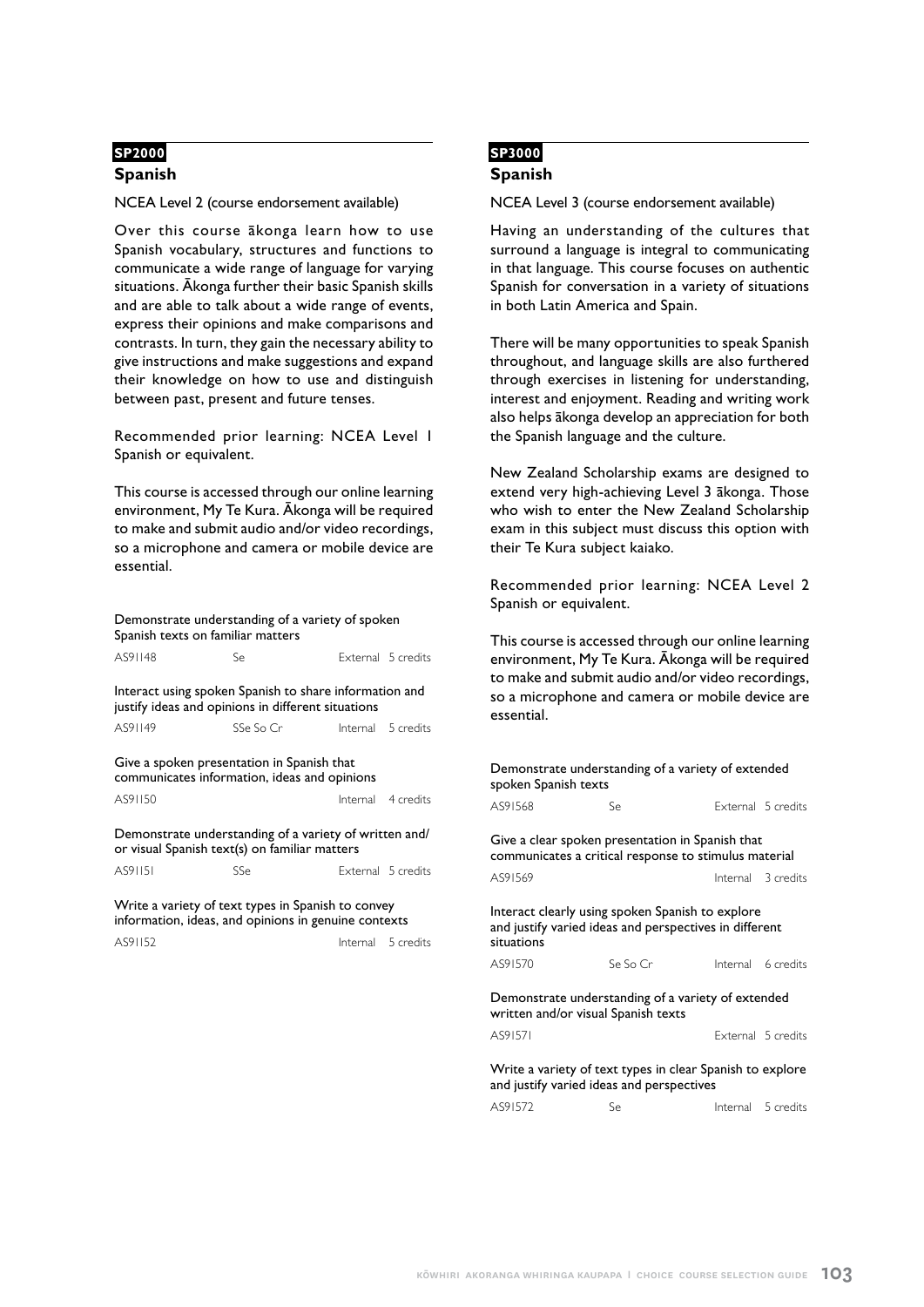**SP2000**

## Spanish

NCEA Level 2 (course endorsement available)

Over this course ākonga learn how to use Spanish vocabulary, structures and functions to communicate a wide range of language for varying situations. Ākonga further their basic Spanish skills and are able to talk about a wide range of events, express their opinions and make comparisons and contrasts. In turn, they gain the necessary ability to give instructions and make suggestions and expand their knowledge on how to use and distinguish between past, present and future tenses.

Recommended prior learning: NCEA Level 1 Spanish or equivalent.

This course is accessed through our online learning environment, My Te Kura. Ākonga will be required to make and submit audio and/or video recordings, so a microphone and camera or mobile device are essential.

Demonstrate understanding of a variety of spoken Spanish texts on familiar matters

| AS91148 | Se | External | 5 credits |
|---|---|---|---|

Interact using spoken Spanish to share information and justify ideas and opinions in different situations

| AS91149 | SSe So Cr | Internal | 5 credits |
|---|---|---|---|

Give a spoken presentation in Spanish that communicates information, ideas and opinions

| AS91150 | | Internal | 4 credits |
|---|---|---|---|

Demonstrate understanding of a variety of written and/or visual Spanish text(s) on familiar matters

| AS91151 | SSe | External | 5 credits |
|---|---|---|---|

Write a variety of text types in Spanish to convey information, ideas, and opinions in genuine contexts

| AS91152 | | Internal | 5 credits |
|---|---|---|---|

**SP3000**

## Spanish

NCEA Level 3 (course endorsement available)

Having an understanding of the cultures that surround a language is integral to communicating in that language. This course focuses on authentic Spanish for conversation in a variety of situations in both Latin America and Spain.

There will be many opportunities to speak Spanish throughout, and language skills are also furthered through exercises in listening for understanding, interest and enjoyment. Reading and writing work also helps ākonga develop an appreciation for both the Spanish language and the culture.

New Zealand Scholarship exams are designed to extend very high-achieving Level 3 ākonga. Those who wish to enter the New Zealand Scholarship exam in this subject must discuss this option with their Te Kura subject kaiako.

Recommended prior learning: NCEA Level 2 Spanish or equivalent.

This course is accessed through our online learning environment, My Te Kura. Ākonga will be required to make and submit audio and/or video recordings, so a microphone and camera or mobile device are essential.

Demonstrate understanding of a variety of extended spoken Spanish texts

| AS91568 | Se | External | 5 credits |
|---|---|---|---|

Give a clear spoken presentation in Spanish that communicates a critical response to stimulus material

| AS91569 | | Internal | 3 credits |
|---|---|---|---|

Interact clearly using spoken Spanish to explore and justify varied ideas and perspectives in different situations

| AS91570 | Se So Cr | Internal | 6 credits |
|---|---|---|---|

Demonstrate understanding of a variety of extended written and/or visual Spanish texts

| AS91571 | | External | 5 credits |
|---|---|---|---|

Write a variety of text types in clear Spanish to explore and justify varied ideas and perspectives

| AS91572 | Se | Internal | 5 credits |
|---|---|---|---|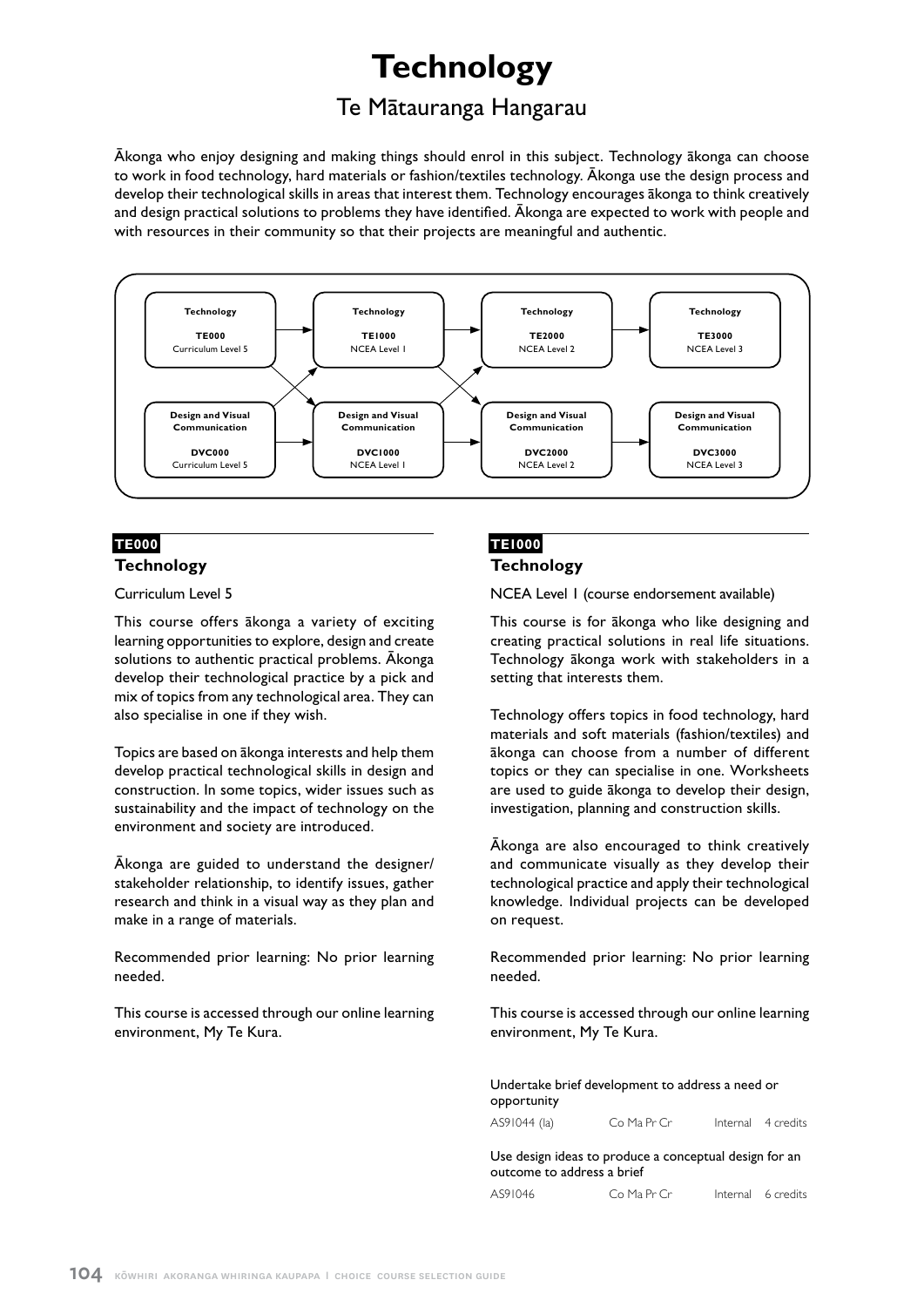# Technology

## Te Mātauranga Hangarau

Ākonga who enjoy designing and making things should enrol in this subject. Technology ākonga can choose to work in food technology, hard materials or fashion/textiles technology. Ākonga use the design process and develop their technological skills in areas that interest them. Technology encourages ākonga to think creatively and design practical solutions to problems they have identified. Ākonga are expected to work with people and with resources in their community so that their projects are meaningful and authentic.

| Technology TE000 Curriculum Level 5 | → | Technology TE1000 NCEA Level 1 | → | Technology TE2000 NCEA Level 2 | → | Technology TE3000 NCEA Level 3 |
|---|---|---|---|---|---|---|
| Design and Visual Communication DVC000 Curriculum Level 5 | → | Design and Visual Communication DVC1000 NCEA Level 1 | → | Design and Visual Communication DVC2000 NCEA Level 2 | → | Design and Visual Communication DVC3000 NCEA Level 3 |

(Diagonal arrows also connect TE000 → DVC1000, DVC000 → TE1000, TE1000 → DVC2000, and DVC1000 → TE2000.)

**TE000**

### Technology

Curriculum Level 5

This course offers ākonga a variety of exciting learning opportunities to explore, design and create solutions to authentic practical problems. Ākonga develop their technological practice by a pick and mix of topics from any technological area. They can also specialise in one if they wish.

Topics are based on ākonga interests and help them develop practical technological skills in design and construction. In some topics, wider issues such as sustainability and the impact of technology on the environment and society are introduced.

Ākonga are guided to understand the designer/stakeholder relationship, to identify issues, gather research and think in a visual way as they plan and make in a range of materials.

Recommended prior learning: No prior learning needed.

This course is accessed through our online learning environment, My Te Kura.

**TE1000**

### Technology

NCEA Level 1 (course endorsement available)

This course is for ākonga who like designing and creating practical solutions in real life situations. Technology ākonga work with stakeholders in a setting that interests them.

Technology offers topics in food technology, hard materials and soft materials (fashion/textiles) and ākonga can choose from a number of different topics or they can specialise in one. Worksheets are used to guide ākonga to develop their design, investigation, planning and construction skills.

Ākonga are also encouraged to think creatively and communicate visually as they develop their technological practice and apply their technological knowledge. Individual projects can be developed on request.

Recommended prior learning: No prior learning needed.

This course is accessed through our online learning environment, My Te Kura.

| Standard | Code | Literacy/Numeracy | Assessment | Credits |
|---|---|---|---|---|
| Undertake brief development to address a need or opportunity | AS91044 (la) | Co Ma Pr Cr | Internal | 4 credits |
| Use design ideas to produce a conceptual design for an outcome to address a brief | AS91046 | Co Ma Pr Cr | Internal | 6 credits |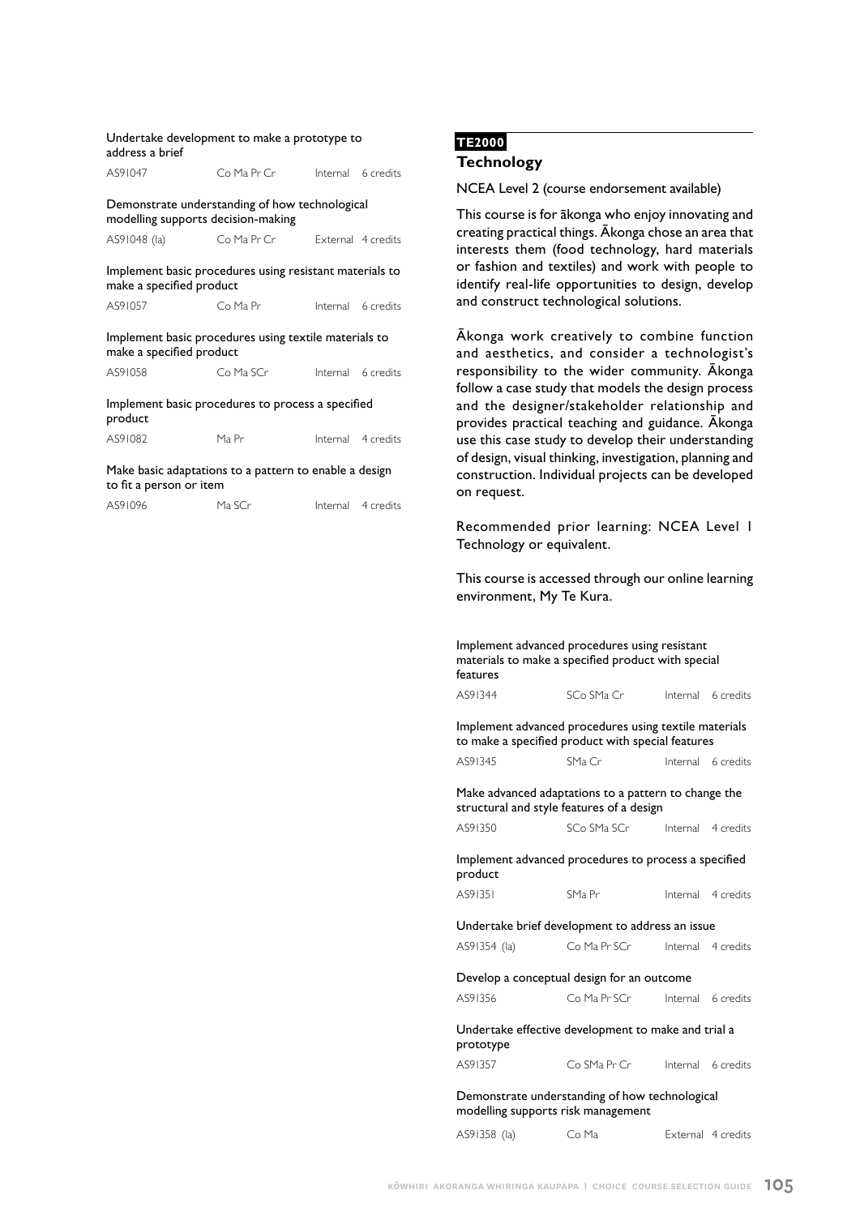Undertake development to make a prototype to address a brief

| AS91047 | Co Ma Pr Cr | Internal | 6 credits |
|---|---|---|---|

Demonstrate understanding of how technological modelling supports decision-making

| AS91048 (Ia) | Co Ma Pr Cr | External | 4 credits |
|---|---|---|---|

Implement basic procedures using resistant materials to make a specified product

| AS91057 | Co Ma Pr | Internal | 6 credits |
|---|---|---|---|

Implement basic procedures using textile materials to make a specified product

| AS91058 | Co Ma SCr | Internal | 6 credits |
|---|---|---|---|

Implement basic procedures to process a specified product

| AS91082 | Ma Pr | Internal | 4 credits |
|---|---|---|---|

Make basic adaptations to a pattern to enable a design to fit a person or item

| AS91096 | Ma SCr | Internal | 4 credits |
|---|---|---|---|

**TE2000**

## Technology

NCEA Level 2 (course endorsement available)

This course is for ākonga who enjoy innovating and creating practical things. Ākonga chose an area that interests them (food technology, hard materials or fashion and textiles) and work with people to identify real-life opportunities to design, develop and construct technological solutions.

Ākonga work creatively to combine function and aesthetics, and consider a technologist's responsibility to the wider community. Ākonga follow a case study that models the design process and the designer/stakeholder relationship and provides practical teaching and guidance. Ākonga use this case study to develop their understanding of design, visual thinking, investigation, planning and construction. Individual projects can be developed on request.

Recommended prior learning: NCEA Level 1 Technology or equivalent.

This course is accessed through our online learning environment, My Te Kura.

Implement advanced procedures using resistant materials to make a specified product with special features

| AS91344 | SCo SMa Cr | Internal | 6 credits |
|---|---|---|---|

Implement advanced procedures using textile materials to make a specified product with special features

| AS91345 | SMa Cr | Internal | 6 credits |
|---|---|---|---|

Make advanced adaptations to a pattern to change the structural and style features of a design

| AS91350 | SCo SMa SCr | Internal | 4 credits |
|---|---|---|---|

Implement advanced procedures to process a specified product

| AS91351 | SMa Pr | Internal | 4 credits |
|---|---|---|---|

Undertake brief development to address an issue

| AS91354 (Ia) | Co Ma Pr SCr | Internal | 4 credits |
|---|---|---|---|

Develop a conceptual design for an outcome

| AS91356 | Co Ma Pr SCr | Internal | 6 credits |
|---|---|---|---|

Undertake effective development to make and trial a prototype

| AS91357 | Co SMa Pr Cr | Internal | 6 credits |
|---|---|---|---|

Demonstrate understanding of how technological modelling supports risk management

| AS91358 (Ia) | Co Ma | External | 4 credits |
|---|---|---|---|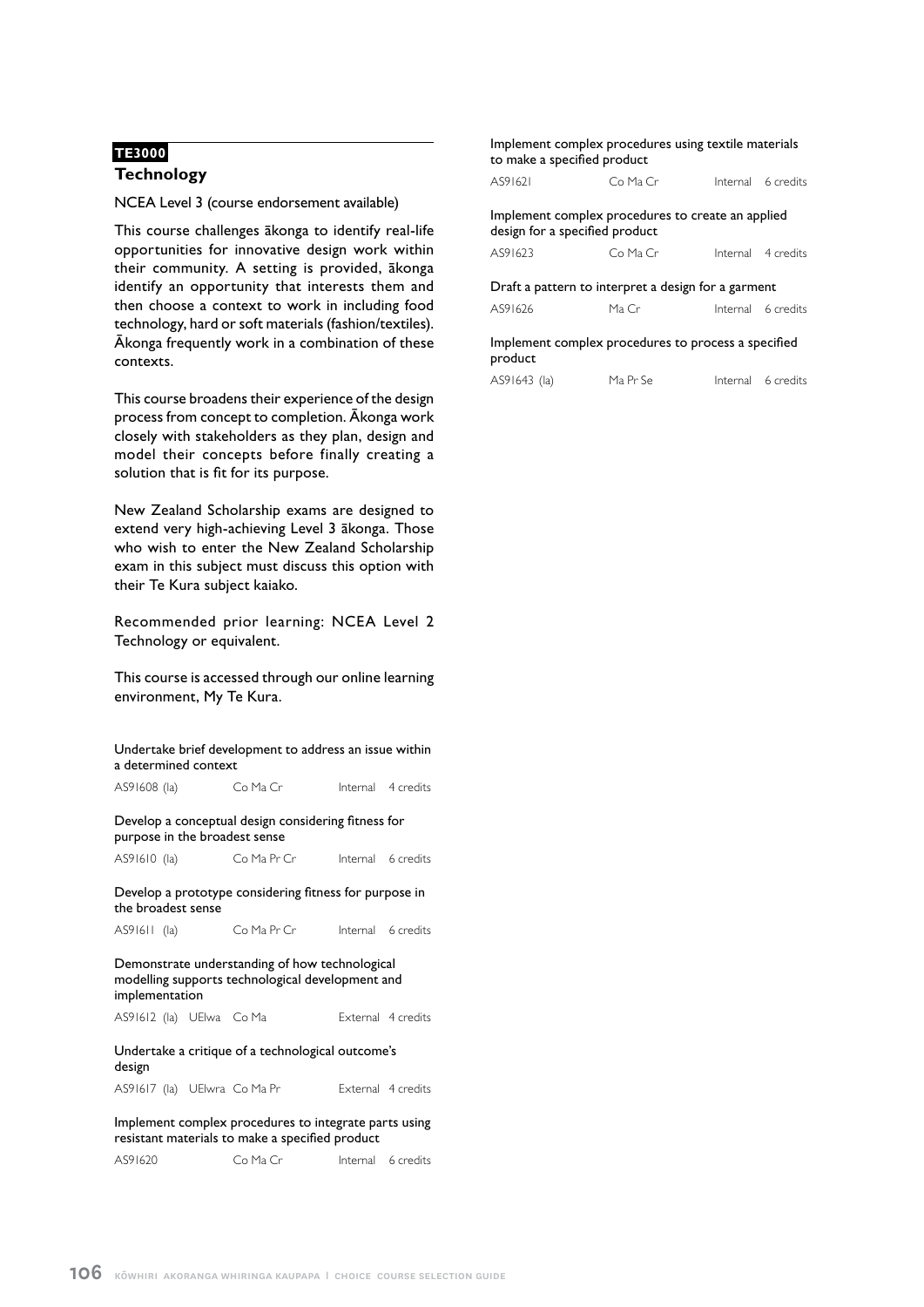**TE3000**

## Technology

NCEA Level 3 (course endorsement available)

This course challenges ākonga to identify real-life opportunities for innovative design work within their community. A setting is provided, ākonga identify an opportunity that interests them and then choose a context to work in including food technology, hard or soft materials (fashion/textiles). Ākonga frequently work in a combination of these contexts.

This course broadens their experience of the design process from concept to completion. Ākonga work closely with stakeholders as they plan, design and model their concepts before finally creating a solution that is fit for its purpose.

New Zealand Scholarship exams are designed to extend very high-achieving Level 3 ākonga. Those who wish to enter the New Zealand Scholarship exam in this subject must discuss this option with their Te Kura subject kaiako.

Recommended prior learning: NCEA Level 2 Technology or equivalent.

This course is accessed through our online learning environment, My Te Kura.

Undertake brief development to address an issue within a determined context

AS91608 (Ia) Co Ma Cr Internal 4 credits

Develop a conceptual design considering fitness for purpose in the broadest sense

AS91610 (Ia) Co Ma Pr Cr Internal 6 credits

Develop a prototype considering fitness for purpose in the broadest sense

AS91611 (Ia) Co Ma Pr Cr Internal 6 credits

Demonstrate understanding of how technological modelling supports technological development and implementation

AS91612 (Ia) UElwa Co Ma External 4 credits

Undertake a critique of a technological outcome's design

AS91617 (Ia) UElwra Co Ma Pr External 4 credits

Implement complex procedures to integrate parts using resistant materials to make a specified product

AS91620 Co Ma Cr Internal 6 credits

Implement complex procedures using textile materials to make a specified product

AS91621 Co Ma Cr Internal 6 credits

Implement complex procedures to create an applied design for a specified product

AS91623 Co Ma Cr Internal 4 credits

Draft a pattern to interpret a design for a garment

AS91626 Ma Cr Internal 6 credits

Implement complex procedures to process a specified product

AS91643 (Ia) Ma Pr Se Internal 6 credits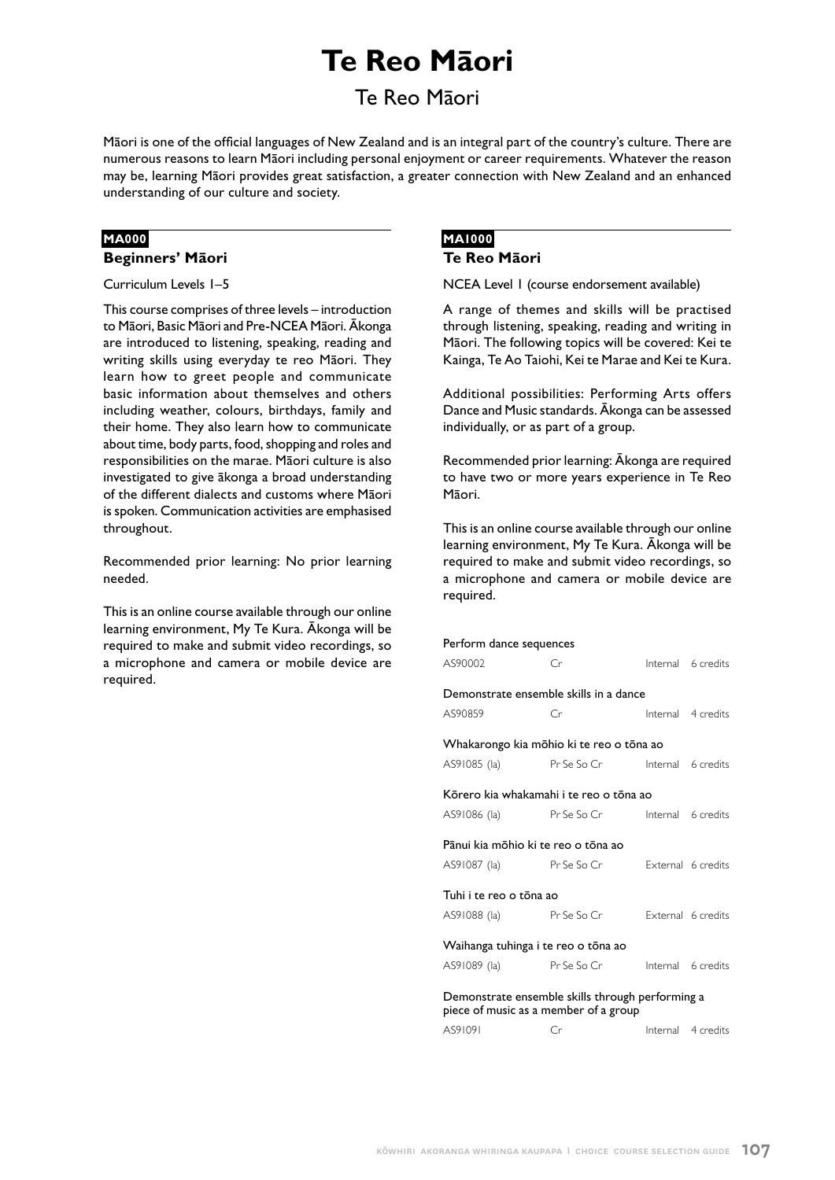# Te Reo Māori

## Te Reo Māori

Māori is one of the official languages of New Zealand and is an integral part of the country's culture. There are numerous reasons to learn Māori including personal enjoyment or career requirements. Whatever the reason may be, learning Māori provides great satisfaction, a greater connection with New Zealand and an enhanced understanding of our culture and society.

**MA000**

### Beginners' Māori

Curriculum Levels 1–5

This course comprises of three levels – introduction to Māori, Basic Māori and Pre-NCEA Māori. Ākonga are introduced to listening, speaking, reading and writing skills using everyday te reo Māori. They learn how to greet people and communicate basic information about themselves and others including weather, colours, birthdays, family and their home. They also learn how to communicate about time, body parts, food, shopping and roles and responsibilities on the marae. Māori culture is also investigated to give ākonga a broad understanding of the different dialects and customs where Māori is spoken. Communication activities are emphasised throughout.

Recommended prior learning: No prior learning needed.

This is an online course available through our online learning environment, My Te Kura. Ākonga will be required to make and submit video recordings, so a microphone and camera or mobile device are required.

**MA1000**

### Te Reo Māori

NCEA Level 1 (course endorsement available)

A range of themes and skills will be practised through listening, speaking, reading and writing in Māori. The following topics will be covered: Kei te Kainga, Te Ao Taiohi, Kei te Marae and Kei te Kura.

Additional possibilities: Performing Arts offers Dance and Music standards. Ākonga can be assessed individually, or as part of a group.

Recommended prior learning: Ākonga are required to have two or more years experience in Te Reo Māori.

This is an online course available through our online learning environment, My Te Kura. Ākonga will be required to make and submit video recordings, so a microphone and camera or mobile device are required.

| Standard | Code | Pathways | Assessment | Credits |
|---|---|---|---|---|
| Perform dance sequences | AS90002 | Cr | Internal | 6 credits |
| Demonstrate ensemble skills in a dance | AS90859 | Cr | Internal | 4 credits |
| Whakarongo kia mōhio ki te reo o tōna ao | AS91085 (la) | Pr Se So Cr | Internal | 6 credits |
| Kōrero kia whakamahi i te reo o tōna ao | AS91086 (la) | Pr Se So Cr | Internal | 6 credits |
| Pānui kia mōhio ki te reo o tōna ao | AS91087 (la) | Pr Se So Cr | External | 6 credits |
| Tuhi i te reo o tōna ao | AS91088 (la) | Pr Se So Cr | External | 6 credits |
| Waihanga tuhinga i te reo o tōna ao | AS91089 (la) | Pr Se So Cr | Internal | 6 credits |
| Demonstrate ensemble skills through performing a piece of music as a member of a group | AS91091 | Cr | Internal | 4 credits |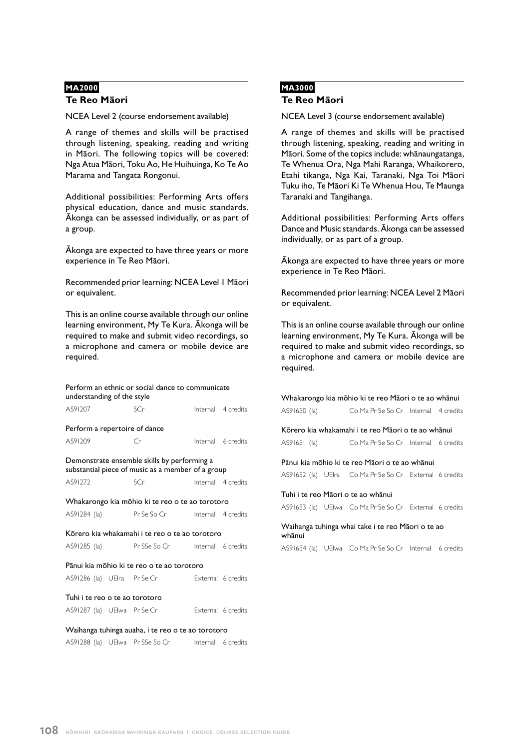## MA2000

### Te Reo Māori

NCEA Level 2 (course endorsement available)

A range of themes and skills will be practised through listening, speaking, reading and writing in Māori. The following topics will be covered: Nga Atua Māori, Toku Ao, He Huihuinga, Ko Te Ao Marama and Tangata Rongonui.

Additional possibilities: Performing Arts offers physical education, dance and music standards. Ākonga can be assessed individually, or as part of a group.

Ākonga are expected to have three years or more experience in Te Reo Māori.

Recommended prior learning: NCEA Level 1 Māori or equivalent.

This is an online course available through our online learning environment, My Te Kura. Ākonga will be required to make and submit video recordings, so a microphone and camera or mobile device are required.

| Standard | | | | |
|---|---|---|---|---|
| Perform an ethnic or social dance to communicate understanding of the style | | | | |
| AS91207 | | SCr | Internal | 4 credits |
| Perform a repertoire of dance | | | | |
| AS91209 | | Cr | Internal | 6 credits |
| Demonstrate ensemble skills by performing a substantial piece of music as a member of a group | | | | |
| AS91272 | | SCr | Internal | 4 credits |
| Whakarongo kia mōhio ki te reo o te ao torotoro | | | | |
| AS91284 (Ia) | | Pr Se So Cr | Internal | 4 credits |
| Kōrero kia whakamahi i te reo o te ao torotoro | | | | |
| AS91285 (Ia) | | Pr SSe So Cr | Internal | 6 credits |
| Pānui kia mōhio ki te reo o te ao torotoro | | | | |
| AS91286 (Ia) | UElra | Pr Se Cr | External | 6 credits |
| Tuhi i te reo o te ao torotoro | | | | |
| AS91287 (Ia) | UElwa | Pr Se Cr | External | 6 credits |
| Waihanga tuhinga auaha, i te reo o te ao torotoro | | | | |
| AS91288 (Ia) | UElwa | Pr SSe So Cr | Internal | 6 credits |

## MA3000

### Te Reo Māori

NCEA Level 3 (course endorsement available)

A range of themes and skills will be practised through listening, speaking, reading and writing in Māori. Some of the topics include: whānaungatanga, Te Whenua Ora, Nga Mahi Raranga, Whaikorero, Etahi tikanga, Nga Kai, Taranaki, Nga Toi Māori Tuku iho, Te Māori Ki Te Whenua Hou, Te Maunga Taranaki and Tangihanga.

Additional possibilities: Performing Arts offers Dance and Music standards. Ākonga can be assessed individually, or as part of a group.

Ākonga are expected to have three years or more experience in Te Reo Māori.

Recommended prior learning: NCEA Level 2 Māori or equivalent.

This is an online course available through our online learning environment, My Te Kura. Ākonga will be required to make and submit video recordings, so a microphone and camera or mobile device are required.

| Standard | | | | |
|---|---|---|---|---|
| Whakarongo kia mōhio ki te reo Māori o te ao whānui | | | | |
| AS91650 (Ia) | | Co Ma Pr Se So Cr | Internal | 4 credits |
| Kōrero kia whakamahi i te reo Māori o te ao whānui | | | | |
| AS91651 (Ia) | | Co Ma Pr Se So Cr | Internal | 6 credits |
| Pānui kia mōhio ki te reo Māori o te ao whānui | | | | |
| AS91652 (Ia) | UElra | Co Ma Pr Se So Cr | External | 6 credits |
| Tuhi i te reo Māori o te ao whānui | | | | |
| AS91653 (Ia) | UElwa | Co Ma Pr Se So Cr | External | 6 credits |
| Waihanga tuhinga whai take i te reo Māori o te ao whānui | | | | |
| AS91654 (Ia) | UElwa | Co Ma Pr Se So Cr | Internal | 6 credits |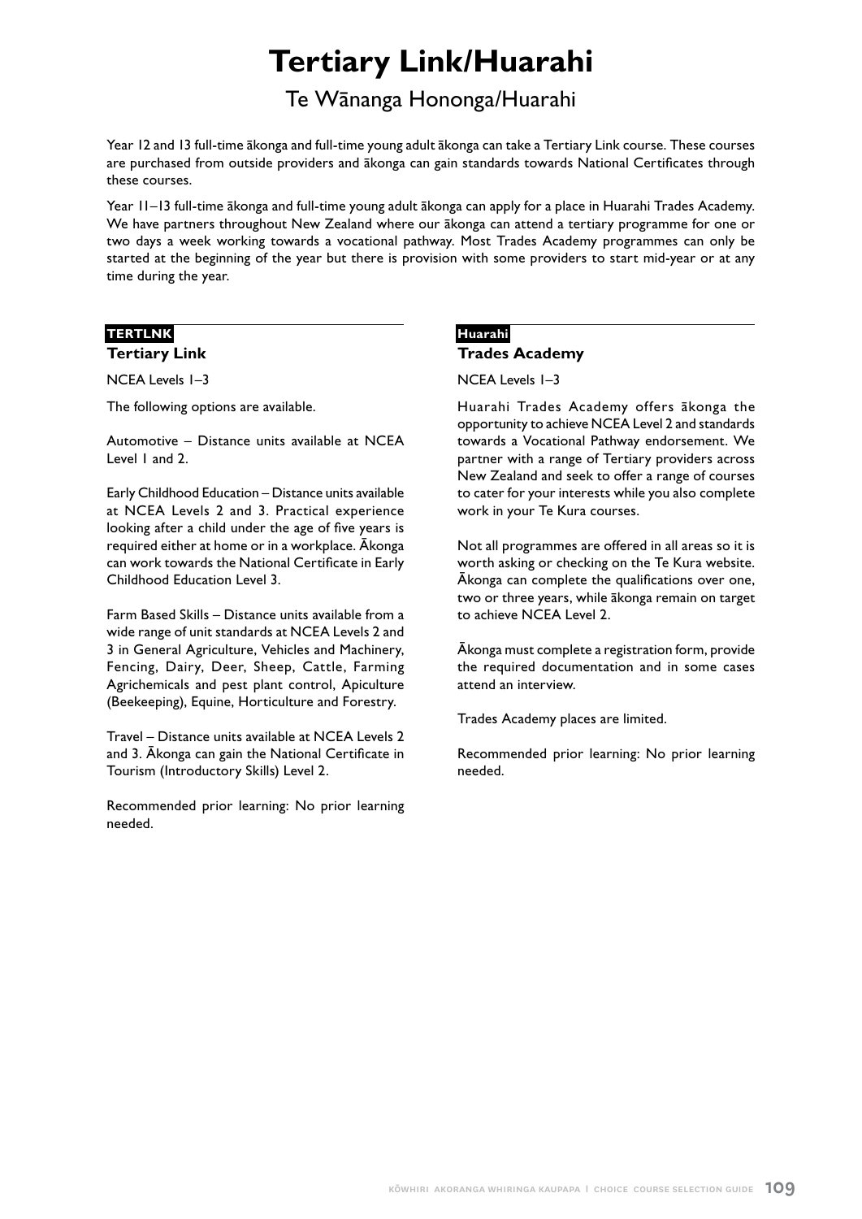# Tertiary Link/Huarahi

## Te Wānanga Hononga/Huarahi

Year 12 and 13 full-time ākonga and full-time young adult ākonga can take a Tertiary Link course. These courses are purchased from outside providers and ākonga can gain standards towards National Certificates through these courses.

Year 11–13 full-time ākonga and full-time young adult ākonga can apply for a place in Huarahi Trades Academy. We have partners throughout New Zealand where our ākonga can attend a tertiary programme for one or two days a week working towards a vocational pathway. Most Trades Academy programmes can only be started at the beginning of the year but there is provision with some providers to start mid-year or at any time during the year.

**TERTLNK**

### Tertiary Link

NCEA Levels 1–3

The following options are available.

Automotive – Distance units available at NCEA Level 1 and 2.

Early Childhood Education – Distance units available at NCEA Levels 2 and 3. Practical experience looking after a child under the age of five years is required either at home or in a workplace. Ākonga can work towards the National Certificate in Early Childhood Education Level 3.

Farm Based Skills – Distance units available from a wide range of unit standards at NCEA Levels 2 and 3 in General Agriculture, Vehicles and Machinery, Fencing, Dairy, Deer, Sheep, Cattle, Farming Agrichemicals and pest plant control, Apiculture (Beekeeping), Equine, Horticulture and Forestry.

Travel – Distance units available at NCEA Levels 2 and 3. Ākonga can gain the National Certificate in Tourism (Introductory Skills) Level 2.

Recommended prior learning: No prior learning needed.

**Huarahi**

### Trades Academy

NCEA Levels 1–3

Huarahi Trades Academy offers ākonga the opportunity to achieve NCEA Level 2 and standards towards a Vocational Pathway endorsement. We partner with a range of Tertiary providers across New Zealand and seek to offer a range of courses to cater for your interests while you also complete work in your Te Kura courses.

Not all programmes are offered in all areas so it is worth asking or checking on the Te Kura website. Ākonga can complete the qualifications over one, two or three years, while ākonga remain on target to achieve NCEA Level 2.

Ākonga must complete a registration form, provide the required documentation and in some cases attend an interview.

Trades Academy places are limited.

Recommended prior learning: No prior learning needed.